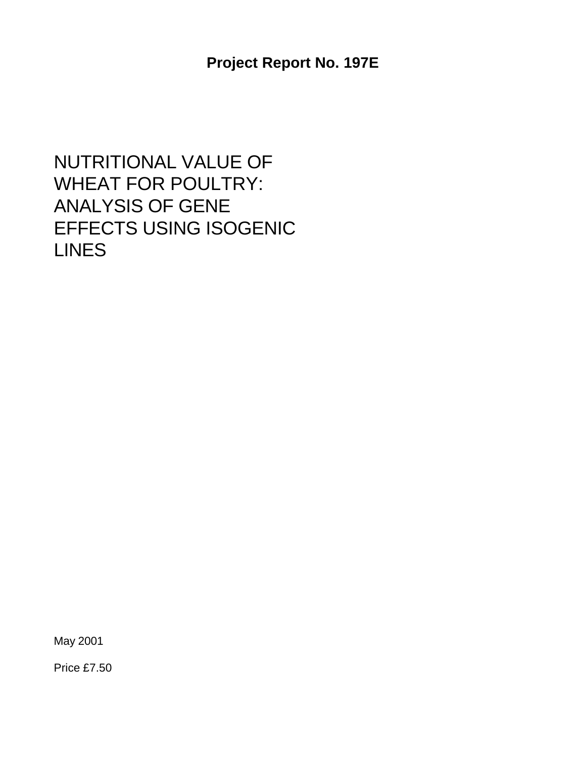**Project Report No. 197E**

# NUTRITIONAL VALUE OF WHEAT FOR POULTRY: ANALYSIS OF GENE EFFECTS USING ISOGENIC LINES

May 2001

Price £7.50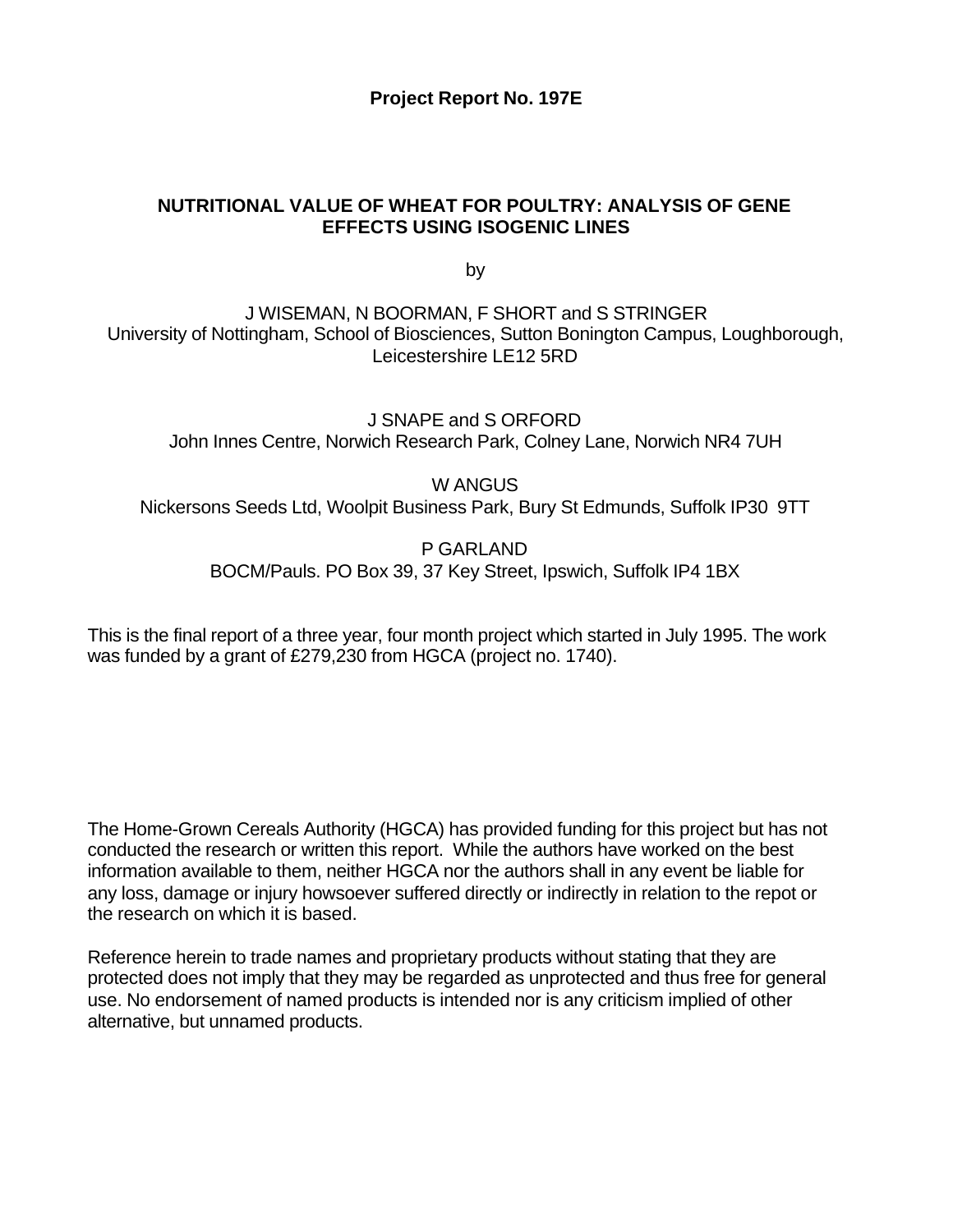**Project Report No. 197E**

# NUTRITIONAL VALUE OF WHEAT FOR POULTRY: ANALYSIS OF GENE EFFECTS USING ISOGENIC LINES

by

J WISEMAN, N BOORMAN, F SHORT and S STRINGER
University of Nottingham, School of Biosciences, Sutton Bonington Campus, Loughborough, Leicestershire LE12 5RD

J SNAPE and S ORFORD
John Innes Centre, Norwich Research Park, Colney Lane, Norwich NR4 7UH

W ANGUS
Nickersons Seeds Ltd, Woolpit Business Park, Bury St Edmunds, Suffolk IP30 9TT

P GARLAND
BOCM/Pauls. PO Box 39, 37 Key Street, Ipswich, Suffolk IP4 1BX

This is the final report of a three year, four month project which started in July 1995. The work was funded by a grant of £279,230 from HGCA (project no. 1740).

The Home-Grown Cereals Authority (HGCA) has provided funding for this project but has not conducted the research or written this report. While the authors have worked on the best information available to them, neither HGCA nor the authors shall in any event be liable for any loss, damage or injury howsoever suffered directly or indirectly in relation to the repot or the research on which it is based.

Reference herein to trade names and proprietary products without stating that they are protected does not imply that they may be regarded as unprotected and thus free for general use. No endorsement of named products is intended nor is any criticism implied of other alternative, but unnamed products.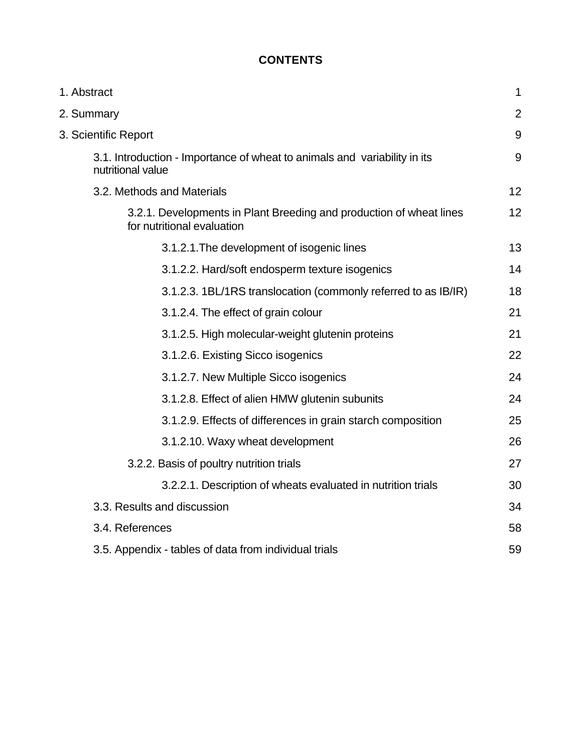# CONTENTS

| | |
|---|---|
| 1. Abstract | 1 |
| 2. Summary | 2 |
| 3. Scientific Report | 9 |
| 3.1. Introduction - Importance of wheat to animals and variability in its nutritional value | 9 |
| 3.2. Methods and Materials | 12 |
| 3.2.1. Developments in Plant Breeding and production of wheat lines for nutritional evaluation | 12 |
| 3.1.2.1.The development of isogenic lines | 13 |
| 3.1.2.2. Hard/soft endosperm texture isogenics | 14 |
| 3.1.2.3. 1BL/1RS translocation (commonly referred to as IB/IR) | 18 |
| 3.1.2.4. The effect of grain colour | 21 |
| 3.1.2.5. High molecular-weight glutenin proteins | 21 |
| 3.1.2.6. Existing Sicco isogenics | 22 |
| 3.1.2.7. New Multiple Sicco isogenics | 24 |
| 3.1.2.8. Effect of alien HMW glutenin subunits | 24 |
| 3.1.2.9. Effects of differences in grain starch composition | 25 |
| 3.1.2.10. Waxy wheat development | 26 |
| 3.2.2. Basis of poultry nutrition trials | 27 |
| 3.2.2.1. Description of wheats evaluated in nutrition trials | 30 |
| 3.3. Results and discussion | 34 |
| 3.4. References | 58 |
| 3.5. Appendix - tables of data from individual trials | 59 |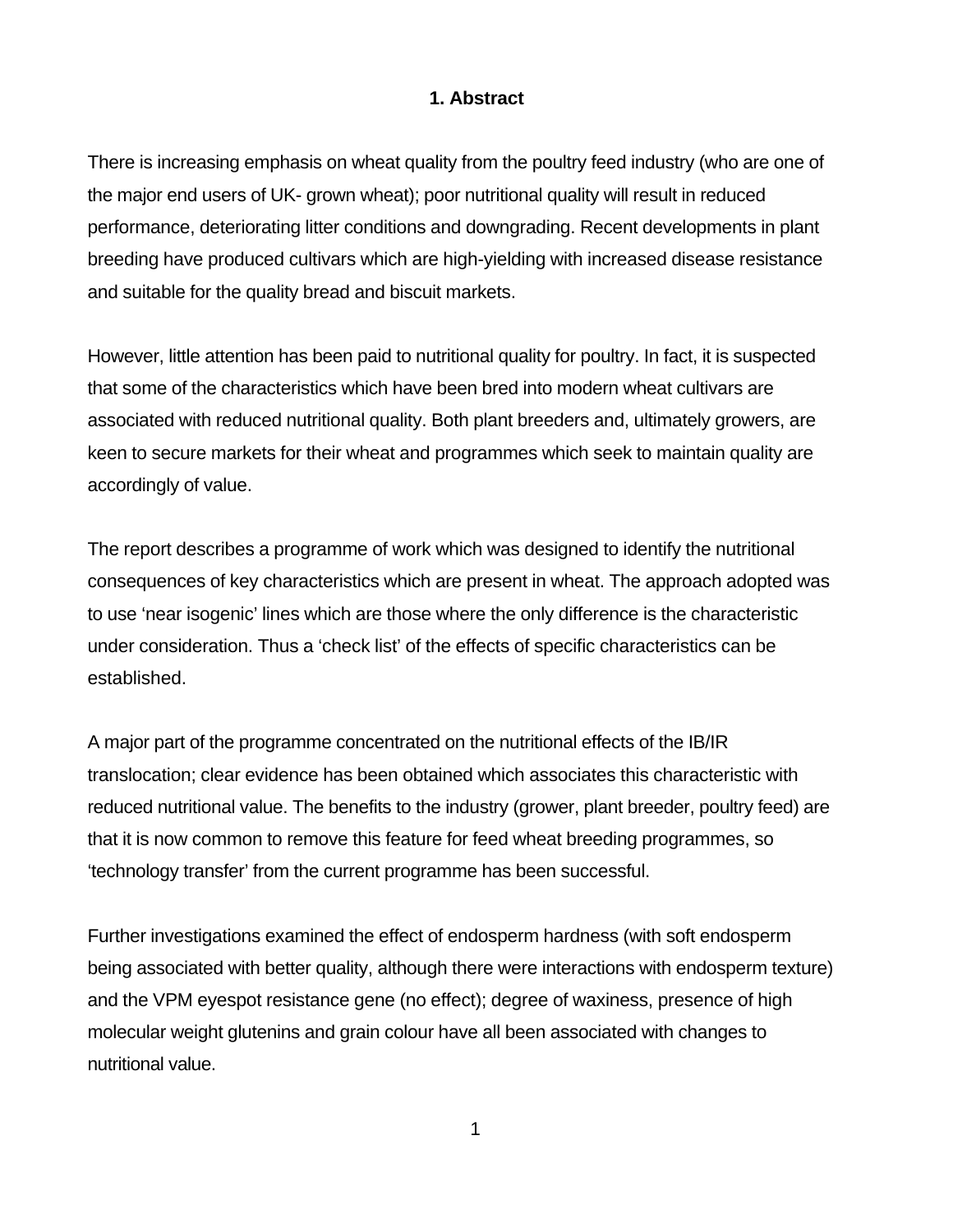# 1. Abstract

There is increasing emphasis on wheat quality from the poultry feed industry (who are one of the major end users of UK- grown wheat); poor nutritional quality will result in reduced performance, deteriorating litter conditions and downgrading. Recent developments in plant breeding have produced cultivars which are high-yielding with increased disease resistance and suitable for the quality bread and biscuit markets.

However, little attention has been paid to nutritional quality for poultry. In fact, it is suspected that some of the characteristics which have been bred into modern wheat cultivars are associated with reduced nutritional quality. Both plant breeders and, ultimately growers, are keen to secure markets for their wheat and programmes which seek to maintain quality are accordingly of value.

The report describes a programme of work which was designed to identify the nutritional consequences of key characteristics which are present in wheat. The approach adopted was to use 'near isogenic' lines which are those where the only difference is the characteristic under consideration. Thus a 'check list' of the effects of specific characteristics can be established.

A major part of the programme concentrated on the nutritional effects of the IB/IR translocation; clear evidence has been obtained which associates this characteristic with reduced nutritional value. The benefits to the industry (grower, plant breeder, poultry feed) are that it is now common to remove this feature for feed wheat breeding programmes, so 'technology transfer' from the current programme has been successful.

Further investigations examined the effect of endosperm hardness (with soft endosperm being associated with better quality, although there were interactions with endosperm texture) and the VPM eyespot resistance gene (no effect); degree of waxiness, presence of high molecular weight glutenins and grain colour have all been associated with changes to nutritional value.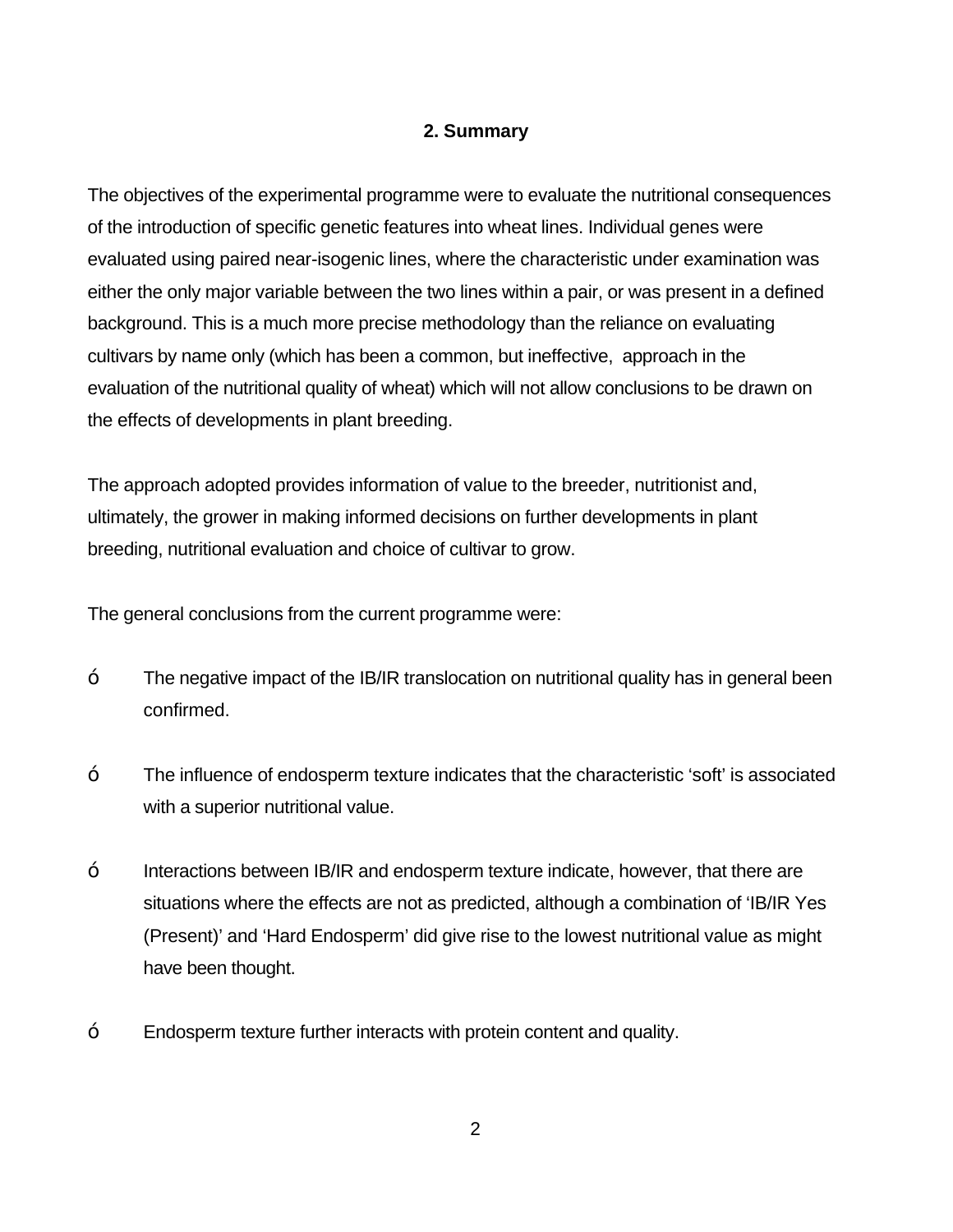## 2. Summary

The objectives of the experimental programme were to evaluate the nutritional consequences of the introduction of specific genetic features into wheat lines. Individual genes were evaluated using paired near-isogenic lines, where the characteristic under examination was either the only major variable between the two lines within a pair, or was present in a defined background. This is a much more precise methodology than the reliance on evaluating cultivars by name only (which has been a common, but ineffective, approach in the evaluation of the nutritional quality of wheat) which will not allow conclusions to be drawn on the effects of developments in plant breeding.

The approach adopted provides information of value to the breeder, nutritionist and, ultimately, the grower in making informed decisions on further developments in plant breeding, nutritional evaluation and choice of cultivar to grow.

The general conclusions from the current programme were:

- The negative impact of the IB/IR translocation on nutritional quality has in general been confirmed.
- The influence of endosperm texture indicates that the characteristic 'soft' is associated with a superior nutritional value.
- Interactions between IB/IR and endosperm texture indicate, however, that there are situations where the effects are not as predicted, although a combination of 'IB/IR Yes (Present)' and 'Hard Endosperm' did give rise to the lowest nutritional value as might have been thought.
- Endosperm texture further interacts with protein content and quality.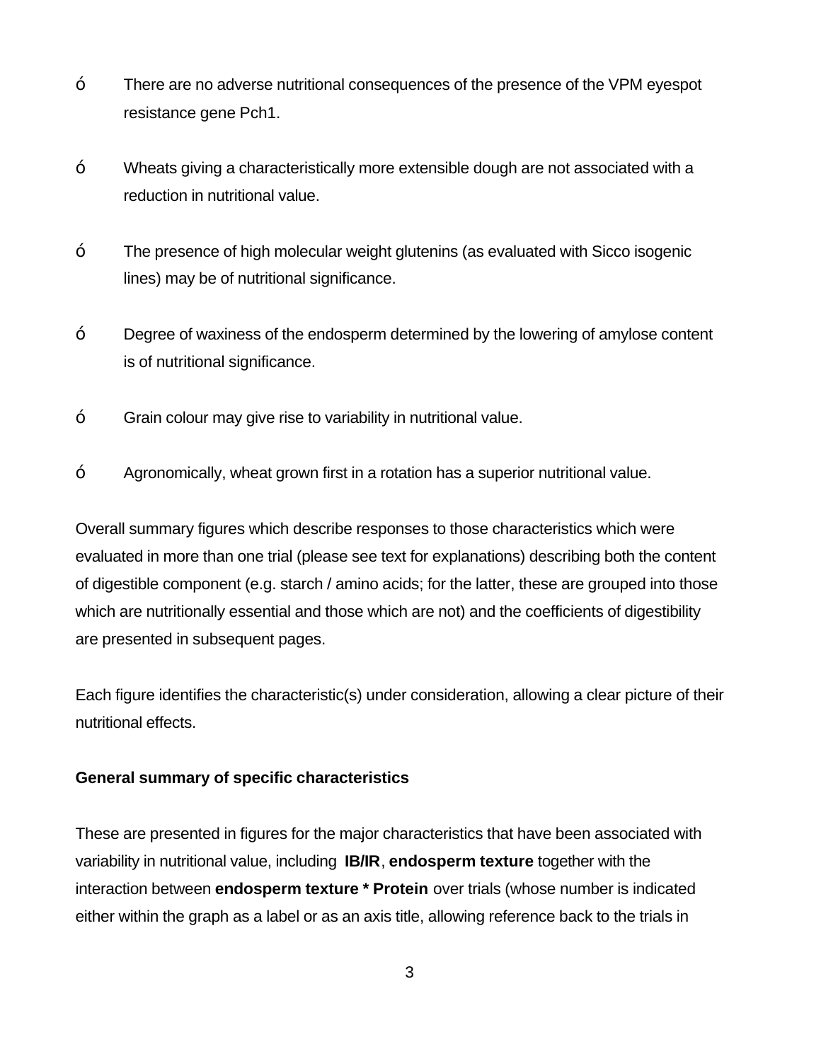- There are no adverse nutritional consequences of the presence of the VPM eyespot resistance gene Pch1.

- Wheats giving a characteristically more extensible dough are not associated with a reduction in nutritional value.

- The presence of high molecular weight glutenins (as evaluated with Sicco isogenic lines) may be of nutritional significance.

- Degree of waxiness of the endosperm determined by the lowering of amylose content is of nutritional significance.

- Grain colour may give rise to variability in nutritional value.

- Agronomically, wheat grown first in a rotation has a superior nutritional value.

Overall summary figures which describe responses to those characteristics which were evaluated in more than one trial (please see text for explanations) describing both the content of digestible component (e.g. starch / amino acids; for the latter, these are grouped into those which are nutritionally essential and those which are not) and the coefficients of digestibility are presented in subsequent pages.

Each figure identifies the characteristic(s) under consideration, allowing a clear picture of their nutritional effects.

**General summary of specific characteristics**

These are presented in figures for the major characteristics that have been associated with variability in nutritional value, including **IB/IR**, **endosperm texture** together with the interaction between **endosperm texture * Protein** over trials (whose number is indicated either within the graph as a label or as an axis title, allowing reference back to the trials in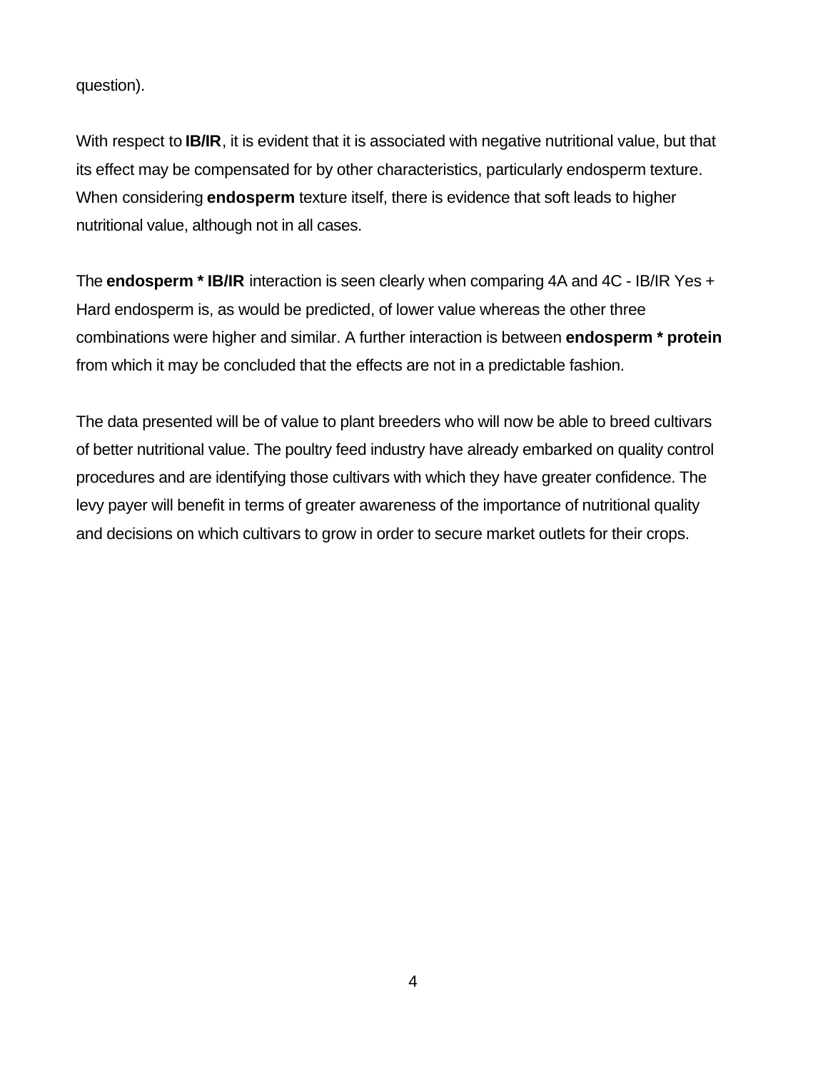question).

With respect to **IB/IR**, it is evident that it is associated with negative nutritional value, but that its effect may be compensated for by other characteristics, particularly endosperm texture. When considering **endosperm** texture itself, there is evidence that soft leads to higher nutritional value, although not in all cases.

The **endosperm * IB/IR** interaction is seen clearly when comparing 4A and 4C - IB/IR Yes + Hard endosperm is, as would be predicted, of lower value whereas the other three combinations were higher and similar. A further interaction is between **endosperm * protein** from which it may be concluded that the effects are not in a predictable fashion.

The data presented will be of value to plant breeders who will now be able to breed cultivars of better nutritional value. The poultry feed industry have already embarked on quality control procedures and are identifying those cultivars with which they have greater confidence. The levy payer will benefit in terms of greater awareness of the importance of nutritional quality and decisions on which cultivars to grow in order to secure market outlets for their crops.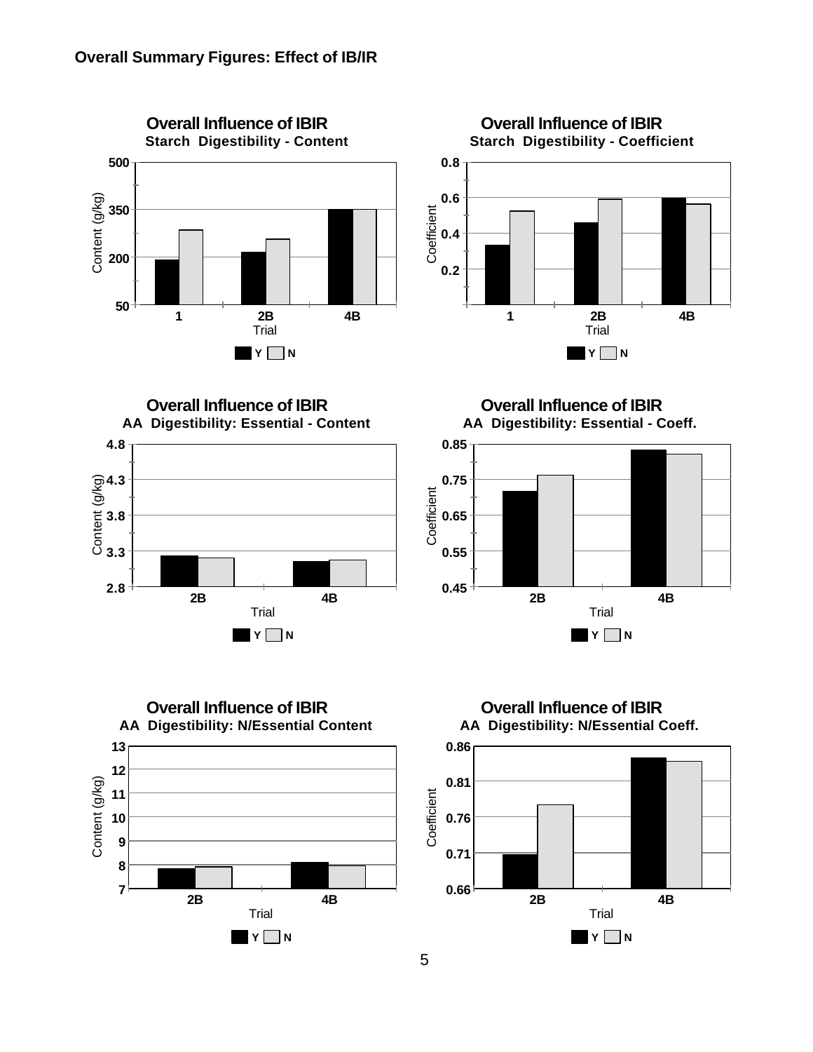**Overall Summary Figures: Effect of IB/IR**

**Overall Influence of IBIR**
**Starch Digestibility - Content**

**Overall Influence of IBIR**
**Starch Digestibility - Coefficient**

**Overall Influence of IBIR**
**AA Digestibility: Essential - Content**

**Overall Influence of IBIR**
**AA Digestibility: Essential - Coeff.**

**Overall Influence of IBIR**
**AA Digestibility: N/Essential Content**

**Overall Influence of IBIR**
**AA Digestibility: N/Essential Coeff.**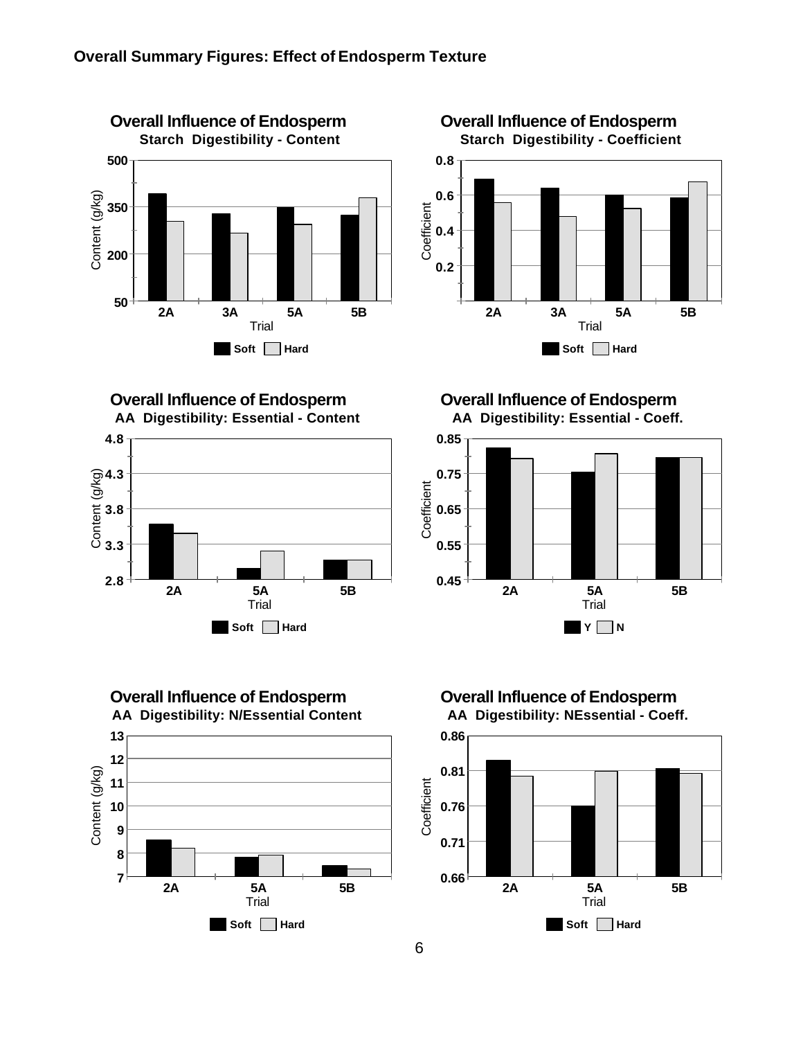## Overall Summary Figures: Effect of Endosperm Texture

**Overall Influence of Endosperm**
**Starch Digestibility - Content**

**Overall Influence of Endosperm**
**Starch Digestibility - Coefficient**

**Overall Influence of Endosperm**
**AA Digestibility: Essential - Content**

**Overall Influence of Endosperm**
**AA Digestibility: Essential - Coeff.**

**Overall Influence of Endosperm**
**AA Digestibility: N/Essential Content**

**Overall Influence of Endosperm**
**AA Digestibility: NEssential - Coeff.**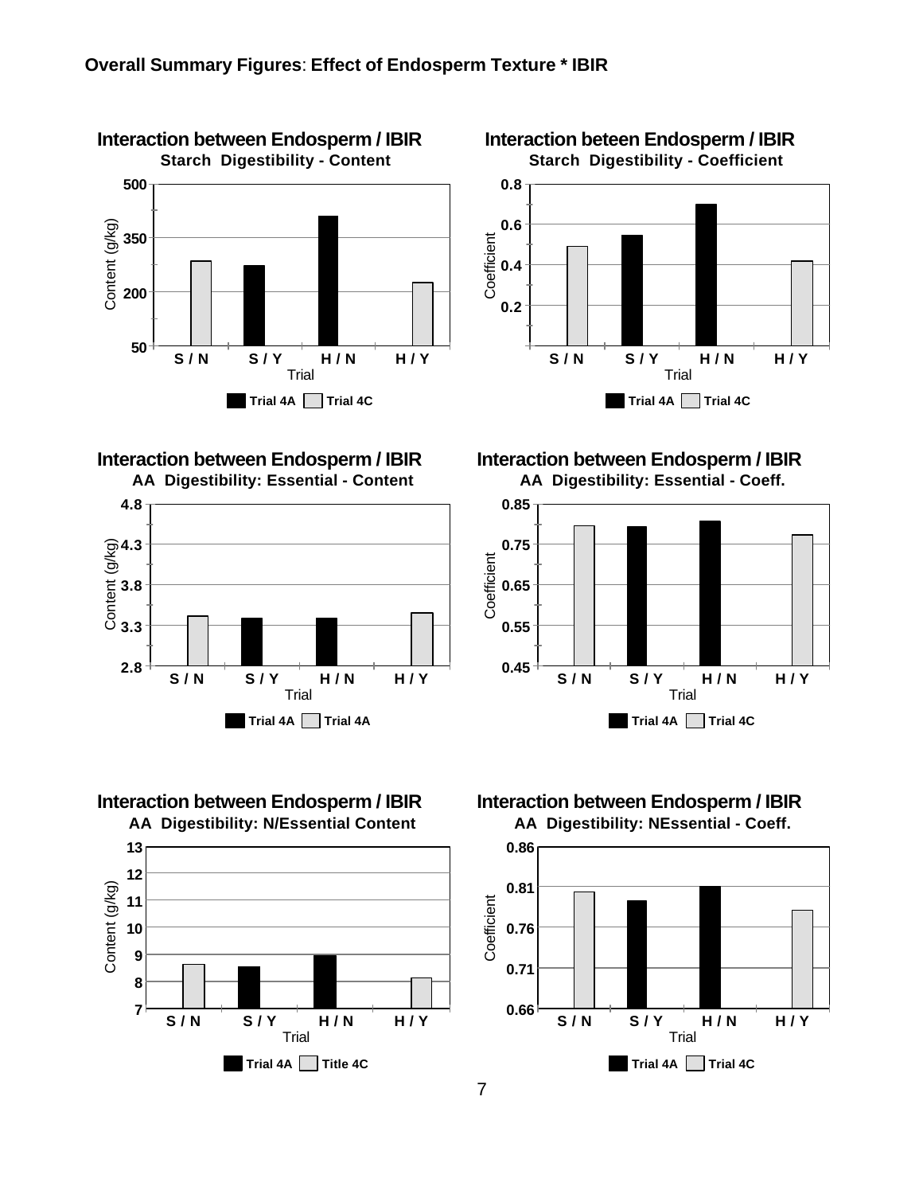**Overall Summary Figures**: **Effect of Endosperm Texture * IBIR**

**Interaction between Endosperm / IBIR**
**Starch Digestibility - Content**

Content (g/kg): 500, 350, 200, 50

S / N, S / Y, H / N, H / Y

Trial

Trial 4A, Trial 4C

**Interaction beteen Endosperm / IBIR**
**Starch Digestibility - Coefficient**

Coefficient: 0.8, 0.6, 0.4, 0.2

S / N, S / Y, H / N, H / Y

Trial

Trial 4A, Trial 4C

**Interaction between Endosperm / IBIR**
**AA Digestibility: Essential - Content**

Content (g/kg): 4.8, 4.3, 3.8, 3.3, 2.8

S / N, S / Y, H / N, H / Y

Trial

Trial 4A, Trial 4A

**Interaction between Endosperm / IBIR**
**AA Digestibility: Essential - Coeff.**

Coefficient: 0.85, 0.75, 0.65, 0.55, 0.45

S / N, S / Y, H / N, H / Y

Trial

Trial 4A, Trial 4C

**Interaction between Endosperm / IBIR**
**AA Digestibility: N/Essential Content**

Content (g/kg): 13, 12, 11, 10, 9, 8, 7

S / N, S / Y, H / N, H / Y

Trial

Trial 4A, Title 4C

**Interaction between Endosperm / IBIR**
**AA Digestibility: NEssential - Coeff.**

Coefficient: 0.86, 0.81, 0.76, 0.71, 0.66

S / N, S / Y, H / N, H / Y

Trial

Trial 4A, Trial 4C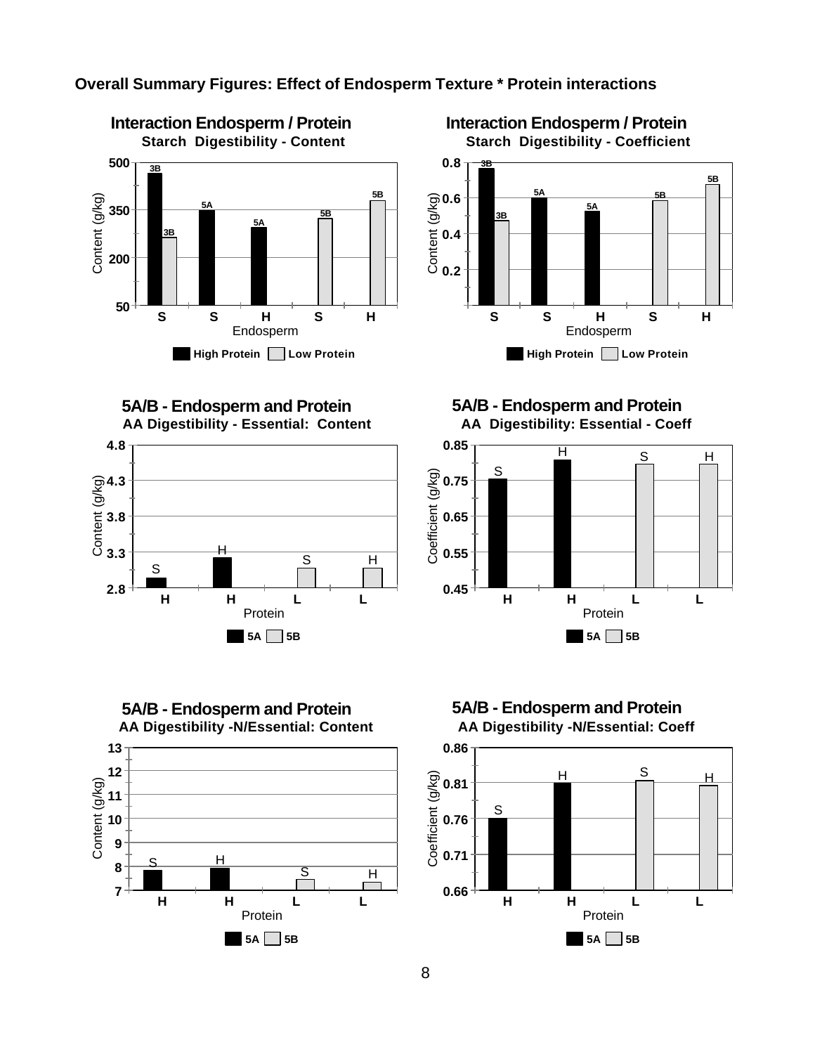**Overall Summary Figures: Effect of Endosperm Texture * Protein interactions**

**Interaction Endosperm / Protein**
**Starch Digestibility - Content**

**Interaction Endosperm / Protein**
**Starch Digestibility - Coefficient**

**5A/B - Endosperm and Protein**
**AA Digestibility - Essential: Content**

**5A/B - Endosperm and Protein**
**AA Digestibility: Essential - Coeff**

**5A/B - Endosperm and Protein**
**AA Digestibility -N/Essential: Content**

**5A/B - Endosperm and Protein**
**AA Digestibility -N/Essential: Coeff**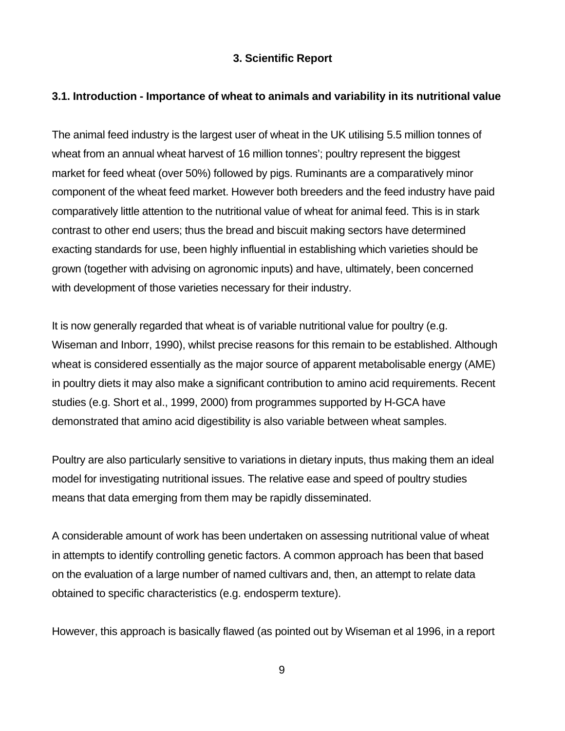# 3. Scientific Report

## 3.1. Introduction - Importance of wheat to animals and variability in its nutritional value

The animal feed industry is the largest user of wheat in the UK utilising 5.5 million tonnes of wheat from an annual wheat harvest of 16 million tonnes'; poultry represent the biggest market for feed wheat (over 50%) followed by pigs. Ruminants are a comparatively minor component of the wheat feed market. However both breeders and the feed industry have paid comparatively little attention to the nutritional value of wheat for animal feed. This is in stark contrast to other end users; thus the bread and biscuit making sectors have determined exacting standards for use, been highly influential in establishing which varieties should be grown (together with advising on agronomic inputs) and have, ultimately, been concerned with development of those varieties necessary for their industry.

It is now generally regarded that wheat is of variable nutritional value for poultry (e.g. Wiseman and Inborr, 1990), whilst precise reasons for this remain to be established. Although wheat is considered essentially as the major source of apparent metabolisable energy (AME) in poultry diets it may also make a significant contribution to amino acid requirements. Recent studies (e.g. Short et al., 1999, 2000) from programmes supported by H-GCA have demonstrated that amino acid digestibility is also variable between wheat samples.

Poultry are also particularly sensitive to variations in dietary inputs, thus making them an ideal model for investigating nutritional issues. The relative ease and speed of poultry studies means that data emerging from them may be rapidly disseminated.

A considerable amount of work has been undertaken on assessing nutritional value of wheat in attempts to identify controlling genetic factors. A common approach has been that based on the evaluation of a large number of named cultivars and, then, an attempt to relate data obtained to specific characteristics (e.g. endosperm texture).

However, this approach is basically flawed (as pointed out by Wiseman et al 1996, in a report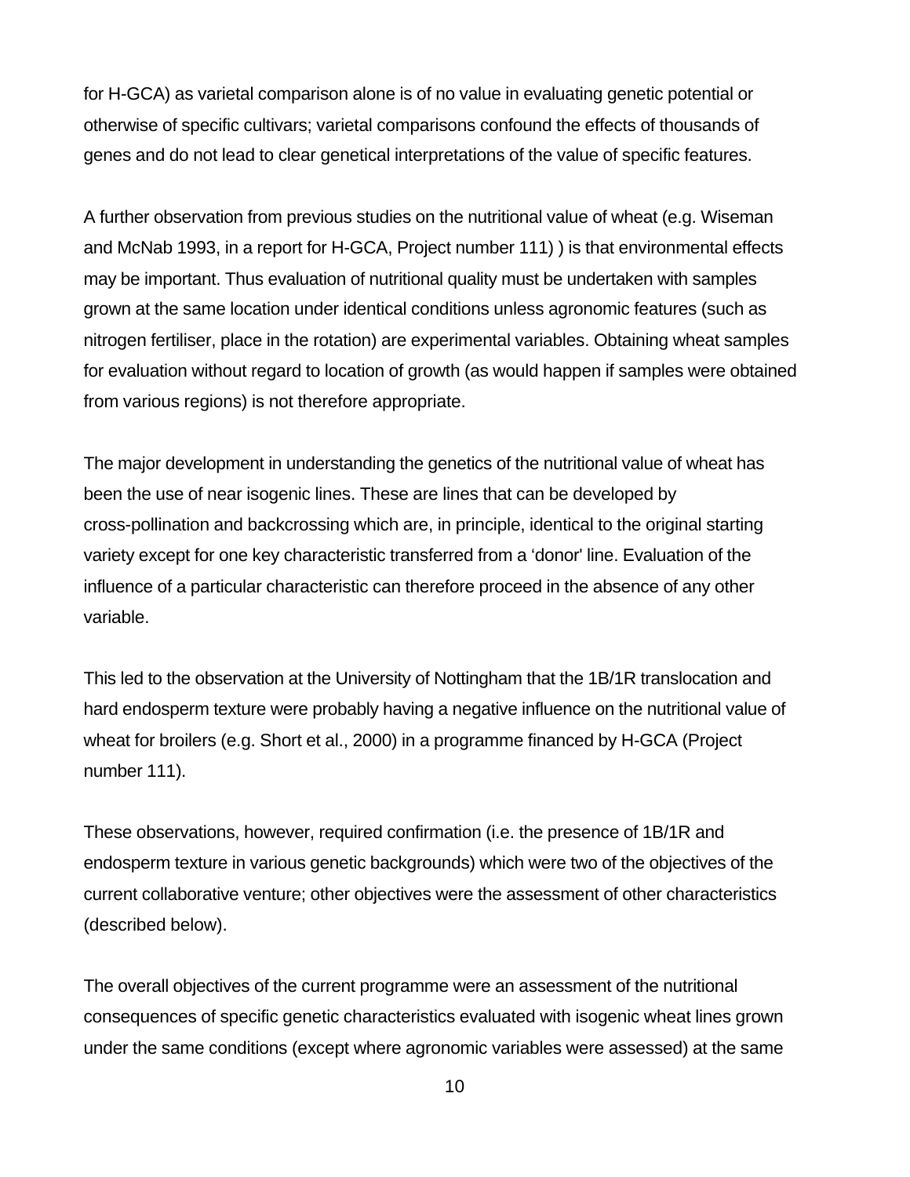for H-GCA) as varietal comparison alone is of no value in evaluating genetic potential or otherwise of specific cultivars; varietal comparisons confound the effects of thousands of genes and do not lead to clear genetical interpretations of the value of specific features.

A further observation from previous studies on the nutritional value of wheat (e.g. Wiseman and McNab 1993, in a report for H-GCA, Project number 111) ) is that environmental effects may be important. Thus evaluation of nutritional quality must be undertaken with samples grown at the same location under identical conditions unless agronomic features (such as nitrogen fertiliser, place in the rotation) are experimental variables. Obtaining wheat samples for evaluation without regard to location of growth (as would happen if samples were obtained from various regions) is not therefore appropriate.

The major development in understanding the genetics of the nutritional value of wheat has been the use of near isogenic lines. These are lines that can be developed by cross-pollination and backcrossing which are, in principle, identical to the original starting variety except for one key characteristic transferred from a 'donor' line. Evaluation of the influence of a particular characteristic can therefore proceed in the absence of any other variable.

This led to the observation at the University of Nottingham that the 1B/1R translocation and hard endosperm texture were probably having a negative influence on the nutritional value of wheat for broilers (e.g. Short et al., 2000) in a programme financed by H-GCA (Project number 111).

These observations, however, required confirmation (i.e. the presence of 1B/1R and endosperm texture in various genetic backgrounds) which were two of the objectives of the current collaborative venture; other objectives were the assessment of other characteristics (described below).

The overall objectives of the current programme were an assessment of the nutritional consequences of specific genetic characteristics evaluated with isogenic wheat lines grown under the same conditions (except where agronomic variables were assessed) at the same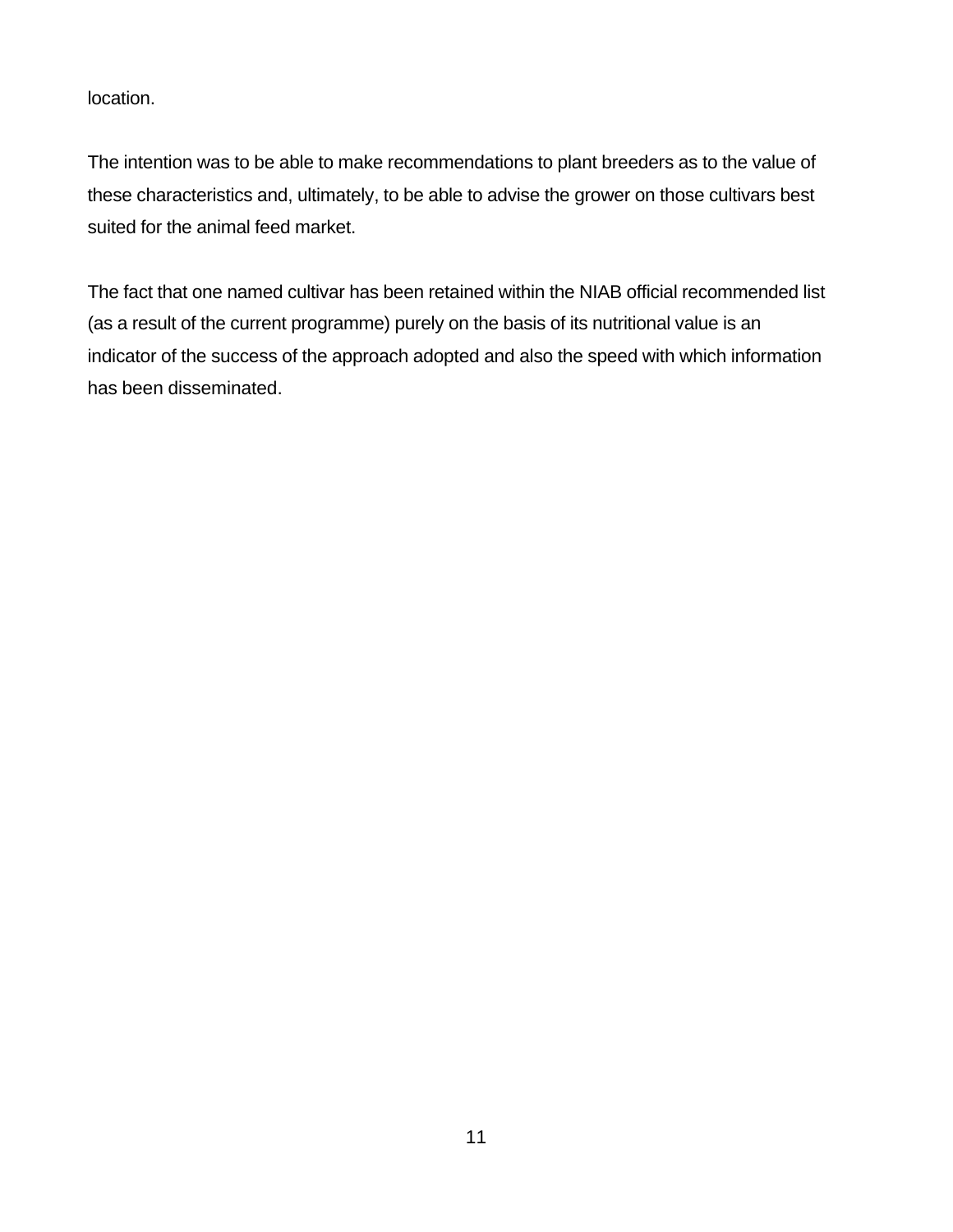location.

The intention was to be able to make recommendations to plant breeders as to the value of these characteristics and, ultimately, to be able to advise the grower on those cultivars best suited for the animal feed market.

The fact that one named cultivar has been retained within the NIAB official recommended list (as a result of the current programme) purely on the basis of its nutritional value is an indicator of the success of the approach adopted and also the speed with which information has been disseminated.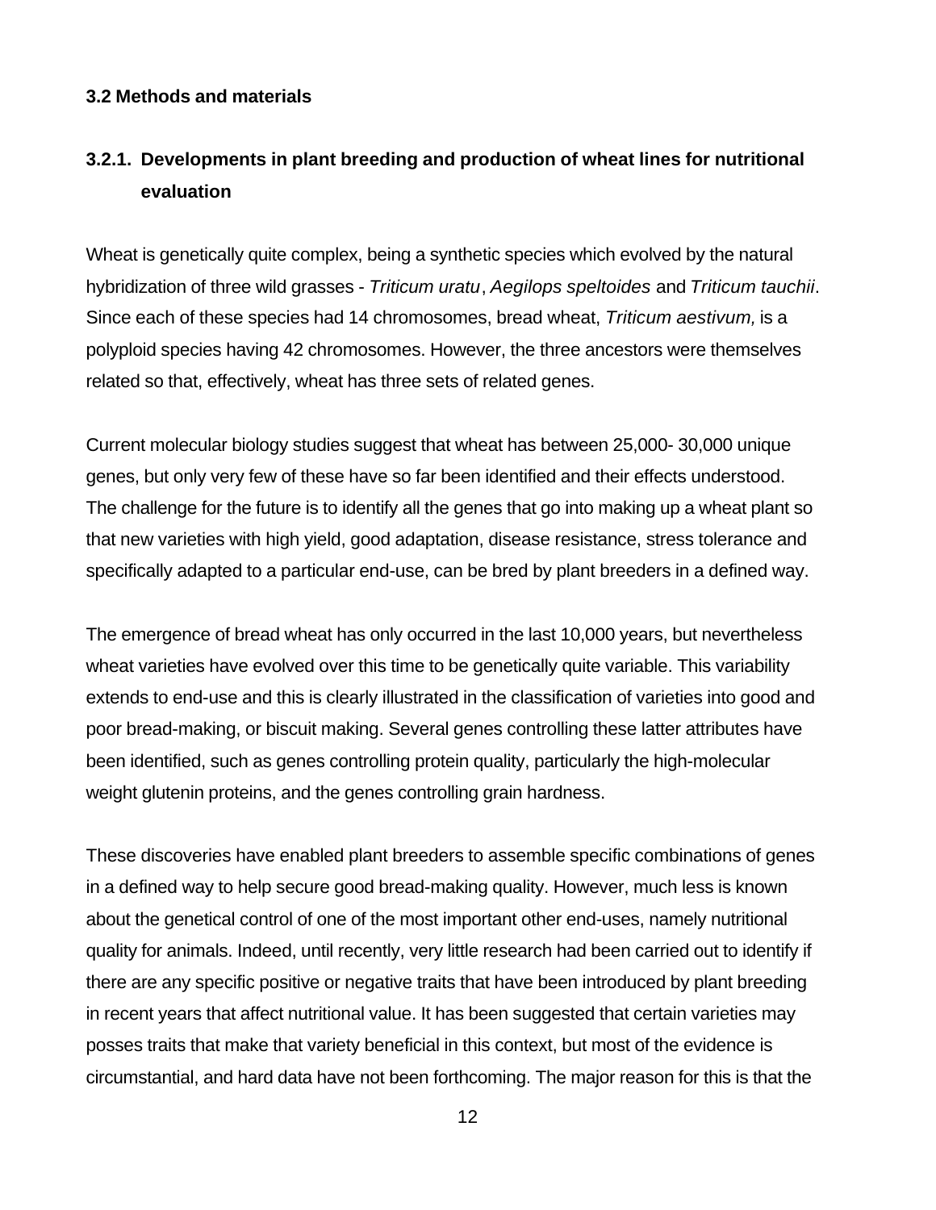### 3.2 Methods and materials

### 3.2.1. Developments in plant breeding and production of wheat lines for nutritional evaluation

Wheat is genetically quite complex, being a synthetic species which evolved by the natural hybridization of three wild grasses - *Triticum uratu*, *Aegilops speltoides* and *Triticum tauchii*. Since each of these species had 14 chromosomes, bread wheat, *Triticum aestivum,* is a polyploid species having 42 chromosomes. However, the three ancestors were themselves related so that, effectively, wheat has three sets of related genes.

Current molecular biology studies suggest that wheat has between 25,000- 30,000 unique genes, but only very few of these have so far been identified and their effects understood. The challenge for the future is to identify all the genes that go into making up a wheat plant so that new varieties with high yield, good adaptation, disease resistance, stress tolerance and specifically adapted to a particular end-use, can be bred by plant breeders in a defined way.

The emergence of bread wheat has only occurred in the last 10,000 years, but nevertheless wheat varieties have evolved over this time to be genetically quite variable. This variability extends to end-use and this is clearly illustrated in the classification of varieties into good and poor bread-making, or biscuit making. Several genes controlling these latter attributes have been identified, such as genes controlling protein quality, particularly the high-molecular weight glutenin proteins, and the genes controlling grain hardness.

These discoveries have enabled plant breeders to assemble specific combinations of genes in a defined way to help secure good bread-making quality. However, much less is known about the genetical control of one of the most important other end-uses, namely nutritional quality for animals. Indeed, until recently, very little research had been carried out to identify if there are any specific positive or negative traits that have been introduced by plant breeding in recent years that affect nutritional value. It has been suggested that certain varieties may posses traits that make that variety beneficial in this context, but most of the evidence is circumstantial, and hard data have not been forthcoming. The major reason for this is that the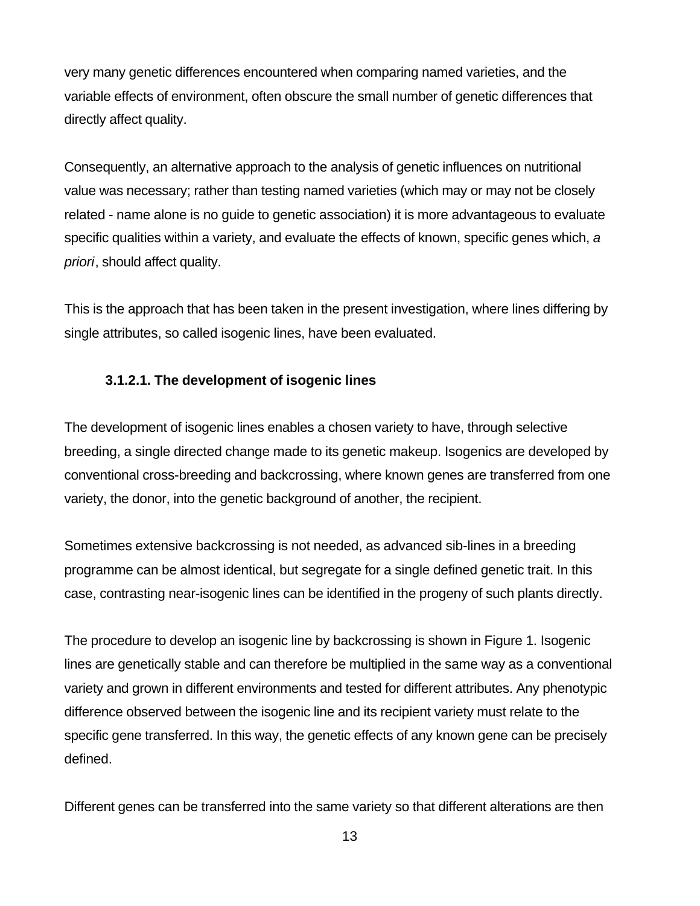very many genetic differences encountered when comparing named varieties, and the variable effects of environment, often obscure the small number of genetic differences that directly affect quality.

Consequently, an alternative approach to the analysis of genetic influences on nutritional value was necessary; rather than testing named varieties (which may or may not be closely related - name alone is no guide to genetic association) it is more advantageous to evaluate specific qualities within a variety, and evaluate the effects of known, specific genes which, *a priori*, should affect quality.

This is the approach that has been taken in the present investigation, where lines differing by single attributes, so called isogenic lines, have been evaluated.

#### 3.1.2.1. The development of isogenic lines

The development of isogenic lines enables a chosen variety to have, through selective breeding, a single directed change made to its genetic makeup. Isogenics are developed by conventional cross-breeding and backcrossing, where known genes are transferred from one variety, the donor, into the genetic background of another, the recipient.

Sometimes extensive backcrossing is not needed, as advanced sib-lines in a breeding programme can be almost identical, but segregate for a single defined genetic trait. In this case, contrasting near-isogenic lines can be identified in the progeny of such plants directly.

The procedure to develop an isogenic line by backcrossing is shown in Figure 1. Isogenic lines are genetically stable and can therefore be multiplied in the same way as a conventional variety and grown in different environments and tested for different attributes. Any phenotypic difference observed between the isogenic line and its recipient variety must relate to the specific gene transferred. In this way, the genetic effects of any known gene can be precisely defined.

Different genes can be transferred into the same variety so that different alterations are then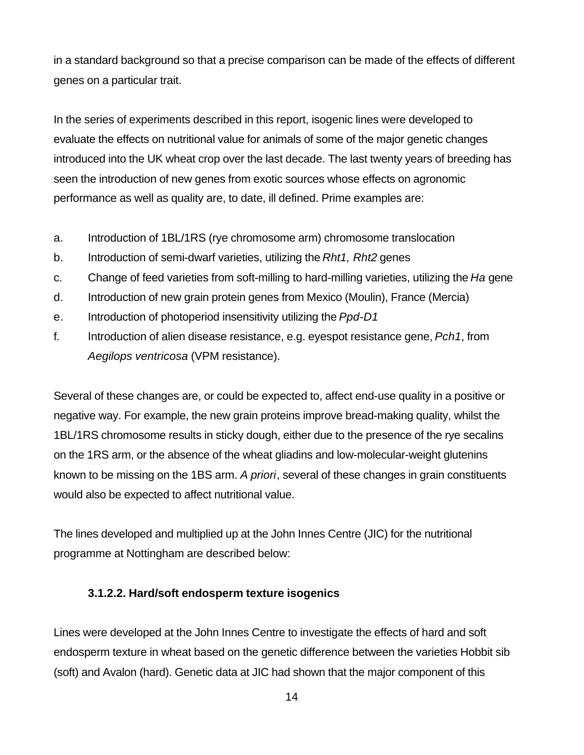in a standard background so that a precise comparison can be made of the effects of different genes on a particular trait.

In the series of experiments described in this report, isogenic lines were developed to evaluate the effects on nutritional value for animals of some of the major genetic changes introduced into the UK wheat crop over the last decade. The last twenty years of breeding has seen the introduction of new genes from exotic sources whose effects on agronomic performance as well as quality are, to date, ill defined. Prime examples are:

a. Introduction of 1BL/1RS (rye chromosome arm) chromosome translocation
b. Introduction of semi-dwarf varieties, utilizing the *Rht1, Rht2* genes
c. Change of feed varieties from soft-milling to hard-milling varieties, utilizing the *Ha* gene
d. Introduction of new grain protein genes from Mexico (Moulin), France (Mercia)
e. Introduction of photoperiod insensitivity utilizing the *Ppd-D1*
f. Introduction of alien disease resistance, e.g. eyespot resistance gene, *Pch1*, from *Aegilops ventricosa* (VPM resistance).

Several of these changes are, or could be expected to, affect end-use quality in a positive or negative way. For example, the new grain proteins improve bread-making quality, whilst the 1BL/1RS chromosome results in sticky dough, either due to the presence of the rye secalins on the 1RS arm, or the absence of the wheat gliadins and low-molecular-weight glutenins known to be missing on the 1BS arm. *A priori*, several of these changes in grain constituents would also be expected to affect nutritional value.

The lines developed and multiplied up at the John Innes Centre (JIC) for the nutritional programme at Nottingham are described below:

#### 3.1.2.2. Hard/soft endosperm texture isogenics

Lines were developed at the John Innes Centre to investigate the effects of hard and soft endosperm texture in wheat based on the genetic difference between the varieties Hobbit sib (soft) and Avalon (hard). Genetic data at JIC had shown that the major component of this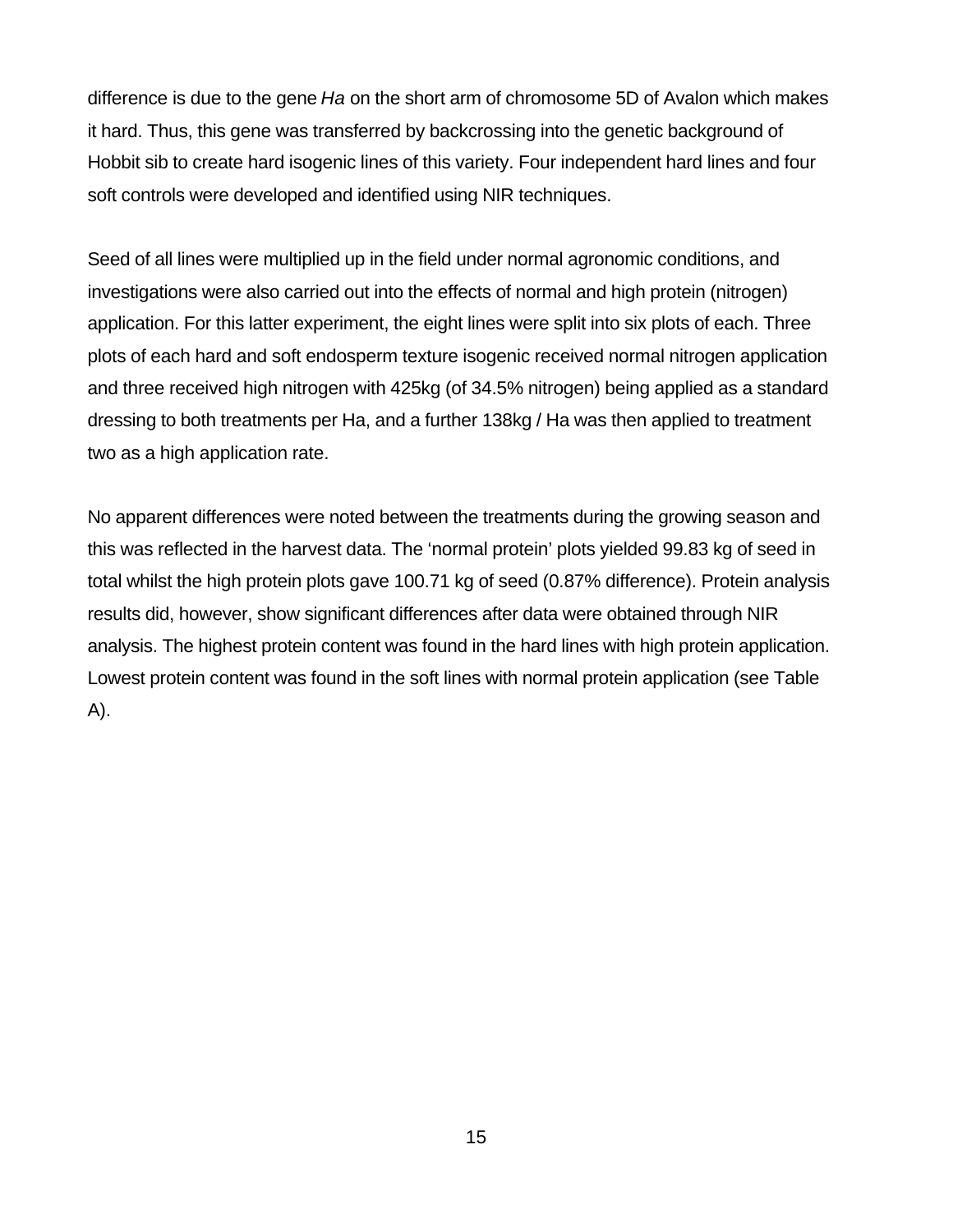difference is due to the gene *Ha* on the short arm of chromosome 5D of Avalon which makes it hard. Thus, this gene was transferred by backcrossing into the genetic background of Hobbit sib to create hard isogenic lines of this variety. Four independent hard lines and four soft controls were developed and identified using NIR techniques.

Seed of all lines were multiplied up in the field under normal agronomic conditions, and investigations were also carried out into the effects of normal and high protein (nitrogen) application. For this latter experiment, the eight lines were split into six plots of each. Three plots of each hard and soft endosperm texture isogenic received normal nitrogen application and three received high nitrogen with 425kg (of 34.5% nitrogen) being applied as a standard dressing to both treatments per Ha, and a further 138kg / Ha was then applied to treatment two as a high application rate.

No apparent differences were noted between the treatments during the growing season and this was reflected in the harvest data. The 'normal protein' plots yielded 99.83 kg of seed in total whilst the high protein plots gave 100.71 kg of seed (0.87% difference). Protein analysis results did, however, show significant differences after data were obtained through NIR analysis. The highest protein content was found in the hard lines with high protein application. Lowest protein content was found in the soft lines with normal protein application (see Table A).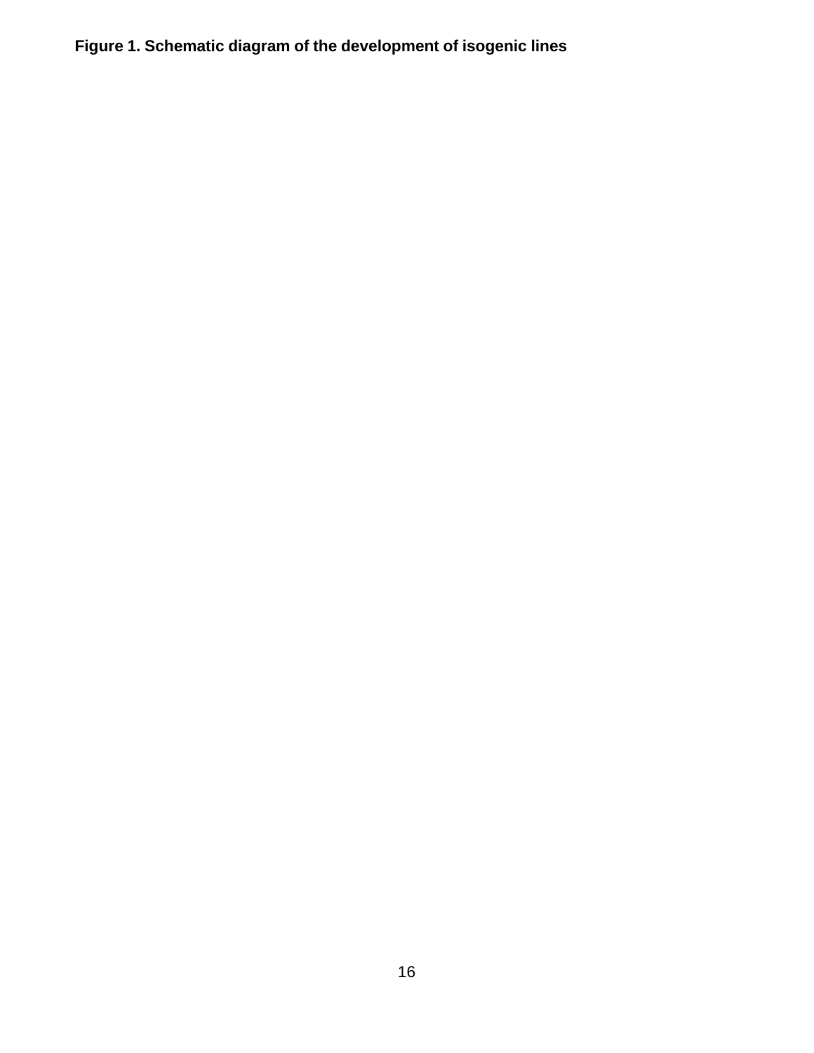**Figure 1. Schematic diagram of the development of isogenic lines**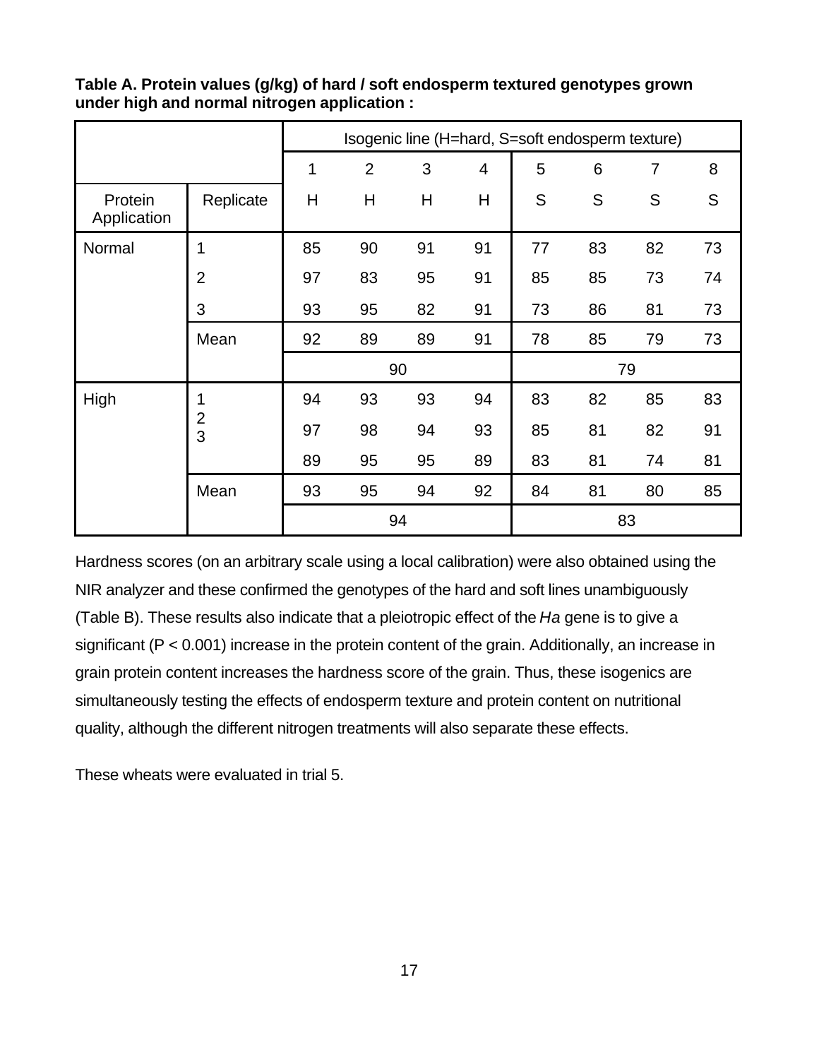**Table A. Protein values (g/kg) of hard / soft endosperm textured genotypes grown under high and normal nitrogen application :**

| | | Isogenic line (H=hard, S=soft endosperm texture) | | | | | | | |
|---|---|---|---|---|---|---|---|---|---|
| | | 1 | 2 | 3 | 4 | 5 | 6 | 7 | 8 |
| Protein Application | Replicate | H | H | H | H | S | S | S | S |
| Normal | 1 | 85 | 90 | 91 | 91 | 77 | 83 | 82 | 73 |
| | 2 | 97 | 83 | 95 | 91 | 85 | 85 | 73 | 74 |
| | 3 | 93 | 95 | 82 | 91 | 73 | 86 | 81 | 73 |
| | Mean | 92 | 89 | 89 | 91 | 78 | 85 | 79 | 73 |
| | | 90 | | | | 79 | | | |
| High | 1 | 94 | 93 | 93 | 94 | 83 | 82 | 85 | 83 |
| | 2 | 97 | 98 | 94 | 93 | 85 | 81 | 82 | 91 |
| | 3 | 89 | 95 | 95 | 89 | 83 | 81 | 74 | 81 |
| | Mean | 93 | 95 | 94 | 92 | 84 | 81 | 80 | 85 |
| | | 94 | | | | 83 | | | |

Hardness scores (on an arbitrary scale using a local calibration) were also obtained using the NIR analyzer and these confirmed the genotypes of the hard and soft lines unambiguously (Table B). These results also indicate that a pleiotropic effect of the *Ha* gene is to give a significant ($P < 0.001$) increase in the protein content of the grain. Additionally, an increase in grain protein content increases the hardness score of the grain. Thus, these isogenics are simultaneously testing the effects of endosperm texture and protein content on nutritional quality, although the different nitrogen treatments will also separate these effects.

These wheats were evaluated in trial 5.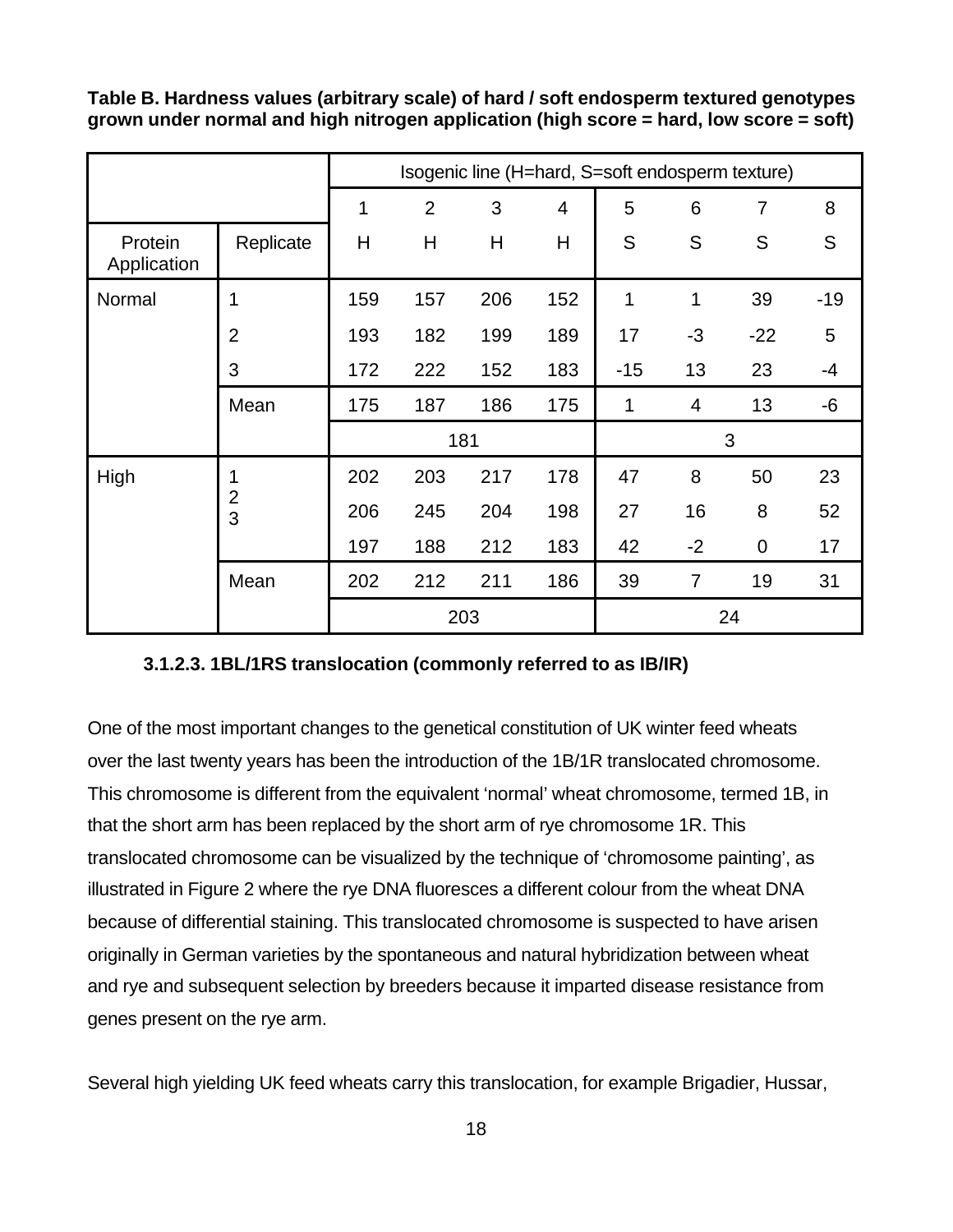**Table B. Hardness values (arbitrary scale) of hard / soft endosperm textured genotypes grown under normal and high nitrogen application (high score = hard, low score = soft)**

| | | Isogenic line (H=hard, S=soft endosperm texture) | | | | | | | |
|---|---|---|---|---|---|---|---|---|---|
| | | 1 | 2 | 3 | 4 | 5 | 6 | 7 | 8 |
| Protein Application | Replicate | H | H | H | H | S | S | S | S |
| Normal | 1 | 159 | 157 | 206 | 152 | 1 | 1 | 39 | -19 |
| | 2 | 193 | 182 | 199 | 189 | 17 | -3 | -22 | 5 |
| | 3 | 172 | 222 | 152 | 183 | -15 | 13 | 23 | -4 |
| | Mean | 175 | 187 | 186 | 175 | 1 | 4 | 13 | -6 |
| | | 181 | | | | 3 | | | |
| High | 1 | 202 | 203 | 217 | 178 | 47 | 8 | 50 | 23 |
| | 2 | 206 | 245 | 204 | 198 | 27 | 16 | 8 | 52 |
| | 3 | 197 | 188 | 212 | 183 | 42 | -2 | 0 | 17 |
| | Mean | 202 | 212 | 211 | 186 | 39 | 7 | 19 | 31 |
| | | 203 | | | | 24 | | | |

#### 3.1.2.3. 1BL/1RS translocation (commonly referred to as IB/IR)

One of the most important changes to the genetical constitution of UK winter feed wheats over the last twenty years has been the introduction of the 1B/1R translocated chromosome. This chromosome is different from the equivalent 'normal' wheat chromosome, termed 1B, in that the short arm has been replaced by the short arm of rye chromosome 1R. This translocated chromosome can be visualized by the technique of 'chromosome painting', as illustrated in Figure 2 where the rye DNA fluoresces a different colour from the wheat DNA because of differential staining. This translocated chromosome is suspected to have arisen originally in German varieties by the spontaneous and natural hybridization between wheat and rye and subsequent selection by breeders because it imparted disease resistance from genes present on the rye arm.

Several high yielding UK feed wheats carry this translocation, for example Brigadier, Hussar,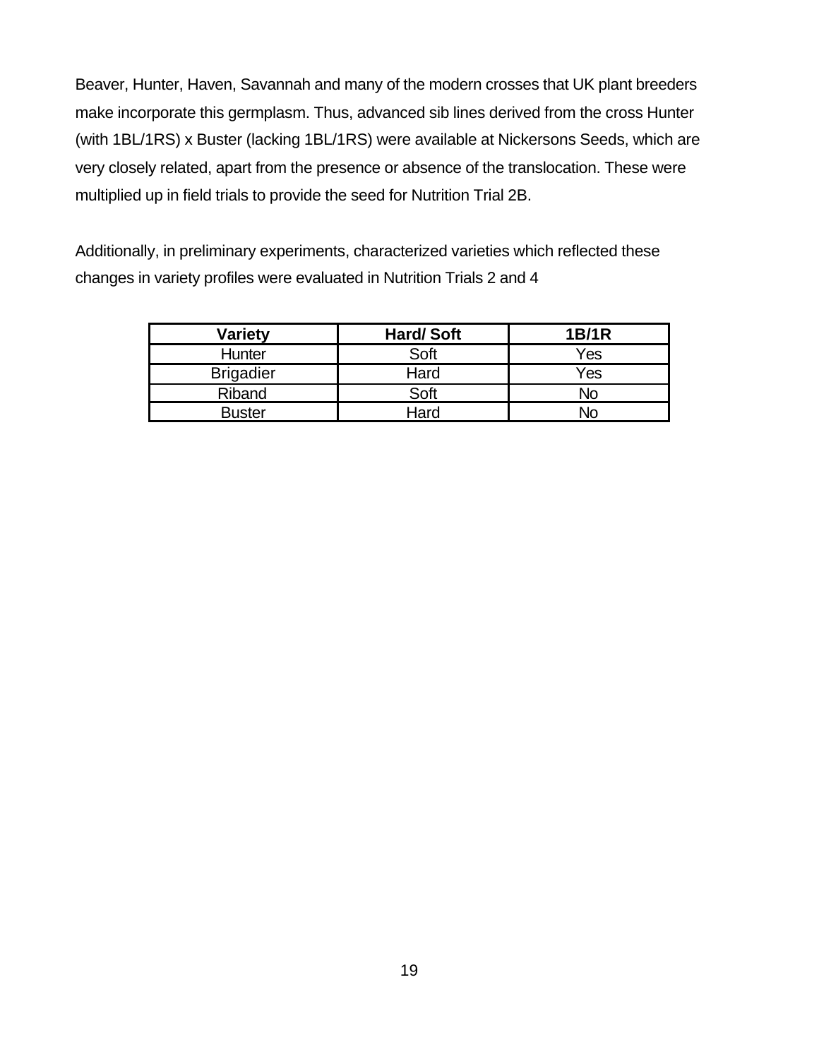Beaver, Hunter, Haven, Savannah and many of the modern crosses that UK plant breeders make incorporate this germplasm. Thus, advanced sib lines derived from the cross Hunter (with 1BL/1RS) x Buster (lacking 1BL/1RS) were available at Nickersons Seeds, which are very closely related, apart from the presence or absence of the translocation. These were multiplied up in field trials to provide the seed for Nutrition Trial 2B.

Additionally, in preliminary experiments, characterized varieties which reflected these changes in variety profiles were evaluated in Nutrition Trials 2 and 4

| Variety | Hard/ Soft | 1B/1R |
|---|---|---|
| Hunter | Soft | Yes |
| Brigadier | Hard | Yes |
| Riband | Soft | No |
| Buster | Hard | No |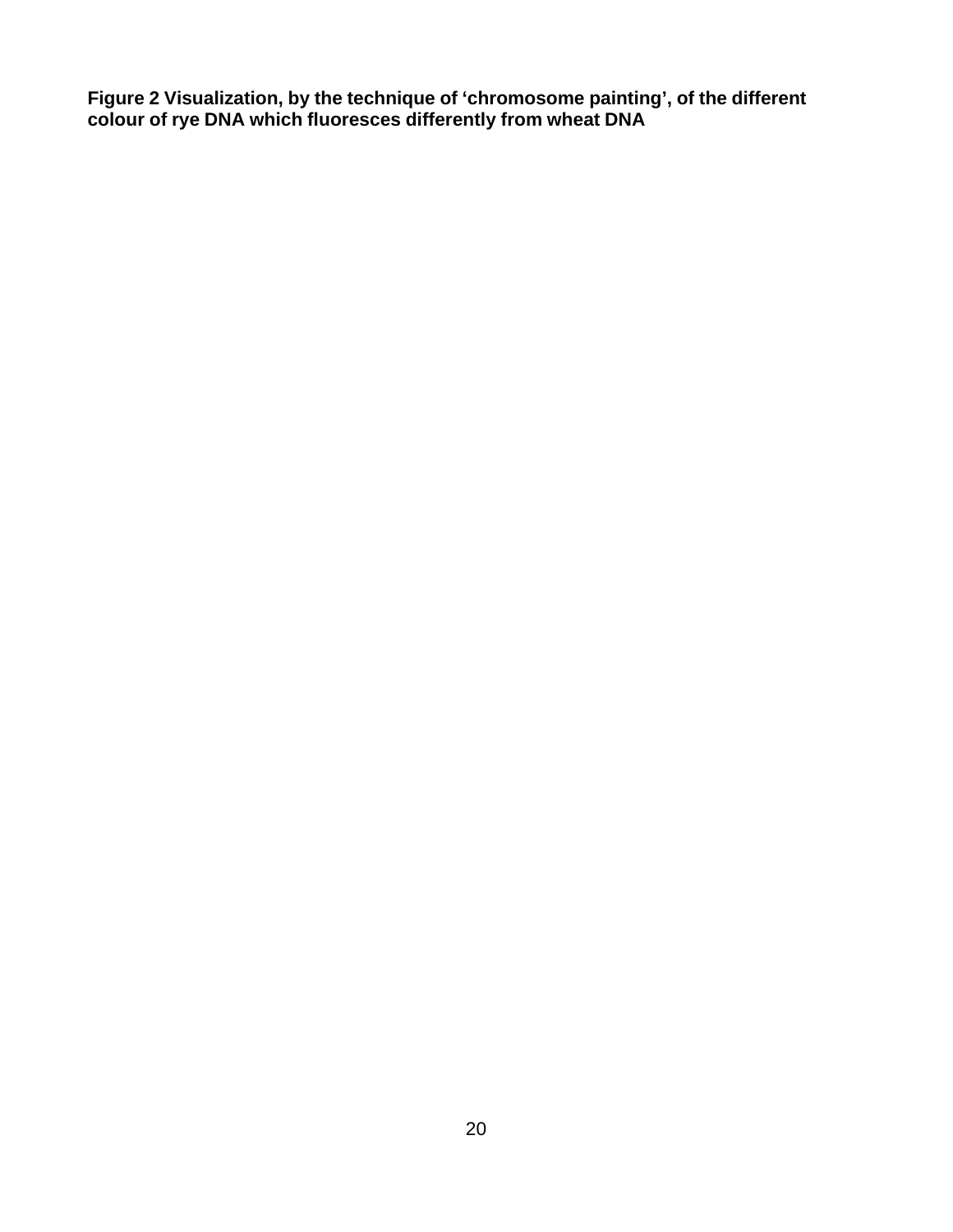**Figure 2 Visualization, by the technique of 'chromosome painting', of the different colour of rye DNA which fluoresces differently from wheat DNA**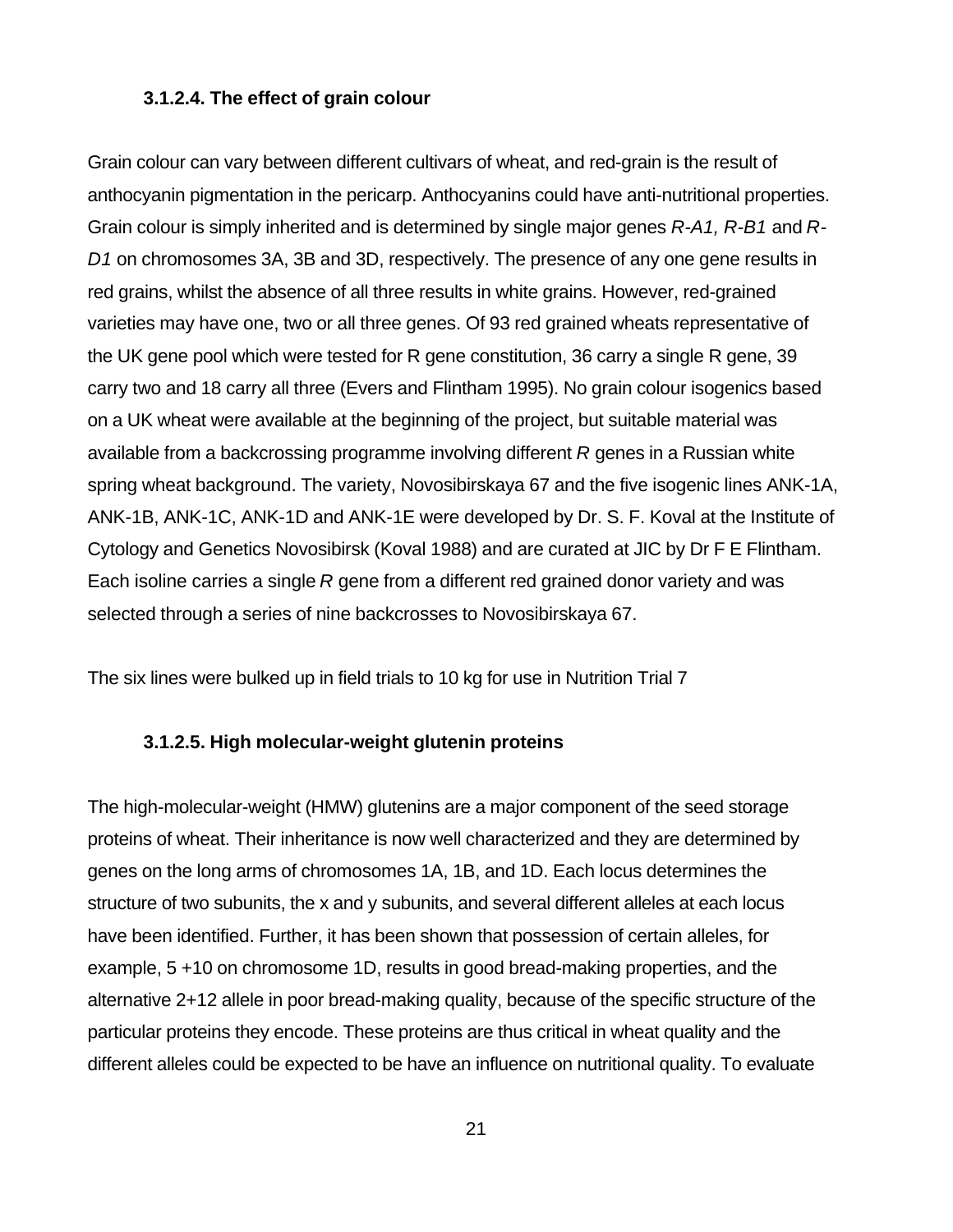#### 3.1.2.4. The effect of grain colour

Grain colour can vary between different cultivars of wheat, and red-grain is the result of anthocyanin pigmentation in the pericarp. Anthocyanins could have anti-nutritional properties. Grain colour is simply inherited and is determined by single major genes *R-A1, R-B1* and *R-D1* on chromosomes 3A, 3B and 3D, respectively. The presence of any one gene results in red grains, whilst the absence of all three results in white grains. However, red-grained varieties may have one, two or all three genes. Of 93 red grained wheats representative of the UK gene pool which were tested for R gene constitution, 36 carry a single R gene, 39 carry two and 18 carry all three (Evers and Flintham 1995). No grain colour isogenics based on a UK wheat were available at the beginning of the project, but suitable material was available from a backcrossing programme involving different *R* genes in a Russian white spring wheat background. The variety, Novosibirskaya 67 and the five isogenic lines ANK-1A, ANK-1B, ANK-1C, ANK-1D and ANK-1E were developed by Dr. S. F. Koval at the Institute of Cytology and Genetics Novosibirsk (Koval 1988) and are curated at JIC by Dr F E Flintham. Each isoline carries a single *R* gene from a different red grained donor variety and was selected through a series of nine backcrosses to Novosibirskaya 67.

The six lines were bulked up in field trials to 10 kg for use in Nutrition Trial 7

#### 3.1.2.5. High molecular-weight glutenin proteins

The high-molecular-weight (HMW) glutenins are a major component of the seed storage proteins of wheat. Their inheritance is now well characterized and they are determined by genes on the long arms of chromosomes 1A, 1B, and 1D. Each locus determines the structure of two subunits, the x and y subunits, and several different alleles at each locus have been identified. Further, it has been shown that possession of certain alleles, for example, 5 +10 on chromosome 1D, results in good bread-making properties, and the alternative 2+12 allele in poor bread-making quality, because of the specific structure of the particular proteins they encode. These proteins are thus critical in wheat quality and the different alleles could be expected to be have an influence on nutritional quality. To evaluate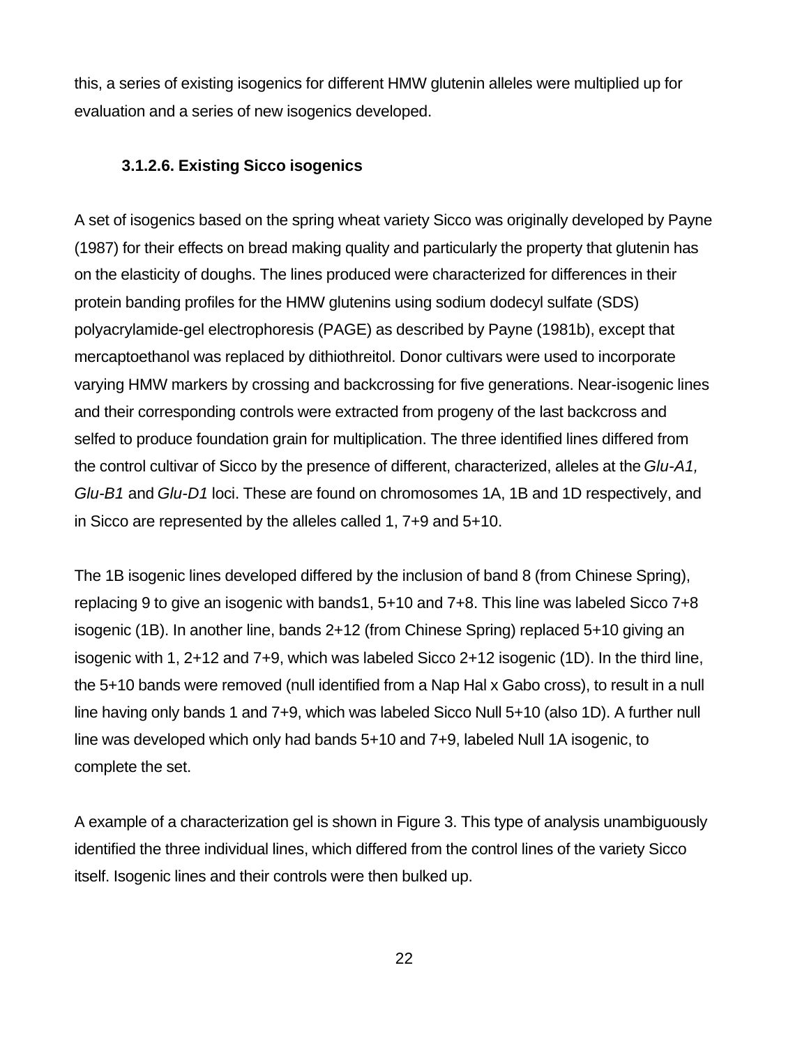this, a series of existing isogenics for different HMW glutenin alleles were multiplied up for evaluation and a series of new isogenics developed.

### 3.1.2.6. Existing Sicco isogenics

A set of isogenics based on the spring wheat variety Sicco was originally developed by Payne (1987) for their effects on bread making quality and particularly the property that glutenin has on the elasticity of doughs. The lines produced were characterized for differences in their protein banding profiles for the HMW glutenins using sodium dodecyl sulfate (SDS) polyacrylamide-gel electrophoresis (PAGE) as described by Payne (1981b), except that mercaptoethanol was replaced by dithiothreitol. Donor cultivars were used to incorporate varying HMW markers by crossing and backcrossing for five generations. Near-isogenic lines and their corresponding controls were extracted from progeny of the last backcross and selfed to produce foundation grain for multiplication. The three identified lines differed from the control cultivar of Sicco by the presence of different, characterized, alleles at the *Glu-A1, Glu-B1* and *Glu-D1* loci. These are found on chromosomes 1A, 1B and 1D respectively, and in Sicco are represented by the alleles called 1, 7+9 and 5+10.

The 1B isogenic lines developed differed by the inclusion of band 8 (from Chinese Spring), replacing 9 to give an isogenic with bands1, 5+10 and 7+8. This line was labeled Sicco 7+8 isogenic (1B). In another line, bands 2+12 (from Chinese Spring) replaced 5+10 giving an isogenic with 1, 2+12 and 7+9, which was labeled Sicco 2+12 isogenic (1D). In the third line, the 5+10 bands were removed (null identified from a Nap Hal x Gabo cross), to result in a null line having only bands 1 and 7+9, which was labeled Sicco Null 5+10 (also 1D). A further null line was developed which only had bands 5+10 and 7+9, labeled Null 1A isogenic, to complete the set.

A example of a characterization gel is shown in Figure 3. This type of analysis unambiguously identified the three individual lines, which differed from the control lines of the variety Sicco itself. Isogenic lines and their controls were then bulked up.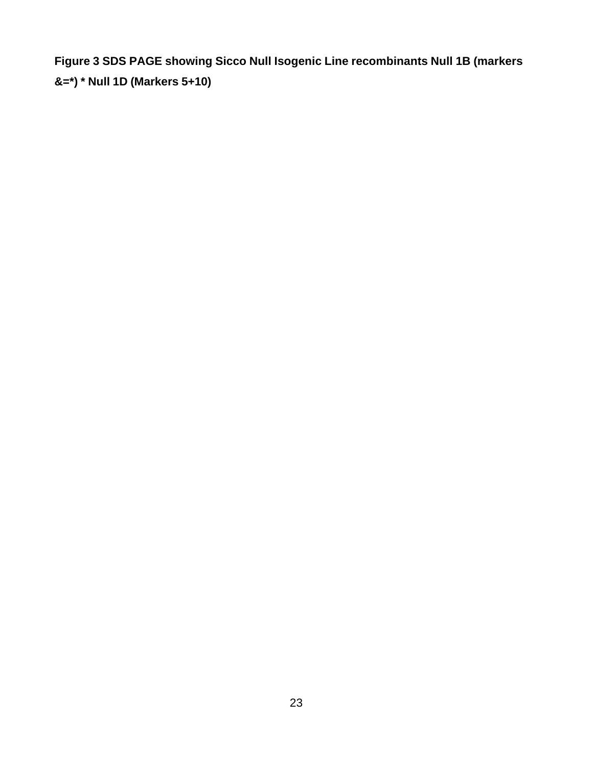**Figure 3 SDS PAGE showing Sicco Null Isogenic Line recombinants Null 1B (markers &=*) * Null 1D (Markers 5+10)**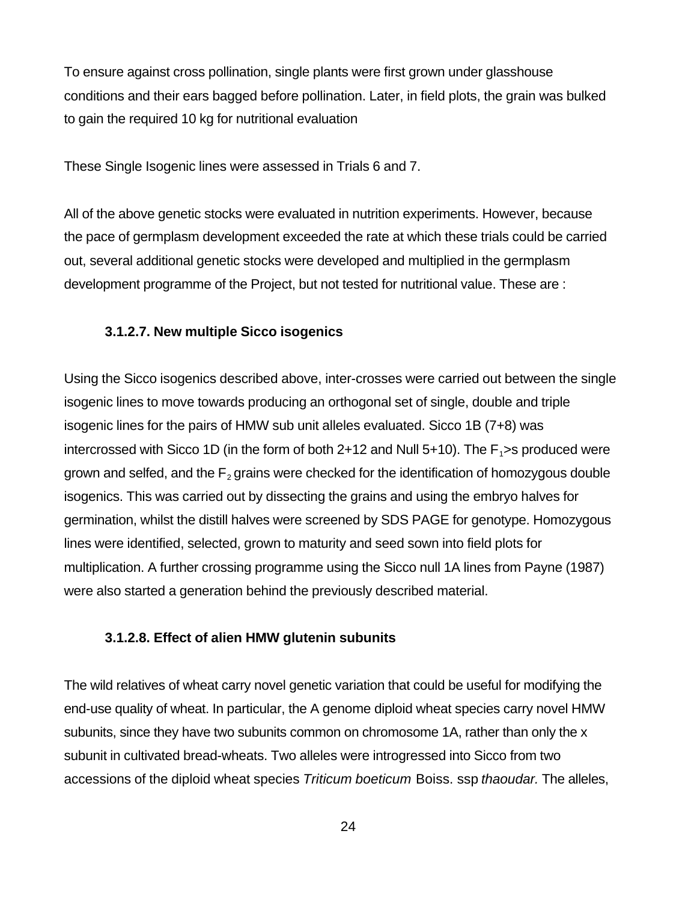To ensure against cross pollination, single plants were first grown under glasshouse conditions and their ears bagged before pollination. Later, in field plots, the grain was bulked to gain the required 10 kg for nutritional evaluation

These Single Isogenic lines were assessed in Trials 6 and 7.

All of the above genetic stocks were evaluated in nutrition experiments. However, because the pace of germplasm development exceeded the rate at which these trials could be carried out, several additional genetic stocks were developed and multiplied in the germplasm development programme of the Project, but not tested for nutritional value. These are :

#### 3.1.2.7. New multiple Sicco isogenics

Using the Sicco isogenics described above, inter-crosses were carried out between the single isogenic lines to move towards producing an orthogonal set of single, double and triple isogenic lines for the pairs of HMW sub unit alleles evaluated. Sicco 1B (7+8) was intercrossed with Sicco 1D (in the form of both 2+12 and Null 5+10). The $F_1$>s produced were grown and selfed, and the $F_2$ grains were checked for the identification of homozygous double isogenics. This was carried out by dissecting the grains and using the embryo halves for germination, whilst the distill halves were screened by SDS PAGE for genotype. Homozygous lines were identified, selected, grown to maturity and seed sown into field plots for multiplication. A further crossing programme using the Sicco null 1A lines from Payne (1987) were also started a generation behind the previously described material.

#### 3.1.2.8. Effect of alien HMW glutenin subunits

The wild relatives of wheat carry novel genetic variation that could be useful for modifying the end-use quality of wheat. In particular, the A genome diploid wheat species carry novel HMW subunits, since they have two subunits common on chromosome 1A, rather than only the x subunit in cultivated bread-wheats. Two alleles were introgressed into Sicco from two accessions of the diploid wheat species *Triticum boeticum* Boiss. ssp *thaoudar.* The alleles,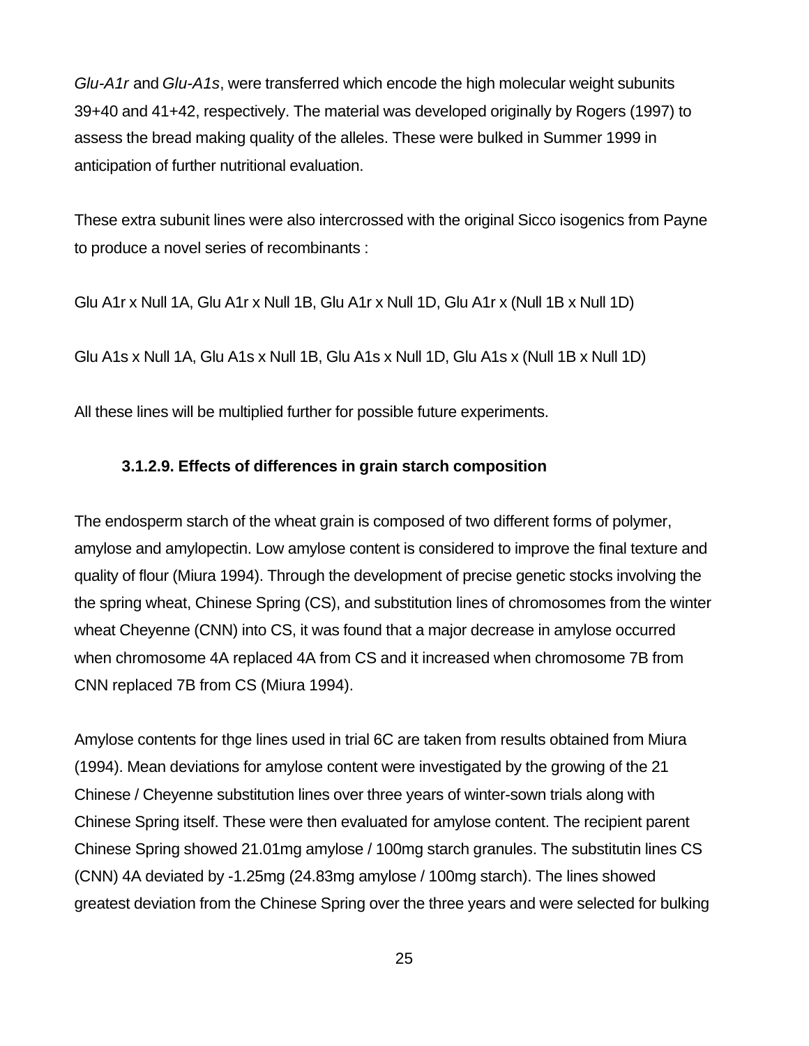*Glu-A1r* and *Glu-A1s*, were transferred which encode the high molecular weight subunits 39+40 and 41+42, respectively. The material was developed originally by Rogers (1997) to assess the bread making quality of the alleles. These were bulked in Summer 1999 in anticipation of further nutritional evaluation.

These extra subunit lines were also intercrossed with the original Sicco isogenics from Payne to produce a novel series of recombinants :

Glu A1r x Null 1A, Glu A1r x Null 1B, Glu A1r x Null 1D, Glu A1r x (Null 1B x Null 1D)

Glu A1s x Null 1A, Glu A1s x Null 1B, Glu A1s x Null 1D, Glu A1s x (Null 1B x Null 1D)

All these lines will be multiplied further for possible future experiments.

### 3.1.2.9. Effects of differences in grain starch composition

The endosperm starch of the wheat grain is composed of two different forms of polymer, amylose and amylopectin. Low amylose content is considered to improve the final texture and quality of flour (Miura 1994). Through the development of precise genetic stocks involving the the spring wheat, Chinese Spring (CS), and substitution lines of chromosomes from the winter wheat Cheyenne (CNN) into CS, it was found that a major decrease in amylose occurred when chromosome 4A replaced 4A from CS and it increased when chromosome 7B from CNN replaced 7B from CS (Miura 1994).

Amylose contents for thge lines used in trial 6C are taken from results obtained from Miura (1994). Mean deviations for amylose content were investigated by the growing of the 21 Chinese / Cheyenne substitution lines over three years of winter-sown trials along with Chinese Spring itself. These were then evaluated for amylose content. The recipient parent Chinese Spring showed 21.01mg amylose / 100mg starch granules. The substitutin lines CS (CNN) 4A deviated by -1.25mg (24.83mg amylose / 100mg starch). The lines showed greatest deviation from the Chinese Spring over the three years and were selected for bulking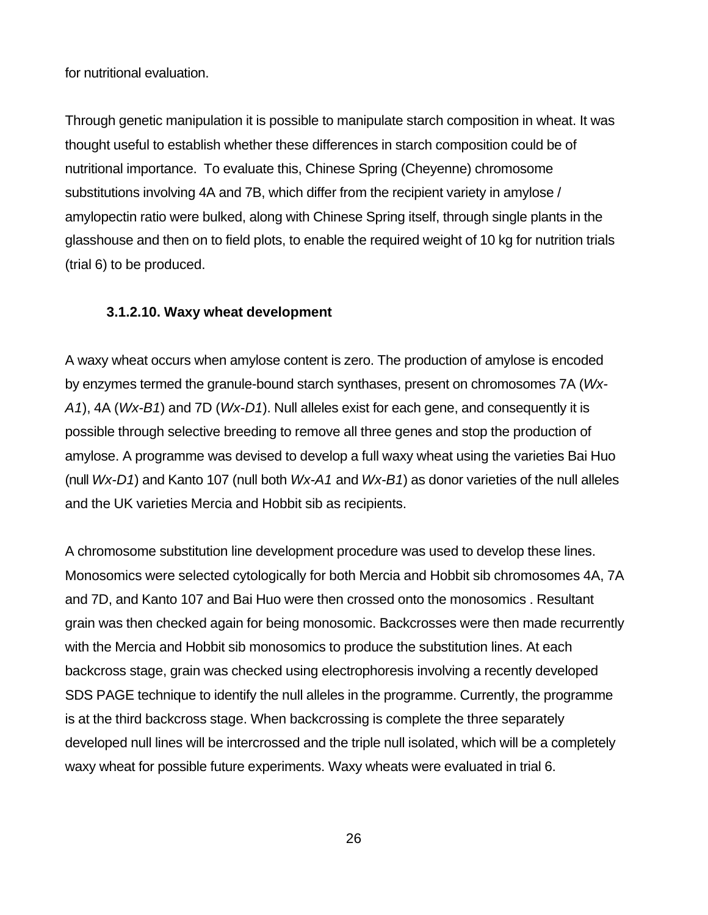for nutritional evaluation.

Through genetic manipulation it is possible to manipulate starch composition in wheat. It was thought useful to establish whether these differences in starch composition could be of nutritional importance. To evaluate this, Chinese Spring (Cheyenne) chromosome substitutions involving 4A and 7B, which differ from the recipient variety in amylose / amylopectin ratio were bulked, along with Chinese Spring itself, through single plants in the glasshouse and then on to field plots, to enable the required weight of 10 kg for nutrition trials (trial 6) to be produced.

### 3.1.2.10. Waxy wheat development

A waxy wheat occurs when amylose content is zero. The production of amylose is encoded by enzymes termed the granule-bound starch synthases, present on chromosomes 7A (*Wx-A1*), 4A (*Wx-B1*) and 7D (*Wx-D1*). Null alleles exist for each gene, and consequently it is possible through selective breeding to remove all three genes and stop the production of amylose. A programme was devised to develop a full waxy wheat using the varieties Bai Huo (null *Wx-D1*) and Kanto 107 (null both *Wx-A1* and *Wx-B1*) as donor varieties of the null alleles and the UK varieties Mercia and Hobbit sib as recipients.

A chromosome substitution line development procedure was used to develop these lines. Monosomics were selected cytologically for both Mercia and Hobbit sib chromosomes 4A, 7A and 7D, and Kanto 107 and Bai Huo were then crossed onto the monosomics . Resultant grain was then checked again for being monosomic. Backcrosses were then made recurrently with the Mercia and Hobbit sib monosomics to produce the substitution lines. At each backcross stage, grain was checked using electrophoresis involving a recently developed SDS PAGE technique to identify the null alleles in the programme. Currently, the programme is at the third backcross stage. When backcrossing is complete the three separately developed null lines will be intercrossed and the triple null isolated, which will be a completely waxy wheat for possible future experiments. Waxy wheats were evaluated in trial 6.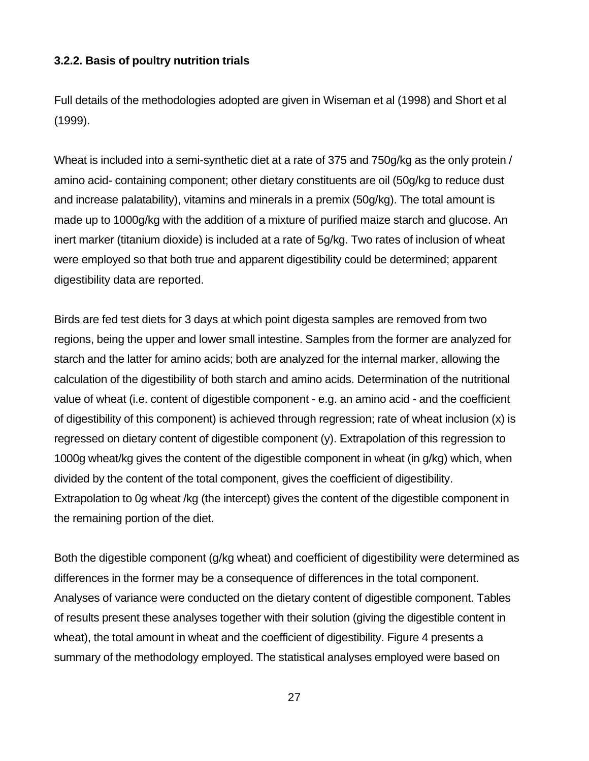### 3.2.2. Basis of poultry nutrition trials

Full details of the methodologies adopted are given in Wiseman et al (1998) and Short et al (1999).

Wheat is included into a semi-synthetic diet at a rate of 375 and 750g/kg as the only protein / amino acid- containing component; other dietary constituents are oil (50g/kg to reduce dust and increase palatability), vitamins and minerals in a premix (50g/kg). The total amount is made up to 1000g/kg with the addition of a mixture of purified maize starch and glucose. An inert marker (titanium dioxide) is included at a rate of 5g/kg. Two rates of inclusion of wheat were employed so that both true and apparent digestibility could be determined; apparent digestibility data are reported.

Birds are fed test diets for 3 days at which point digesta samples are removed from two regions, being the upper and lower small intestine. Samples from the former are analyzed for starch and the latter for amino acids; both are analyzed for the internal marker, allowing the calculation of the digestibility of both starch and amino acids. Determination of the nutritional value of wheat (i.e. content of digestible component - e.g. an amino acid - and the coefficient of digestibility of this component) is achieved through regression; rate of wheat inclusion (x) is regressed on dietary content of digestible component (y). Extrapolation of this regression to 1000g wheat/kg gives the content of the digestible component in wheat (in g/kg) which, when divided by the content of the total component, gives the coefficient of digestibility. Extrapolation to 0g wheat /kg (the intercept) gives the content of the digestible component in the remaining portion of the diet.

Both the digestible component (g/kg wheat) and coefficient of digestibility were determined as differences in the former may be a consequence of differences in the total component. Analyses of variance were conducted on the dietary content of digestible component. Tables of results present these analyses together with their solution (giving the digestible content in wheat), the total amount in wheat and the coefficient of digestibility. Figure 4 presents a summary of the methodology employed. The statistical analyses employed were based on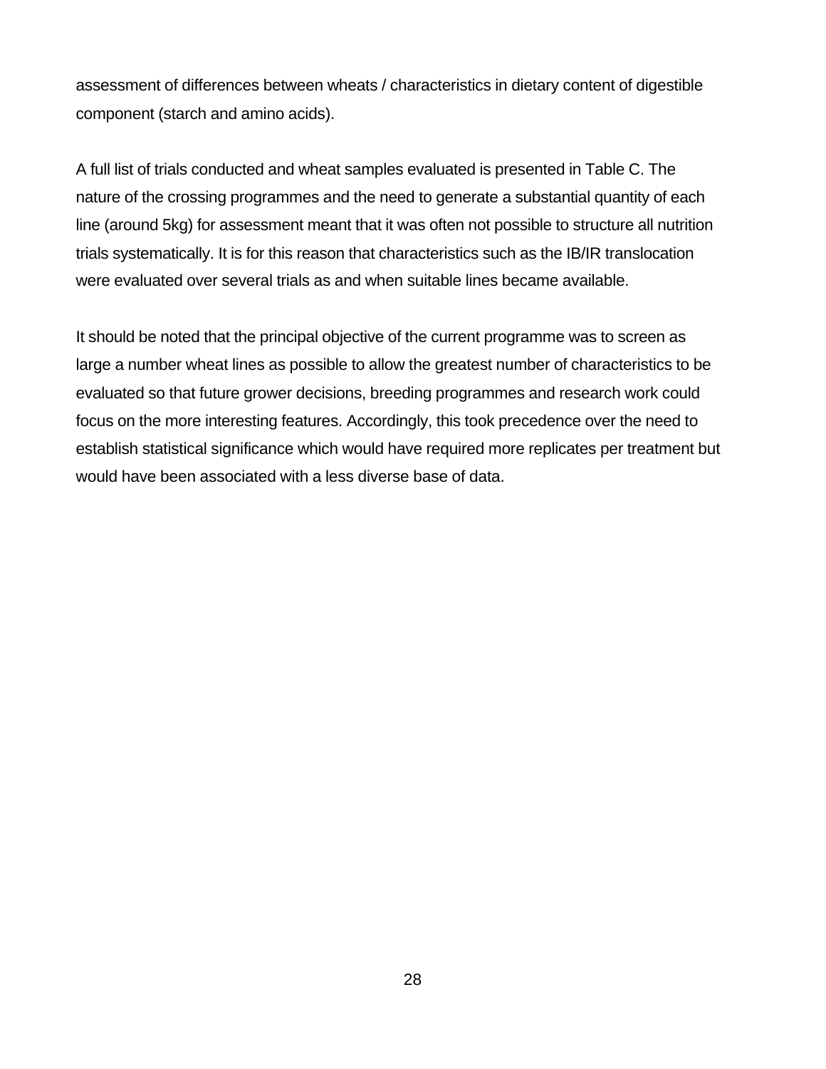assessment of differences between wheats / characteristics in dietary content of digestible component (starch and amino acids).

A full list of trials conducted and wheat samples evaluated is presented in Table C. The nature of the crossing programmes and the need to generate a substantial quantity of each line (around 5kg) for assessment meant that it was often not possible to structure all nutrition trials systematically. It is for this reason that characteristics such as the IB/IR translocation were evaluated over several trials as and when suitable lines became available.

It should be noted that the principal objective of the current programme was to screen as large a number wheat lines as possible to allow the greatest number of characteristics to be evaluated so that future grower decisions, breeding programmes and research work could focus on the more interesting features. Accordingly, this took precedence over the need to establish statistical significance which would have required more replicates per treatment but would have been associated with a less diverse base of data.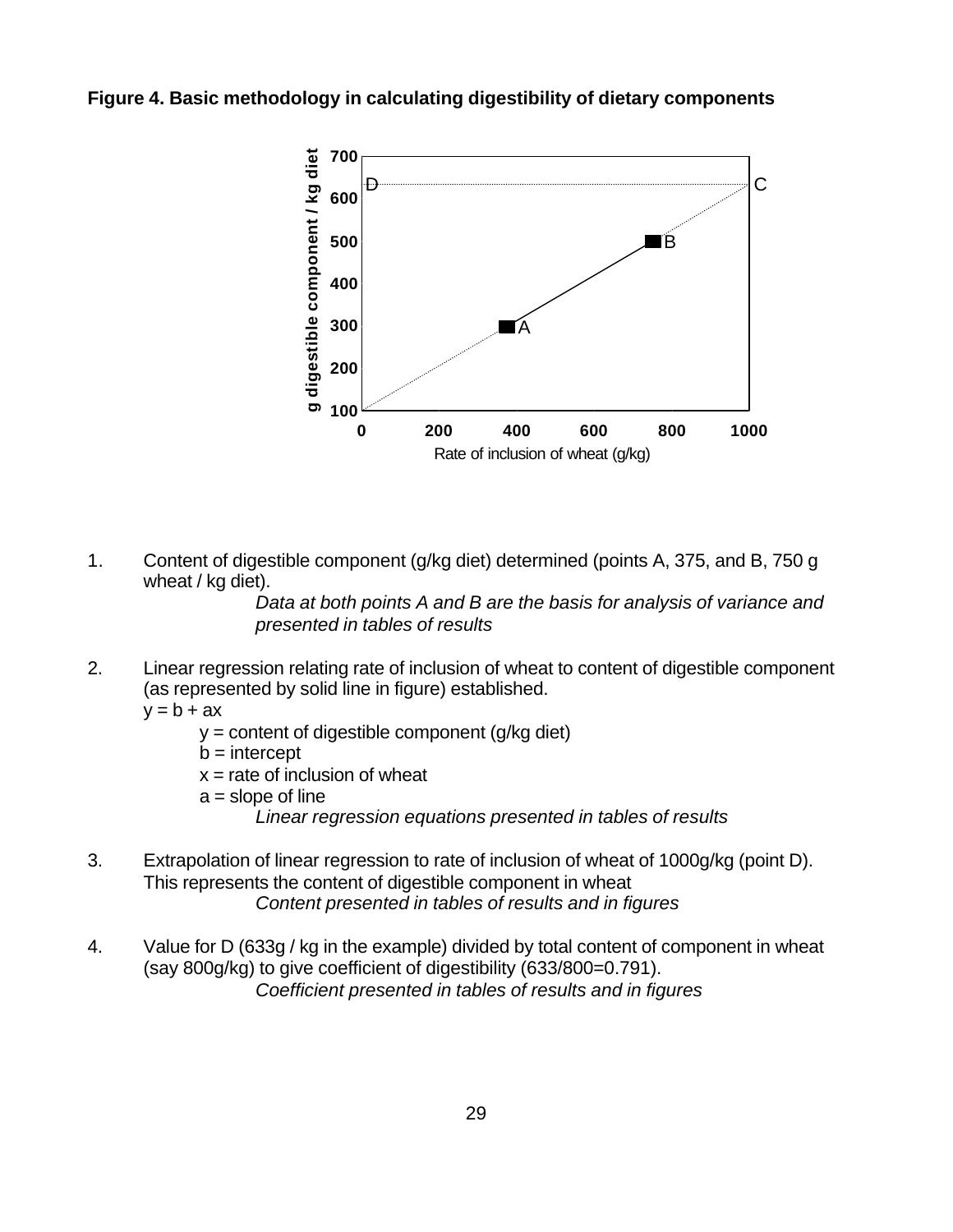**Figure 4. Basic methodology in calculating digestibility of dietary components**

1. Content of digestible component (g/kg diet) determined (points A, 375, and B, 750 g wheat / kg diet).

   *Data at both points A and B are the basis for analysis of variance and presented in tables of results*

2. Linear regression relating rate of inclusion of wheat to content of digestible component (as represented by solid line in figure) established.

   $y = b + ax$

   $y$ = content of digestible component (g/kg diet)

   $b$ = intercept

   $x$ = rate of inclusion of wheat

   $a$ = slope of line

   *Linear regression equations presented in tables of results*

3. Extrapolation of linear regression to rate of inclusion of wheat of 1000g/kg (point D). This represents the content of digestible component in wheat

   *Content presented in tables of results and in figures*

4. Value for D (633g / kg in the example) divided by total content of component in wheat (say 800g/kg) to give coefficient of digestibility (633/800=0.791).

   *Coefficient presented in tables of results and in figures*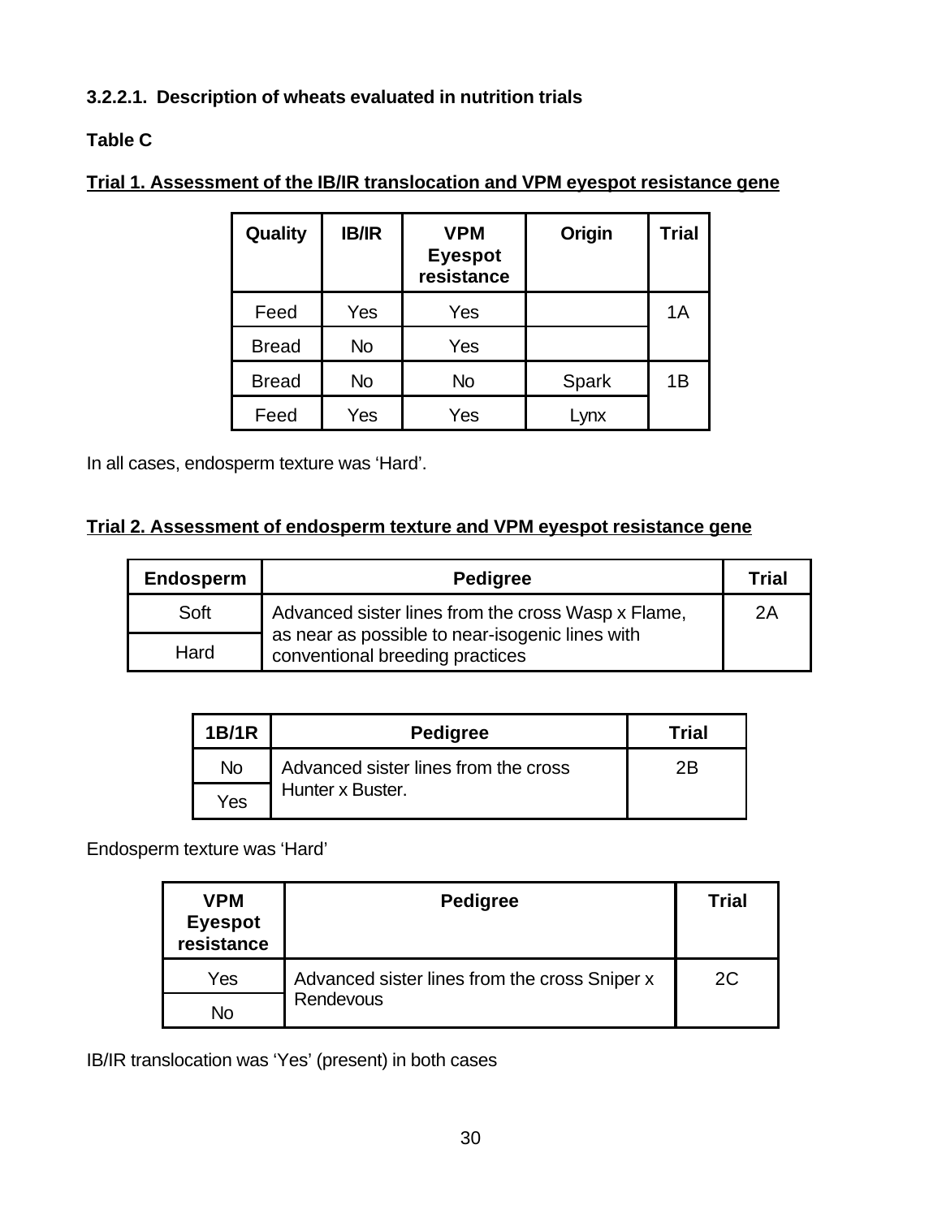### 3.2.2.1. Description of wheats evaluated in nutrition trials

**Table C**

**Trial 1. Assessment of the IB/IR translocation and VPM eyespot resistance gene**

| Quality | IB/IR | VPM Eyespot resistance | Origin | Trial |
|---|---|---|---|---|
| Feed | Yes | Yes | | 1A |
| Bread | No | Yes | | |
| Bread | No | No | Spark | 1B |
| Feed | Yes | Yes | Lynx | |

In all cases, endosperm texture was 'Hard'.

**Trial 2. Assessment of endosperm texture and VPM eyespot resistance gene**

| Endosperm | Pedigree | Trial |
|---|---|---|
| Soft | Advanced sister lines from the cross Wasp x Flame, as near as possible to near-isogenic lines with conventional breeding practices | 2A |
| Hard | | |

| 1B/1R | Pedigree | Trial |
|---|---|---|
| No | Advanced sister lines from the cross Hunter x Buster. | 2B |
| Yes | | |

Endosperm texture was 'Hard'

| VPM Eyespot resistance | Pedigree | Trial |
|---|---|---|
| Yes | Advanced sister lines from the cross Sniper x Rendevous | 2C |
| No | | |

IB/IR translocation was 'Yes' (present) in both cases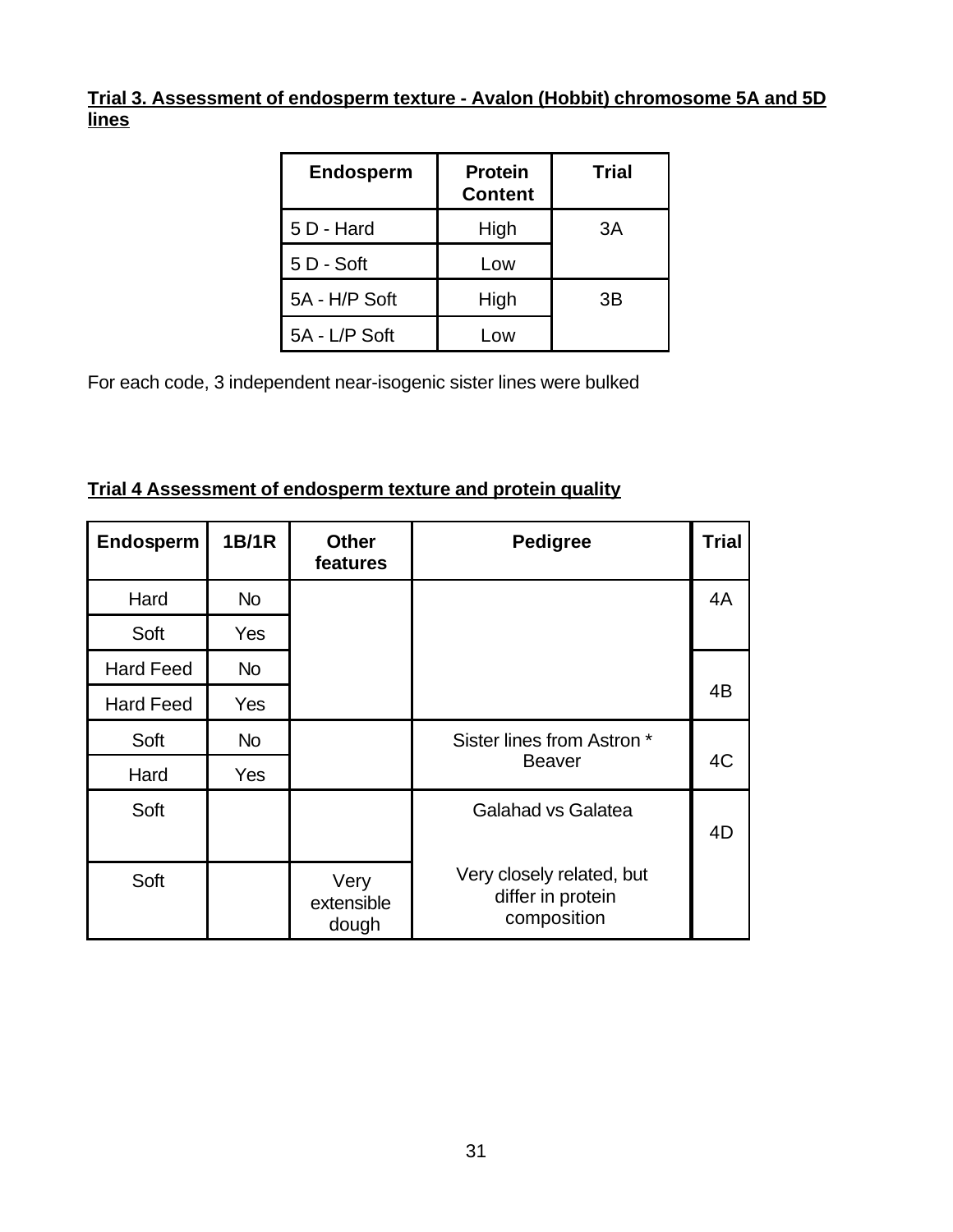**Trial 3. Assessment of endosperm texture - Avalon (Hobbit) chromosome 5A and 5D lines**

| Endosperm | Protein Content | Trial |
|---|---|---|
| 5 D - Hard | High | 3A |
| 5 D - Soft | Low | |
| 5A - H/P Soft | High | 3B |
| 5A - L/P Soft | Low | |

For each code, 3 independent near-isogenic sister lines were bulked

**Trial 4 Assessment of endosperm texture and protein quality**

| Endosperm | 1B/1R | Other features | Pedigree | Trial |
|---|---|---|---|---|
| Hard | No | | | 4A |
| Soft | Yes | | | |
| Hard Feed | No | | | 4B |
| Hard Feed | Yes | | | |
| Soft | No | | Sister lines from Astron * Beaver | 4C |
| Hard | Yes | | | |
| Soft | | | Galahad vs Galatea | 4D |
| Soft | | Very extensible dough | Very closely related, but differ in protein composition | |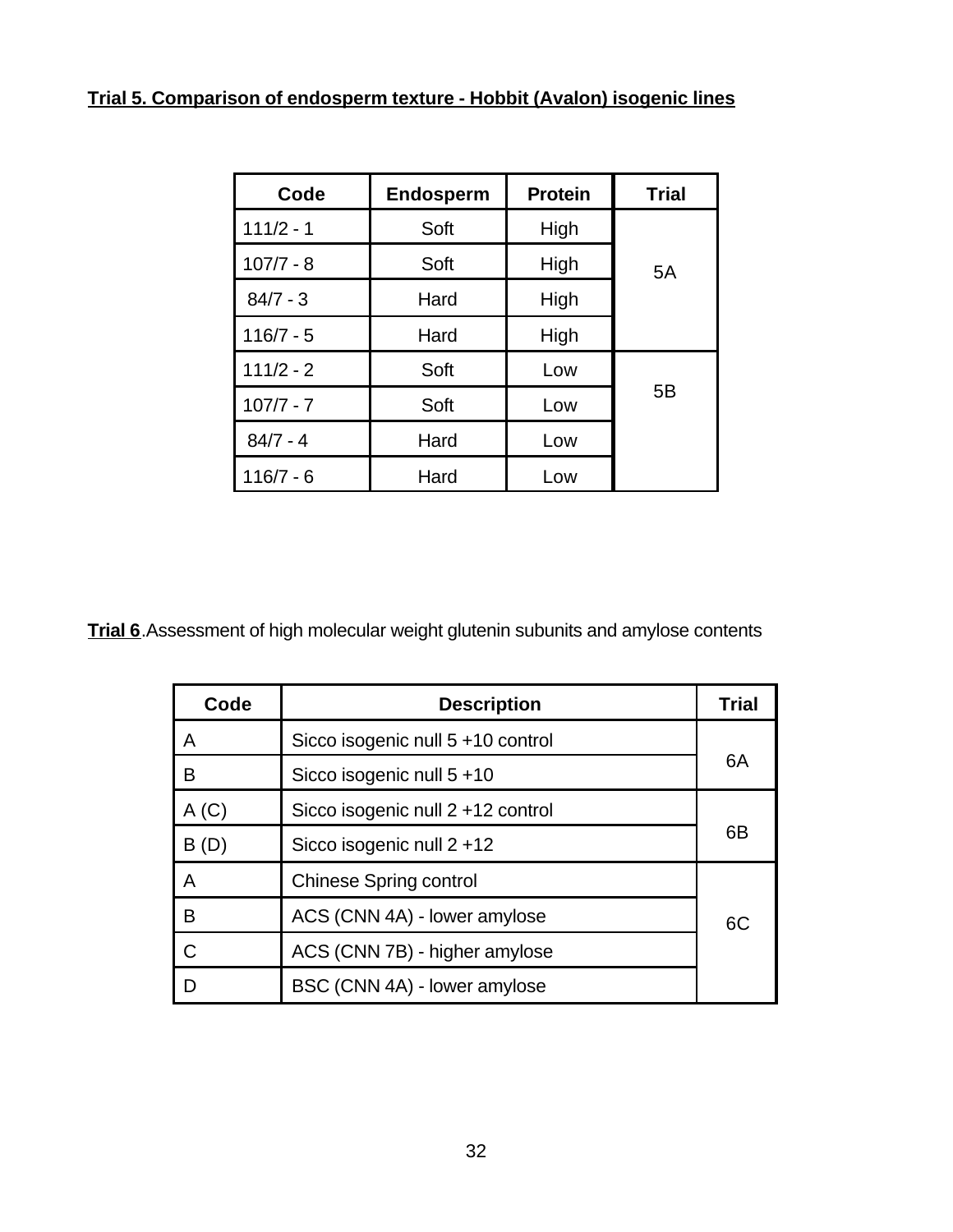**Trial 5. Comparison of endosperm texture - Hobbit (Avalon) isogenic lines**

| Code | Endosperm | Protein | Trial |
|---|---|---|---|
| 111/2 - 1 | Soft | High | 5A |
| 107/7 - 8 | Soft | High | |
| 84/7 - 3 | Hard | High | |
| 116/7 - 5 | Hard | High | |
| 111/2 - 2 | Soft | Low | 5B |
| 107/7 - 7 | Soft | Low | |
| 84/7 - 4 | Hard | Low | |
| 116/7 - 6 | Hard | Low | |

**Trial 6**.Assessment of high molecular weight glutenin subunits and amylose contents

| Code | Description | Trial |
|---|---|---|
| A | Sicco isogenic null 5 +10 control | 6A |
| B | Sicco isogenic null 5 +10 | |
| A (C) | Sicco isogenic null 2 +12 control | 6B |
| B (D) | Sicco isogenic null 2 +12 | |
| A | Chinese Spring control | 6C |
| B | ACS (CNN 4A) - lower amylose | |
| C | ACS (CNN 7B) - higher amylose | |
| D | BSC (CNN 4A) - lower amylose | |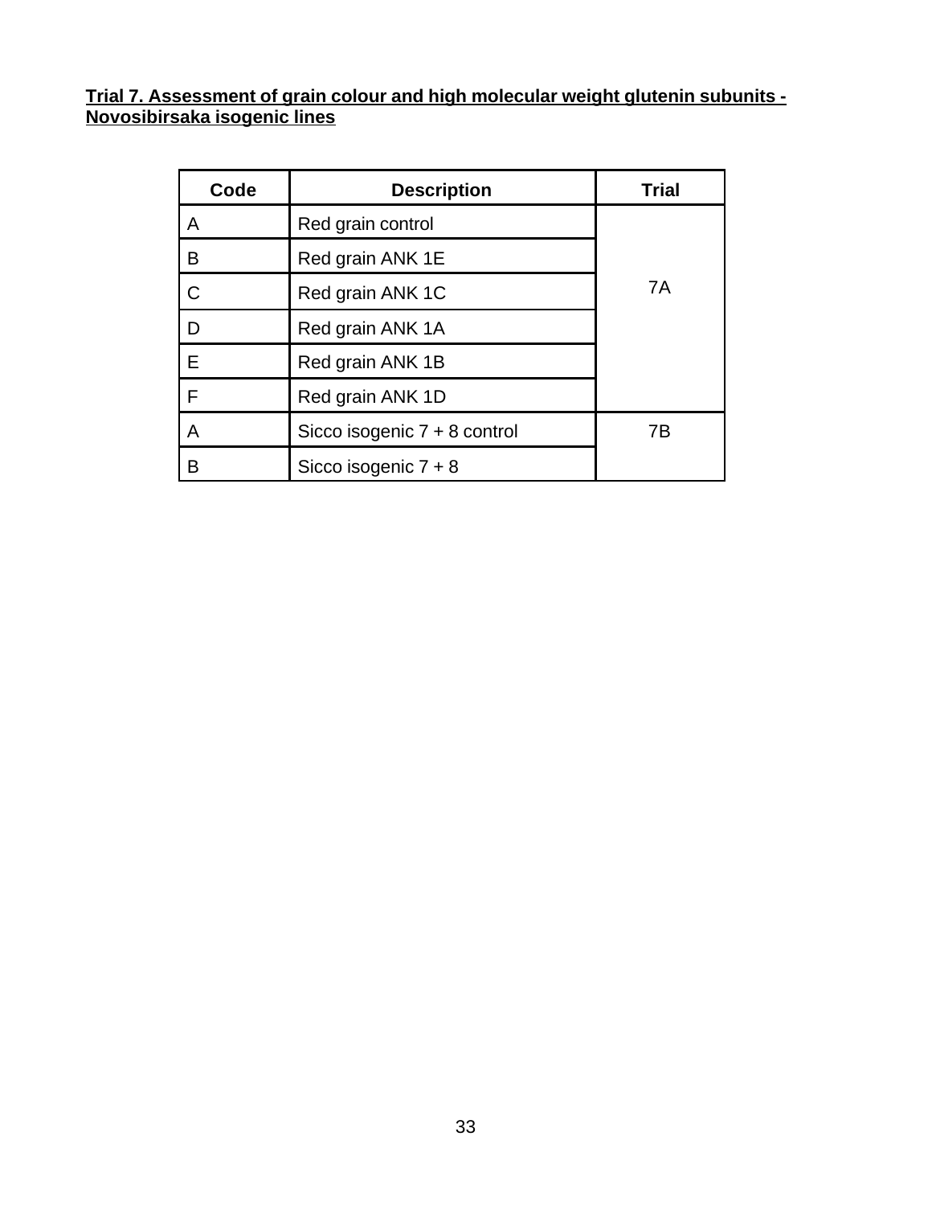**Trial 7. Assessment of grain colour and high molecular weight glutenin subunits - Novosibirsaka isogenic lines**

| Code | Description | Trial |
|---|---|---|
| A | Red grain control | 7A |
| B | Red grain ANK 1E | |
| C | Red grain ANK 1C | |
| D | Red grain ANK 1A | |
| E | Red grain ANK 1B | |
| F | Red grain ANK 1D | |
| A | Sicco isogenic 7 + 8 control | 7B |
| B | Sicco isogenic 7 + 8 | |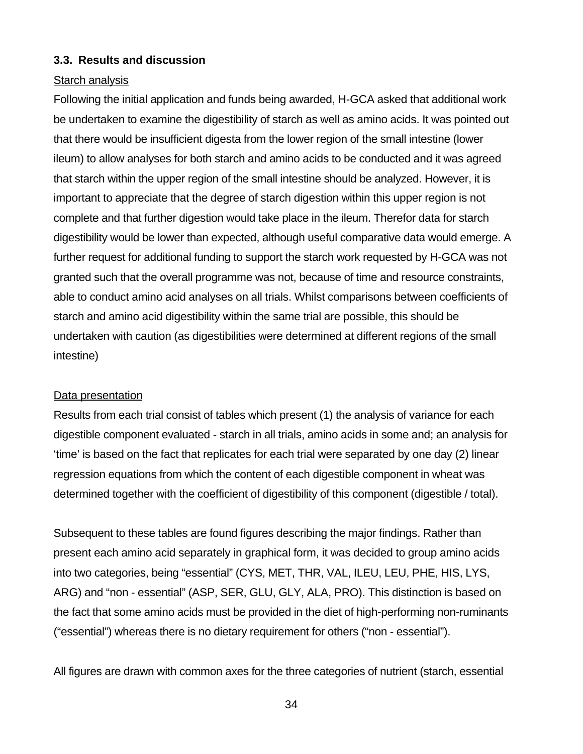### 3.3. Results and discussion

Starch analysis

Following the initial application and funds being awarded, H-GCA asked that additional work be undertaken to examine the digestibility of starch as well as amino acids. It was pointed out that there would be insufficient digesta from the lower region of the small intestine (lower ileum) to allow analyses for both starch and amino acids to be conducted and it was agreed that starch within the upper region of the small intestine should be analyzed. However, it is important to appreciate that the degree of starch digestion within this upper region is not complete and that further digestion would take place in the ileum. Therefor data for starch digestibility would be lower than expected, although useful comparative data would emerge. A further request for additional funding to support the starch work requested by H-GCA was not granted such that the overall programme was not, because of time and resource constraints, able to conduct amino acid analyses on all trials. Whilst comparisons between coefficients of starch and amino acid digestibility within the same trial are possible, this should be undertaken with caution (as digestibilities were determined at different regions of the small intestine)

Data presentation

Results from each trial consist of tables which present (1) the analysis of variance for each digestible component evaluated - starch in all trials, amino acids in some and; an analysis for 'time' is based on the fact that replicates for each trial were separated by one day (2) linear regression equations from which the content of each digestible component in wheat was determined together with the coefficient of digestibility of this component (digestible / total).

Subsequent to these tables are found figures describing the major findings. Rather than present each amino acid separately in graphical form, it was decided to group amino acids into two categories, being "essential" (CYS, MET, THR, VAL, ILEU, LEU, PHE, HIS, LYS, ARG) and "non - essential" (ASP, SER, GLU, GLY, ALA, PRO). This distinction is based on the fact that some amino acids must be provided in the diet of high-performing non-ruminants ("essential") whereas there is no dietary requirement for others ("non - essential").

All figures are drawn with common axes for the three categories of nutrient (starch, essential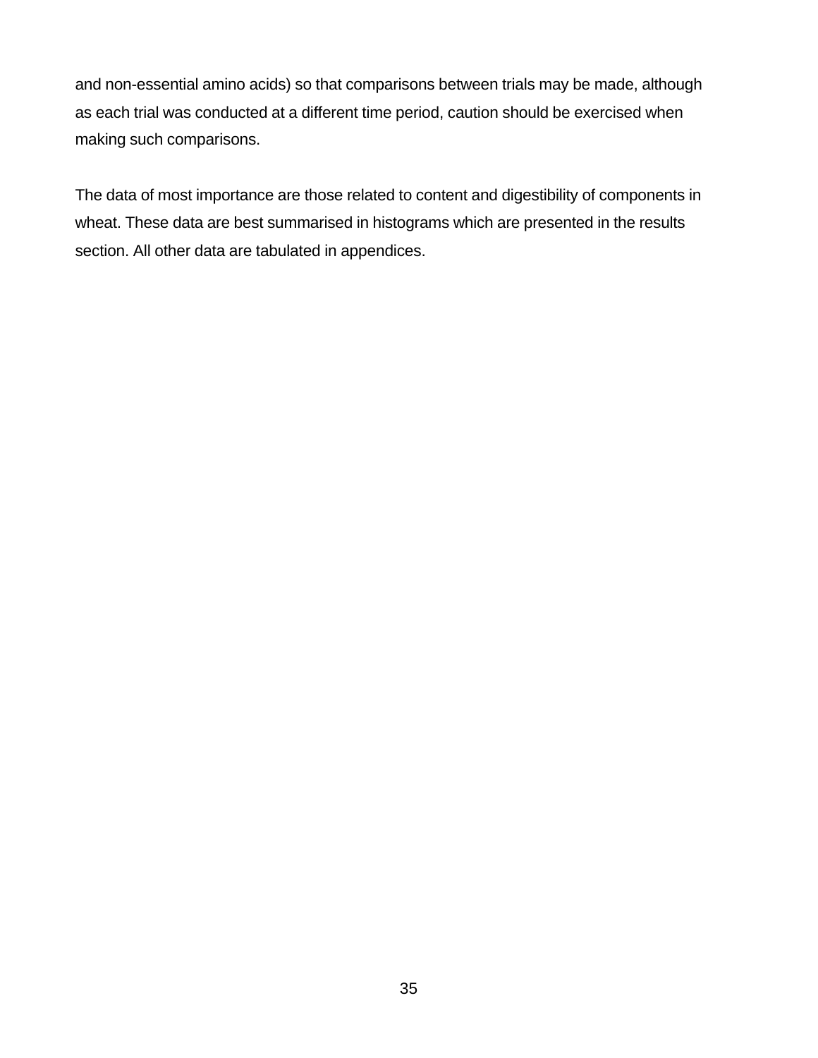and non-essential amino acids) so that comparisons between trials may be made, although as each trial was conducted at a different time period, caution should be exercised when making such comparisons.

The data of most importance are those related to content and digestibility of components in wheat. These data are best summarised in histograms which are presented in the results section. All other data are tabulated in appendices.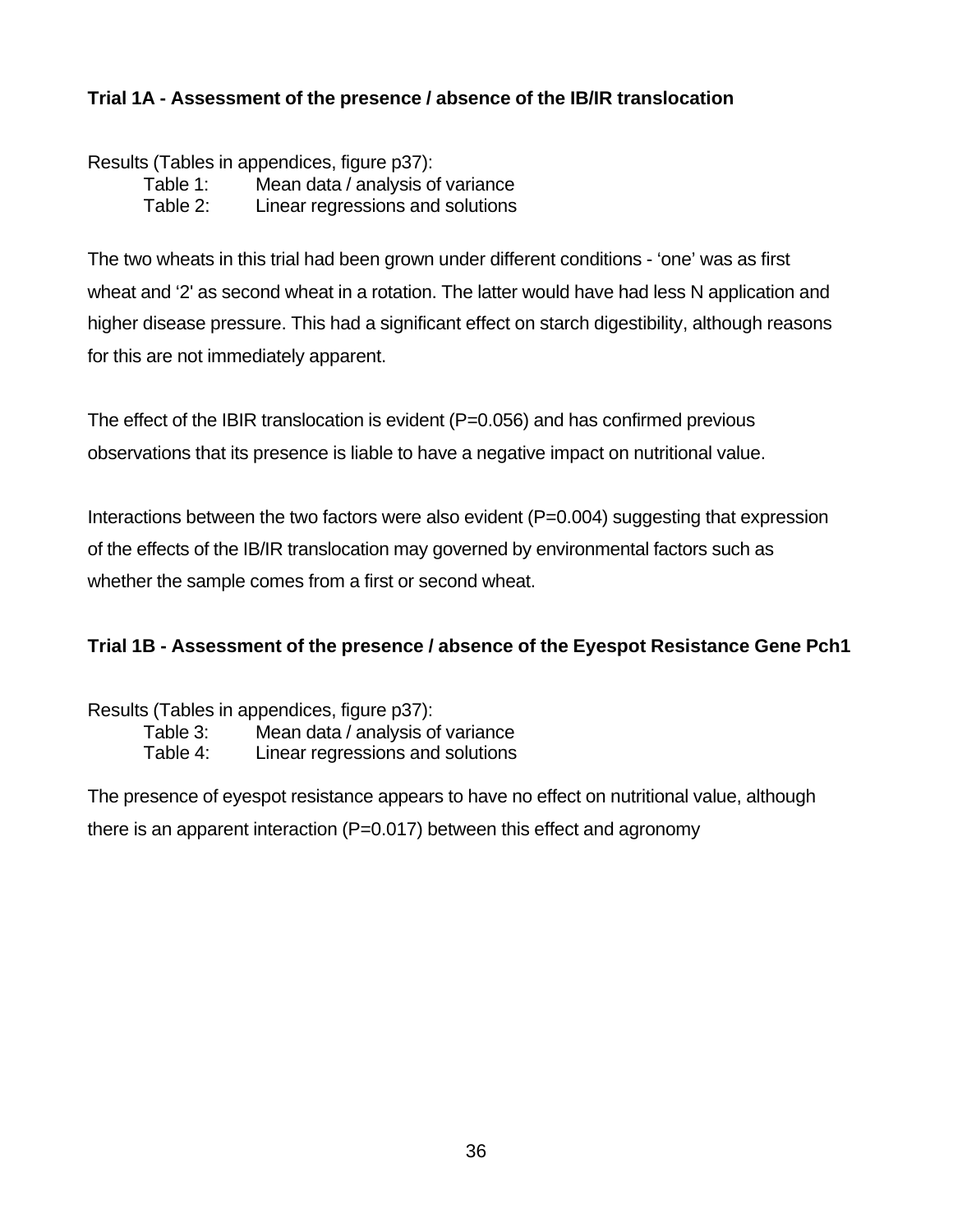### Trial 1A - Assessment of the presence / absence of the IB/IR translocation

Results (Tables in appendices, figure p37):

Table 1: Mean data / analysis of variance
Table 2: Linear regressions and solutions

The two wheats in this trial had been grown under different conditions - 'one' was as first wheat and '2' as second wheat in a rotation. The latter would have had less N application and higher disease pressure. This had a significant effect on starch digestibility, although reasons for this are not immediately apparent.

The effect of the IBIR translocation is evident (P=0.056) and has confirmed previous observations that its presence is liable to have a negative impact on nutritional value.

Interactions between the two factors were also evident (P=0.004) suggesting that expression of the effects of the IB/IR translocation may governed by environmental factors such as whether the sample comes from a first or second wheat.

### Trial 1B - Assessment of the presence / absence of the Eyespot Resistance Gene Pch1

Results (Tables in appendices, figure p37):

Table 3: Mean data / analysis of variance
Table 4: Linear regressions and solutions

The presence of eyespot resistance appears to have no effect on nutritional value, although there is an apparent interaction (P=0.017) between this effect and agronomy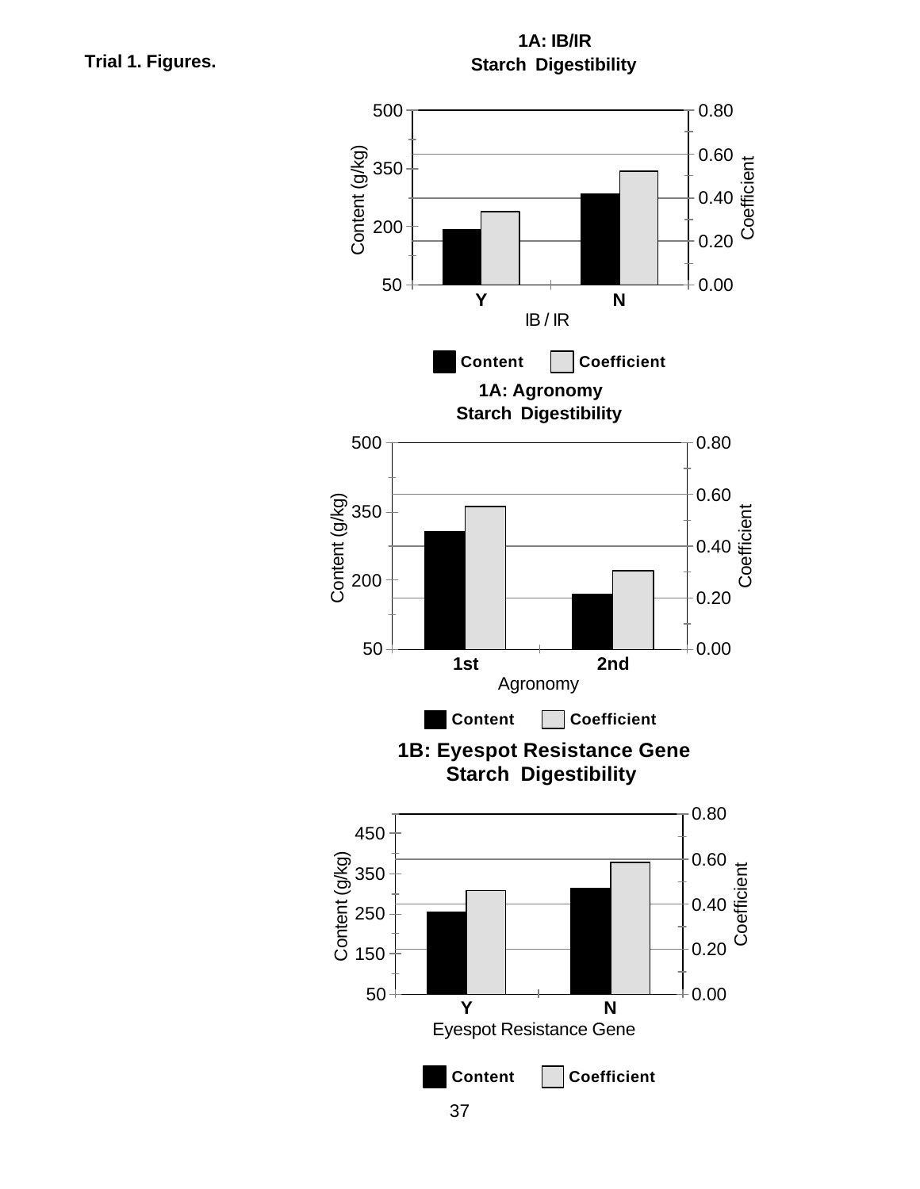**Trial 1. Figures.**

**1A: IB/IR**
**Starch Digestibility**

**1A: Agronomy**
**Starch Digestibility**

**1B: Eyespot Resistance Gene**
**Starch Digestibility**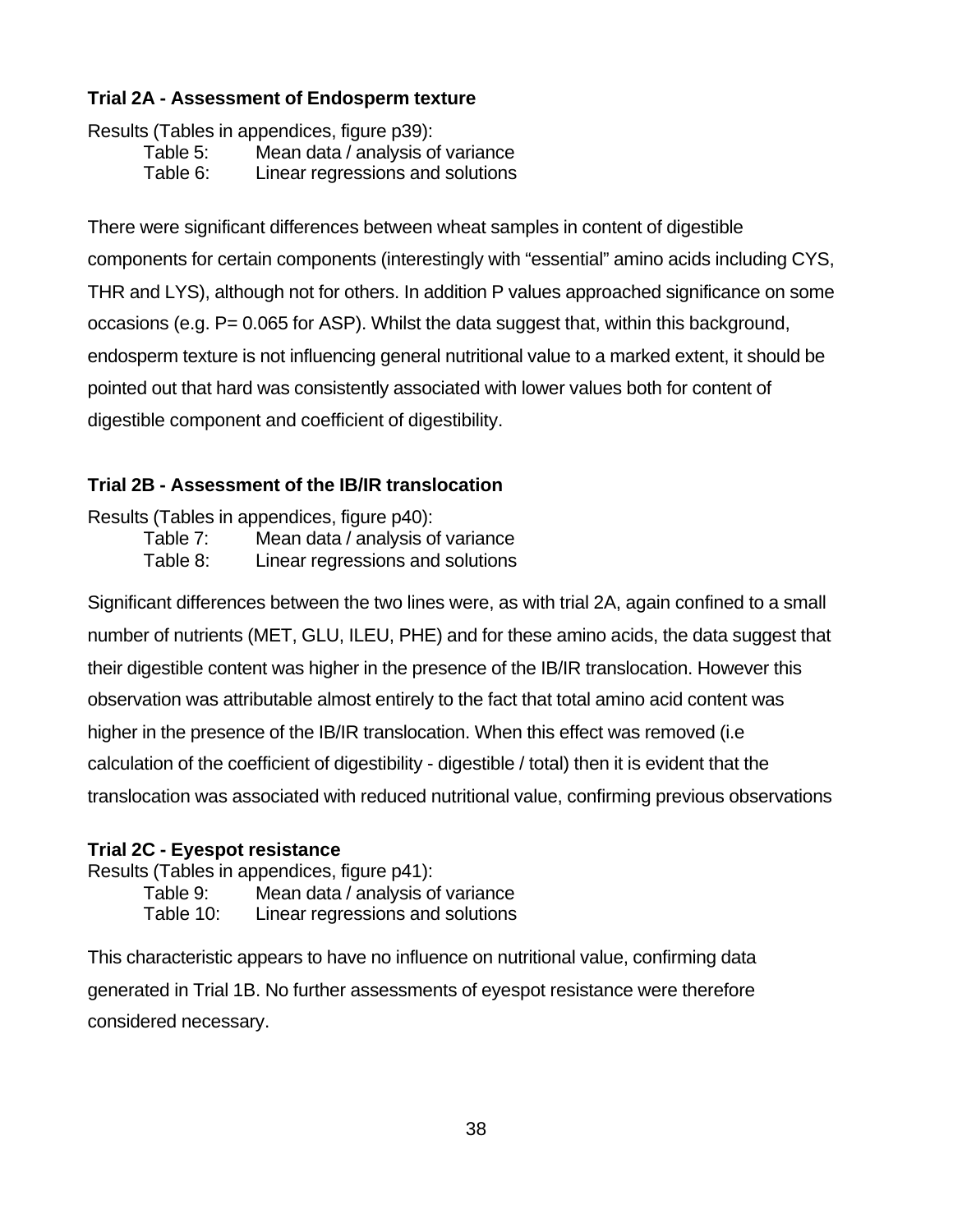### Trial 2A - Assessment of Endosperm texture

Results (Tables in appendices, figure p39):

Table 5: Mean data / analysis of variance
Table 6: Linear regressions and solutions

There were significant differences between wheat samples in content of digestible components for certain components (interestingly with “essential” amino acids including CYS, THR and LYS), although not for others. In addition P values approached significance on some occasions (e.g. P= 0.065 for ASP). Whilst the data suggest that, within this background, endosperm texture is not influencing general nutritional value to a marked extent, it should be pointed out that hard was consistently associated with lower values both for content of digestible component and coefficient of digestibility.

### Trial 2B - Assessment of the IB/IR translocation

Results (Tables in appendices, figure p40):

Table 7: Mean data / analysis of variance
Table 8: Linear regressions and solutions

Significant differences between the two lines were, as with trial 2A, again confined to a small number of nutrients (MET, GLU, ILEU, PHE) and for these amino acids, the data suggest that their digestible content was higher in the presence of the IB/IR translocation. However this observation was attributable almost entirely to the fact that total amino acid content was higher in the presence of the IB/IR translocation. When this effect was removed (i.e calculation of the coefficient of digestibility - digestible / total) then it is evident that the translocation was associated with reduced nutritional value, confirming previous observations

### Trial 2C - Eyespot resistance

Results (Tables in appendices, figure p41):

Table 9: Mean data / analysis of variance
Table 10: Linear regressions and solutions

This characteristic appears to have no influence on nutritional value, confirming data generated in Trial 1B. No further assessments of eyespot resistance were therefore considered necessary.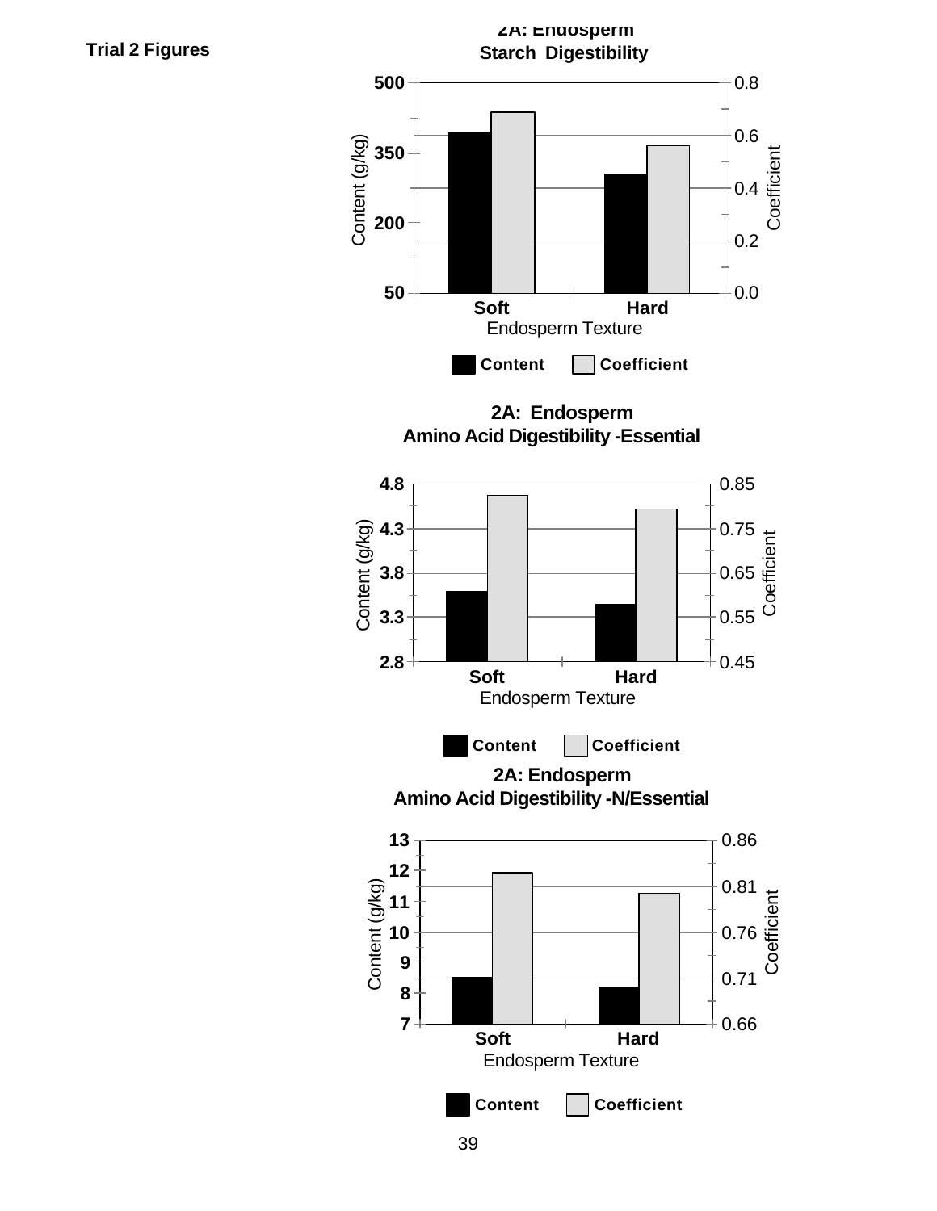**Trial 2 Figures**

**2A: Endosperm Starch Digestibility**

Content (g/kg): 500, 350, 200, 50

Coefficient: 0.8, 0.6, 0.4, 0.2, 0.0

Soft Hard

Endosperm Texture

Content Coefficient

**2A: Endosperm Amino Acid Digestibility -Essential**

Content (g/kg): 4.8, 4.3, 3.8, 3.3, 2.8

Coefficient: 0.85, 0.75, 0.65, 0.55, 0.45

Soft Hard

Endosperm Texture

Content Coefficient

**2A: Endosperm Amino Acid Digestibility -N/Essential**

Content (g/kg): 13, 12, 11, 10, 9, 8, 7

Coefficient: 0.86, 0.81, 0.76, 0.71, 0.66

Soft Hard

Endosperm Texture

Content Coefficient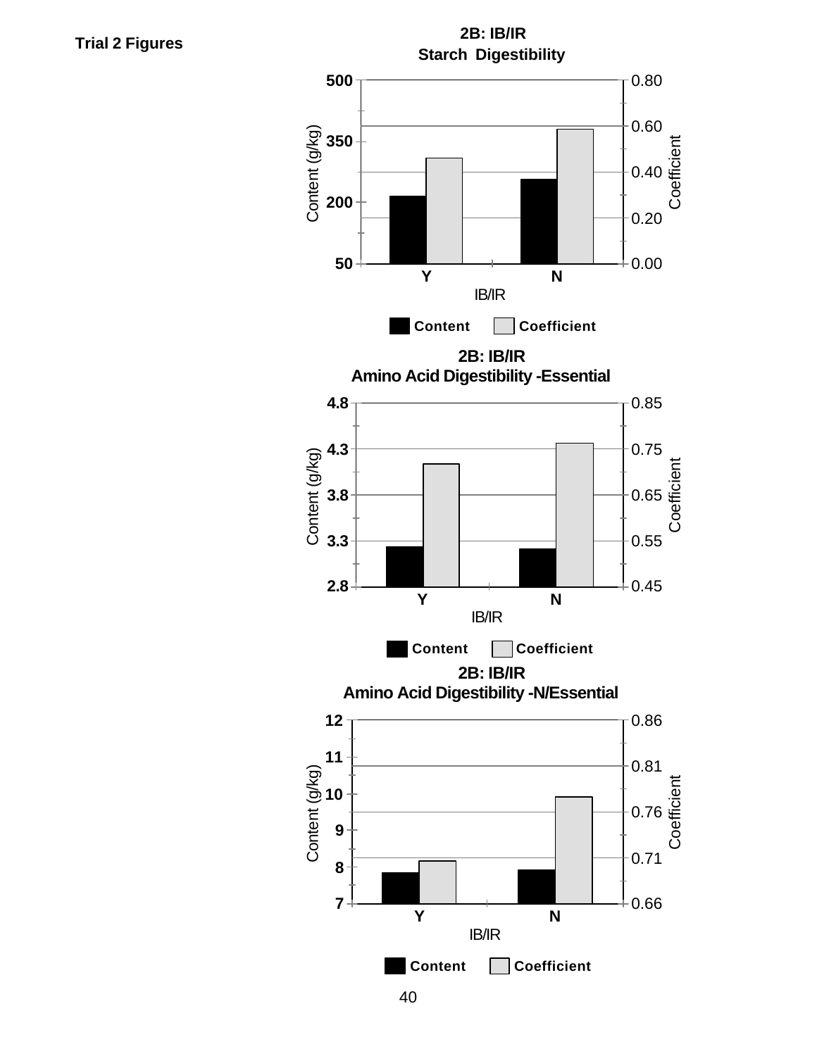**Trial 2 Figures**

**2B: IB/IR**
**Starch Digestibility**

Content (g/kg) axis: 50, 200, 350, 500
Coefficient axis: 0.00, 0.20, 0.40, 0.60, 0.80
IB/IR: Y, N

Content | Coefficient

**2B: IB/IR**
**Amino Acid Digestibility -Essential**

Content (g/kg) axis: 2.8, 3.3, 3.8, 4.3, 4.8
Coefficient axis: 0.45, 0.55, 0.65, 0.75, 0.85
IB/IR: Y, N

Content | Coefficient

**2B: IB/IR**
**Amino Acid Digestibility -N/Essential**

Content (g/kg) axis: 7, 8, 9, 10, 11, 12
Coefficient axis: 0.66, 0.71, 0.76, 0.81, 0.86
IB/IR: Y, N

Content | Coefficient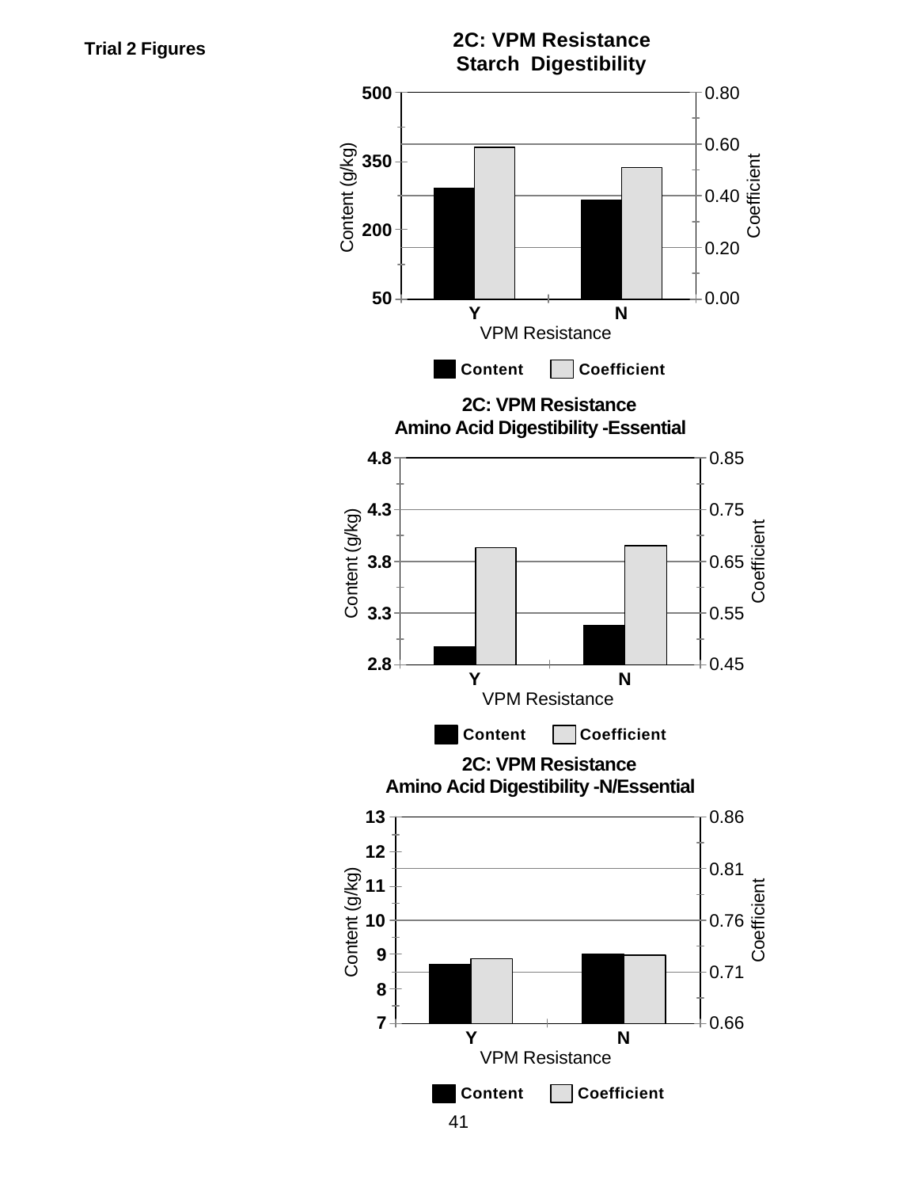**Trial 2 Figures**

**2C: VPM Resistance**
**Starch Digestibility**

Content (g/kg) | Coefficient

VPM Resistance: Y, N

Content | Coefficient

**2C: VPM Resistance**
**Amino Acid Digestibility -Essential**

Content (g/kg) | Coefficient

VPM Resistance: Y, N

Content | Coefficient

**2C: VPM Resistance**
**Amino Acid Digestibility -N/Essential**

Content (g/kg) | Coefficient

VPM Resistance: Y, N

Content | Coefficient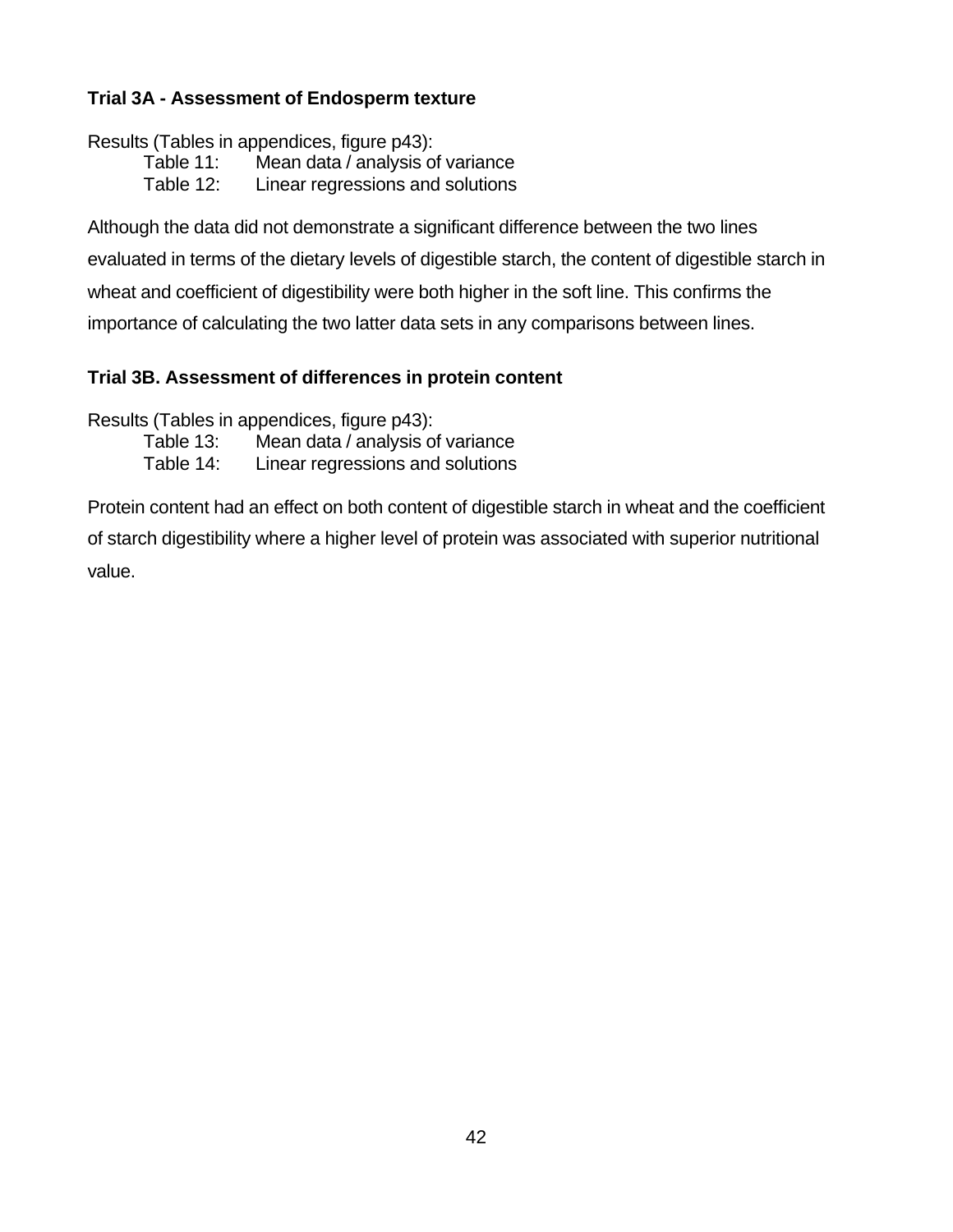### Trial 3A - Assessment of Endosperm texture

Results (Tables in appendices, figure p43):

- Table 11: Mean data / analysis of variance
- Table 12: Linear regressions and solutions

Although the data did not demonstrate a significant difference between the two lines evaluated in terms of the dietary levels of digestible starch, the content of digestible starch in wheat and coefficient of digestibility were both higher in the soft line. This confirms the importance of calculating the two latter data sets in any comparisons between lines.

### Trial 3B. Assessment of differences in protein content

Results (Tables in appendices, figure p43):

- Table 13: Mean data / analysis of variance
- Table 14: Linear regressions and solutions

Protein content had an effect on both content of digestible starch in wheat and the coefficient of starch digestibility where a higher level of protein was associated with superior nutritional value.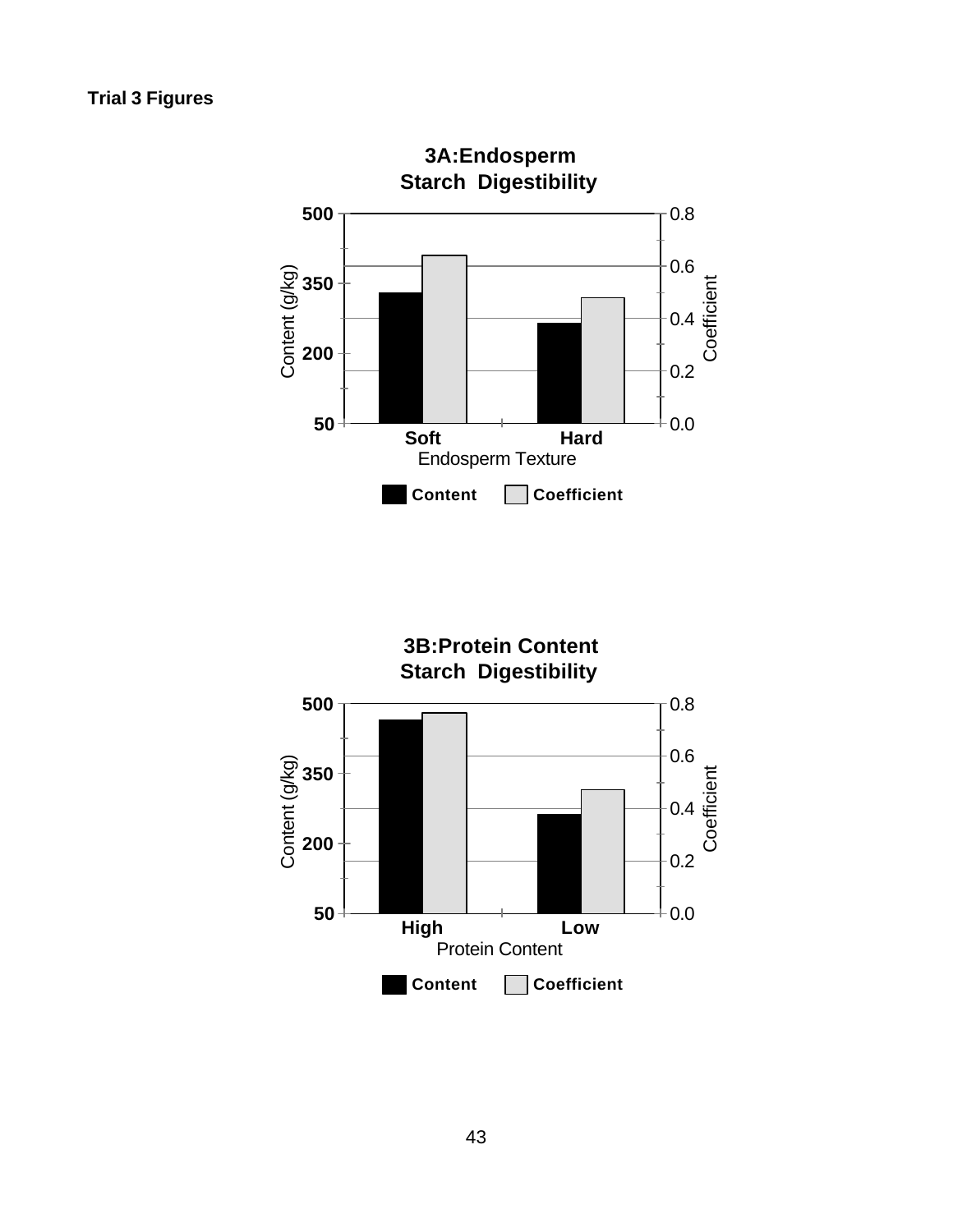**Trial 3 Figures**

**3A:Endosperm Starch Digestibility**

Content (g/kg) | Coefficient

500 | 0.8
350 | 0.6
200 | 0.4
50 | 0.2 | 0.0

Soft | Hard

Endosperm Texture

Content | Coefficient

**3B:Protein Content Starch Digestibility**

Content (g/kg) | Coefficient

500 | 0.8
350 | 0.6
200 | 0.4
50 | 0.2 | 0.0

High | Low

Protein Content

Content | Coefficient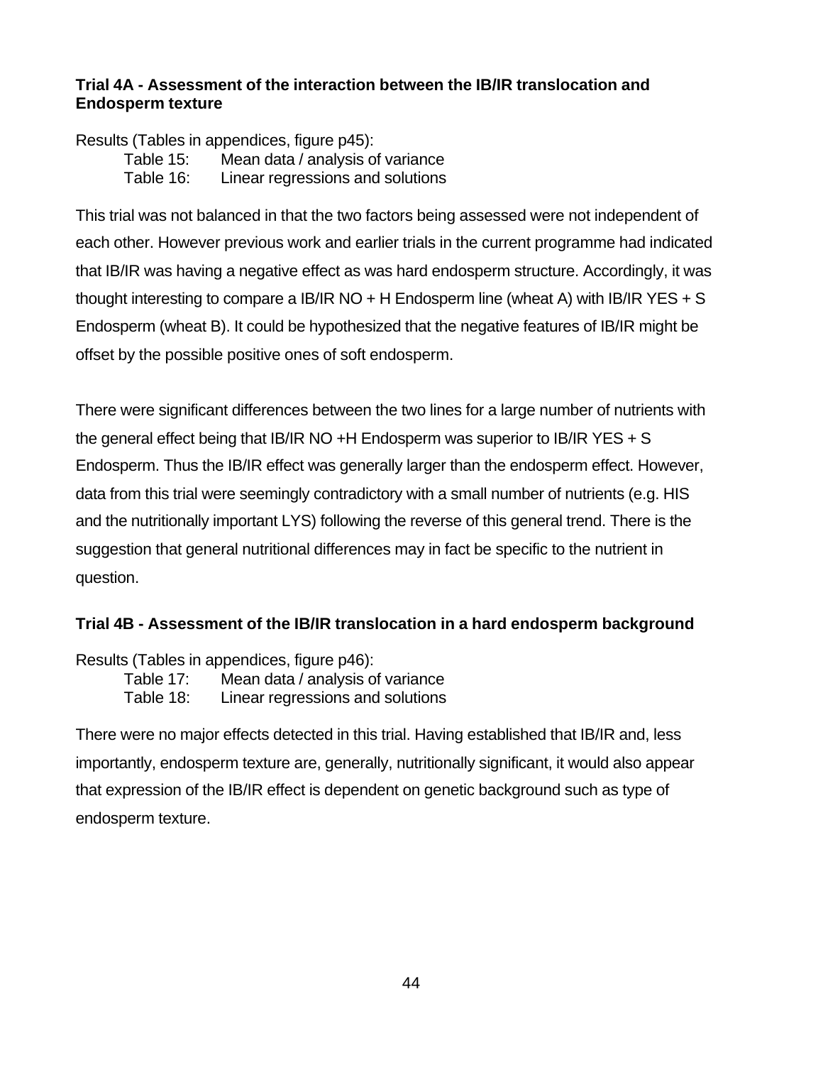**Trial 4A - Assessment of the interaction between the IB/IR translocation and Endosperm texture**

Results (Tables in appendices, figure p45):

Table 15: Mean data / analysis of variance
Table 16: Linear regressions and solutions

This trial was not balanced in that the two factors being assessed were not independent of each other. However previous work and earlier trials in the current programme had indicated that IB/IR was having a negative effect as was hard endosperm structure. Accordingly, it was thought interesting to compare a IB/IR NO + H Endosperm line (wheat A) with IB/IR YES + S Endosperm (wheat B). It could be hypothesized that the negative features of IB/IR might be offset by the possible positive ones of soft endosperm.

There were significant differences between the two lines for a large number of nutrients with the general effect being that IB/IR NO +H Endosperm was superior to IB/IR YES + S Endosperm. Thus the IB/IR effect was generally larger than the endosperm effect. However, data from this trial were seemingly contradictory with a small number of nutrients (e.g. HIS and the nutritionally important LYS) following the reverse of this general trend. There is the suggestion that general nutritional differences may in fact be specific to the nutrient in question.

**Trial 4B - Assessment of the IB/IR translocation in a hard endosperm background**

Results (Tables in appendices, figure p46):

Table 17: Mean data / analysis of variance
Table 18: Linear regressions and solutions

There were no major effects detected in this trial. Having established that IB/IR and, less importantly, endosperm texture are, generally, nutritionally significant, it would also appear that expression of the IB/IR effect is dependent on genetic background such as type of endosperm texture.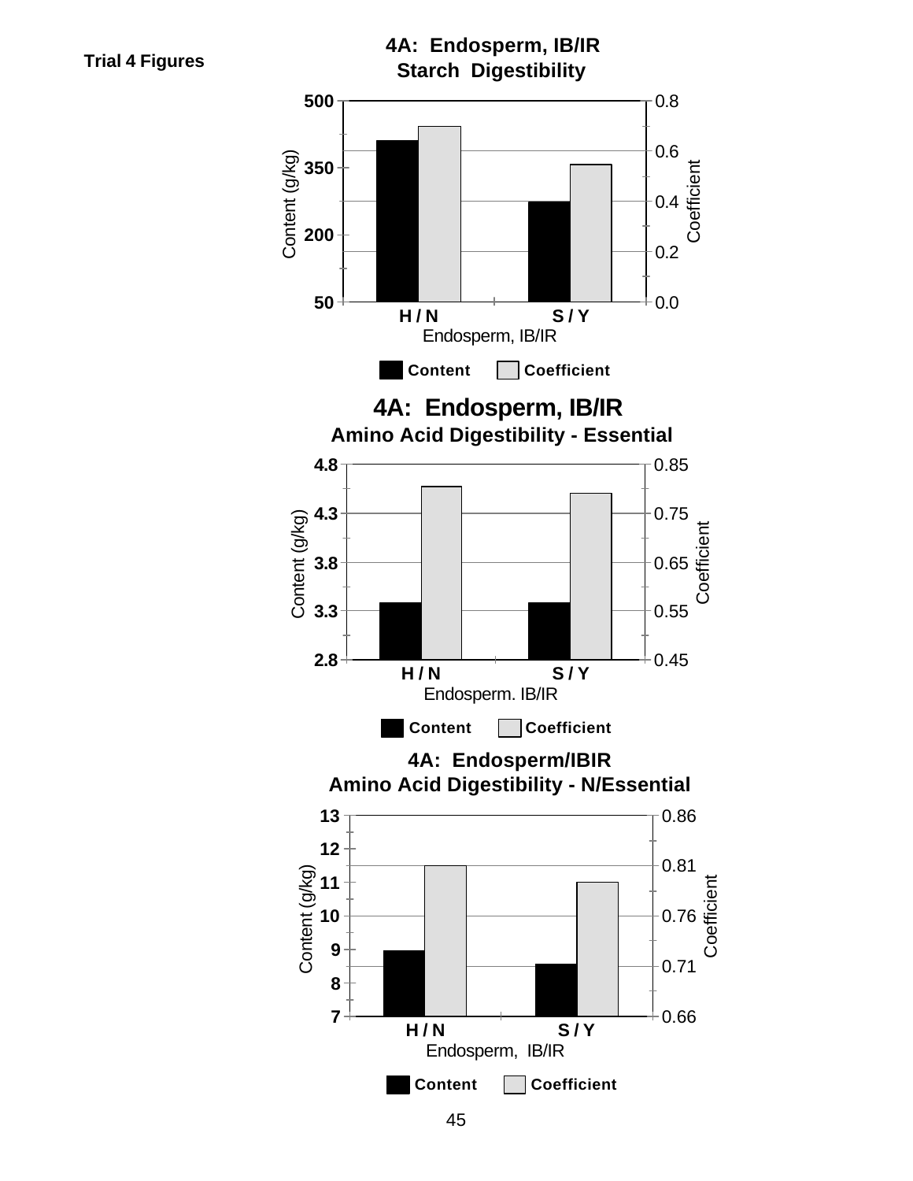**Trial 4 Figures**

**4A: Endosperm, IB/IR**
**Starch Digestibility**

| Endosperm, IB/IR | Content (g/kg) | Coefficient |
|---|---|---|
| H / N | | |
| S / Y | | |

Content (g/kg) axis: 50, 200, 350, 500; Coefficient axis: 0.0, 0.2, 0.4, 0.6, 0.8

Endosperm, IB/IR

**Content** **Coefficient**

**4A: Endosperm, IB/IR**
**Amino Acid Digestibility - Essential**

Content (g/kg) axis: 2.8, 3.3, 3.8, 4.3, 4.8; Coefficient axis: 0.45, 0.55, 0.65, 0.75, 0.85

**H / N** **S / Y**

Endosperm. IB/IR

**Content** **Coefficient**

**4A: Endosperm/IBIR**
**Amino Acid Digestibility - N/Essential**

Content (g/kg) axis: 7, 8, 9, 10, 11, 12, 13; Coefficient axis: 0.66, 0.71, 0.76, 0.81, 0.86

**H / N** **S / Y**

Endosperm, IB/IR

**Content** **Coefficient**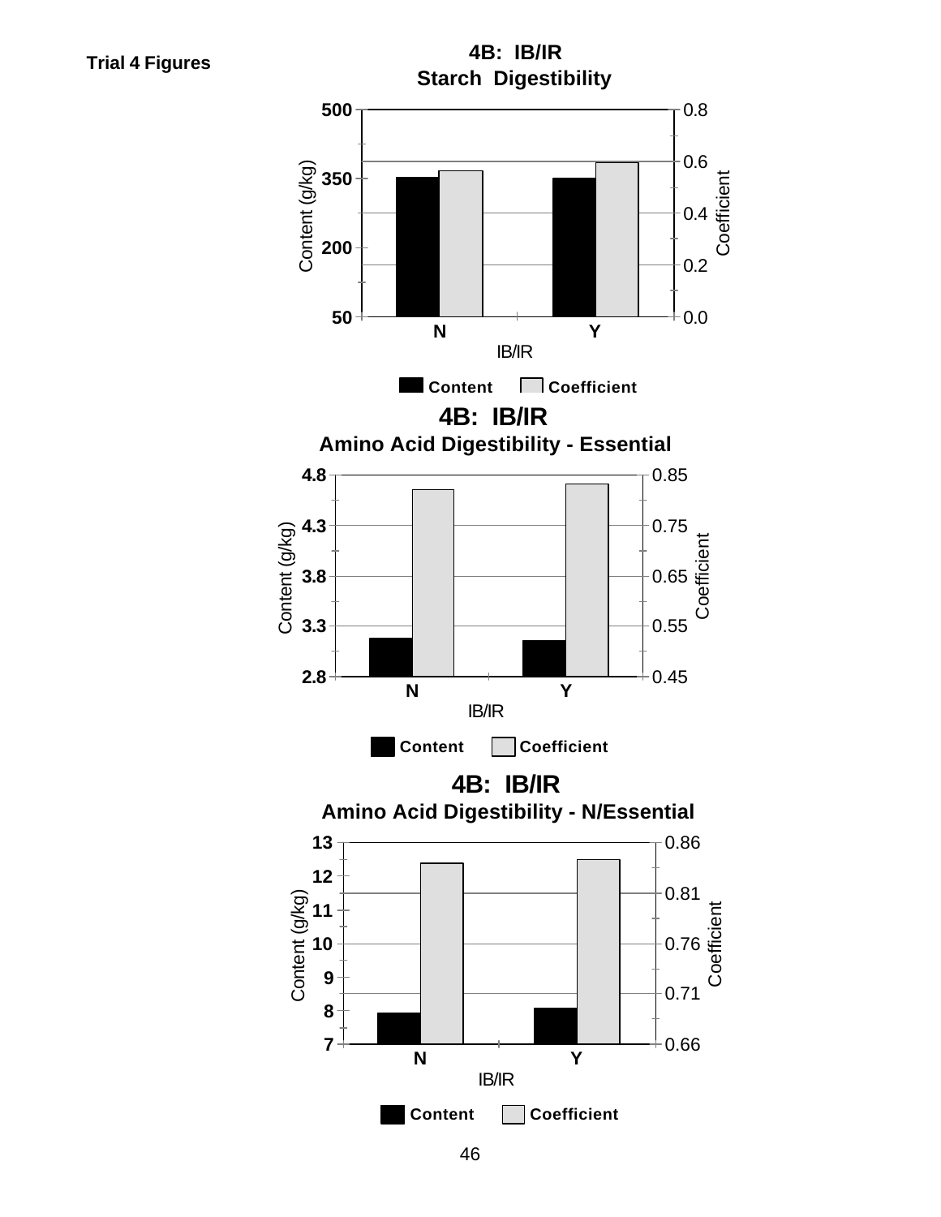**Trial 4 Figures**

**4B: IB/IR**
**Starch Digestibility**

Content (g/kg): 500, 350, 200, 50
Coefficient: 0.8, 0.6, 0.4, 0.2, 0.0

IB/IR: N, Y

Content | Coefficient

**4B: IB/IR**
**Amino Acid Digestibility - Essential**

Content (g/kg): 4.8, 4.3, 3.8, 3.3, 2.8
Coefficient: 0.85, 0.75, 0.65, 0.55, 0.45

IB/IR: N, Y

Content | Coefficient

**4B: IB/IR**
**Amino Acid Digestibility - N/Essential**

Content (g/kg): 13, 12, 11, 10, 9, 8, 7
Coefficient: 0.86, 0.81, 0.76, 0.71, 0.66

IB/IR: N, Y

Content | Coefficient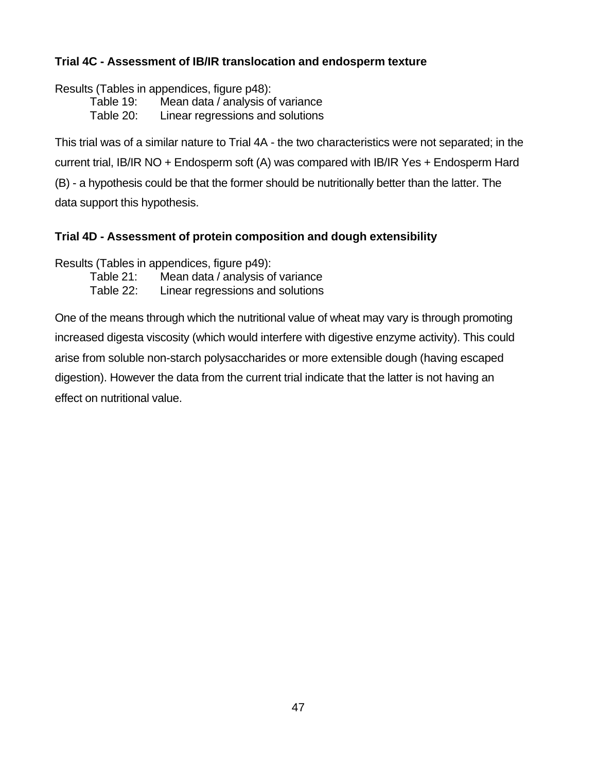**Trial 4C - Assessment of IB/IR translocation and endosperm texture**

Results (Tables in appendices, figure p48):

Table 19: Mean data / analysis of variance
Table 20: Linear regressions and solutions

This trial was of a similar nature to Trial 4A - the two characteristics were not separated; in the current trial, IB/IR NO + Endosperm soft (A) was compared with IB/IR Yes + Endosperm Hard (B) - a hypothesis could be that the former should be nutritionally better than the latter. The data support this hypothesis.

**Trial 4D - Assessment of protein composition and dough extensibility**

Results (Tables in appendices, figure p49):

Table 21: Mean data / analysis of variance
Table 22: Linear regressions and solutions

One of the means through which the nutritional value of wheat may vary is through promoting increased digesta viscosity (which would interfere with digestive enzyme activity). This could arise from soluble non-starch polysaccharides or more extensible dough (having escaped digestion). However the data from the current trial indicate that the latter is not having an effect on nutritional value.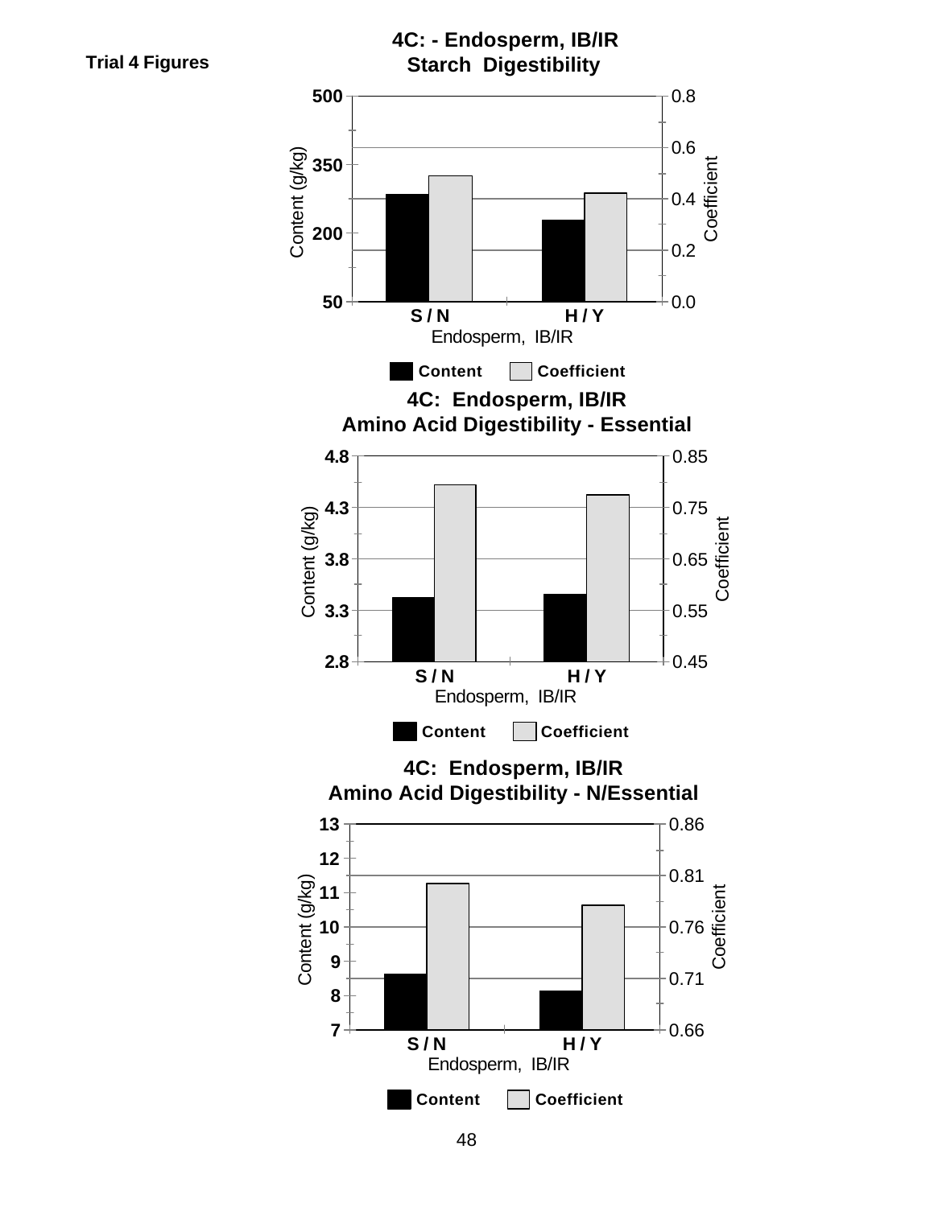**Trial 4 Figures**

**4C: - Endosperm, IB/IR**
**Starch Digestibility**

Content (g/kg): 500, 350, 200, 50
Coefficient: 0.8, 0.6, 0.4, 0.2, 0.0

**S / N** **H / Y**

Endosperm, IB/IR

Content Coefficient

**4C: Endosperm, IB/IR**
**Amino Acid Digestibility - Essential**

Content (g/kg): 4.8, 4.3, 3.8, 3.3, 2.8
Coefficient: 0.85, 0.75, 0.65, 0.55, 0.45

**S / N** **H / Y**

Endosperm, IB/IR

Content Coefficient

**4C: Endosperm, IB/IR**
**Amino Acid Digestibility - N/Essential**

Content (g/kg): 13, 12, 11, 10, 9, 8, 7
Coefficient: 0.86, 0.81, 0.76, 0.71, 0.66

**S / N** **H / Y**

Endosperm, IB/IR

Content Coefficient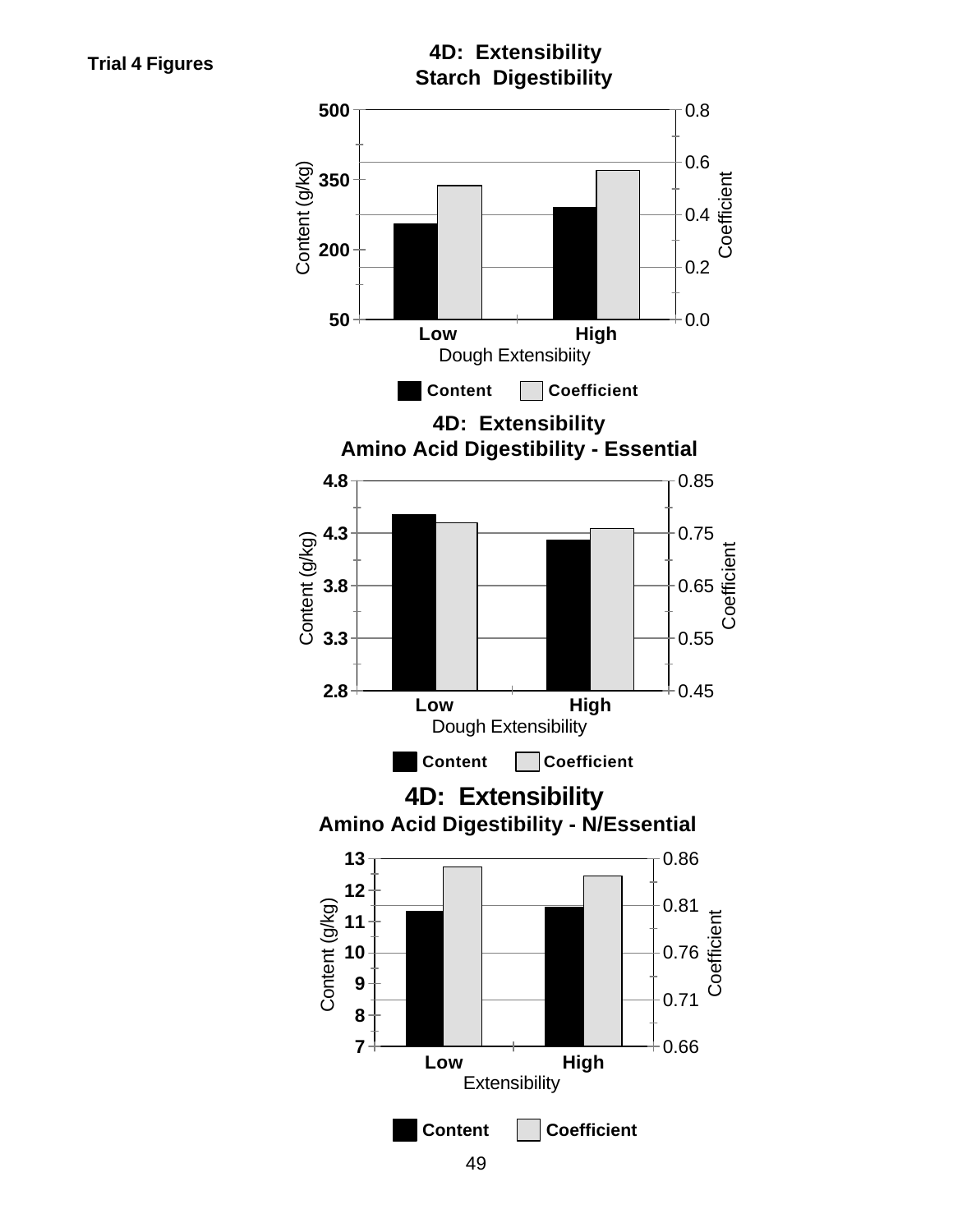**Trial 4 Figures**

**4D: Extensibility**
**Starch Digestibility**

Content (g/kg) | Coefficient

Low | High
Dough Extensibiity

Content | Coefficient

**4D: Extensibility**
**Amino Acid Digestibility - Essential**

Content (g/kg) | Coefficient

Low | High
Dough Extensibility

Content | Coefficient

**4D: Extensibility**
**Amino Acid Digestibility - N/Essential**

Content (g/kg) | Coefficient

Low | High
Extensibility

Content | Coefficient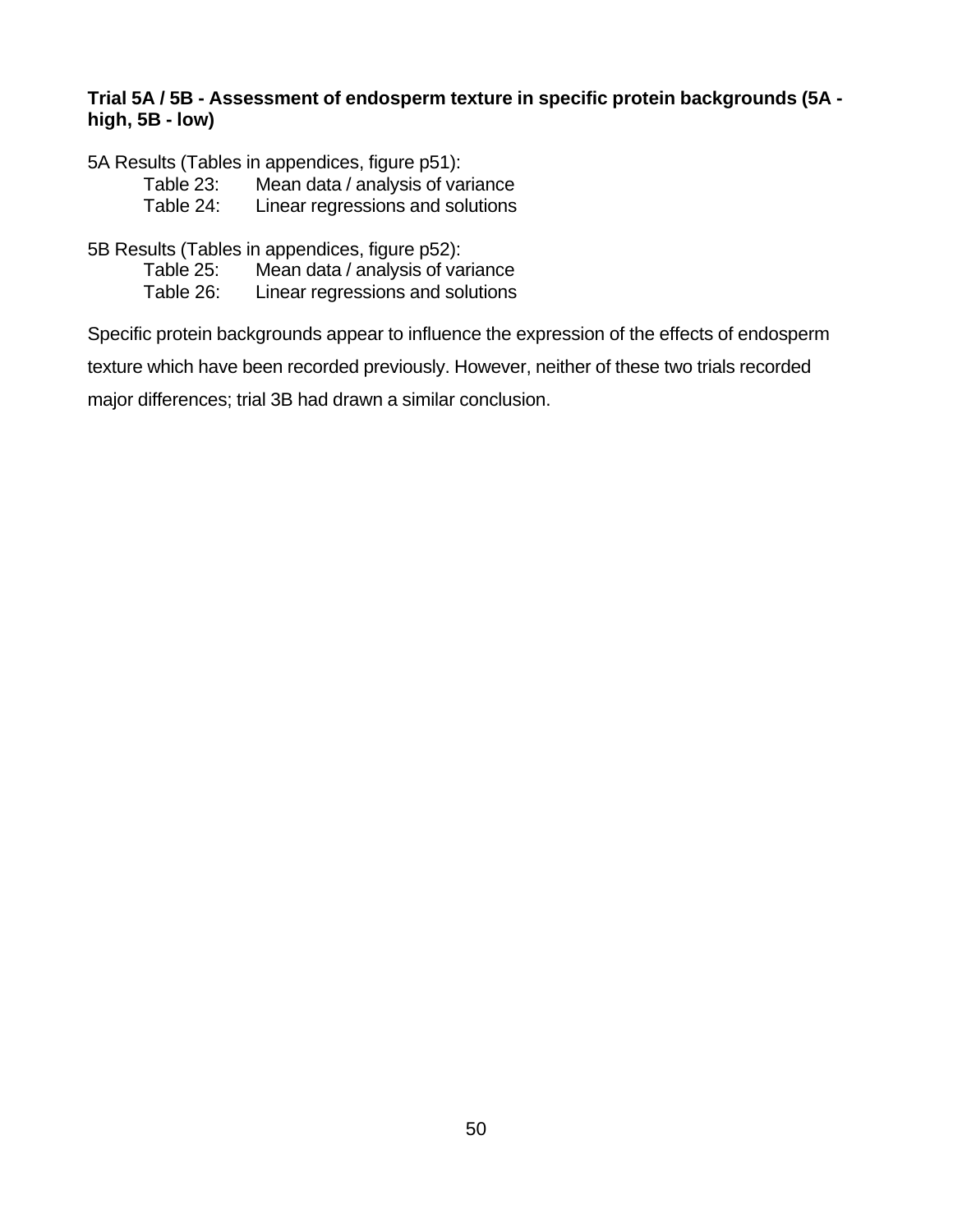**Trial 5A / 5B - Assessment of endosperm texture in specific protein backgrounds (5A - high, 5B - low)**

5A Results (Tables in appendices, figure p51):

- Table 23: Mean data / analysis of variance
- Table 24: Linear regressions and solutions

5B Results (Tables in appendices, figure p52):

- Table 25: Mean data / analysis of variance
- Table 26: Linear regressions and solutions

Specific protein backgrounds appear to influence the expression of the effects of endosperm texture which have been recorded previously. However, neither of these two trials recorded major differences; trial 3B had drawn a similar conclusion.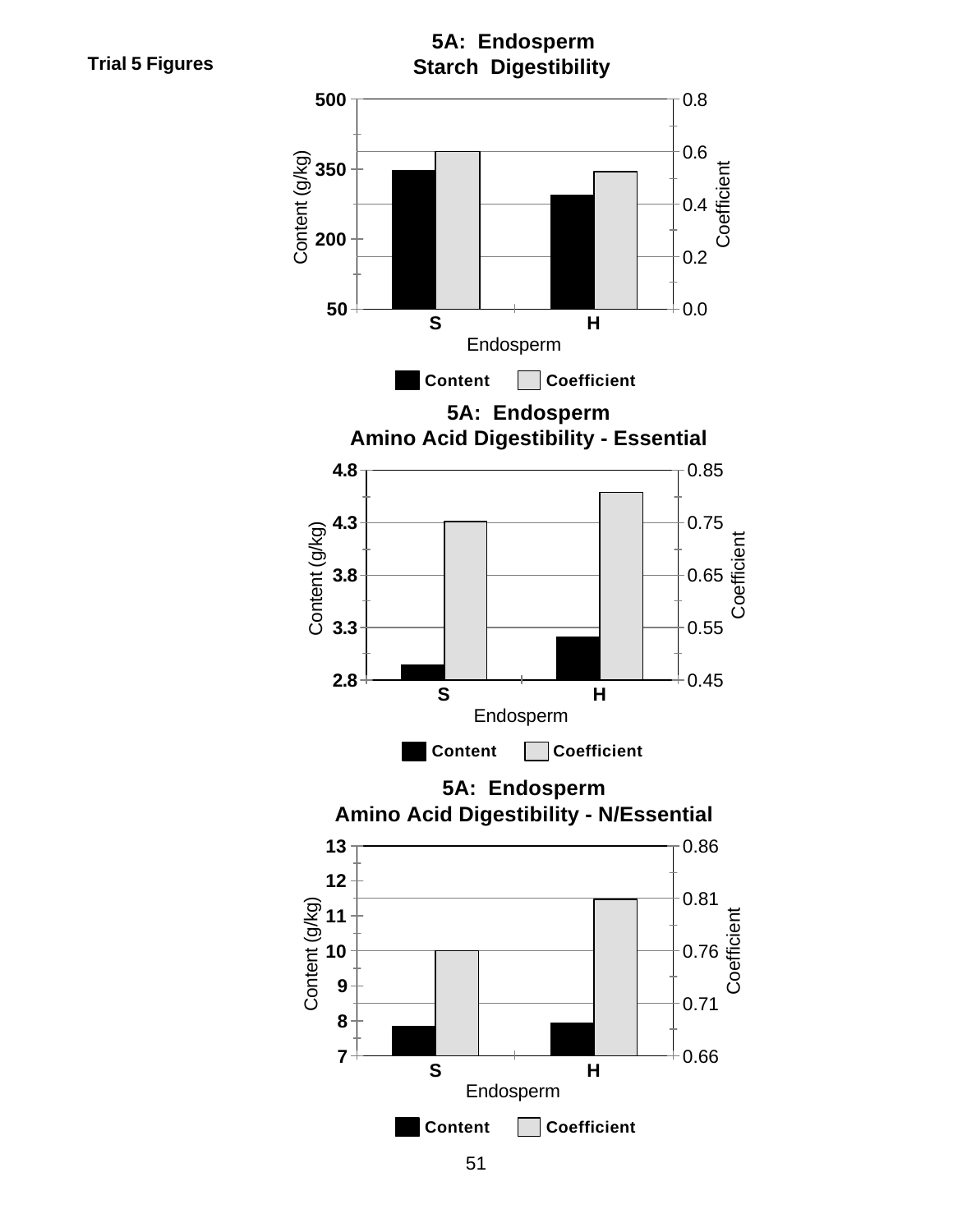**Trial 5 Figures**

5A: Endosperm
Starch Digestibility

Content (g/kg): 500, 350, 200, 50
Coefficient: 0.8, 0.6, 0.4, 0.2, 0.0

S H
Endosperm

Content Coefficient

5A: Endosperm
Amino Acid Digestibility - Essential

Content (g/kg): 4.8, 4.3, 3.8, 3.3, 2.8
Coefficient: 0.85, 0.75, 0.65, 0.55, 0.45

S H
Endosperm

Content Coefficient

5A: Endosperm
Amino Acid Digestibility - N/Essential

Content (g/kg): 13, 12, 11, 10, 9, 8, 7
Coefficient: 0.86, 0.81, 0.76, 0.71, 0.66

S H
Endosperm

Content Coefficient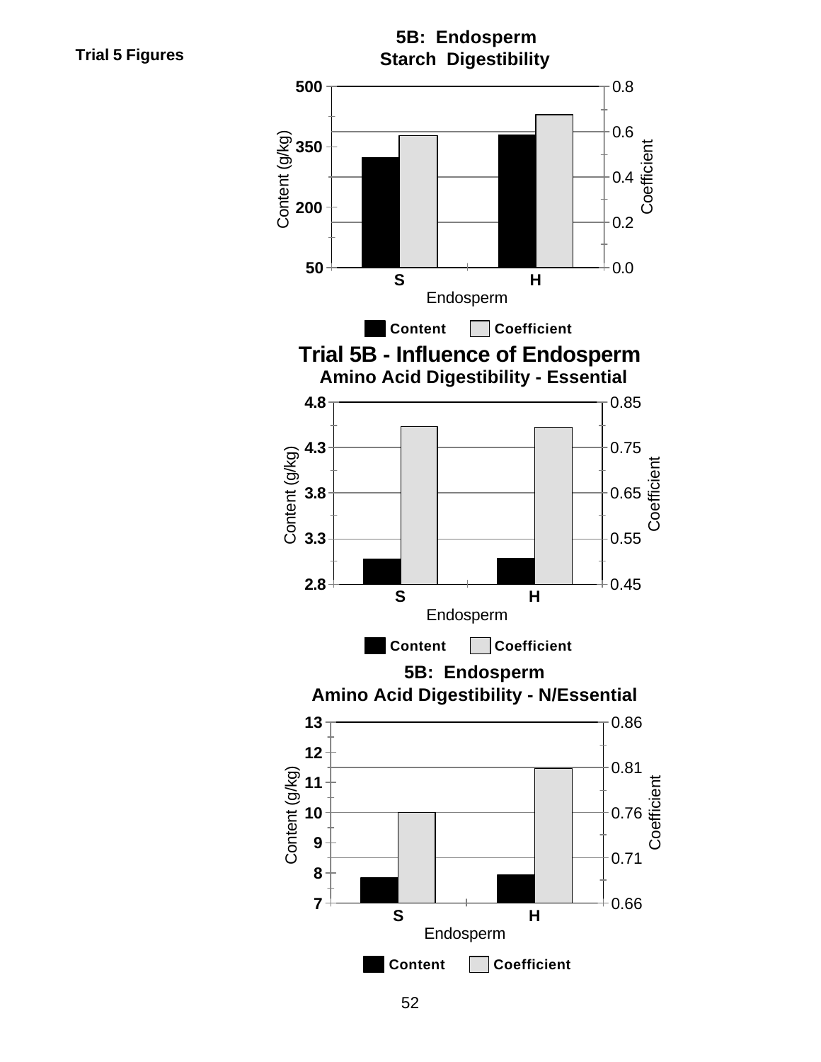**Trial 5 Figures**

### 5B: Endosperm Starch Digestibility

Content (g/kg) axis: 50, 200, 350, 500. Coefficient axis: 0.0, 0.2, 0.4, 0.6, 0.8.

Endosperm: S, H

Legend: Content, Coefficient

### Trial 5B - Influence of Endosperm Amino Acid Digestibility - Essential

Content (g/kg) axis: 2.8, 3.3, 3.8, 4.3, 4.8. Coefficient axis: 0.45, 0.55, 0.65, 0.75, 0.85.

Endosperm: S, H

Legend: Content, Coefficient

### 5B: Endosperm Amino Acid Digestibility - N/Essential

Content (g/kg) axis: 7, 8, 9, 10, 11, 12, 13. Coefficient axis: 0.66, 0.71, 0.76, 0.81, 0.86.

Endosperm: S, H

Legend: Content, Coefficient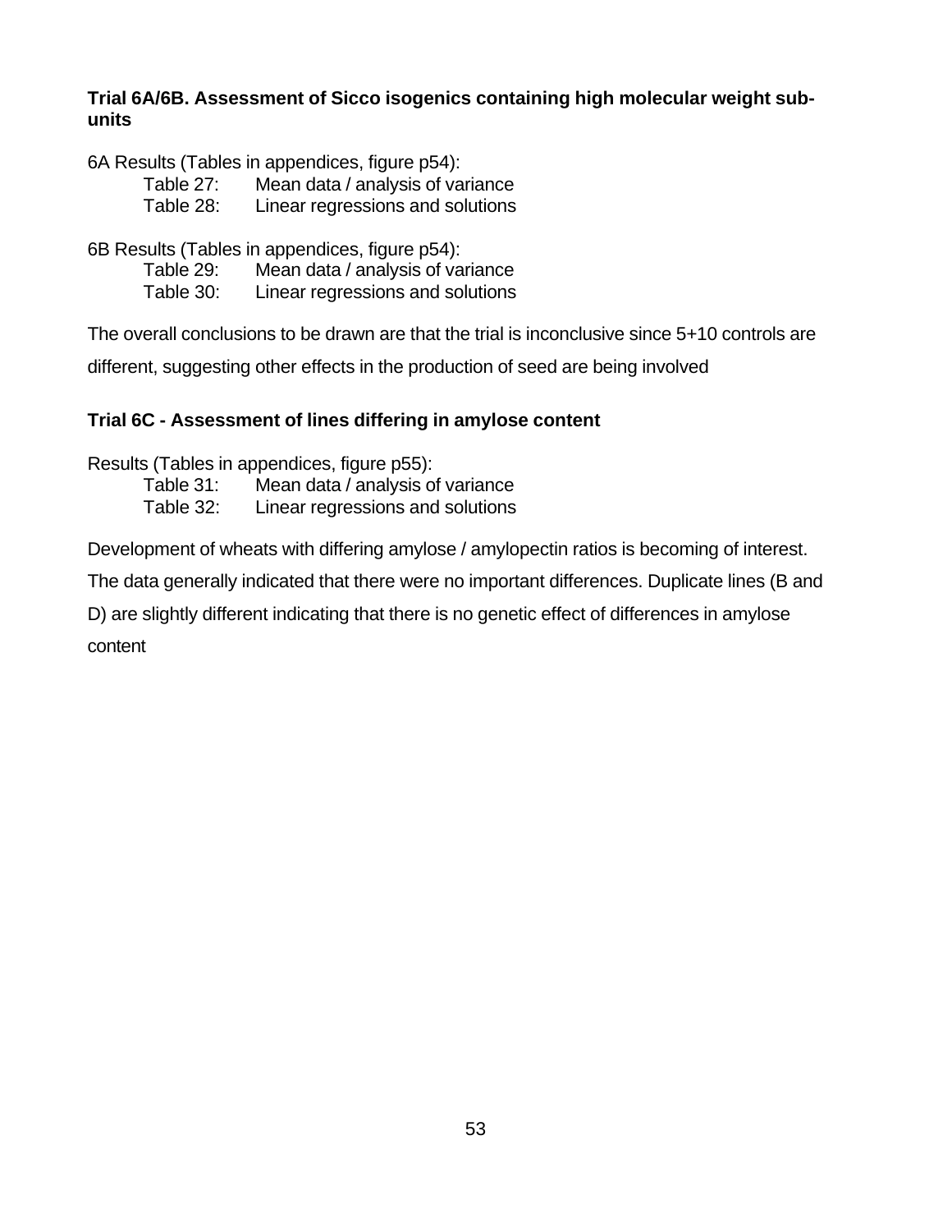### Trial 6A/6B. Assessment of Sicco isogenics containing high molecular weight sub-units

6A Results (Tables in appendices, figure p54):

- Table 27: Mean data / analysis of variance
- Table 28: Linear regressions and solutions

6B Results (Tables in appendices, figure p54):

- Table 29: Mean data / analysis of variance
- Table 30: Linear regressions and solutions

The overall conclusions to be drawn are that the trial is inconclusive since 5+10 controls are different, suggesting other effects in the production of seed are being involved

### Trial 6C - Assessment of lines differing in amylose content

Results (Tables in appendices, figure p55):

- Table 31: Mean data / analysis of variance
- Table 32: Linear regressions and solutions

Development of wheats with differing amylose / amylopectin ratios is becoming of interest. The data generally indicated that there were no important differences. Duplicate lines (B and D) are slightly different indicating that there is no genetic effect of differences in amylose content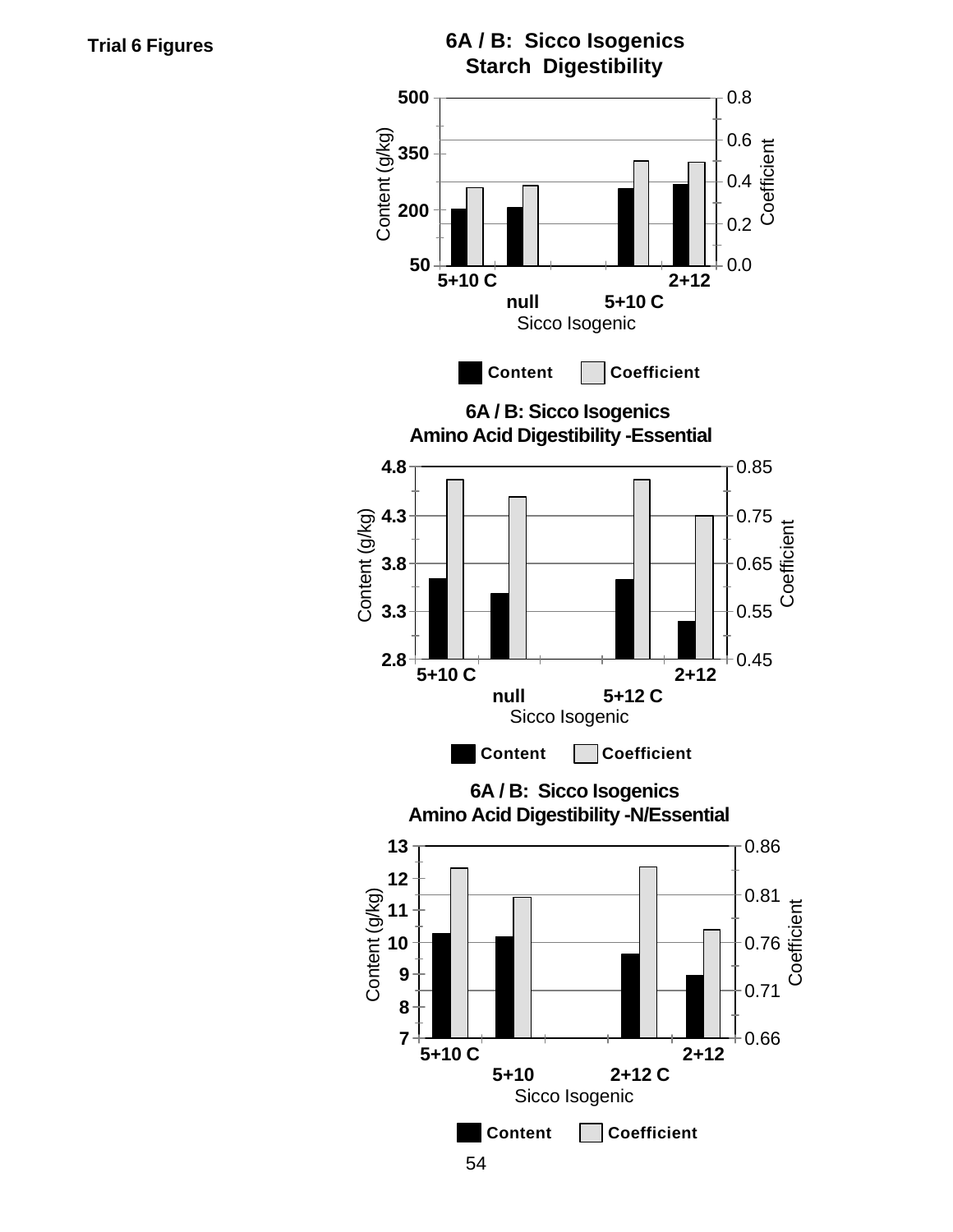**Trial 6 Figures**

### 6A / B: Sicco Isogenics
### Starch Digestibility

Content (g/kg): 500, 350, 200, 50

Coefficient: 0.8, 0.6, 0.4, 0.2, 0.0

5+10 C | null | 5+10 C | 2+12

Sicco Isogenic

Content | Coefficient

### 6A / B: Sicco Isogenics
### Amino Acid Digestibility -Essential

Content (g/kg): 4.8, 4.3, 3.8, 3.3, 2.8

Coefficient: 0.85, 0.75, 0.65, 0.55, 0.45

5+10 C | null | 5+12 C | 2+12

Sicco Isogenic

Content | Coefficient

### 6A / B: Sicco Isogenics
### Amino Acid Digestibility -N/Essential

Content (g/kg): 13, 12, 11, 10, 9, 8, 7

Coefficient: 0.86, 0.81, 0.76, 0.71, 0.66

5+10 C | 5+10 | 2+12 C | 2+12

Sicco Isogenic

Content | Coefficient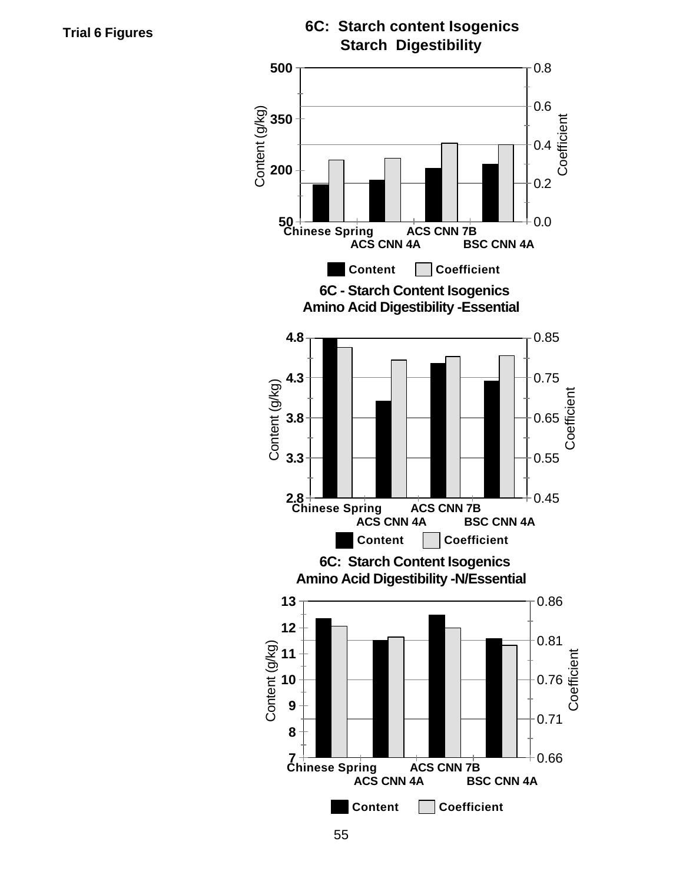**Trial 6 Figures**

**6C: Starch content Isogenics**
**Starch Digestibility**

Content (g/kg) axis: 50, 200, 350, 500
Coefficient axis: 0.0, 0.2, 0.4, 0.6, 0.8

Chinese Spring, ACS CNN 4A, ACS CNN 7B, BSC CNN 4A

Content, Coefficient

**6C - Starch Content Isogenics**
**Amino Acid Digestibility -Essential**

Content (g/kg) axis: 2.8, 3.3, 3.8, 4.3, 4.8
Coefficient axis: 0.45, 0.55, 0.65, 0.75, 0.85

Chinese Spring, ACS CNN 4A, ACS CNN 7B, BSC CNN 4A

Content, Coefficient

**6C: Starch Content Isogenics**
**Amino Acid Digestibility -N/Essential**

Content (g/kg) axis: 7, 8, 9, 10, 11, 12, 13
Coefficient axis: 0.66, 0.71, 0.76, 0.81, 0.86

Chinese Spring, ACS CNN 4A, ACS CNN 7B, BSC CNN 4A

Content, Coefficient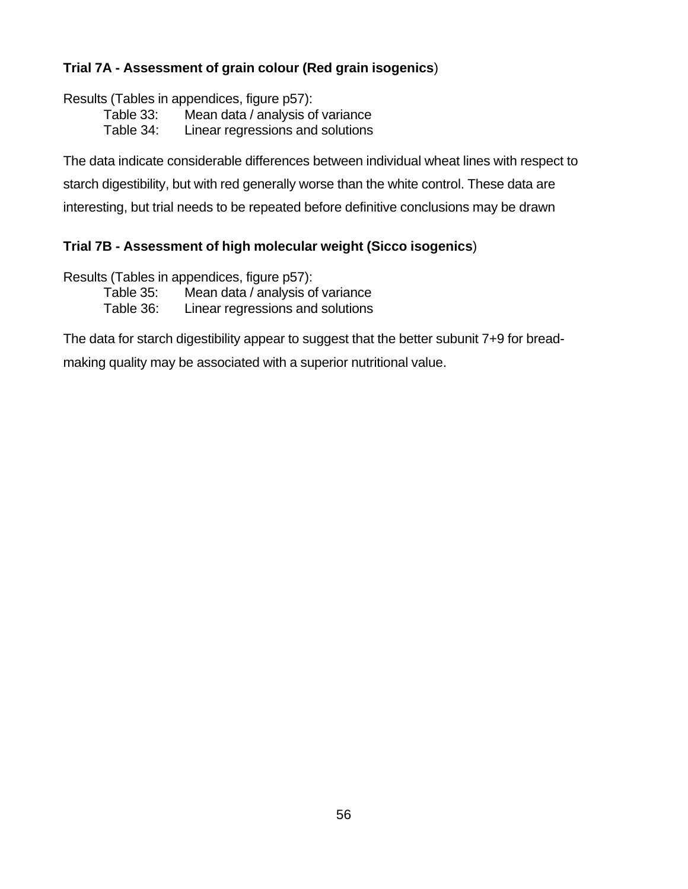### Trial 7A - Assessment of grain colour (Red grain isogenics)

Results (Tables in appendices, figure p57):

Table 33: Mean data / analysis of variance
Table 34: Linear regressions and solutions

The data indicate considerable differences between individual wheat lines with respect to starch digestibility, but with red generally worse than the white control. These data are interesting, but trial needs to be repeated before definitive conclusions may be drawn

### Trial 7B - Assessment of high molecular weight (Sicco isogenics)

Results (Tables in appendices, figure p57):

Table 35: Mean data / analysis of variance
Table 36: Linear regressions and solutions

The data for starch digestibility appear to suggest that the better subunit 7+9 for bread-making quality may be associated with a superior nutritional value.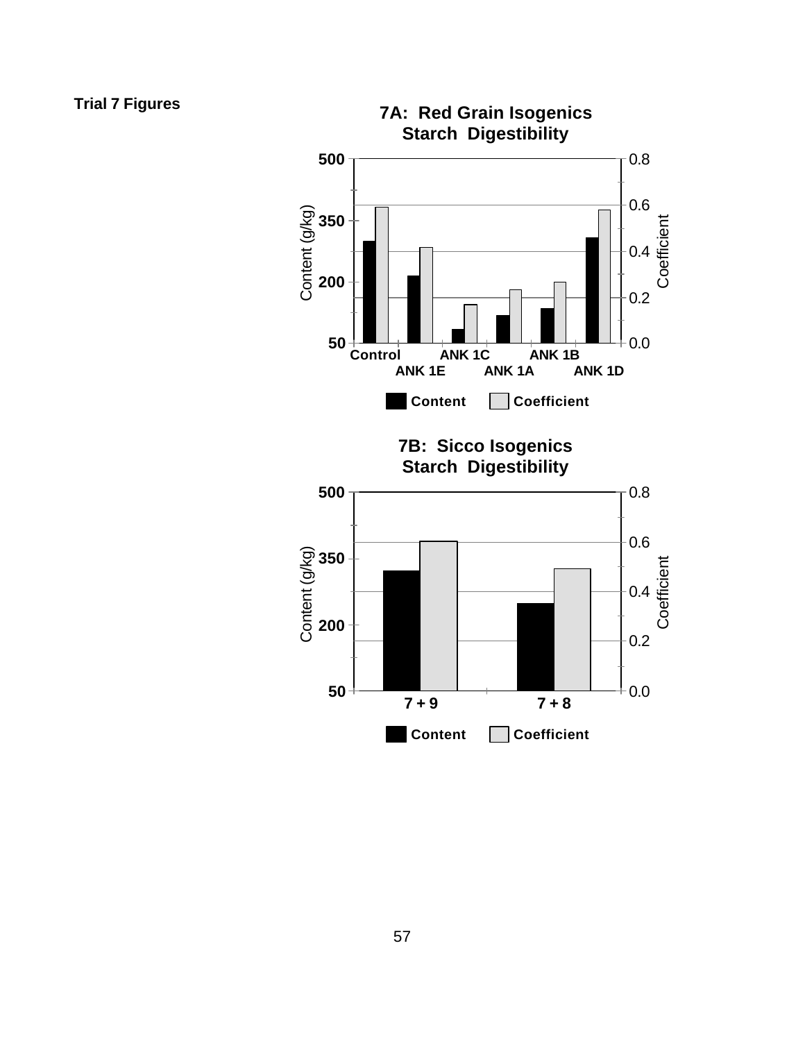**Trial 7 Figures**

**7A: Red Grain Isogenics**
**Starch Digestibility**

Content (g/kg) | Coefficient

Control, ANK 1E, ANK 1C, ANK 1A, ANK 1B, ANK 1D

Content | Coefficient

**7B: Sicco Isogenics**
**Starch Digestibility**

Content (g/kg) | Coefficient

7 + 9, 7 + 8

Content | Coefficient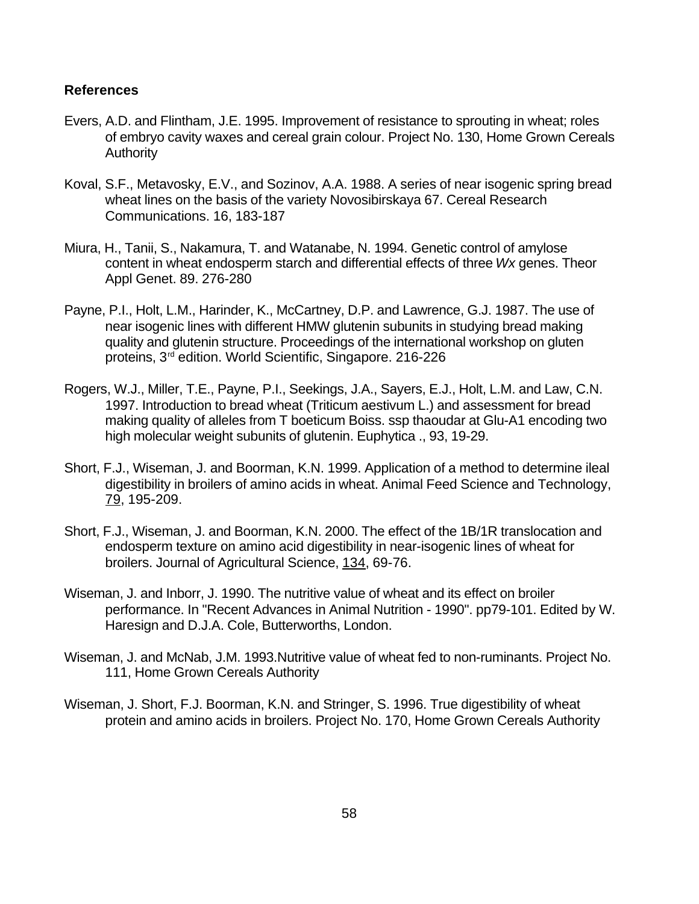## References

Evers, A.D. and Flintham, J.E. 1995. Improvement of resistance to sprouting in wheat; roles of embryo cavity waxes and cereal grain colour. Project No. 130, Home Grown Cereals Authority

Koval, S.F., Metavosky, E.V., and Sozinov, A.A. 1988. A series of near isogenic spring bread wheat lines on the basis of the variety Novosibirskaya 67. Cereal Research Communications. 16, 183-187

Miura, H., Tanii, S., Nakamura, T. and Watanabe, N. 1994. Genetic control of amylose content in wheat endosperm starch and differential effects of three *Wx* genes. Theor Appl Genet. 89. 276-280

Payne, P.I., Holt, L.M., Harinder, K., McCartney, D.P. and Lawrence, G.J. 1987. The use of near isogenic lines with different HMW glutenin subunits in studying bread making quality and glutenin structure. Proceedings of the international workshop on gluten proteins, 3rd edition. World Scientific, Singapore. 216-226

Rogers, W.J., Miller, T.E., Payne, P.I., Seekings, J.A., Sayers, E.J., Holt, L.M. and Law, C.N. 1997. Introduction to bread wheat (Triticum aestivum L.) and assessment for bread making quality of alleles from T boeticum Boiss. ssp thaoudar at Glu-A1 encoding two high molecular weight subunits of glutenin. Euphytica ., 93, 19-29.

Short, F.J., Wiseman, J. and Boorman, K.N. 1999. Application of a method to determine ileal digestibility in broilers of amino acids in wheat. Animal Feed Science and Technology, 79, 195-209.

Short, F.J., Wiseman, J. and Boorman, K.N. 2000. The effect of the 1B/1R translocation and endosperm texture on amino acid digestibility in near-isogenic lines of wheat for broilers. Journal of Agricultural Science, 134, 69-76.

Wiseman, J. and Inborr, J. 1990. The nutritive value of wheat and its effect on broiler performance. In "Recent Advances in Animal Nutrition - 1990". pp79-101. Edited by W. Haresign and D.J.A. Cole, Butterworths, London.

Wiseman, J. and McNab, J.M. 1993.Nutritive value of wheat fed to non-ruminants. Project No. 111, Home Grown Cereals Authority

Wiseman, J. Short, F.J. Boorman, K.N. and Stringer, S. 1996. True digestibility of wheat protein and amino acids in broilers. Project No. 170, Home Grown Cereals Authority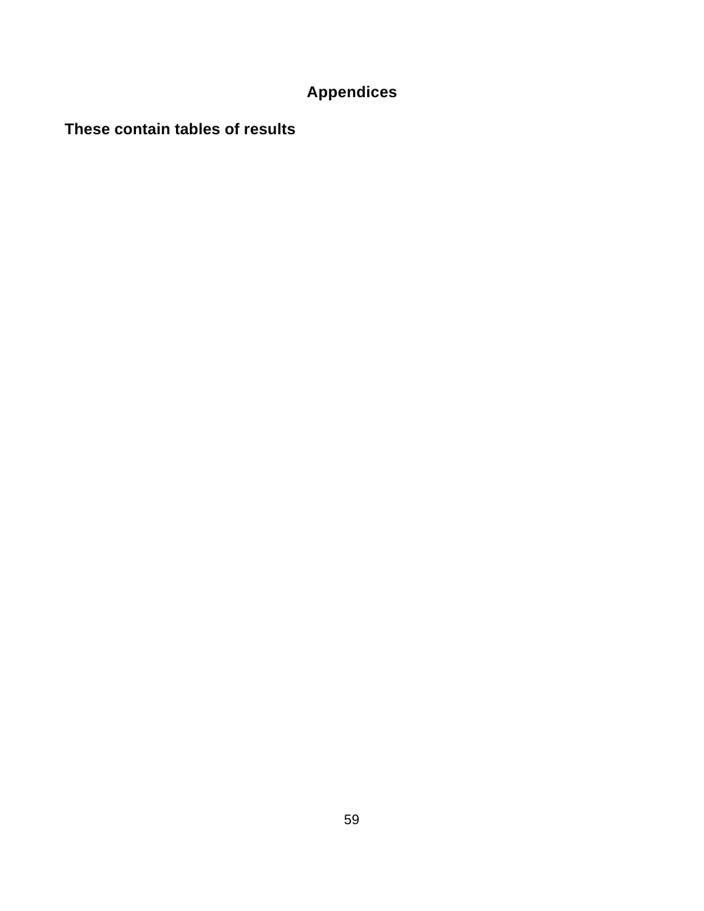# Appendices

**These contain tables of results**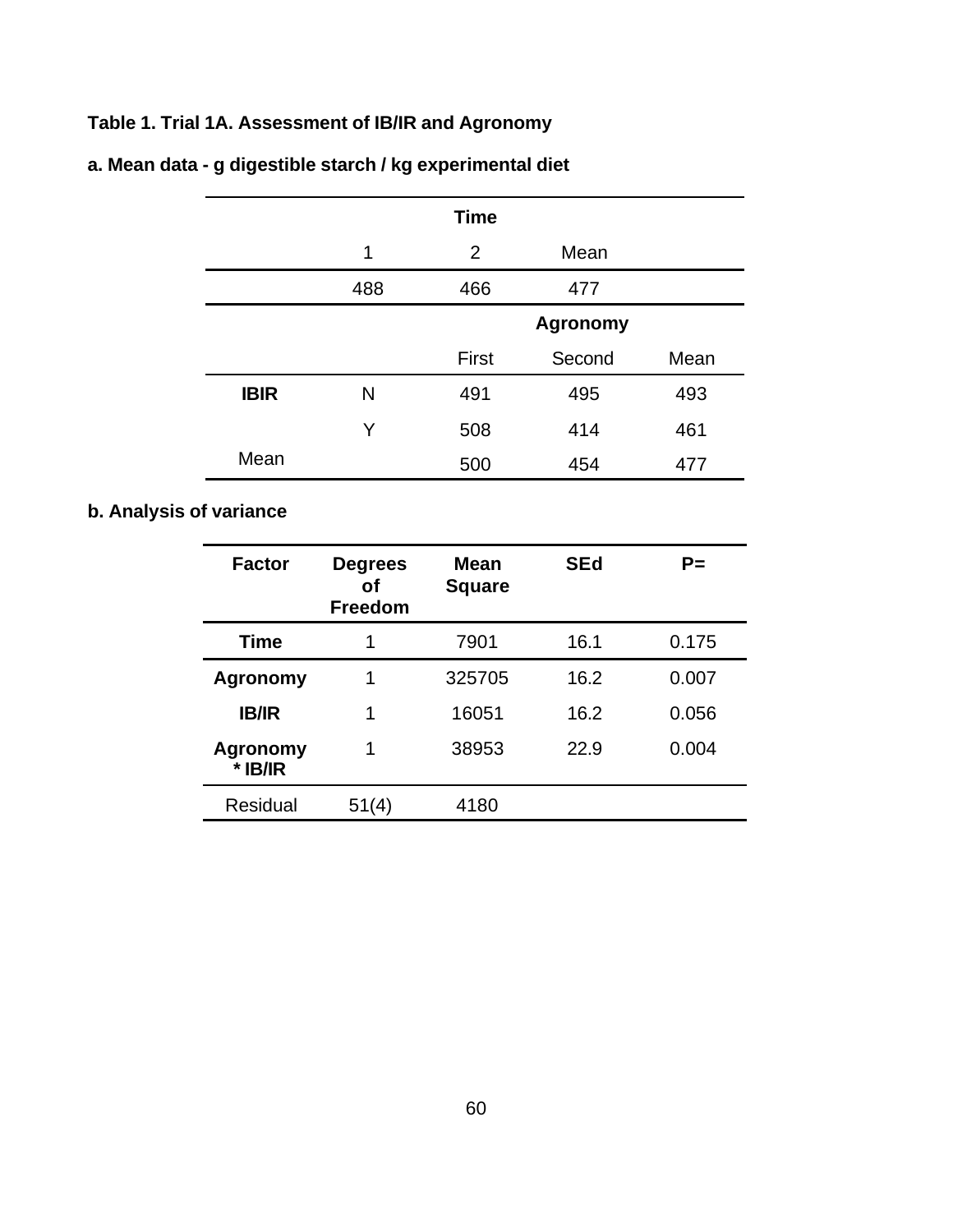**Table 1. Trial 1A. Assessment of IB/IR and Agronomy**

**a. Mean data - g digestible starch / kg experimental diet**

| | Time | | |
|---|---|---|---|
| 1 | 2 | Mean | |
| 488 | 466 | 477 | |

| | | Agronomy | | |
|---|---|---|---|---|
| | | First | Second | Mean |
| **IBIR** | N | 491 | 495 | 493 |
| | Y | 508 | 414 | 461 |
| Mean | | 500 | 454 | 477 |

**b. Analysis of variance**

| Factor | Degrees of Freedom | Mean Square | SEd | P= |
|---|---|---|---|---|
| **Time** | 1 | 7901 | 16.1 | 0.175 |
| **Agronomy** | 1 | 325705 | 16.2 | 0.007 |
| **IB/IR** | 1 | 16051 | 16.2 | 0.056 |
| **Agronomy * IB/IR** | 1 | 38953 | 22.9 | 0.004 |
| Residual | 51(4) | 4180 | | |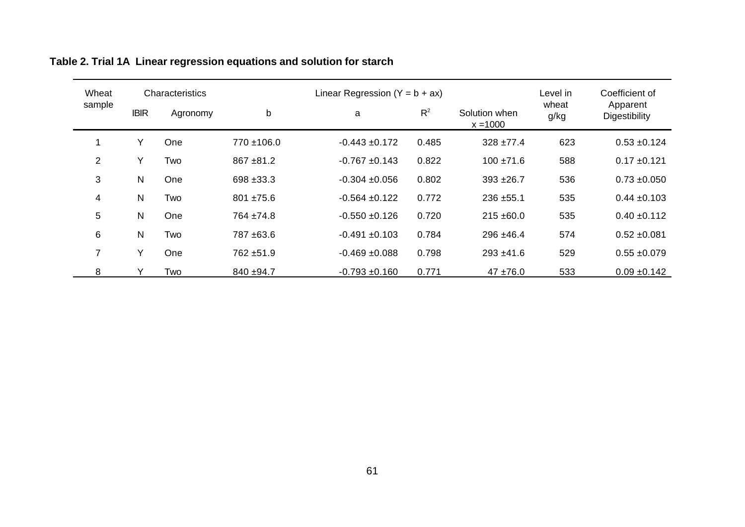**Table 2. Trial 1A  Linear regression equations and solution for starch**

| Wheat sample | Characteristics | | Linear Regression ($Y = b + ax$) | | | | Level in wheat g/kg | Coefficient of Apparent Digestibility |
|---|---|---|---|---|---|---|---|---|
| | IBIR | Agronomy | b | a | $R^2$ | Solution when $x = 1000$ | | |
| 1 | Y | One | 770 ±106.0 | -0.443 ±0.172 | 0.485 | 328 ±77.4 | 623 | 0.53 ±0.124 |
| 2 | Y | Two | 867 ±81.2 | -0.767 ±0.143 | 0.822 | 100 ±71.6 | 588 | 0.17 ±0.121 |
| 3 | N | One | 698 ±33.3 | -0.304 ±0.056 | 0.802 | 393 ±26.7 | 536 | 0.73 ±0.050 |
| 4 | N | Two | 801 ±75.6 | -0.564 ±0.122 | 0.772 | 236 ±55.1 | 535 | 0.44 ±0.103 |
| 5 | N | One | 764 ±74.8 | -0.550 ±0.126 | 0.720 | 215 ±60.0 | 535 | 0.40 ±0.112 |
| 6 | N | Two | 787 ±63.6 | -0.491 ±0.103 | 0.784 | 296 ±46.4 | 574 | 0.52 ±0.081 |
| 7 | Y | One | 762 ±51.9 | -0.469 ±0.088 | 0.798 | 293 ±41.6 | 529 | 0.55 ±0.079 |
| 8 | Y | Two | 840 ±94.7 | -0.793 ±0.160 | 0.771 | 47 ±76.0 | 533 | 0.09 ±0.142 |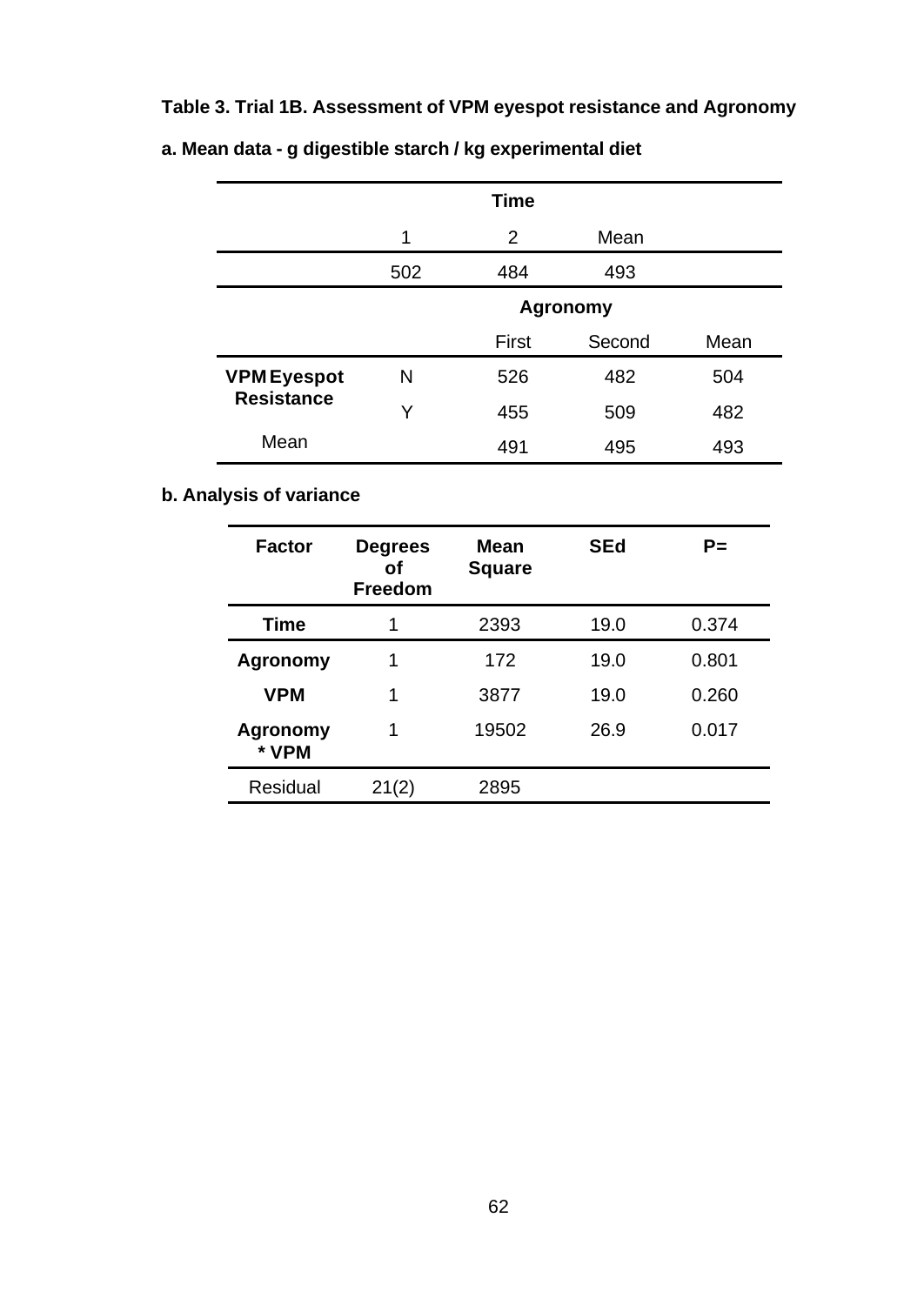**Table 3. Trial 1B. Assessment of VPM eyespot resistance and Agronomy**

**a. Mean data - g digestible starch / kg experimental diet**

| | | **Time** | | |
|---|---|---|---|---|
| | 1 | 2 | Mean | |
| | 502 | 484 | 493 | |
| | | **Agronomy** | | |
| | | First | Second | Mean |
| **VPM Eyespot Resistance** | N | 526 | 482 | 504 |
| | Y | 455 | 509 | 482 |
| Mean | | 491 | 495 | 493 |

**b. Analysis of variance**

| **Factor** | **Degrees of Freedom** | **Mean Square** | **SEd** | **P=** |
|---|---|---|---|---|
| **Time** | 1 | 2393 | 19.0 | 0.374 |
| **Agronomy** | 1 | 172 | 19.0 | 0.801 |
| **VPM** | 1 | 3877 | 19.0 | 0.260 |
| **Agronomy * VPM** | 1 | 19502 | 26.9 | 0.017 |
| Residual | 21(2) | 2895 | | |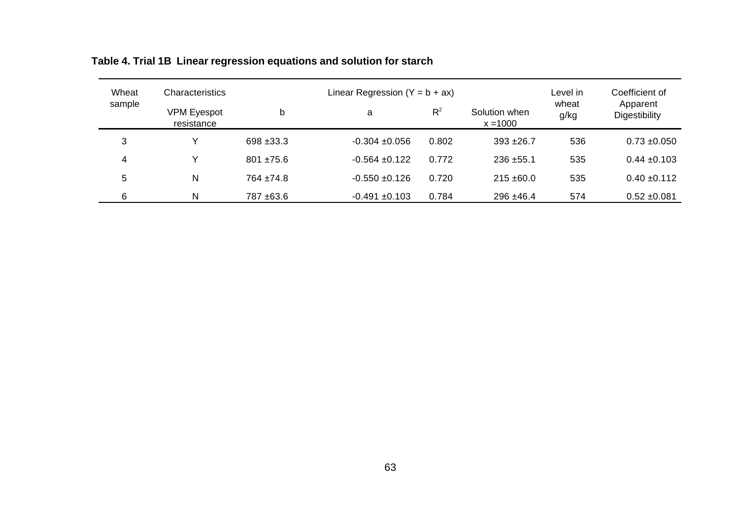**Table 4. Trial 1B Linear regression equations and solution for starch**

| Wheat sample | Characteristics | Linear Regression ($Y = b + ax$) | | | | Level in wheat g/kg | Coefficient of Apparent Digestibility |
|---|---|---|---|---|---|---|---|
| | VPM Eyespot resistance | b | a | $R^2$ | Solution when x =1000 | | |
| 3 | Y | 698 ±33.3 | -0.304 ±0.056 | 0.802 | 393 ±26.7 | 536 | 0.73 ±0.050 |
| 4 | Y | 801 ±75.6 | -0.564 ±0.122 | 0.772 | 236 ±55.1 | 535 | 0.44 ±0.103 |
| 5 | N | 764 ±74.8 | -0.550 ±0.126 | 0.720 | 215 ±60.0 | 535 | 0.40 ±0.112 |
| 6 | N | 787 ±63.6 | -0.491 ±0.103 | 0.784 | 296 ±46.4 | 574 | 0.52 ±0.081 |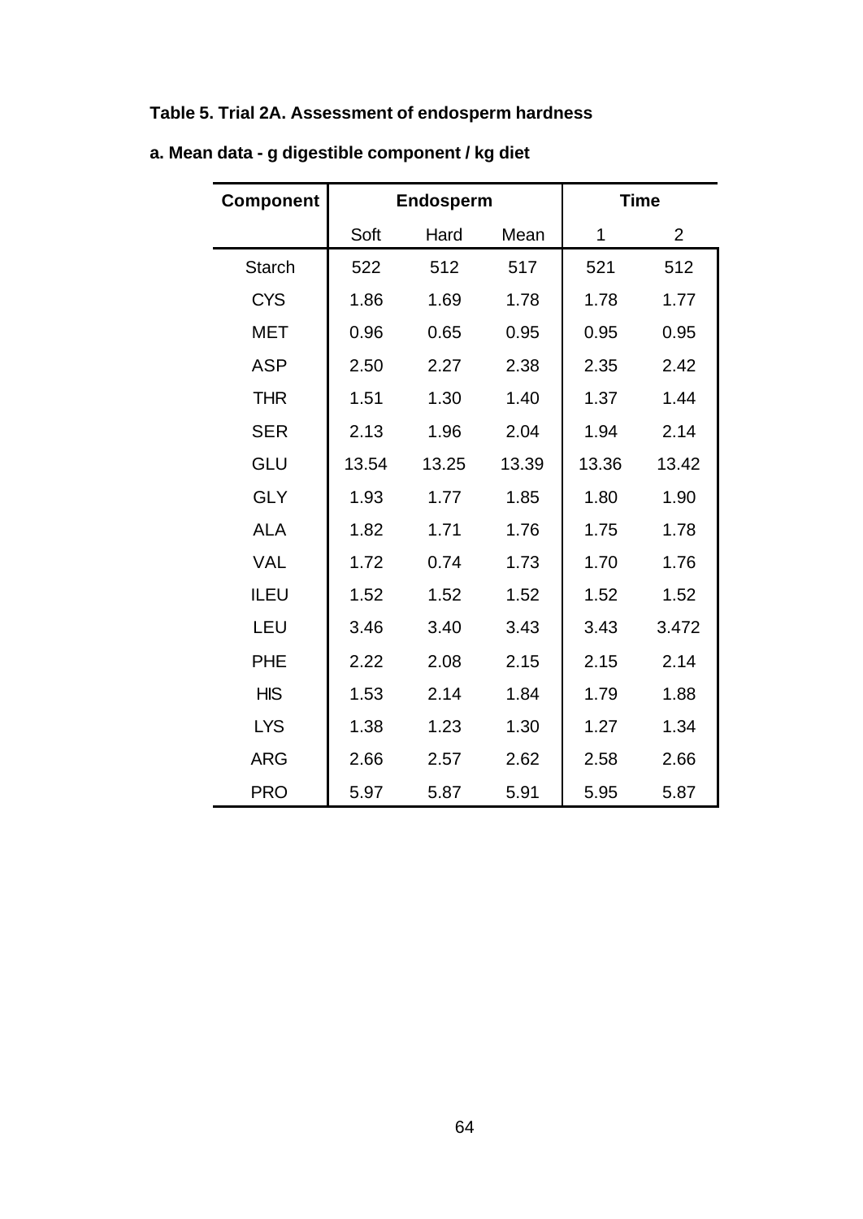**Table 5. Trial 2A. Assessment of endosperm hardness**

**a. Mean data - g digestible component / kg diet**

| Component | Endosperm | | | Time | |
|---|---|---|---|---|---|
| | Soft | Hard | Mean | 1 | 2 |
| Starch | 522 | 512 | 517 | 521 | 512 |
| CYS | 1.86 | 1.69 | 1.78 | 1.78 | 1.77 |
| MET | 0.96 | 0.65 | 0.95 | 0.95 | 0.95 |
| ASP | 2.50 | 2.27 | 2.38 | 2.35 | 2.42 |
| THR | 1.51 | 1.30 | 1.40 | 1.37 | 1.44 |
| SER | 2.13 | 1.96 | 2.04 | 1.94 | 2.14 |
| GLU | 13.54 | 13.25 | 13.39 | 13.36 | 13.42 |
| GLY | 1.93 | 1.77 | 1.85 | 1.80 | 1.90 |
| ALA | 1.82 | 1.71 | 1.76 | 1.75 | 1.78 |
| VAL | 1.72 | 0.74 | 1.73 | 1.70 | 1.76 |
| ILEU | 1.52 | 1.52 | 1.52 | 1.52 | 1.52 |
| LEU | 3.46 | 3.40 | 3.43 | 3.43 | 3.472 |
| PHE | 2.22 | 2.08 | 2.15 | 2.15 | 2.14 |
| HIS | 1.53 | 2.14 | 1.84 | 1.79 | 1.88 |
| LYS | 1.38 | 1.23 | 1.30 | 1.27 | 1.34 |
| ARG | 2.66 | 2.57 | 2.62 | 2.58 | 2.66 |
| PRO | 5.97 | 5.87 | 5.91 | 5.95 | 5.87 |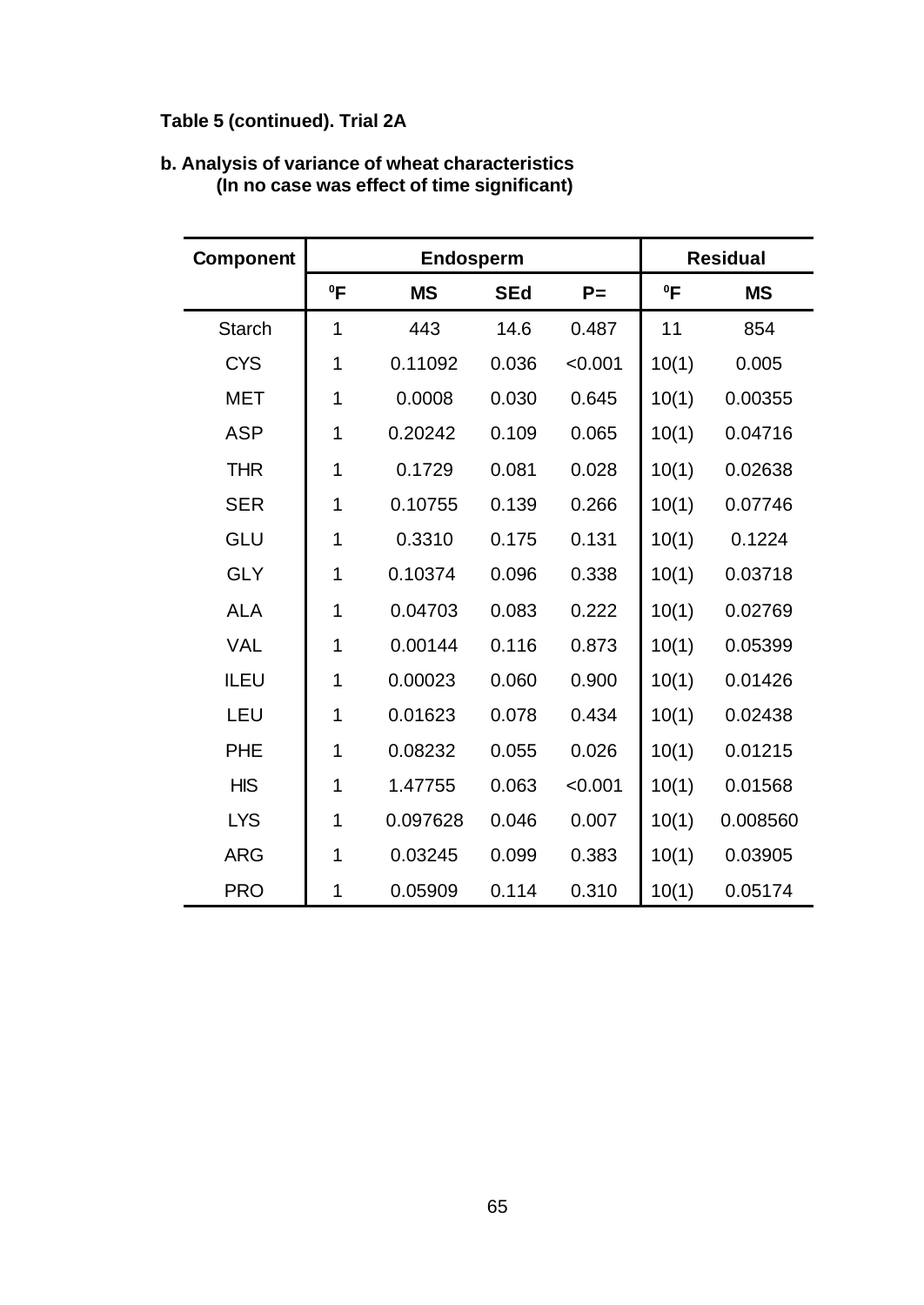**Table 5 (continued). Trial 2A**

**b. Analysis of variance of wheat characteristics**
**(In no case was effect of time significant)**

| Component | Endosperm | | | | Residual | |
|---|---|---|---|---|---|---|
| | °F | MS | SEd | P= | °F | MS |
| Starch | 1 | 443 | 14.6 | 0.487 | 11 | 854 |
| CYS | 1 | 0.11092 | 0.036 | <0.001 | 10(1) | 0.005 |
| MET | 1 | 0.0008 | 0.030 | 0.645 | 10(1) | 0.00355 |
| ASP | 1 | 0.20242 | 0.109 | 0.065 | 10(1) | 0.04716 |
| THR | 1 | 0.1729 | 0.081 | 0.028 | 10(1) | 0.02638 |
| SER | 1 | 0.10755 | 0.139 | 0.266 | 10(1) | 0.07746 |
| GLU | 1 | 0.3310 | 0.175 | 0.131 | 10(1) | 0.1224 |
| GLY | 1 | 0.10374 | 0.096 | 0.338 | 10(1) | 0.03718 |
| ALA | 1 | 0.04703 | 0.083 | 0.222 | 10(1) | 0.02769 |
| VAL | 1 | 0.00144 | 0.116 | 0.873 | 10(1) | 0.05399 |
| ILEU | 1 | 0.00023 | 0.060 | 0.900 | 10(1) | 0.01426 |
| LEU | 1 | 0.01623 | 0.078 | 0.434 | 10(1) | 0.02438 |
| PHE | 1 | 0.08232 | 0.055 | 0.026 | 10(1) | 0.01215 |
| HIS | 1 | 1.47755 | 0.063 | <0.001 | 10(1) | 0.01568 |
| LYS | 1 | 0.097628 | 0.046 | 0.007 | 10(1) | 0.008560 |
| ARG | 1 | 0.03245 | 0.099 | 0.383 | 10(1) | 0.03905 |
| PRO | 1 | 0.05909 | 0.114 | 0.310 | 10(1) | 0.05174 |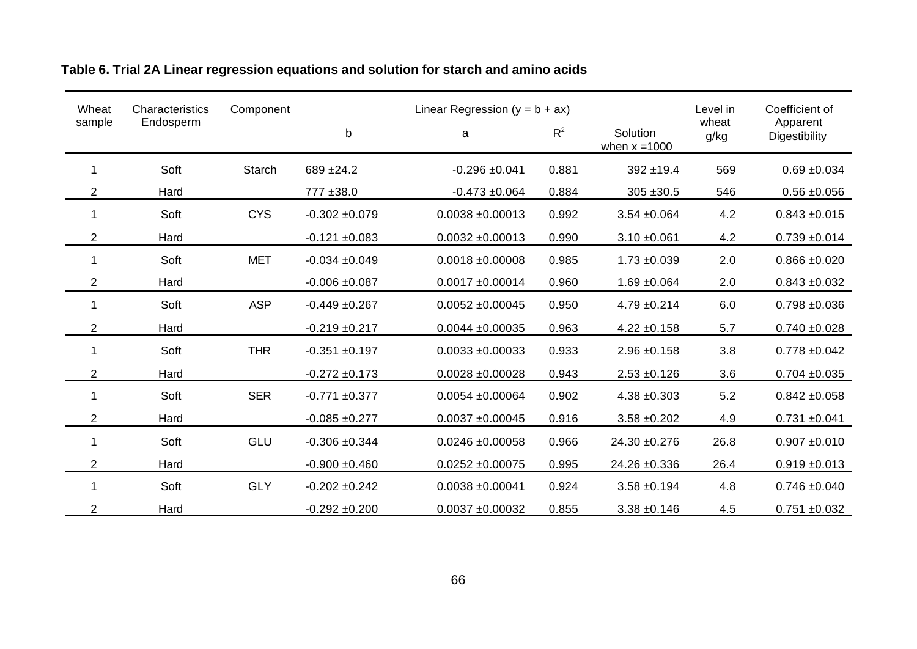**Table 6. Trial 2A Linear regression equations and solution for starch and amino acids**

| Wheat sample | Characteristics Endosperm | Component | Linear Regression ($y = b + ax$) | | | | Level in wheat g/kg | Coefficient of Apparent Digestibility |
|---|---|---|---|---|---|---|---|---|
| | | | b | a | $R^2$ | Solution when x =1000 | | |
| 1 | Soft | Starch | 689 ±24.2 | -0.296 ±0.041 | 0.881 | 392 ±19.4 | 569 | 0.69 ±0.034 |
| 2 | Hard | | 777 ±38.0 | -0.473 ±0.064 | 0.884 | 305 ±30.5 | 546 | 0.56 ±0.056 |
| 1 | Soft | CYS | -0.302 ±0.079 | 0.0038 ±0.00013 | 0.992 | 3.54 ±0.064 | 4.2 | 0.843 ±0.015 |
| 2 | Hard | | -0.121 ±0.083 | 0.0032 ±0.00013 | 0.990 | 3.10 ±0.061 | 4.2 | 0.739 ±0.014 |
| 1 | Soft | MET | -0.034 ±0.049 | 0.0018 ±0.00008 | 0.985 | 1.73 ±0.039 | 2.0 | 0.866 ±0.020 |
| 2 | Hard | | -0.006 ±0.087 | 0.0017 ±0.00014 | 0.960 | 1.69 ±0.064 | 2.0 | 0.843 ±0.032 |
| 1 | Soft | ASP | -0.449 ±0.267 | 0.0052 ±0.00045 | 0.950 | 4.79 ±0.214 | 6.0 | 0.798 ±0.036 |
| 2 | Hard | | -0.219 ±0.217 | 0.0044 ±0.00035 | 0.963 | 4.22 ±0.158 | 5.7 | 0.740 ±0.028 |
| 1 | Soft | THR | -0.351 ±0.197 | 0.0033 ±0.00033 | 0.933 | 2.96 ±0.158 | 3.8 | 0.778 ±0.042 |
| 2 | Hard | | -0.272 ±0.173 | 0.0028 ±0.00028 | 0.943 | 2.53 ±0.126 | 3.6 | 0.704 ±0.035 |
| 1 | Soft | SER | -0.771 ±0.377 | 0.0054 ±0.00064 | 0.902 | 4.38 ±0.303 | 5.2 | 0.842 ±0.058 |
| 2 | Hard | | -0.085 ±0.277 | 0.0037 ±0.00045 | 0.916 | 3.58 ±0.202 | 4.9 | 0.731 ±0.041 |
| 1 | Soft | GLU | -0.306 ±0.344 | 0.0246 ±0.00058 | 0.966 | 24.30 ±0.276 | 26.8 | 0.907 ±0.010 |
| 2 | Hard | | -0.900 ±0.460 | 0.0252 ±0.00075 | 0.995 | 24.26 ±0.336 | 26.4 | 0.919 ±0.013 |
| 1 | Soft | GLY | -0.202 ±0.242 | 0.0038 ±0.00041 | 0.924 | 3.58 ±0.194 | 4.8 | 0.746 ±0.040 |
| 2 | Hard | | -0.292 ±0.200 | 0.0037 ±0.00032 | 0.855 | 3.38 ±0.146 | 4.5 | 0.751 ±0.032 |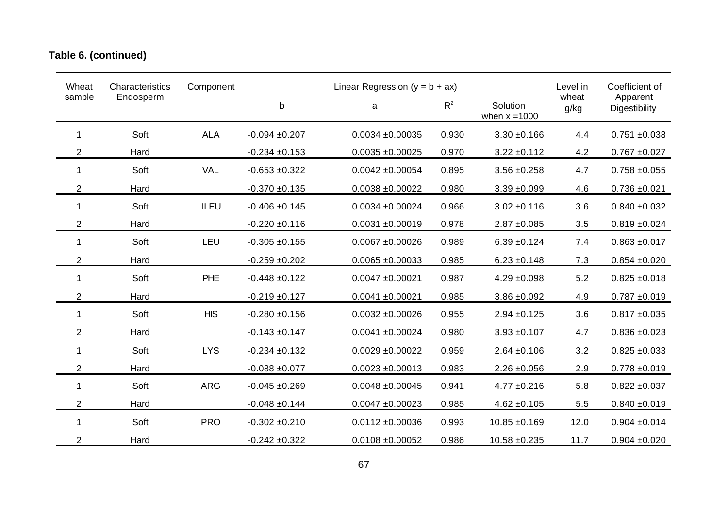**Table 6. (continued)**

| Wheat sample | Characteristics Endosperm | Component | Linear Regression ($y = b + ax$) | | | | Level in wheat g/kg | Coefficient of Apparent Digestibility |
|---|---|---|---|---|---|---|---|---|
| | | | b | a | $R^2$ | Solution when $x = 1000$ | | |
| 1 | Soft | ALA | -0.094 ±0.207 | 0.0034 ±0.00035 | 0.930 | 3.30 ±0.166 | 4.4 | 0.751 ±0.038 |
| 2 | Hard | | -0.234 ±0.153 | 0.0035 ±0.00025 | 0.970 | 3.22 ±0.112 | 4.2 | 0.767 ±0.027 |
| 1 | Soft | VAL | -0.653 ±0.322 | 0.0042 ±0.00054 | 0.895 | 3.56 ±0.258 | 4.7 | 0.758 ±0.055 |
| 2 | Hard | | -0.370 ±0.135 | 0.0038 ±0.00022 | 0.980 | 3.39 ±0.099 | 4.6 | 0.736 ±0.021 |
| 1 | Soft | ILEU | -0.406 ±0.145 | 0.0034 ±0.00024 | 0.966 | 3.02 ±0.116 | 3.6 | 0.840 ±0.032 |
| 2 | Hard | | -0.220 ±0.116 | 0.0031 ±0.00019 | 0.978 | 2.87 ±0.085 | 3.5 | 0.819 ±0.024 |
| 1 | Soft | LEU | -0.305 ±0.155 | 0.0067 ±0.00026 | 0.989 | 6.39 ±0.124 | 7.4 | 0.863 ±0.017 |
| 2 | Hard | | -0.259 ±0.202 | 0.0065 ±0.00033 | 0.985 | 6.23 ±0.148 | 7.3 | 0.854 ±0.020 |
| 1 | Soft | PHE | -0.448 ±0.122 | 0.0047 ±0.00021 | 0.987 | 4.29 ±0.098 | 5.2 | 0.825 ±0.018 |
| 2 | Hard | | -0.219 ±0.127 | 0.0041 ±0.00021 | 0.985 | 3.86 ±0.092 | 4.9 | 0.787 ±0.019 |
| 1 | Soft | HIS | -0.280 ±0.156 | 0.0032 ±0.00026 | 0.955 | 2.94 ±0.125 | 3.6 | 0.817 ±0.035 |
| 2 | Hard | | -0.143 ±0.147 | 0.0041 ±0.00024 | 0.980 | 3.93 ±0.107 | 4.7 | 0.836 ±0.023 |
| 1 | Soft | LYS | -0.234 ±0.132 | 0.0029 ±0.00022 | 0.959 | 2.64 ±0.106 | 3.2 | 0.825 ±0.033 |
| 2 | Hard | | -0.088 ±0.077 | 0.0023 ±0.00013 | 0.983 | 2.26 ±0.056 | 2.9 | 0.778 ±0.019 |
| 1 | Soft | ARG | -0.045 ±0.269 | 0.0048 ±0.00045 | 0.941 | 4.77 ±0.216 | 5.8 | 0.822 ±0.037 |
| 2 | Hard | | -0.048 ±0.144 | 0.0047 ±0.00023 | 0.985 | 4.62 ±0.105 | 5.5 | 0.840 ±0.019 |
| 1 | Soft | PRO | -0.302 ±0.210 | 0.0112 ±0.00036 | 0.993 | 10.85 ±0.169 | 12.0 | 0.904 ±0.014 |
| 2 | Hard | | -0.242 ±0.322 | 0.0108 ±0.00052 | 0.986 | 10.58 ±0.235 | 11.7 | 0.904 ±0.020 |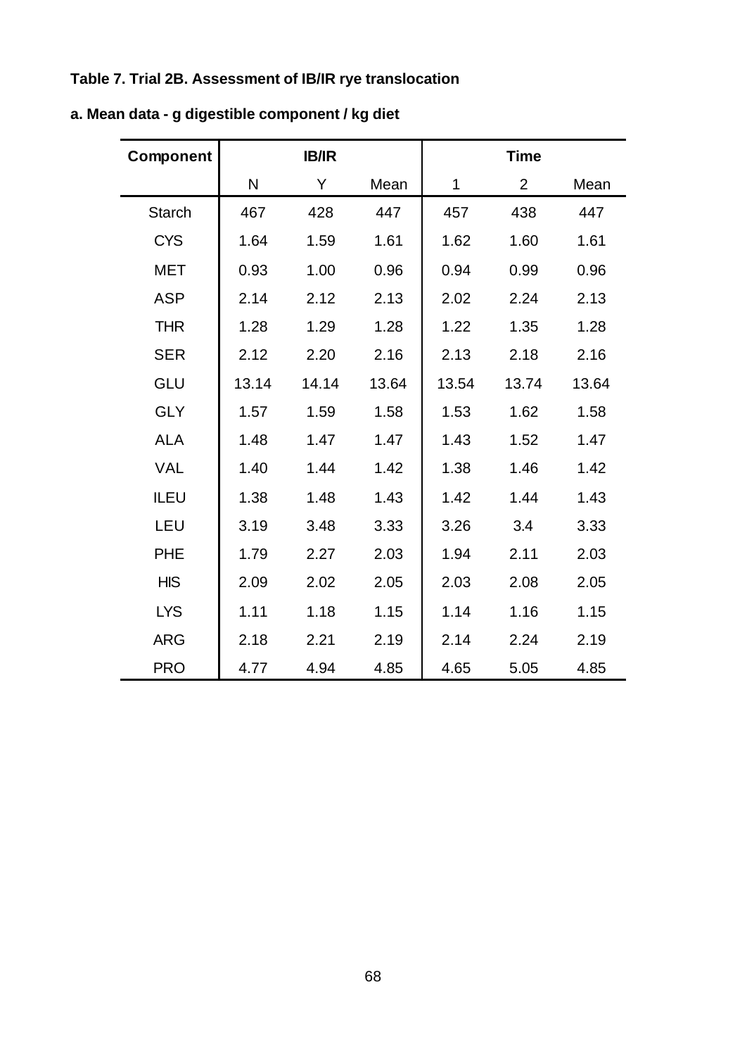**Table 7. Trial 2B. Assessment of IB/IR rye translocation**

**a. Mean data - g digestible component / kg diet**

| Component | IB/IR | | | Time | | |
|---|---|---|---|---|---|---|
| | N | Y | Mean | 1 | 2 | Mean |
| Starch | 467 | 428 | 447 | 457 | 438 | 447 |
| CYS | 1.64 | 1.59 | 1.61 | 1.62 | 1.60 | 1.61 |
| MET | 0.93 | 1.00 | 0.96 | 0.94 | 0.99 | 0.96 |
| ASP | 2.14 | 2.12 | 2.13 | 2.02 | 2.24 | 2.13 |
| THR | 1.28 | 1.29 | 1.28 | 1.22 | 1.35 | 1.28 |
| SER | 2.12 | 2.20 | 2.16 | 2.13 | 2.18 | 2.16 |
| GLU | 13.14 | 14.14 | 13.64 | 13.54 | 13.74 | 13.64 |
| GLY | 1.57 | 1.59 | 1.58 | 1.53 | 1.62 | 1.58 |
| ALA | 1.48 | 1.47 | 1.47 | 1.43 | 1.52 | 1.47 |
| VAL | 1.40 | 1.44 | 1.42 | 1.38 | 1.46 | 1.42 |
| ILEU | 1.38 | 1.48 | 1.43 | 1.42 | 1.44 | 1.43 |
| LEU | 3.19 | 3.48 | 3.33 | 3.26 | 3.4 | 3.33 |
| PHE | 1.79 | 2.27 | 2.03 | 1.94 | 2.11 | 2.03 |
| HIS | 2.09 | 2.02 | 2.05 | 2.03 | 2.08 | 2.05 |
| LYS | 1.11 | 1.18 | 1.15 | 1.14 | 1.16 | 1.15 |
| ARG | 2.18 | 2.21 | 2.19 | 2.14 | 2.24 | 2.19 |
| PRO | 4.77 | 4.94 | 4.85 | 4.65 | 5.05 | 4.85 |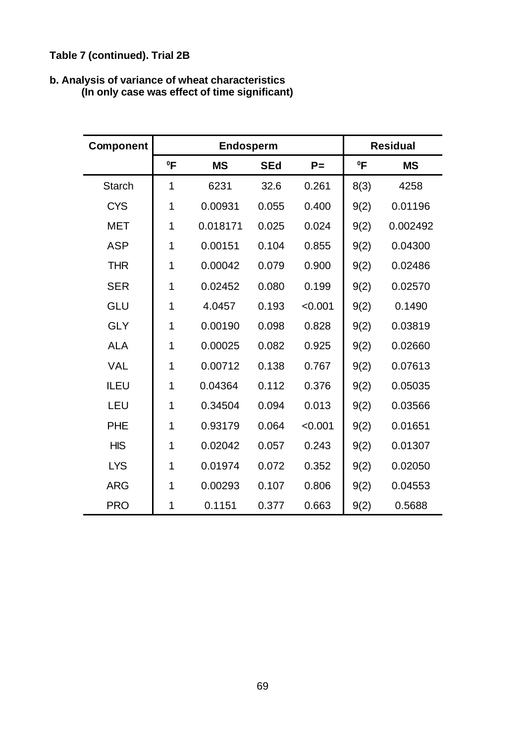**Table 7 (continued). Trial 2B**

**b. Analysis of variance of wheat characteristics**
**(In only case was effect of time significant)**

| Component | Endosperm | | | | Residual | |
|---|---|---|---|---|---|---|
| | ⁰F | MS | SEd | P= | ⁰F | MS |
| Starch | 1 | 6231 | 32.6 | 0.261 | 8(3) | 4258 |
| CYS | 1 | 0.00931 | 0.055 | 0.400 | 9(2) | 0.01196 |
| MET | 1 | 0.018171 | 0.025 | 0.024 | 9(2) | 0.002492 |
| ASP | 1 | 0.00151 | 0.104 | 0.855 | 9(2) | 0.04300 |
| THR | 1 | 0.00042 | 0.079 | 0.900 | 9(2) | 0.02486 |
| SER | 1 | 0.02452 | 0.080 | 0.199 | 9(2) | 0.02570 |
| GLU | 1 | 4.0457 | 0.193 | <0.001 | 9(2) | 0.1490 |
| GLY | 1 | 0.00190 | 0.098 | 0.828 | 9(2) | 0.03819 |
| ALA | 1 | 0.00025 | 0.082 | 0.925 | 9(2) | 0.02660 |
| VAL | 1 | 0.00712 | 0.138 | 0.767 | 9(2) | 0.07613 |
| ILEU | 1 | 0.04364 | 0.112 | 0.376 | 9(2) | 0.05035 |
| LEU | 1 | 0.34504 | 0.094 | 0.013 | 9(2) | 0.03566 |
| PHE | 1 | 0.93179 | 0.064 | <0.001 | 9(2) | 0.01651 |
| HIS | 1 | 0.02042 | 0.057 | 0.243 | 9(2) | 0.01307 |
| LYS | 1 | 0.01974 | 0.072 | 0.352 | 9(2) | 0.02050 |
| ARG | 1 | 0.00293 | 0.107 | 0.806 | 9(2) | 0.04553 |
| PRO | 1 | 0.1151 | 0.377 | 0.663 | 9(2) | 0.5688 |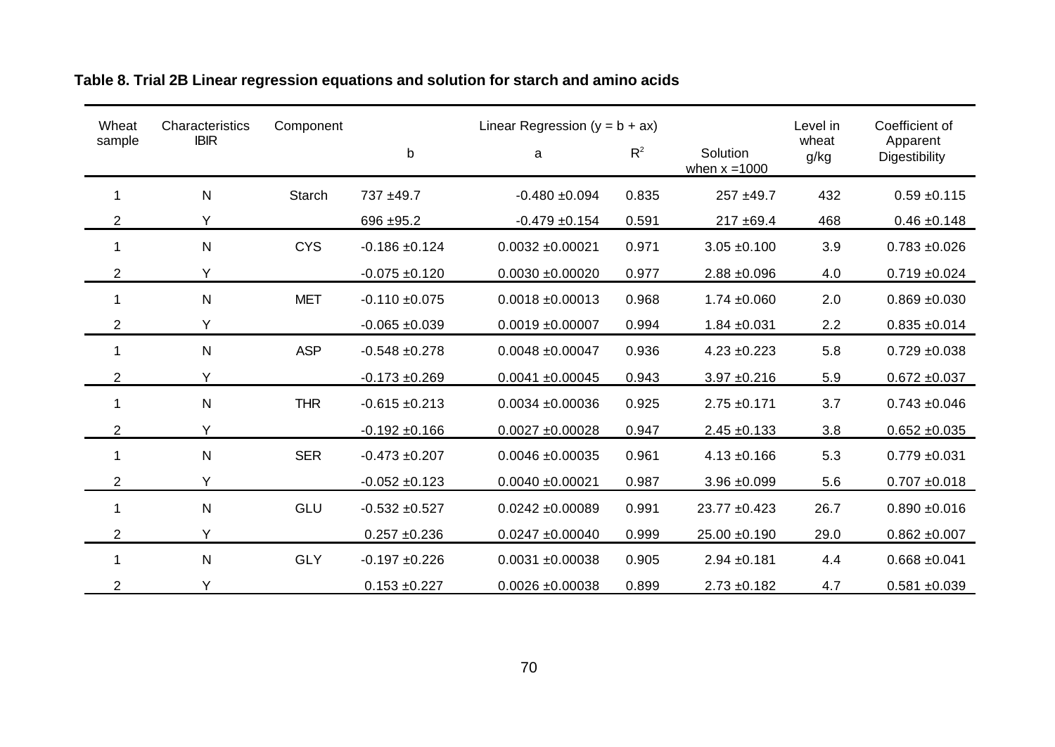**Table 8. Trial 2B Linear regression equations and solution for starch and amino acids**

| Wheat sample | Characteristics IBIR | Component | Linear Regression ($y = b + ax$) | | | | Level in wheat g/kg | Coefficient of Apparent Digestibility |
|---|---|---|---|---|---|---|---|---|
| | | | b | a | $R^2$ | Solution when x =1000 | | |
| 1 | N | Starch | 737 ±49.7 | -0.480 ±0.094 | 0.835 | 257 ±49.7 | 432 | 0.59 ±0.115 |
| 2 | Y | | 696 ±95.2 | -0.479 ±0.154 | 0.591 | 217 ±69.4 | 468 | 0.46 ±0.148 |
| 1 | N | CYS | -0.186 ±0.124 | 0.0032 ±0.00021 | 0.971 | 3.05 ±0.100 | 3.9 | 0.783 ±0.026 |
| 2 | Y | | -0.075 ±0.120 | 0.0030 ±0.00020 | 0.977 | 2.88 ±0.096 | 4.0 | 0.719 ±0.024 |
| 1 | N | MET | -0.110 ±0.075 | 0.0018 ±0.00013 | 0.968 | 1.74 ±0.060 | 2.0 | 0.869 ±0.030 |
| 2 | Y | | -0.065 ±0.039 | 0.0019 ±0.00007 | 0.994 | 1.84 ±0.031 | 2.2 | 0.835 ±0.014 |
| 1 | N | ASP | -0.548 ±0.278 | 0.0048 ±0.00047 | 0.936 | 4.23 ±0.223 | 5.8 | 0.729 ±0.038 |
| 2 | Y | | -0.173 ±0.269 | 0.0041 ±0.00045 | 0.943 | 3.97 ±0.216 | 5.9 | 0.672 ±0.037 |
| 1 | N | THR | -0.615 ±0.213 | 0.0034 ±0.00036 | 0.925 | 2.75 ±0.171 | 3.7 | 0.743 ±0.046 |
| 2 | Y | | -0.192 ±0.166 | 0.0027 ±0.00028 | 0.947 | 2.45 ±0.133 | 3.8 | 0.652 ±0.035 |
| 1 | N | SER | -0.473 ±0.207 | 0.0046 ±0.00035 | 0.961 | 4.13 ±0.166 | 5.3 | 0.779 ±0.031 |
| 2 | Y | | -0.052 ±0.123 | 0.0040 ±0.00021 | 0.987 | 3.96 ±0.099 | 5.6 | 0.707 ±0.018 |
| 1 | N | GLU | -0.532 ±0.527 | 0.0242 ±0.00089 | 0.991 | 23.77 ±0.423 | 26.7 | 0.890 ±0.016 |
| 2 | Y | | 0.257 ±0.236 | 0.0247 ±0.00040 | 0.999 | 25.00 ±0.190 | 29.0 | 0.862 ±0.007 |
| 1 | N | GLY | -0.197 ±0.226 | 0.0031 ±0.00038 | 0.905 | 2.94 ±0.181 | 4.4 | 0.668 ±0.041 |
| 2 | Y | | 0.153 ±0.227 | 0.0026 ±0.00038 | 0.899 | 2.73 ±0.182 | 4.7 | 0.581 ±0.039 |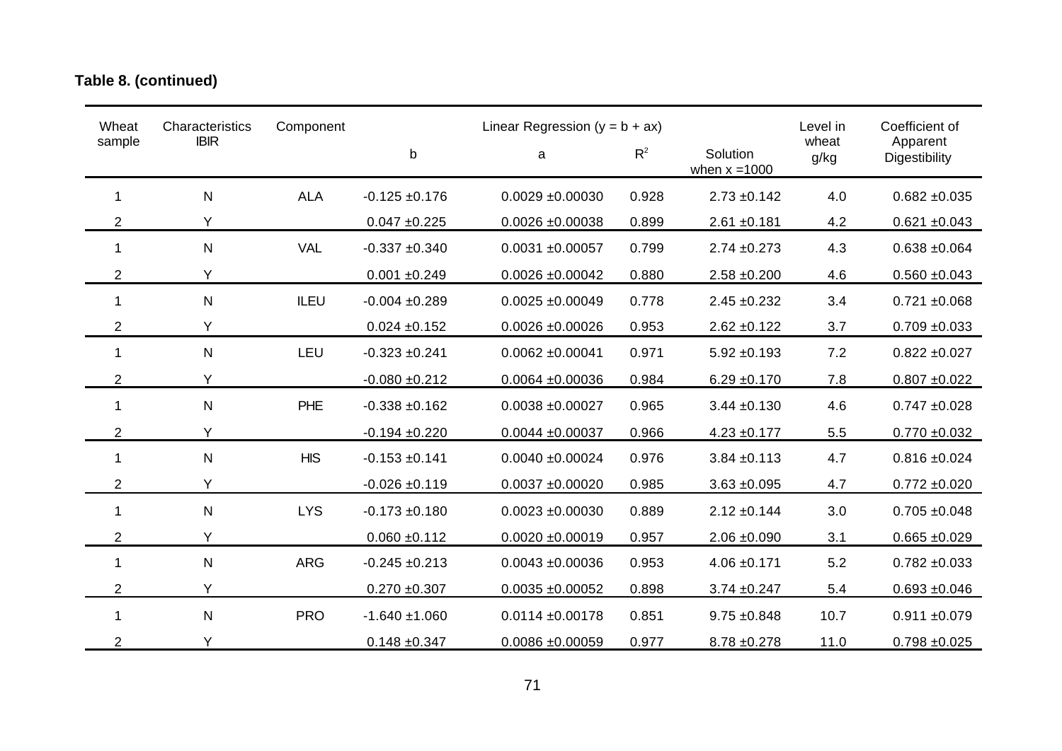**Table 8. (continued)**

| Wheat sample | Characteristics IBIR | Component | Linear Regression (y = b + ax) | | | | Level in wheat g/kg | Coefficient of Apparent Digestibility |
|---|---|---|---|---|---|---|---|---|
| | | | b | a | $R^2$ | Solution when x =1000 | | |
| 1 | N | ALA | -0.125 ±0.176 | 0.0029 ±0.00030 | 0.928 | 2.73 ±0.142 | 4.0 | 0.682 ±0.035 |
| 2 | Y | | 0.047 ±0.225 | 0.0026 ±0.00038 | 0.899 | 2.61 ±0.181 | 4.2 | 0.621 ±0.043 |
| 1 | N | VAL | -0.337 ±0.340 | 0.0031 ±0.00057 | 0.799 | 2.74 ±0.273 | 4.3 | 0.638 ±0.064 |
| 2 | Y | | 0.001 ±0.249 | 0.0026 ±0.00042 | 0.880 | 2.58 ±0.200 | 4.6 | 0.560 ±0.043 |
| 1 | N | ILEU | -0.004 ±0.289 | 0.0025 ±0.00049 | 0.778 | 2.45 ±0.232 | 3.4 | 0.721 ±0.068 |
| 2 | Y | | 0.024 ±0.152 | 0.0026 ±0.00026 | 0.953 | 2.62 ±0.122 | 3.7 | 0.709 ±0.033 |
| 1 | N | LEU | -0.323 ±0.241 | 0.0062 ±0.00041 | 0.971 | 5.92 ±0.193 | 7.2 | 0.822 ±0.027 |
| 2 | Y | | -0.080 ±0.212 | 0.0064 ±0.00036 | 0.984 | 6.29 ±0.170 | 7.8 | 0.807 ±0.022 |
| 1 | N | PHE | -0.338 ±0.162 | 0.0038 ±0.00027 | 0.965 | 3.44 ±0.130 | 4.6 | 0.747 ±0.028 |
| 2 | Y | | -0.194 ±0.220 | 0.0044 ±0.00037 | 0.966 | 4.23 ±0.177 | 5.5 | 0.770 ±0.032 |
| 1 | N | HIS | -0.153 ±0.141 | 0.0040 ±0.00024 | 0.976 | 3.84 ±0.113 | 4.7 | 0.816 ±0.024 |
| 2 | Y | | -0.026 ±0.119 | 0.0037 ±0.00020 | 0.985 | 3.63 ±0.095 | 4.7 | 0.772 ±0.020 |
| 1 | N | LYS | -0.173 ±0.180 | 0.0023 ±0.00030 | 0.889 | 2.12 ±0.144 | 3.0 | 0.705 ±0.048 |
| 2 | Y | | 0.060 ±0.112 | 0.0020 ±0.00019 | 0.957 | 2.06 ±0.090 | 3.1 | 0.665 ±0.029 |
| 1 | N | ARG | -0.245 ±0.213 | 0.0043 ±0.00036 | 0.953 | 4.06 ±0.171 | 5.2 | 0.782 ±0.033 |
| 2 | Y | | 0.270 ±0.307 | 0.0035 ±0.00052 | 0.898 | 3.74 ±0.247 | 5.4 | 0.693 ±0.046 |
| 1 | N | PRO | -1.640 ±1.060 | 0.0114 ±0.00178 | 0.851 | 9.75 ±0.848 | 10.7 | 0.911 ±0.079 |
| 2 | Y | | 0.148 ±0.347 | 0.0086 ±0.00059 | 0.977 | 8.78 ±0.278 | 11.0 | 0.798 ±0.025 |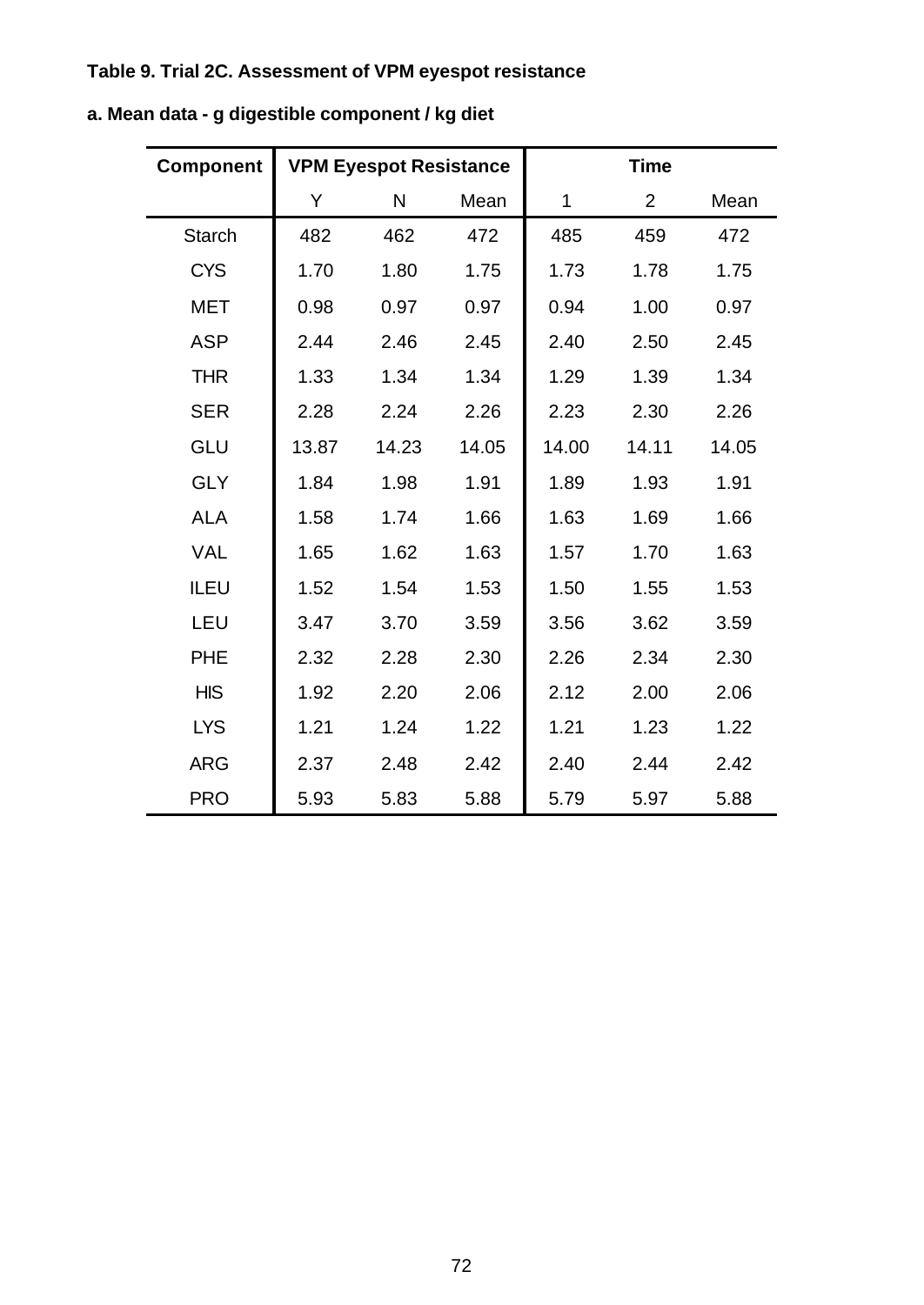**Table 9. Trial 2C. Assessment of VPM eyespot resistance**

**a. Mean data - g digestible component / kg diet**

| Component | VPM Eyespot Resistance | | | Time | | |
|---|---|---|---|---|---|---|
| | Y | N | Mean | 1 | 2 | Mean |
| Starch | 482 | 462 | 472 | 485 | 459 | 472 |
| CYS | 1.70 | 1.80 | 1.75 | 1.73 | 1.78 | 1.75 |
| MET | 0.98 | 0.97 | 0.97 | 0.94 | 1.00 | 0.97 |
| ASP | 2.44 | 2.46 | 2.45 | 2.40 | 2.50 | 2.45 |
| THR | 1.33 | 1.34 | 1.34 | 1.29 | 1.39 | 1.34 |
| SER | 2.28 | 2.24 | 2.26 | 2.23 | 2.30 | 2.26 |
| GLU | 13.87 | 14.23 | 14.05 | 14.00 | 14.11 | 14.05 |
| GLY | 1.84 | 1.98 | 1.91 | 1.89 | 1.93 | 1.91 |
| ALA | 1.58 | 1.74 | 1.66 | 1.63 | 1.69 | 1.66 |
| VAL | 1.65 | 1.62 | 1.63 | 1.57 | 1.70 | 1.63 |
| ILEU | 1.52 | 1.54 | 1.53 | 1.50 | 1.55 | 1.53 |
| LEU | 3.47 | 3.70 | 3.59 | 3.56 | 3.62 | 3.59 |
| PHE | 2.32 | 2.28 | 2.30 | 2.26 | 2.34 | 2.30 |
| HIS | 1.92 | 2.20 | 2.06 | 2.12 | 2.00 | 2.06 |
| LYS | 1.21 | 1.24 | 1.22 | 1.21 | 1.23 | 1.22 |
| ARG | 2.37 | 2.48 | 2.42 | 2.40 | 2.44 | 2.42 |
| PRO | 5.93 | 5.83 | 5.88 | 5.79 | 5.97 | 5.88 |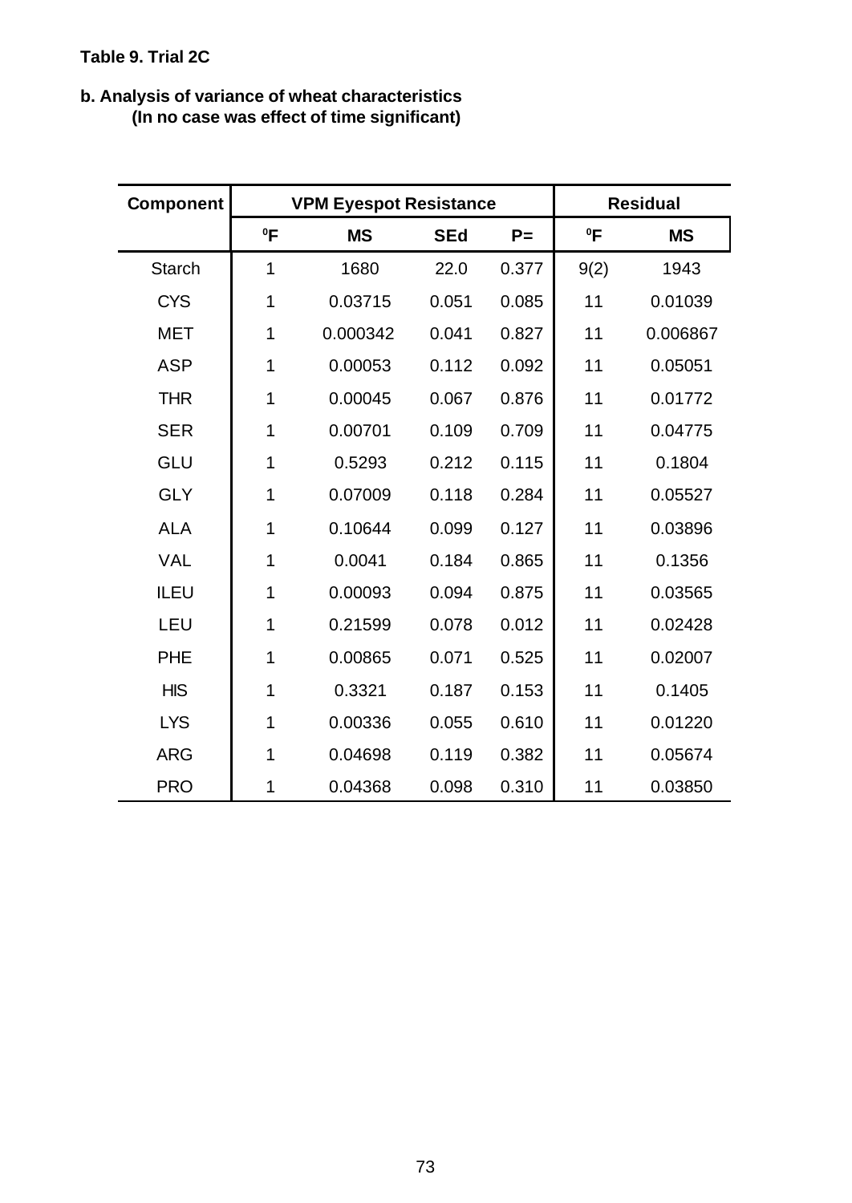**Table 9. Trial 2C**

**b. Analysis of variance of wheat characteristics**
**(In no case was effect of time significant)**

| Component | VPM Eyespot Resistance | | | | Residual | |
|---|---|---|---|---|---|---|
| | ⁰F | MS | SEd | P= | ⁰F | MS |
| Starch | 1 | 1680 | 22.0 | 0.377 | 9(2) | 1943 |
| CYS | 1 | 0.03715 | 0.051 | 0.085 | 11 | 0.01039 |
| MET | 1 | 0.000342 | 0.041 | 0.827 | 11 | 0.006867 |
| ASP | 1 | 0.00053 | 0.112 | 0.092 | 11 | 0.05051 |
| THR | 1 | 0.00045 | 0.067 | 0.876 | 11 | 0.01772 |
| SER | 1 | 0.00701 | 0.109 | 0.709 | 11 | 0.04775 |
| GLU | 1 | 0.5293 | 0.212 | 0.115 | 11 | 0.1804 |
| GLY | 1 | 0.07009 | 0.118 | 0.284 | 11 | 0.05527 |
| ALA | 1 | 0.10644 | 0.099 | 0.127 | 11 | 0.03896 |
| VAL | 1 | 0.0041 | 0.184 | 0.865 | 11 | 0.1356 |
| ILEU | 1 | 0.00093 | 0.094 | 0.875 | 11 | 0.03565 |
| LEU | 1 | 0.21599 | 0.078 | 0.012 | 11 | 0.02428 |
| PHE | 1 | 0.00865 | 0.071 | 0.525 | 11 | 0.02007 |
| HIS | 1 | 0.3321 | 0.187 | 0.153 | 11 | 0.1405 |
| LYS | 1 | 0.00336 | 0.055 | 0.610 | 11 | 0.01220 |
| ARG | 1 | 0.04698 | 0.119 | 0.382 | 11 | 0.05674 |
| PRO | 1 | 0.04368 | 0.098 | 0.310 | 11 | 0.03850 |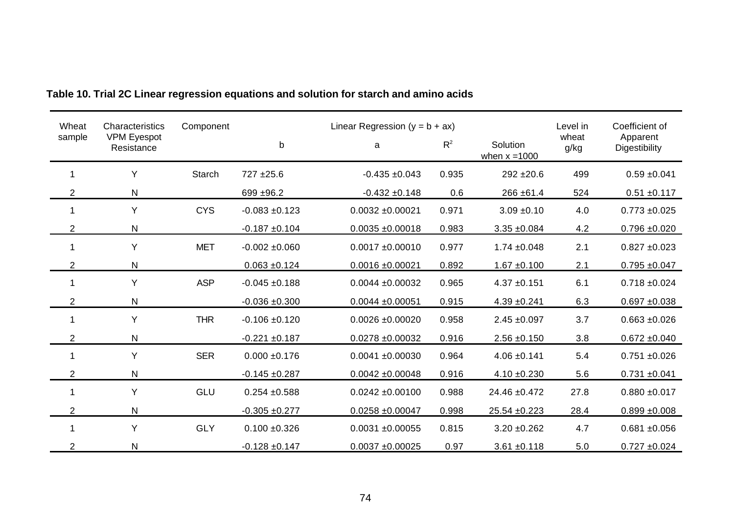**Table 10. Trial 2C Linear regression equations and solution for starch and amino acids**

| Wheat sample | Characteristics VPM Eyespot Resistance | Component | Linear Regression ($y = b + ax$) | | | | Level in wheat g/kg | Coefficient of Apparent Digestibility |
|---|---|---|---|---|---|---|---|---|
| | | | b | a | $R^2$ | Solution when x =1000 | | |
| 1 | Y | Starch | 727 ±25.6 | -0.435 ±0.043 | 0.935 | 292 ±20.6 | 499 | 0.59 ±0.041 |
| 2 | N | | 699 ±96.2 | -0.432 ±0.148 | 0.6 | 266 ±61.4 | 524 | 0.51 ±0.117 |
| 1 | Y | CYS | -0.083 ±0.123 | 0.0032 ±0.00021 | 0.971 | 3.09 ±0.10 | 4.0 | 0.773 ±0.025 |
| 2 | N | | -0.187 ±0.104 | 0.0035 ±0.00018 | 0.983 | 3.35 ±0.084 | 4.2 | 0.796 ±0.020 |
| 1 | Y | MET | -0.002 ±0.060 | 0.0017 ±0.00010 | 0.977 | 1.74 ±0.048 | 2.1 | 0.827 ±0.023 |
| 2 | N | | 0.063 ±0.124 | 0.0016 ±0.00021 | 0.892 | 1.67 ±0.100 | 2.1 | 0.795 ±0.047 |
| 1 | Y | ASP | -0.045 ±0.188 | 0.0044 ±0.00032 | 0.965 | 4.37 ±0.151 | 6.1 | 0.718 ±0.024 |
| 2 | N | | -0.036 ±0.300 | 0.0044 ±0.00051 | 0.915 | 4.39 ±0.241 | 6.3 | 0.697 ±0.038 |
| 1 | Y | THR | -0.106 ±0.120 | 0.0026 ±0.00020 | 0.958 | 2.45 ±0.097 | 3.7 | 0.663 ±0.026 |
| 2 | N | | -0.221 ±0.187 | 0.0278 ±0.00032 | 0.916 | 2.56 ±0.150 | 3.8 | 0.672 ±0.040 |
| 1 | Y | SER | 0.000 ±0.176 | 0.0041 ±0.00030 | 0.964 | 4.06 ±0.141 | 5.4 | 0.751 ±0.026 |
| 2 | N | | -0.145 ±0.287 | 0.0042 ±0.00048 | 0.916 | 4.10 ±0.230 | 5.6 | 0.731 ±0.041 |
| 1 | Y | GLU | 0.254 ±0.588 | 0.0242 ±0.00100 | 0.988 | 24.46 ±0.472 | 27.8 | 0.880 ±0.017 |
| 2 | N | | -0.305 ±0.277 | 0.0258 ±0.00047 | 0.998 | 25.54 ±0.223 | 28.4 | 0.899 ±0.008 |
| 1 | Y | GLY | 0.100 ±0.326 | 0.0031 ±0.00055 | 0.815 | 3.20 ±0.262 | 4.7 | 0.681 ±0.056 |
| 2 | N | | -0.128 ±0.147 | 0.0037 ±0.00025 | 0.97 | 3.61 ±0.118 | 5.0 | 0.727 ±0.024 |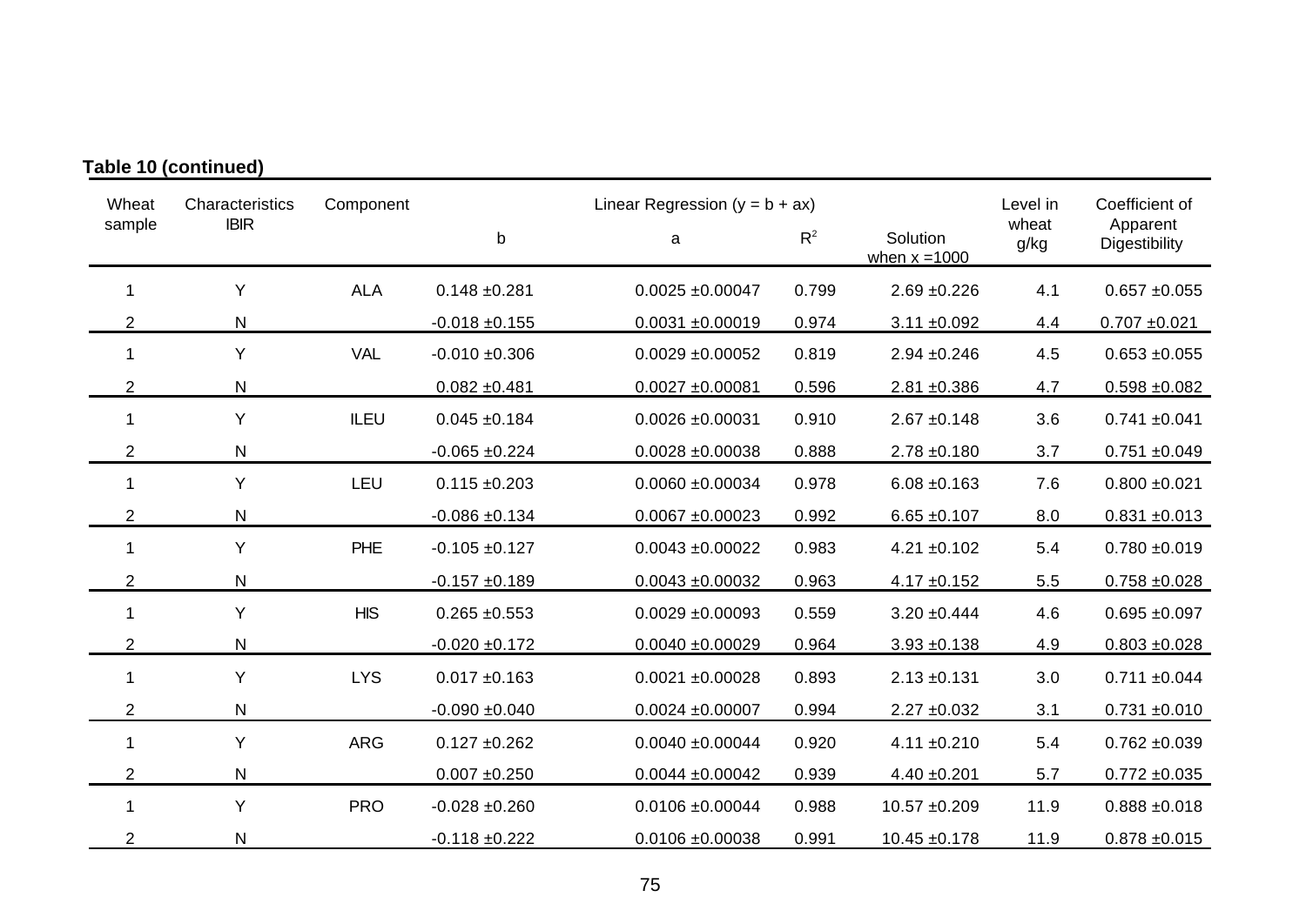**Table 10 (continued)**

| Wheat sample | Characteristics IBIR | Component | Linear Regression ($y = b + ax$) b | a | $R^2$ | Solution when x =1000 | Level in wheat g/kg | Coefficient of Apparent Digestibility |
|---|---|---|---|---|---|---|---|---|
| 1 | Y | ALA | 0.148 ±0.281 | 0.0025 ±0.00047 | 0.799 | 2.69 ±0.226 | 4.1 | 0.657 ±0.055 |
| 2 | N | | -0.018 ±0.155 | 0.0031 ±0.00019 | 0.974 | 3.11 ±0.092 | 4.4 | 0.707 ±0.021 |
| 1 | Y | VAL | -0.010 ±0.306 | 0.0029 ±0.00052 | 0.819 | 2.94 ±0.246 | 4.5 | 0.653 ±0.055 |
| 2 | N | | 0.082 ±0.481 | 0.0027 ±0.00081 | 0.596 | 2.81 ±0.386 | 4.7 | 0.598 ±0.082 |
| 1 | Y | ILEU | 0.045 ±0.184 | 0.0026 ±0.00031 | 0.910 | 2.67 ±0.148 | 3.6 | 0.741 ±0.041 |
| 2 | N | | -0.065 ±0.224 | 0.0028 ±0.00038 | 0.888 | 2.78 ±0.180 | 3.7 | 0.751 ±0.049 |
| 1 | Y | LEU | 0.115 ±0.203 | 0.0060 ±0.00034 | 0.978 | 6.08 ±0.163 | 7.6 | 0.800 ±0.021 |
| 2 | N | | -0.086 ±0.134 | 0.0067 ±0.00023 | 0.992 | 6.65 ±0.107 | 8.0 | 0.831 ±0.013 |
| 1 | Y | PHE | -0.105 ±0.127 | 0.0043 ±0.00022 | 0.983 | 4.21 ±0.102 | 5.4 | 0.780 ±0.019 |
| 2 | N | | -0.157 ±0.189 | 0.0043 ±0.00032 | 0.963 | 4.17 ±0.152 | 5.5 | 0.758 ±0.028 |
| 1 | Y | HIS | 0.265 ±0.553 | 0.0029 ±0.00093 | 0.559 | 3.20 ±0.444 | 4.6 | 0.695 ±0.097 |
| 2 | N | | -0.020 ±0.172 | 0.0040 ±0.00029 | 0.964 | 3.93 ±0.138 | 4.9 | 0.803 ±0.028 |
| 1 | Y | LYS | 0.017 ±0.163 | 0.0021 ±0.00028 | 0.893 | 2.13 ±0.131 | 3.0 | 0.711 ±0.044 |
| 2 | N | | -0.090 ±0.040 | 0.0024 ±0.00007 | 0.994 | 2.27 ±0.032 | 3.1 | 0.731 ±0.010 |
| 1 | Y | ARG | 0.127 ±0.262 | 0.0040 ±0.00044 | 0.920 | 4.11 ±0.210 | 5.4 | 0.762 ±0.039 |
| 2 | N | | 0.007 ±0.250 | 0.0044 ±0.00042 | 0.939 | 4.40 ±0.201 | 5.7 | 0.772 ±0.035 |
| 1 | Y | PRO | -0.028 ±0.260 | 0.0106 ±0.00044 | 0.988 | 10.57 ±0.209 | 11.9 | 0.888 ±0.018 |
| 2 | N | | -0.118 ±0.222 | 0.0106 ±0.00038 | 0.991 | 10.45 ±0.178 | 11.9 | 0.878 ±0.015 |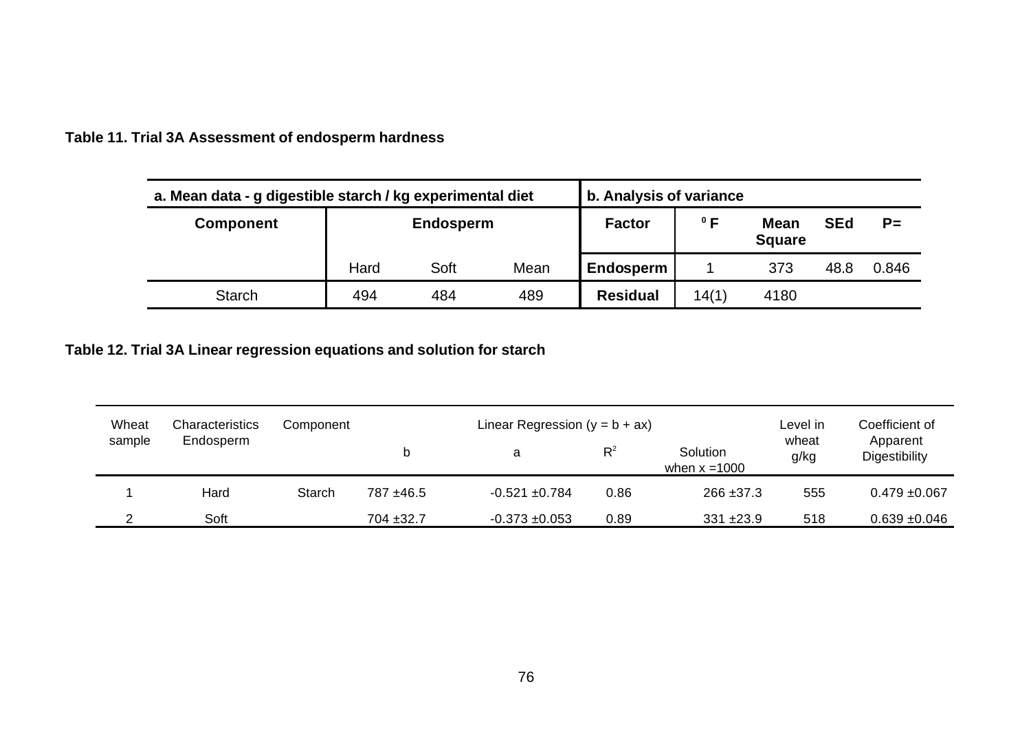**Table 11. Trial 3A Assessment of endosperm hardness**

| a. Mean data - g digestible starch / kg experimental diet | | | | b. Analysis of variance | | | | |
|---|---|---|---|---|---|---|---|---|
| Component | Endosperm | | | Factor | $^0$F | Mean Square | SEd | P= |
| | Hard | Soft | Mean | **Endosperm** | 1 | 373 | 48.8 | 0.846 |
| Starch | 494 | 484 | 489 | **Residual** | 14(1) | 4180 | | |

**Table 12. Trial 3A Linear regression equations and solution for starch**

| Wheat sample | Characteristics Endosperm | Component | Linear Regression (y = b + ax) b | a | $R^2$ | Solution when x =1000 | Level in wheat g/kg | Coefficient of Apparent Digestibility |
|---|---|---|---|---|---|---|---|---|
| 1 | Hard | Starch | 787 ±46.5 | -0.521 ±0.784 | 0.86 | 266 ±37.3 | 555 | 0.479 ±0.067 |
| 2 | Soft | | 704 ±32.7 | -0.373 ±0.053 | 0.89 | 331 ±23.9 | 518 | 0.639 ±0.046 |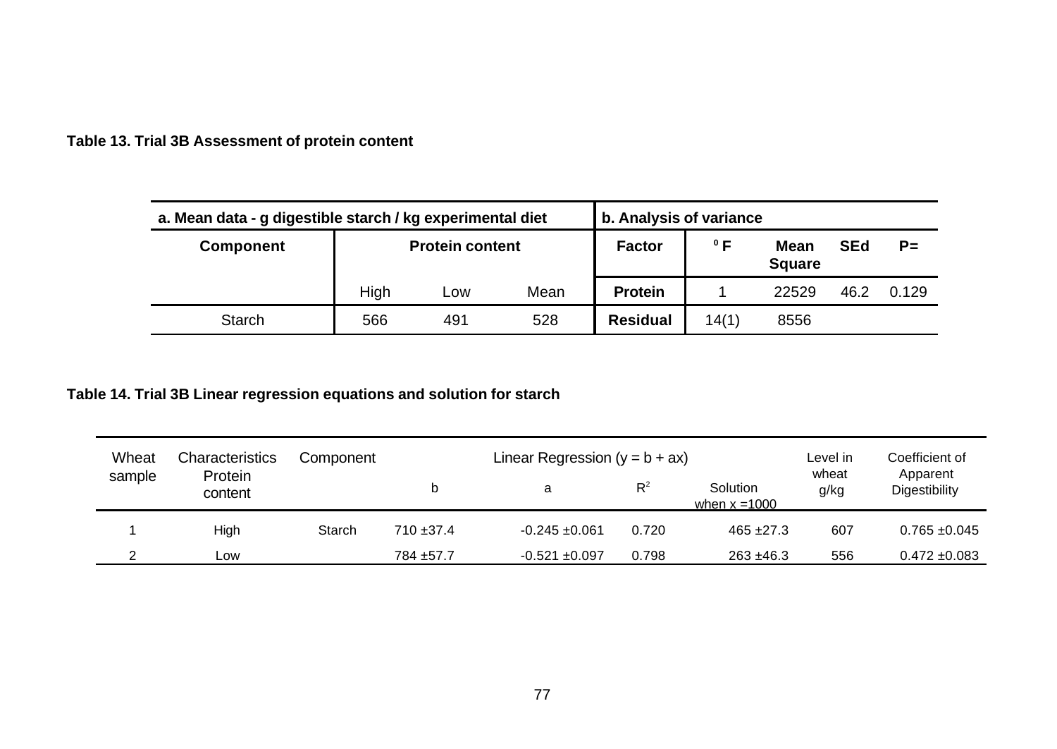**Table 13. Trial 3B Assessment of protein content**

| a. Mean data - g digestible starch / kg experimental diet | | | | b. Analysis of variance | | | | |
|---|---|---|---|---|---|---|---|---|
| **Component** | **Protein content** | | | **Factor** | **$^0$F** | **Mean Square** | **SEd** | **P=** |
| | High | Low | Mean | **Protein** | 1 | 22529 | 46.2 | 0.129 |
| Starch | 566 | 491 | 528 | **Residual** | 14(1) | 8556 | | |

**Table 14. Trial 3B Linear regression equations and solution for starch**

| Wheat sample | Characteristics Protein content | Component | Linear Regression (y = b + ax) b | a | $R^2$ | Solution when x =1000 | Level in wheat g/kg | Coefficient of Apparent Digestibility |
|---|---|---|---|---|---|---|---|---|
| 1 | High | Starch | 710 ±37.4 | -0.245 ±0.061 | 0.720 | 465 ±27.3 | 607 | 0.765 ±0.045 |
| 2 | Low | | 784 ±57.7 | -0.521 ±0.097 | 0.798 | 263 ±46.3 | 556 | 0.472 ±0.083 |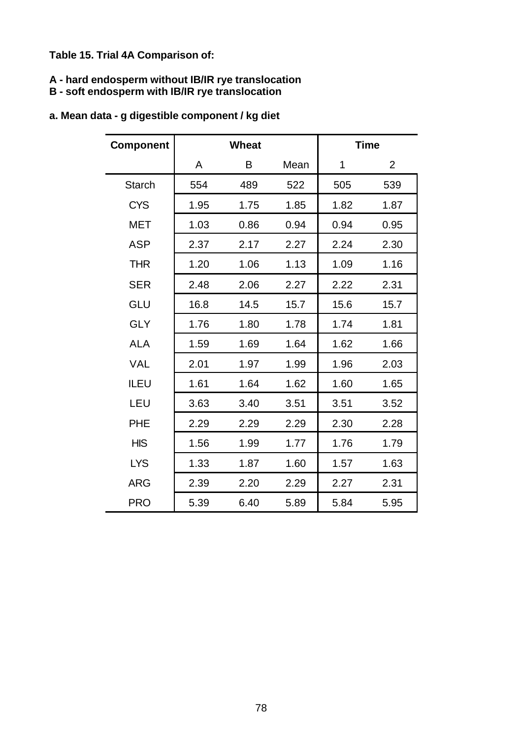**Table 15. Trial 4A Comparison of:**

**A - hard endosperm without IB/IR rye translocation**
**B - soft endosperm with IB/IR rye translocation**

**a. Mean data - g digestible component / kg diet**

| Component | Wheat | | | Time | |
|---|---|---|---|---|---|
| | A | B | Mean | 1 | 2 |
| Starch | 554 | 489 | 522 | 505 | 539 |
| CYS | 1.95 | 1.75 | 1.85 | 1.82 | 1.87 |
| MET | 1.03 | 0.86 | 0.94 | 0.94 | 0.95 |
| ASP | 2.37 | 2.17 | 2.27 | 2.24 | 2.30 |
| THR | 1.20 | 1.06 | 1.13 | 1.09 | 1.16 |
| SER | 2.48 | 2.06 | 2.27 | 2.22 | 2.31 |
| GLU | 16.8 | 14.5 | 15.7 | 15.6 | 15.7 |
| GLY | 1.76 | 1.80 | 1.78 | 1.74 | 1.81 |
| ALA | 1.59 | 1.69 | 1.64 | 1.62 | 1.66 |
| VAL | 2.01 | 1.97 | 1.99 | 1.96 | 2.03 |
| ILEU | 1.61 | 1.64 | 1.62 | 1.60 | 1.65 |
| LEU | 3.63 | 3.40 | 3.51 | 3.51 | 3.52 |
| PHE | 2.29 | 2.29 | 2.29 | 2.30 | 2.28 |
| HIS | 1.56 | 1.99 | 1.77 | 1.76 | 1.79 |
| LYS | 1.33 | 1.87 | 1.60 | 1.57 | 1.63 |
| ARG | 2.39 | 2.20 | 2.29 | 2.27 | 2.31 |
| PRO | 5.39 | 6.40 | 5.89 | 5.84 | 5.95 |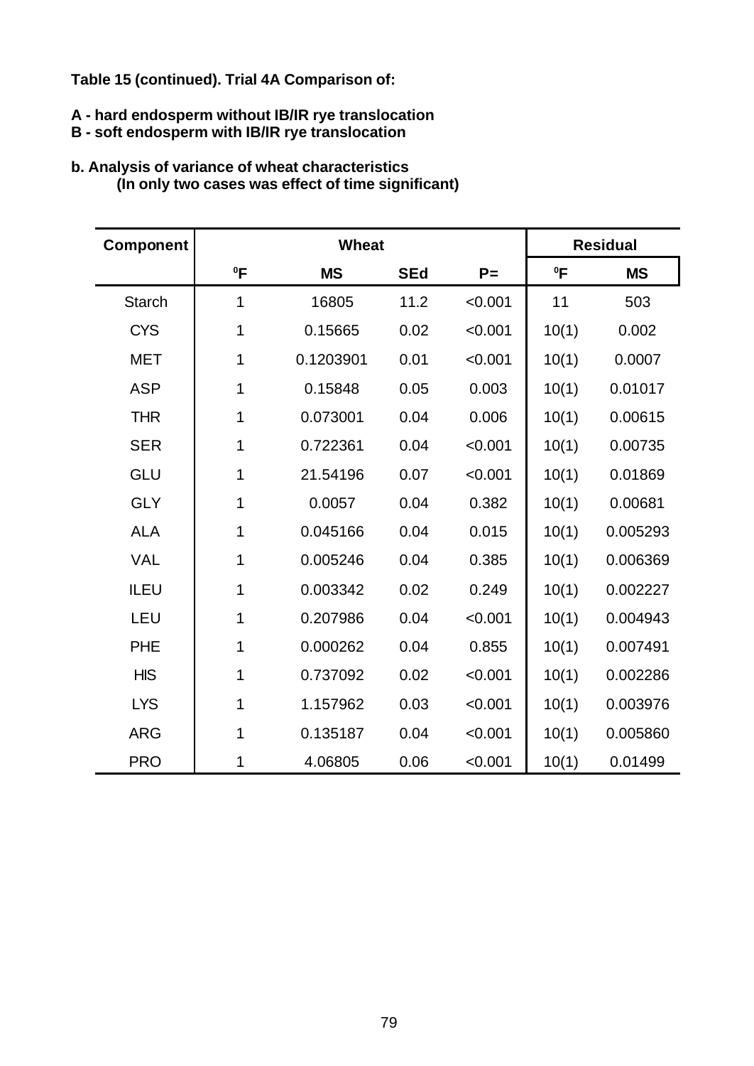**Table 15 (continued). Trial 4A Comparison of:**

**A - hard endosperm without IB/IR rye translocation**
**B - soft endosperm with IB/IR rye translocation**

**b. Analysis of variance of wheat characteristics**
**(In only two cases was effect of time significant)**

| Component | Wheat | | | | Residual | |
|---|---|---|---|---|---|---|
| | ⁰F | MS | SEd | P= | ⁰F | MS |
| Starch | 1 | 16805 | 11.2 | <0.001 | 11 | 503 |
| CYS | 1 | 0.15665 | 0.02 | <0.001 | 10(1) | 0.002 |
| MET | 1 | 0.1203901 | 0.01 | <0.001 | 10(1) | 0.0007 |
| ASP | 1 | 0.15848 | 0.05 | 0.003 | 10(1) | 0.01017 |
| THR | 1 | 0.073001 | 0.04 | 0.006 | 10(1) | 0.00615 |
| SER | 1 | 0.722361 | 0.04 | <0.001 | 10(1) | 0.00735 |
| GLU | 1 | 21.54196 | 0.07 | <0.001 | 10(1) | 0.01869 |
| GLY | 1 | 0.0057 | 0.04 | 0.382 | 10(1) | 0.00681 |
| ALA | 1 | 0.045166 | 0.04 | 0.015 | 10(1) | 0.005293 |
| VAL | 1 | 0.005246 | 0.04 | 0.385 | 10(1) | 0.006369 |
| ILEU | 1 | 0.003342 | 0.02 | 0.249 | 10(1) | 0.002227 |
| LEU | 1 | 0.207986 | 0.04 | <0.001 | 10(1) | 0.004943 |
| PHE | 1 | 0.000262 | 0.04 | 0.855 | 10(1) | 0.007491 |
| HIS | 1 | 0.737092 | 0.02 | <0.001 | 10(1) | 0.002286 |
| LYS | 1 | 1.157962 | 0.03 | <0.001 | 10(1) | 0.003976 |
| ARG | 1 | 0.135187 | 0.04 | <0.001 | 10(1) | 0.005860 |
| PRO | 1 | 4.06805 | 0.06 | <0.001 | 10(1) | 0.01499 |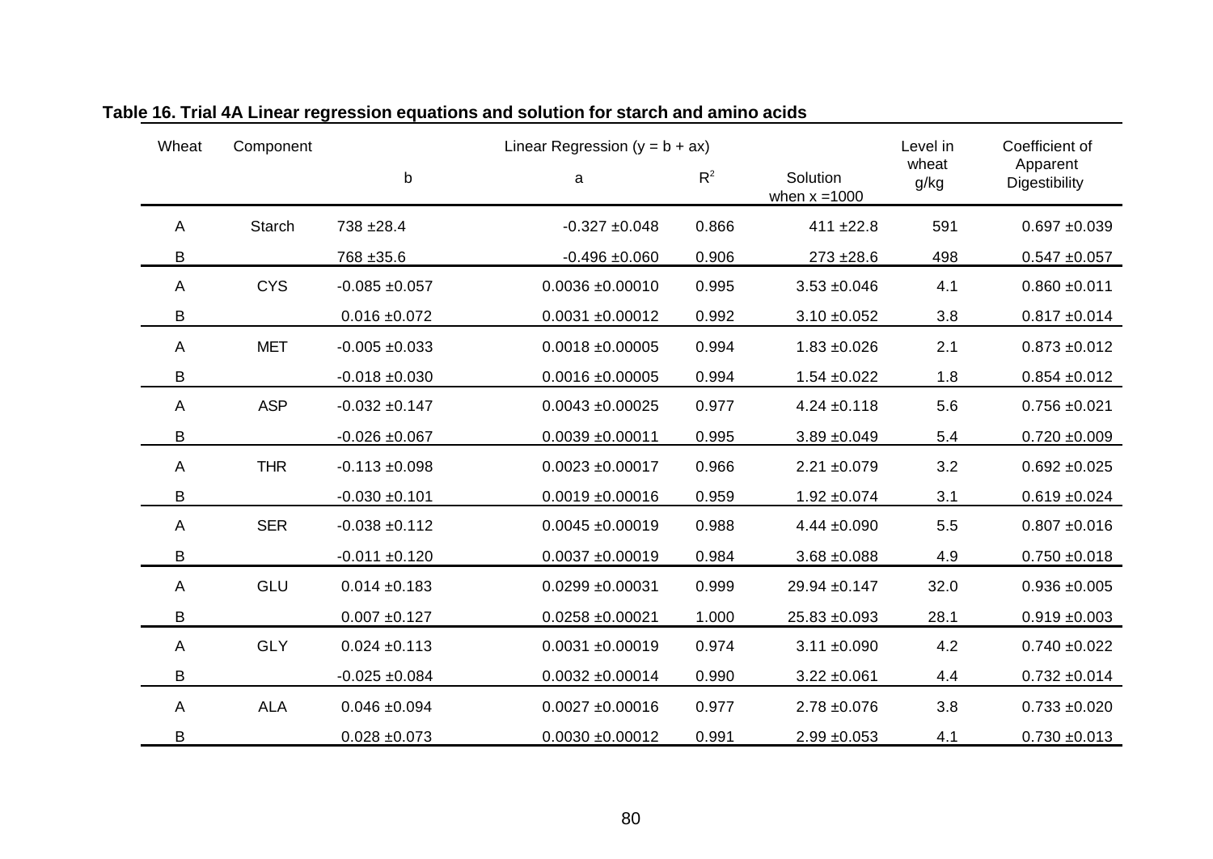**Table 16. Trial 4A Linear regression equations and solution for starch and amino acids**

| Wheat | Component | Linear Regression ($y = b + ax$) | | | | Level in wheat g/kg | Coefficient of Apparent Digestibility |
|---|---|---|---|---|---|---|---|
| | | b | a | $R^2$ | Solution when x =1000 | | |
| A | Starch | 738 ±28.4 | -0.327 ±0.048 | 0.866 | 411 ±22.8 | 591 | 0.697 ±0.039 |
| B | | 768 ±35.6 | -0.496 ±0.060 | 0.906 | 273 ±28.6 | 498 | 0.547 ±0.057 |
| A | CYS | -0.085 ±0.057 | 0.0036 ±0.00010 | 0.995 | 3.53 ±0.046 | 4.1 | 0.860 ±0.011 |
| B | | 0.016 ±0.072 | 0.0031 ±0.00012 | 0.992 | 3.10 ±0.052 | 3.8 | 0.817 ±0.014 |
| A | MET | -0.005 ±0.033 | 0.0018 ±0.00005 | 0.994 | 1.83 ±0.026 | 2.1 | 0.873 ±0.012 |
| B | | -0.018 ±0.030 | 0.0016 ±0.00005 | 0.994 | 1.54 ±0.022 | 1.8 | 0.854 ±0.012 |
| A | ASP | -0.032 ±0.147 | 0.0043 ±0.00025 | 0.977 | 4.24 ±0.118 | 5.6 | 0.756 ±0.021 |
| B | | -0.026 ±0.067 | 0.0039 ±0.00011 | 0.995 | 3.89 ±0.049 | 5.4 | 0.720 ±0.009 |
| A | THR | -0.113 ±0.098 | 0.0023 ±0.00017 | 0.966 | 2.21 ±0.079 | 3.2 | 0.692 ±0.025 |
| B | | -0.030 ±0.101 | 0.0019 ±0.00016 | 0.959 | 1.92 ±0.074 | 3.1 | 0.619 ±0.024 |
| A | SER | -0.038 ±0.112 | 0.0045 ±0.00019 | 0.988 | 4.44 ±0.090 | 5.5 | 0.807 ±0.016 |
| B | | -0.011 ±0.120 | 0.0037 ±0.00019 | 0.984 | 3.68 ±0.088 | 4.9 | 0.750 ±0.018 |
| A | GLU | 0.014 ±0.183 | 0.0299 ±0.00031 | 0.999 | 29.94 ±0.147 | 32.0 | 0.936 ±0.005 |
| B | | 0.007 ±0.127 | 0.0258 ±0.00021 | 1.000 | 25.83 ±0.093 | 28.1 | 0.919 ±0.003 |
| A | GLY | 0.024 ±0.113 | 0.0031 ±0.00019 | 0.974 | 3.11 ±0.090 | 4.2 | 0.740 ±0.022 |
| B | | -0.025 ±0.084 | 0.0032 ±0.00014 | 0.990 | 3.22 ±0.061 | 4.4 | 0.732 ±0.014 |
| A | ALA | 0.046 ±0.094 | 0.0027 ±0.00016 | 0.977 | 2.78 ±0.076 | 3.8 | 0.733 ±0.020 |
| B | | 0.028 ±0.073 | 0.0030 ±0.00012 | 0.991 | 2.99 ±0.053 | 4.1 | 0.730 ±0.013 |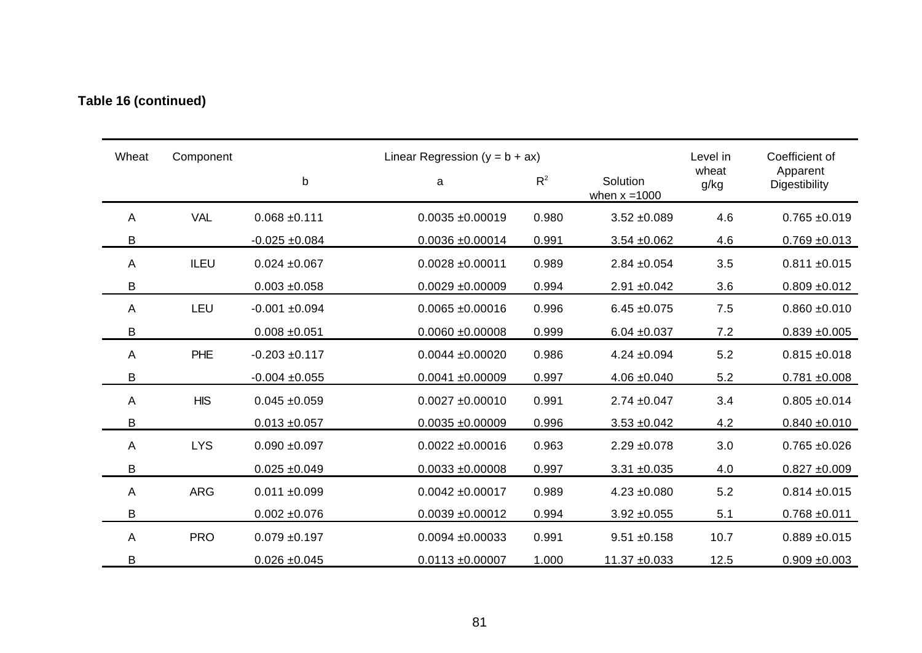**Table 16 (continued)**

| Wheat | Component | Linear Regression ($y = b + ax$) | | | | Level in wheat g/kg | Coefficient of Apparent Digestibility |
|---|---|---|---|---|---|---|---|
| | | b | a | $R^2$ | Solution when x =1000 | | |
| A | VAL | 0.068 ±0.111 | 0.0035 ±0.00019 | 0.980 | 3.52 ±0.089 | 4.6 | 0.765 ±0.019 |
| B | | -0.025 ±0.084 | 0.0036 ±0.00014 | 0.991 | 3.54 ±0.062 | 4.6 | 0.769 ±0.013 |
| A | ILEU | 0.024 ±0.067 | 0.0028 ±0.00011 | 0.989 | 2.84 ±0.054 | 3.5 | 0.811 ±0.015 |
| B | | 0.003 ±0.058 | 0.0029 ±0.00009 | 0.994 | 2.91 ±0.042 | 3.6 | 0.809 ±0.012 |
| A | LEU | -0.001 ±0.094 | 0.0065 ±0.00016 | 0.996 | 6.45 ±0.075 | 7.5 | 0.860 ±0.010 |
| B | | 0.008 ±0.051 | 0.0060 ±0.00008 | 0.999 | 6.04 ±0.037 | 7.2 | 0.839 ±0.005 |
| A | PHE | -0.203 ±0.117 | 0.0044 ±0.00020 | 0.986 | 4.24 ±0.094 | 5.2 | 0.815 ±0.018 |
| B | | -0.004 ±0.055 | 0.0041 ±0.00009 | 0.997 | 4.06 ±0.040 | 5.2 | 0.781 ±0.008 |
| A | HIS | 0.045 ±0.059 | 0.0027 ±0.00010 | 0.991 | 2.74 ±0.047 | 3.4 | 0.805 ±0.014 |
| B | | 0.013 ±0.057 | 0.0035 ±0.00009 | 0.996 | 3.53 ±0.042 | 4.2 | 0.840 ±0.010 |
| A | LYS | 0.090 ±0.097 | 0.0022 ±0.00016 | 0.963 | 2.29 ±0.078 | 3.0 | 0.765 ±0.026 |
| B | | 0.025 ±0.049 | 0.0033 ±0.00008 | 0.997 | 3.31 ±0.035 | 4.0 | 0.827 ±0.009 |
| A | ARG | 0.011 ±0.099 | 0.0042 ±0.00017 | 0.989 | 4.23 ±0.080 | 5.2 | 0.814 ±0.015 |
| B | | 0.002 ±0.076 | 0.0039 ±0.00012 | 0.994 | 3.92 ±0.055 | 5.1 | 0.768 ±0.011 |
| A | PRO | 0.079 ±0.197 | 0.0094 ±0.00033 | 0.991 | 9.51 ±0.158 | 10.7 | 0.889 ±0.015 |
| B | | 0.026 ±0.045 | 0.0113 ±0.00007 | 1.000 | 11.37 ±0.033 | 12.5 | 0.909 ±0.003 |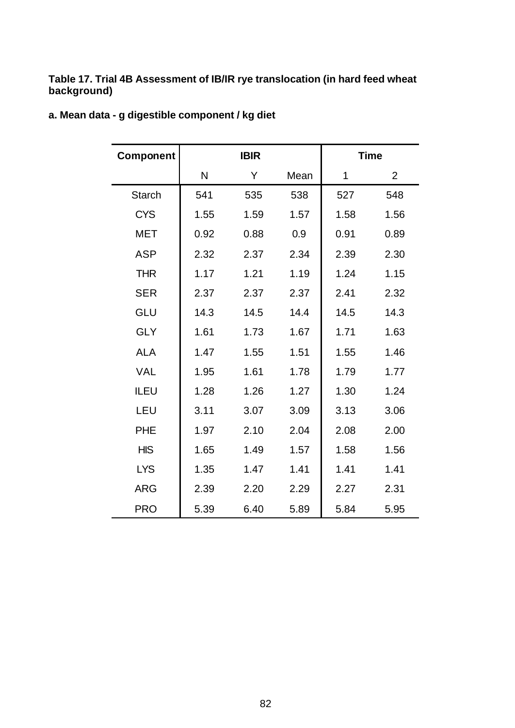**Table 17. Trial 4B Assessment of IB/IR rye translocation (in hard feed wheat background)**

**a. Mean data - g digestible component / kg diet**

| Component | IBIR | | | Time | |
|---|---|---|---|---|---|
| | N | Y | Mean | 1 | 2 |
| Starch | 541 | 535 | 538 | 527 | 548 |
| CYS | 1.55 | 1.59 | 1.57 | 1.58 | 1.56 |
| MET | 0.92 | 0.88 | 0.9 | 0.91 | 0.89 |
| ASP | 2.32 | 2.37 | 2.34 | 2.39 | 2.30 |
| THR | 1.17 | 1.21 | 1.19 | 1.24 | 1.15 |
| SER | 2.37 | 2.37 | 2.37 | 2.41 | 2.32 |
| GLU | 14.3 | 14.5 | 14.4 | 14.5 | 14.3 |
| GLY | 1.61 | 1.73 | 1.67 | 1.71 | 1.63 |
| ALA | 1.47 | 1.55 | 1.51 | 1.55 | 1.46 |
| VAL | 1.95 | 1.61 | 1.78 | 1.79 | 1.77 |
| ILEU | 1.28 | 1.26 | 1.27 | 1.30 | 1.24 |
| LEU | 3.11 | 3.07 | 3.09 | 3.13 | 3.06 |
| PHE | 1.97 | 2.10 | 2.04 | 2.08 | 2.00 |
| HIS | 1.65 | 1.49 | 1.57 | 1.58 | 1.56 |
| LYS | 1.35 | 1.47 | 1.41 | 1.41 | 1.41 |
| ARG | 2.39 | 2.20 | 2.29 | 2.27 | 2.31 |
| PRO | 5.39 | 6.40 | 5.89 | 5.84 | 5.95 |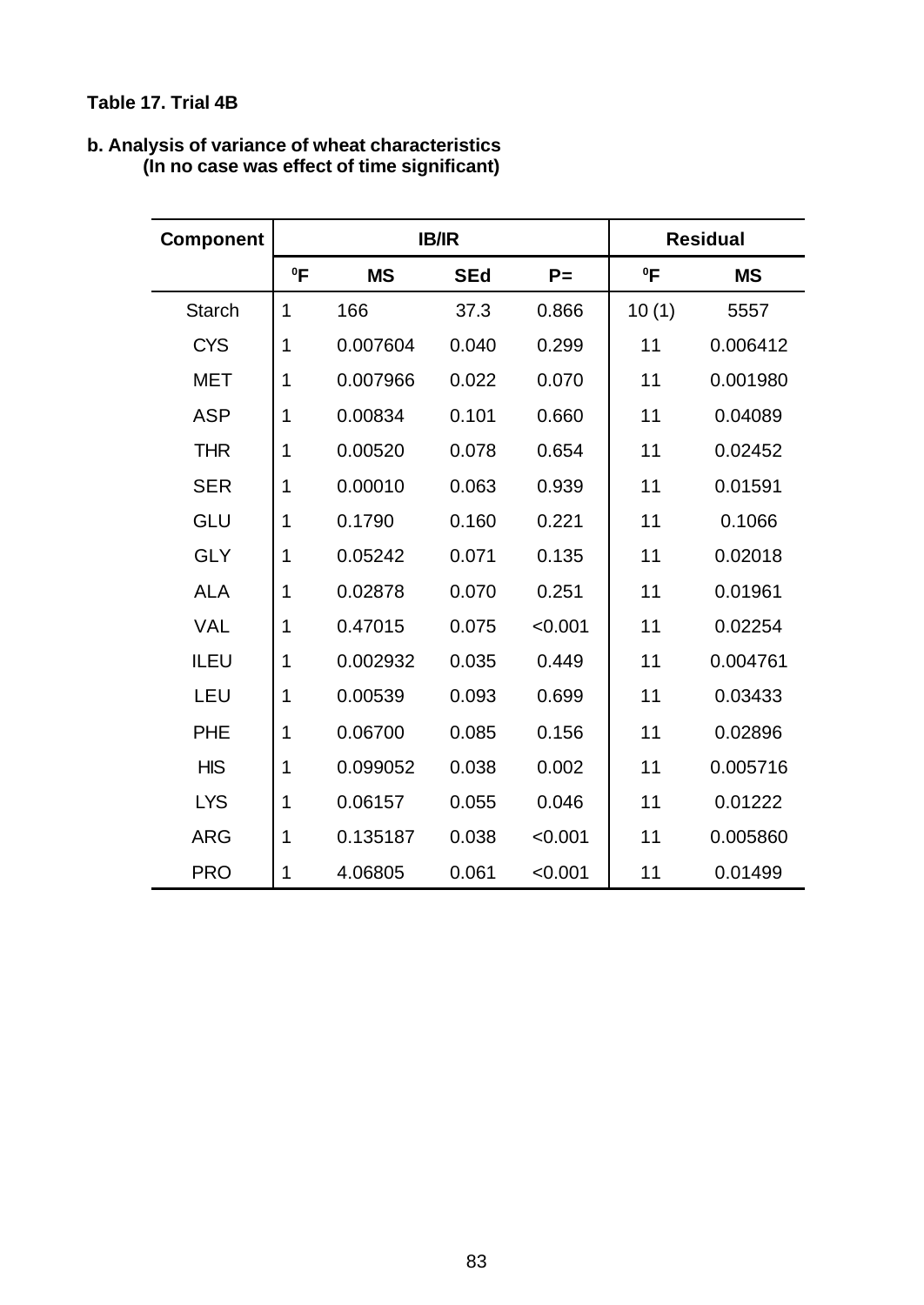**Table 17. Trial 4B**

**b. Analysis of variance of wheat characteristics (In no case was effect of time significant)**

| Component | IB/IR | | | | Residual | |
|---|---|---|---|---|---|---|
| | ⁰F | MS | SEd | P= | ⁰F | MS |
| Starch | 1 | 166 | 37.3 | 0.866 | 10 (1) | 5557 |
| CYS | 1 | 0.007604 | 0.040 | 0.299 | 11 | 0.006412 |
| MET | 1 | 0.007966 | 0.022 | 0.070 | 11 | 0.001980 |
| ASP | 1 | 0.00834 | 0.101 | 0.660 | 11 | 0.04089 |
| THR | 1 | 0.00520 | 0.078 | 0.654 | 11 | 0.02452 |
| SER | 1 | 0.00010 | 0.063 | 0.939 | 11 | 0.01591 |
| GLU | 1 | 0.1790 | 0.160 | 0.221 | 11 | 0.1066 |
| GLY | 1 | 0.05242 | 0.071 | 0.135 | 11 | 0.02018 |
| ALA | 1 | 0.02878 | 0.070 | 0.251 | 11 | 0.01961 |
| VAL | 1 | 0.47015 | 0.075 | <0.001 | 11 | 0.02254 |
| ILEU | 1 | 0.002932 | 0.035 | 0.449 | 11 | 0.004761 |
| LEU | 1 | 0.00539 | 0.093 | 0.699 | 11 | 0.03433 |
| PHE | 1 | 0.06700 | 0.085 | 0.156 | 11 | 0.02896 |
| HIS | 1 | 0.099052 | 0.038 | 0.002 | 11 | 0.005716 |
| LYS | 1 | 0.06157 | 0.055 | 0.046 | 11 | 0.01222 |
| ARG | 1 | 0.135187 | 0.038 | <0.001 | 11 | 0.005860 |
| PRO | 1 | 4.06805 | 0.061 | <0.001 | 11 | 0.01499 |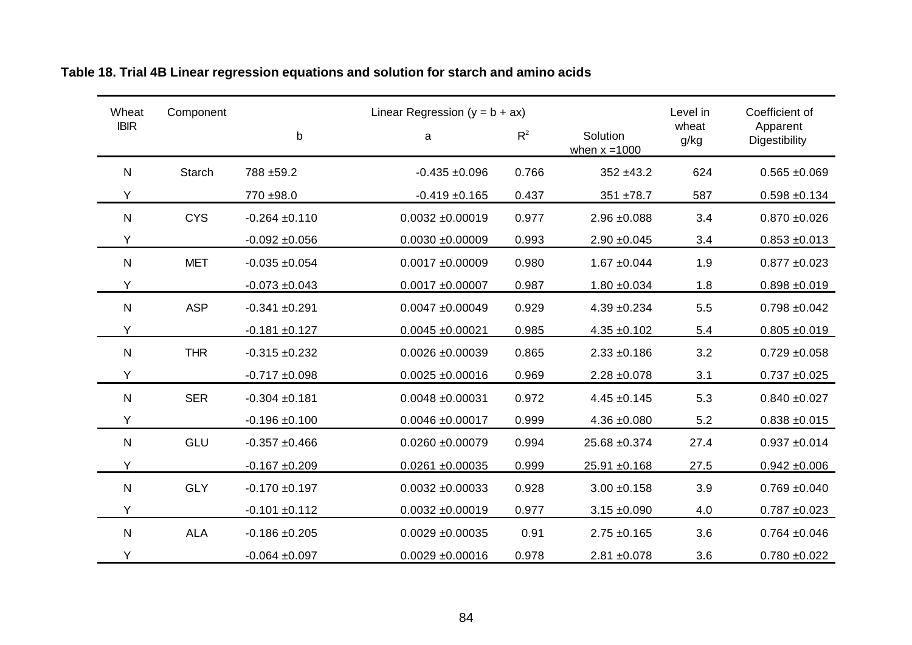**Table 18. Trial 4B Linear regression equations and solution for starch and amino acids**

| Wheat IBIR | Component | Linear Regression ($y = b + ax$) | | | | Level in wheat g/kg | Coefficient of Apparent Digestibility |
|---|---|---|---|---|---|---|---|
| | | b | a | $R^2$ | Solution when x =1000 | | |
| N | Starch | 788 ±59.2 | -0.435 ±0.096 | 0.766 | 352 ±43.2 | 624 | 0.565 ±0.069 |
| Y | | 770 ±98.0 | -0.419 ±0.165 | 0.437 | 351 ±78.7 | 587 | 0.598 ±0.134 |
| N | CYS | -0.264 ±0.110 | 0.0032 ±0.00019 | 0.977 | 2.96 ±0.088 | 3.4 | 0.870 ±0.026 |
| Y | | -0.092 ±0.056 | 0.0030 ±0.00009 | 0.993 | 2.90 ±0.045 | 3.4 | 0.853 ±0.013 |
| N | MET | -0.035 ±0.054 | 0.0017 ±0.00009 | 0.980 | 1.67 ±0.044 | 1.9 | 0.877 ±0.023 |
| Y | | -0.073 ±0.043 | 0.0017 ±0.00007 | 0.987 | 1.80 ±0.034 | 1.8 | 0.898 ±0.019 |
| N | ASP | -0.341 ±0.291 | 0.0047 ±0.00049 | 0.929 | 4.39 ±0.234 | 5.5 | 0.798 ±0.042 |
| Y | | -0.181 ±0.127 | 0.0045 ±0.00021 | 0.985 | 4.35 ±0.102 | 5.4 | 0.805 ±0.019 |
| N | THR | -0.315 ±0.232 | 0.0026 ±0.00039 | 0.865 | 2.33 ±0.186 | 3.2 | 0.729 ±0.058 |
| Y | | -0.717 ±0.098 | 0.0025 ±0.00016 | 0.969 | 2.28 ±0.078 | 3.1 | 0.737 ±0.025 |
| N | SER | -0.304 ±0.181 | 0.0048 ±0.00031 | 0.972 | 4.45 ±0.145 | 5.3 | 0.840 ±0.027 |
| Y | | -0.196 ±0.100 | 0.0046 ±0.00017 | 0.999 | 4.36 ±0.080 | 5.2 | 0.838 ±0.015 |
| N | GLU | -0.357 ±0.466 | 0.0260 ±0.00079 | 0.994 | 25.68 ±0.374 | 27.4 | 0.937 ±0.014 |
| Y | | -0.167 ±0.209 | 0.0261 ±0.00035 | 0.999 | 25.91 ±0.168 | 27.5 | 0.942 ±0.006 |
| N | GLY | -0.170 ±0.197 | 0.0032 ±0.00033 | 0.928 | 3.00 ±0.158 | 3.9 | 0.769 ±0.040 |
| Y | | -0.101 ±0.112 | 0.0032 ±0.00019 | 0.977 | 3.15 ±0.090 | 4.0 | 0.787 ±0.023 |
| N | ALA | -0.186 ±0.205 | 0.0029 ±0.00035 | 0.91 | 2.75 ±0.165 | 3.6 | 0.764 ±0.046 |
| Y | | -0.064 ±0.097 | 0.0029 ±0.00016 | 0.978 | 2.81 ±0.078 | 3.6 | 0.780 ±0.022 |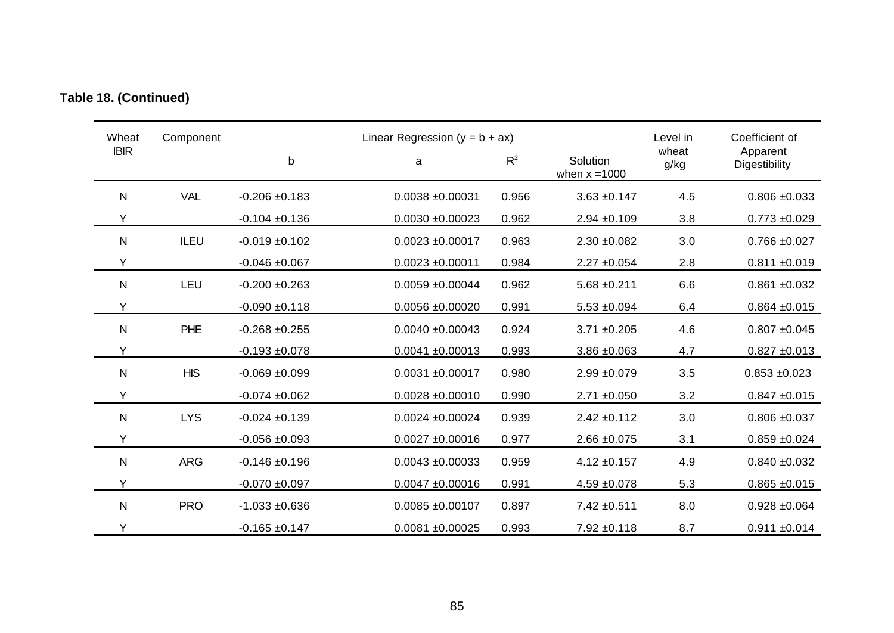**Table 18. (Continued)**

| Wheat IBIR | Component | Linear Regression (y = b + ax) | | | | Level in wheat g/kg | Coefficient of Apparent Digestibility |
|---|---|---|---|---|---|---|---|
| | | b | a | $R^2$ | Solution when x =1000 | | |
| N | VAL | -0.206 ±0.183 | 0.0038 ±0.00031 | 0.956 | 3.63 ±0.147 | 4.5 | 0.806 ±0.033 |
| Y | | -0.104 ±0.136 | 0.0030 ±0.00023 | 0.962 | 2.94 ±0.109 | 3.8 | 0.773 ±0.029 |
| N | ILEU | -0.019 ±0.102 | 0.0023 ±0.00017 | 0.963 | 2.30 ±0.082 | 3.0 | 0.766 ±0.027 |
| Y | | -0.046 ±0.067 | 0.0023 ±0.00011 | 0.984 | 2.27 ±0.054 | 2.8 | 0.811 ±0.019 |
| N | LEU | -0.200 ±0.263 | 0.0059 ±0.00044 | 0.962 | 5.68 ±0.211 | 6.6 | 0.861 ±0.032 |
| Y | | -0.090 ±0.118 | 0.0056 ±0.00020 | 0.991 | 5.53 ±0.094 | 6.4 | 0.864 ±0.015 |
| N | PHE | -0.268 ±0.255 | 0.0040 ±0.00043 | 0.924 | 3.71 ±0.205 | 4.6 | 0.807 ±0.045 |
| Y | | -0.193 ±0.078 | 0.0041 ±0.00013 | 0.993 | 3.86 ±0.063 | 4.7 | 0.827 ±0.013 |
| N | HIS | -0.069 ±0.099 | 0.0031 ±0.00017 | 0.980 | 2.99 ±0.079 | 3.5 | 0.853 ±0.023 |
| Y | | -0.074 ±0.062 | 0.0028 ±0.00010 | 0.990 | 2.71 ±0.050 | 3.2 | 0.847 ±0.015 |
| N | LYS | -0.024 ±0.139 | 0.0024 ±0.00024 | 0.939 | 2.42 ±0.112 | 3.0 | 0.806 ±0.037 |
| Y | | -0.056 ±0.093 | 0.0027 ±0.00016 | 0.977 | 2.66 ±0.075 | 3.1 | 0.859 ±0.024 |
| N | ARG | -0.146 ±0.196 | 0.0043 ±0.00033 | 0.959 | 4.12 ±0.157 | 4.9 | 0.840 ±0.032 |
| Y | | -0.070 ±0.097 | 0.0047 ±0.00016 | 0.991 | 4.59 ±0.078 | 5.3 | 0.865 ±0.015 |
| N | PRO | -1.033 ±0.636 | 0.0085 ±0.00107 | 0.897 | 7.42 ±0.511 | 8.0 | 0.928 ±0.064 |
| Y | | -0.165 ±0.147 | 0.0081 ±0.00025 | 0.993 | 7.92 ±0.118 | 8.7 | 0.911 ±0.014 |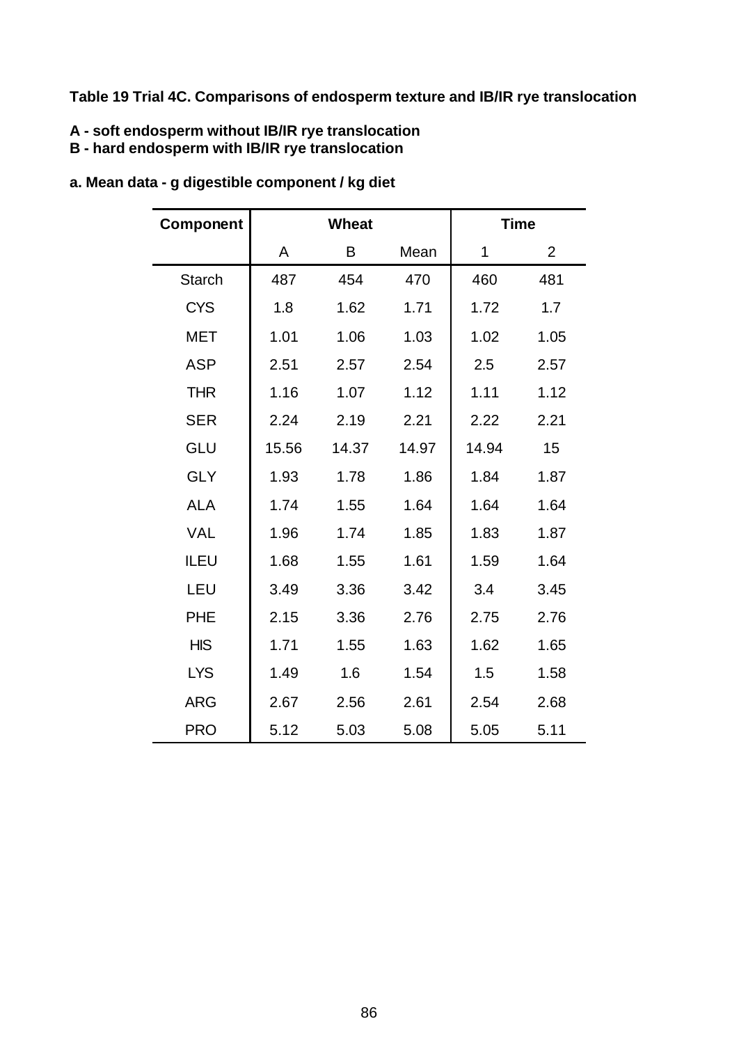**Table 19 Trial 4C. Comparisons of endosperm texture and IB/IR rye translocation**

**A - soft endosperm without IB/IR rye translocation**
**B - hard endosperm with IB/IR rye translocation**

**a. Mean data - g digestible component / kg diet**

| Component | Wheat | | | Time | |
|---|---|---|---|---|---|
| | A | B | Mean | 1 | 2 |
| Starch | 487 | 454 | 470 | 460 | 481 |
| CYS | 1.8 | 1.62 | 1.71 | 1.72 | 1.7 |
| MET | 1.01 | 1.06 | 1.03 | 1.02 | 1.05 |
| ASP | 2.51 | 2.57 | 2.54 | 2.5 | 2.57 |
| THR | 1.16 | 1.07 | 1.12 | 1.11 | 1.12 |
| SER | 2.24 | 2.19 | 2.21 | 2.22 | 2.21 |
| GLU | 15.56 | 14.37 | 14.97 | 14.94 | 15 |
| GLY | 1.93 | 1.78 | 1.86 | 1.84 | 1.87 |
| ALA | 1.74 | 1.55 | 1.64 | 1.64 | 1.64 |
| VAL | 1.96 | 1.74 | 1.85 | 1.83 | 1.87 |
| ILEU | 1.68 | 1.55 | 1.61 | 1.59 | 1.64 |
| LEU | 3.49 | 3.36 | 3.42 | 3.4 | 3.45 |
| PHE | 2.15 | 3.36 | 2.76 | 2.75 | 2.76 |
| HIS | 1.71 | 1.55 | 1.63 | 1.62 | 1.65 |
| LYS | 1.49 | 1.6 | 1.54 | 1.5 | 1.58 |
| ARG | 2.67 | 2.56 | 2.61 | 2.54 | 2.68 |
| PRO | 5.12 | 5.03 | 5.08 | 5.05 | 5.11 |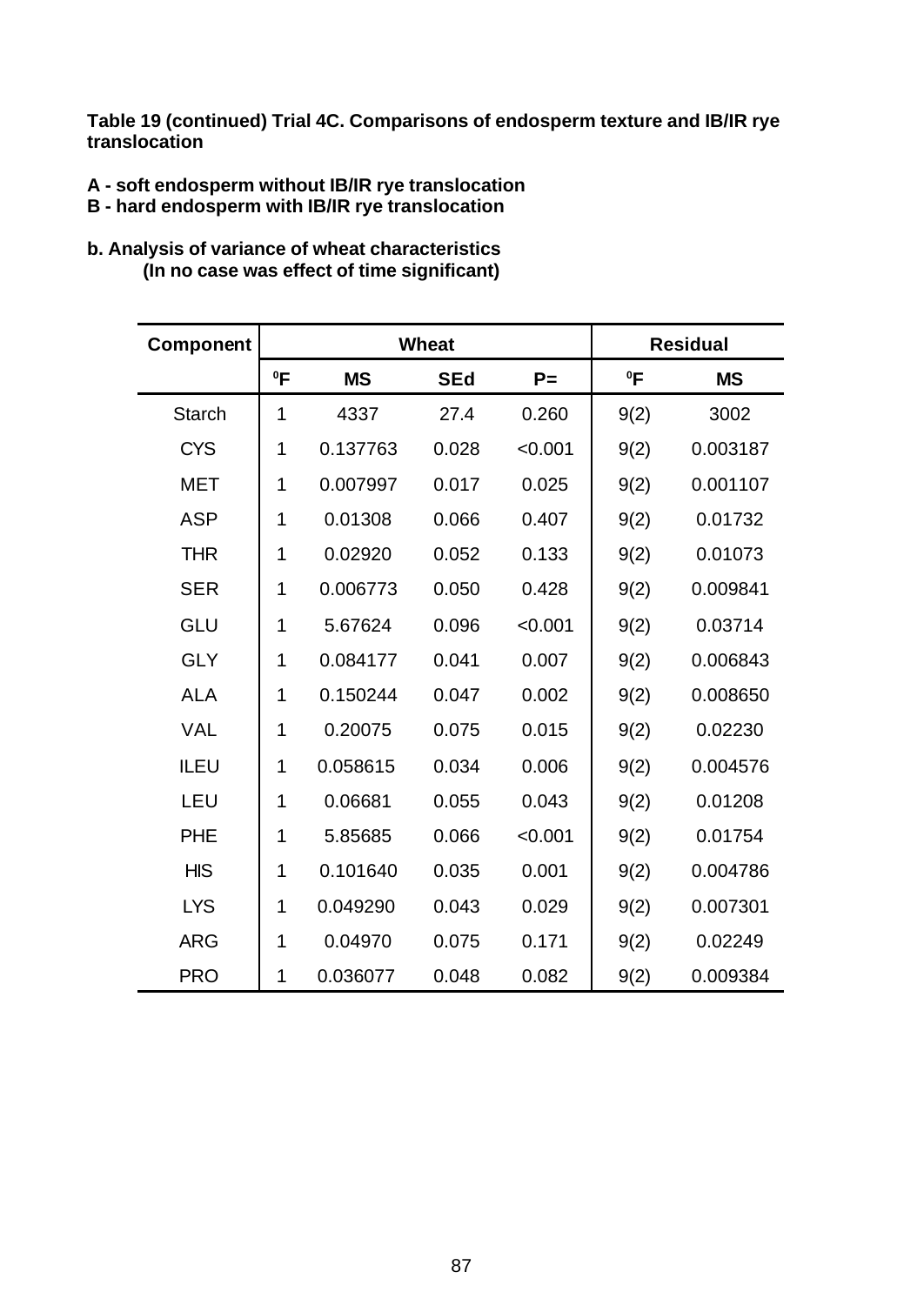**Table 19 (continued) Trial 4C. Comparisons of endosperm texture and IB/IR rye translocation**

**A - soft endosperm without IB/IR rye translocation**
**B - hard endosperm with IB/IR rye translocation**

**b. Analysis of variance of wheat characteristics**
**(In no case was effect of time significant)**

| Component | Wheat | | | | Residual | |
|---|---|---|---|---|---|---|
| | ⁰F | MS | SEd | P= | ⁰F | MS |
| Starch | 1 | 4337 | 27.4 | 0.260 | 9(2) | 3002 |
| CYS | 1 | 0.137763 | 0.028 | <0.001 | 9(2) | 0.003187 |
| MET | 1 | 0.007997 | 0.017 | 0.025 | 9(2) | 0.001107 |
| ASP | 1 | 0.01308 | 0.066 | 0.407 | 9(2) | 0.01732 |
| THR | 1 | 0.02920 | 0.052 | 0.133 | 9(2) | 0.01073 |
| SER | 1 | 0.006773 | 0.050 | 0.428 | 9(2) | 0.009841 |
| GLU | 1 | 5.67624 | 0.096 | <0.001 | 9(2) | 0.03714 |
| GLY | 1 | 0.084177 | 0.041 | 0.007 | 9(2) | 0.006843 |
| ALA | 1 | 0.150244 | 0.047 | 0.002 | 9(2) | 0.008650 |
| VAL | 1 | 0.20075 | 0.075 | 0.015 | 9(2) | 0.02230 |
| ILEU | 1 | 0.058615 | 0.034 | 0.006 | 9(2) | 0.004576 |
| LEU | 1 | 0.06681 | 0.055 | 0.043 | 9(2) | 0.01208 |
| PHE | 1 | 5.85685 | 0.066 | <0.001 | 9(2) | 0.01754 |
| HIS | 1 | 0.101640 | 0.035 | 0.001 | 9(2) | 0.004786 |
| LYS | 1 | 0.049290 | 0.043 | 0.029 | 9(2) | 0.007301 |
| ARG | 1 | 0.04970 | 0.075 | 0.171 | 9(2) | 0.02249 |
| PRO | 1 | 0.036077 | 0.048 | 0.082 | 9(2) | 0.009384 |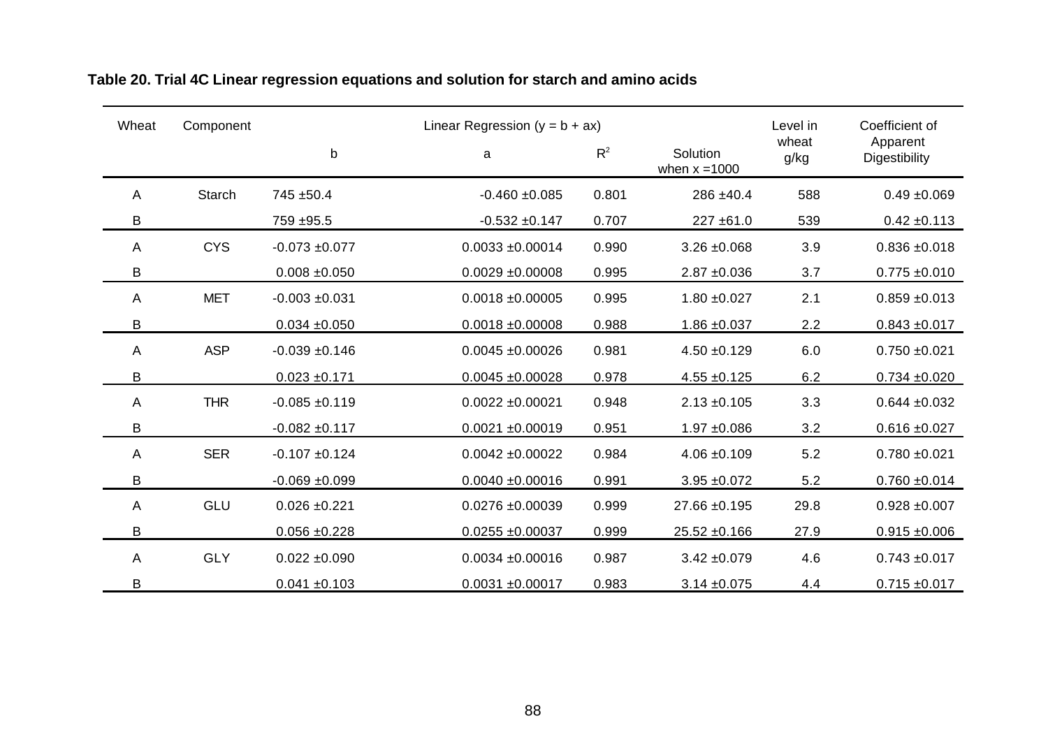**Table 20. Trial 4C Linear regression equations and solution for starch and amino acids**

| Wheat | Component | Linear Regression ($y = b + ax$) | | | | Level in wheat g/kg | Coefficient of Apparent Digestibility |
|---|---|---|---|---|---|---|---|
| | | b | a | $R^2$ | Solution when x =1000 | | |
| A | Starch | 745 ±50.4 | -0.460 ±0.085 | 0.801 | 286 ±40.4 | 588 | 0.49 ±0.069 |
| B | | 759 ±95.5 | -0.532 ±0.147 | 0.707 | 227 ±61.0 | 539 | 0.42 ±0.113 |
| A | CYS | -0.073 ±0.077 | 0.0033 ±0.00014 | 0.990 | 3.26 ±0.068 | 3.9 | 0.836 ±0.018 |
| B | | 0.008 ±0.050 | 0.0029 ±0.00008 | 0.995 | 2.87 ±0.036 | 3.7 | 0.775 ±0.010 |
| A | MET | -0.003 ±0.031 | 0.0018 ±0.00005 | 0.995 | 1.80 ±0.027 | 2.1 | 0.859 ±0.013 |
| B | | 0.034 ±0.050 | 0.0018 ±0.00008 | 0.988 | 1.86 ±0.037 | 2.2 | 0.843 ±0.017 |
| A | ASP | -0.039 ±0.146 | 0.0045 ±0.00026 | 0.981 | 4.50 ±0.129 | 6.0 | 0.750 ±0.021 |
| B | | 0.023 ±0.171 | 0.0045 ±0.00028 | 0.978 | 4.55 ±0.125 | 6.2 | 0.734 ±0.020 |
| A | THR | -0.085 ±0.119 | 0.0022 ±0.00021 | 0.948 | 2.13 ±0.105 | 3.3 | 0.644 ±0.032 |
| B | | -0.082 ±0.117 | 0.0021 ±0.00019 | 0.951 | 1.97 ±0.086 | 3.2 | 0.616 ±0.027 |
| A | SER | -0.107 ±0.124 | 0.0042 ±0.00022 | 0.984 | 4.06 ±0.109 | 5.2 | 0.780 ±0.021 |
| B | | -0.069 ±0.099 | 0.0040 ±0.00016 | 0.991 | 3.95 ±0.072 | 5.2 | 0.760 ±0.014 |
| A | GLU | 0.026 ±0.221 | 0.0276 ±0.00039 | 0.999 | 27.66 ±0.195 | 29.8 | 0.928 ±0.007 |
| B | | 0.056 ±0.228 | 0.0255 ±0.00037 | 0.999 | 25.52 ±0.166 | 27.9 | 0.915 ±0.006 |
| A | GLY | 0.022 ±0.090 | 0.0034 ±0.00016 | 0.987 | 3.42 ±0.079 | 4.6 | 0.743 ±0.017 |
| B | | 0.041 ±0.103 | 0.0031 ±0.00017 | 0.983 | 3.14 ±0.075 | 4.4 | 0.715 ±0.017 |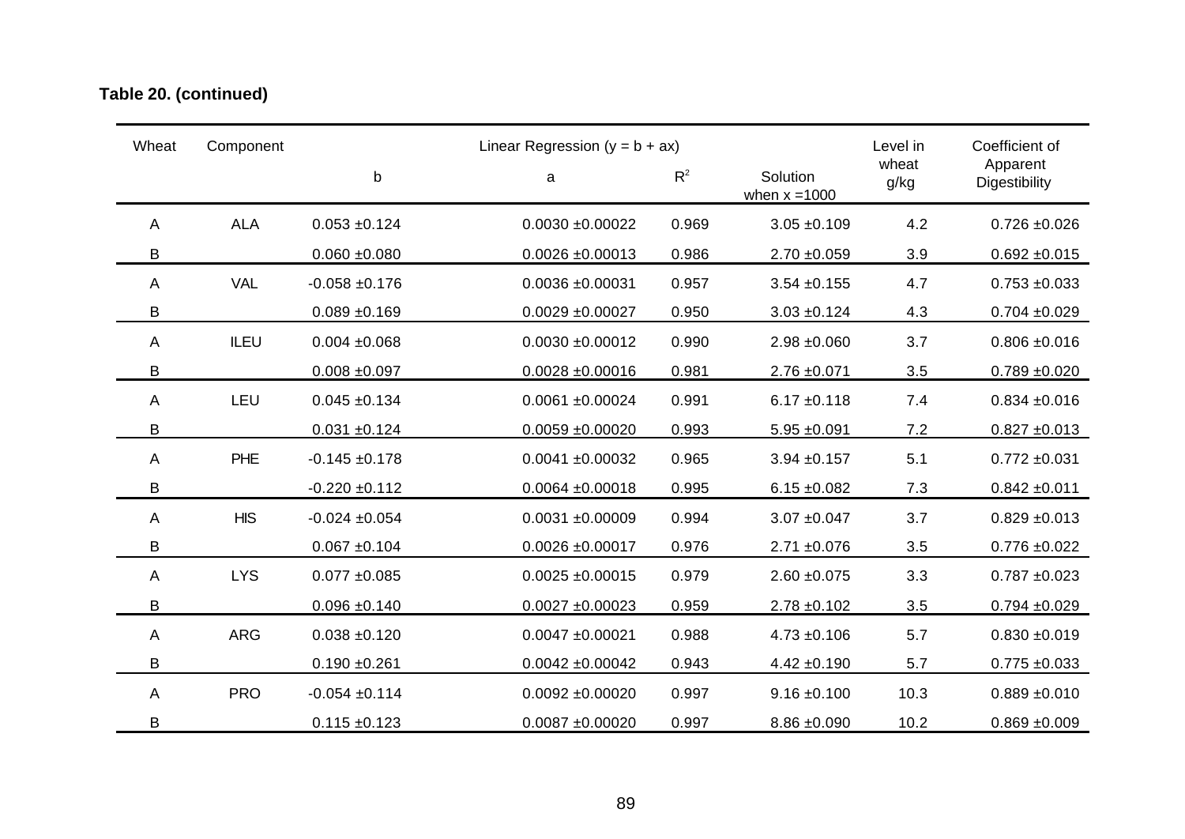**Table 20. (continued)**

| Wheat | Component | Linear Regression ($y = b + ax$) | | | | Level in wheat g/kg | Coefficient of Apparent Digestibility |
|---|---|---|---|---|---|---|---|
| | | b | a | $R^2$ | Solution when x =1000 | | |
| A | ALA | 0.053 ±0.124 | 0.0030 ±0.00022 | 0.969 | 3.05 ±0.109 | 4.2 | 0.726 ±0.026 |
| B | | 0.060 ±0.080 | 0.0026 ±0.00013 | 0.986 | 2.70 ±0.059 | 3.9 | 0.692 ±0.015 |
| A | VAL | -0.058 ±0.176 | 0.0036 ±0.00031 | 0.957 | 3.54 ±0.155 | 4.7 | 0.753 ±0.033 |
| B | | 0.089 ±0.169 | 0.0029 ±0.00027 | 0.950 | 3.03 ±0.124 | 4.3 | 0.704 ±0.029 |
| A | ILEU | 0.004 ±0.068 | 0.0030 ±0.00012 | 0.990 | 2.98 ±0.060 | 3.7 | 0.806 ±0.016 |
| B | | 0.008 ±0.097 | 0.0028 ±0.00016 | 0.981 | 2.76 ±0.071 | 3.5 | 0.789 ±0.020 |
| A | LEU | 0.045 ±0.134 | 0.0061 ±0.00024 | 0.991 | 6.17 ±0.118 | 7.4 | 0.834 ±0.016 |
| B | | 0.031 ±0.124 | 0.0059 ±0.00020 | 0.993 | 5.95 ±0.091 | 7.2 | 0.827 ±0.013 |
| A | PHE | -0.145 ±0.178 | 0.0041 ±0.00032 | 0.965 | 3.94 ±0.157 | 5.1 | 0.772 ±0.031 |
| B | | -0.220 ±0.112 | 0.0064 ±0.00018 | 0.995 | 6.15 ±0.082 | 7.3 | 0.842 ±0.011 |
| A | HIS | -0.024 ±0.054 | 0.0031 ±0.00009 | 0.994 | 3.07 ±0.047 | 3.7 | 0.829 ±0.013 |
| B | | 0.067 ±0.104 | 0.0026 ±0.00017 | 0.976 | 2.71 ±0.076 | 3.5 | 0.776 ±0.022 |
| A | LYS | 0.077 ±0.085 | 0.0025 ±0.00015 | 0.979 | 2.60 ±0.075 | 3.3 | 0.787 ±0.023 |
| B | | 0.096 ±0.140 | 0.0027 ±0.00023 | 0.959 | 2.78 ±0.102 | 3.5 | 0.794 ±0.029 |
| A | ARG | 0.038 ±0.120 | 0.0047 ±0.00021 | 0.988 | 4.73 ±0.106 | 5.7 | 0.830 ±0.019 |
| B | | 0.190 ±0.261 | 0.0042 ±0.00042 | 0.943 | 4.42 ±0.190 | 5.7 | 0.775 ±0.033 |
| A | PRO | -0.054 ±0.114 | 0.0092 ±0.00020 | 0.997 | 9.16 ±0.100 | 10.3 | 0.889 ±0.010 |
| B | | 0.115 ±0.123 | 0.0087 ±0.00020 | 0.997 | 8.86 ±0.090 | 10.2 | 0.869 ±0.009 |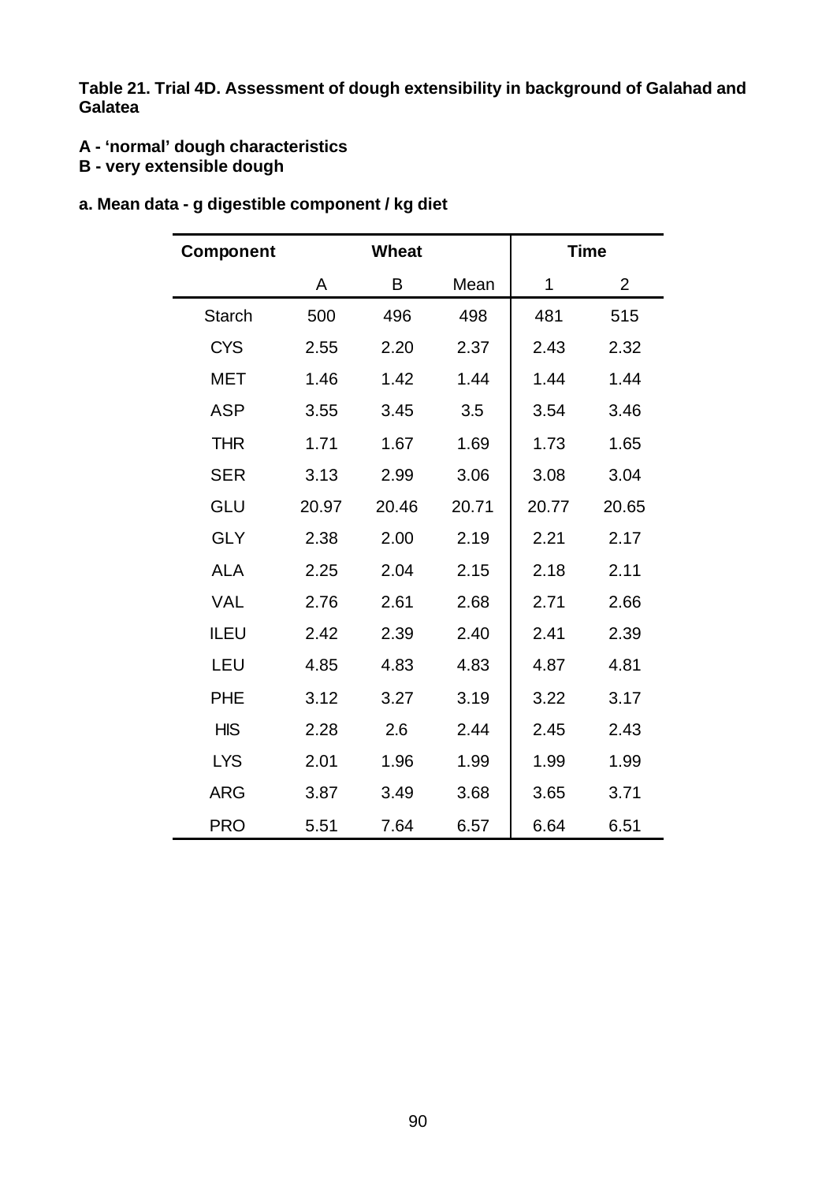**Table 21. Trial 4D. Assessment of dough extensibility in background of Galahad and Galatea**

**A - 'normal' dough characteristics**
**B - very extensible dough**

**a. Mean data - g digestible component / kg diet**

| Component | Wheat | | | Time | |
|---|---|---|---|---|---|
| | A | B | Mean | 1 | 2 |
| Starch | 500 | 496 | 498 | 481 | 515 |
| CYS | 2.55 | 2.20 | 2.37 | 2.43 | 2.32 |
| MET | 1.46 | 1.42 | 1.44 | 1.44 | 1.44 |
| ASP | 3.55 | 3.45 | 3.5 | 3.54 | 3.46 |
| THR | 1.71 | 1.67 | 1.69 | 1.73 | 1.65 |
| SER | 3.13 | 2.99 | 3.06 | 3.08 | 3.04 |
| GLU | 20.97 | 20.46 | 20.71 | 20.77 | 20.65 |
| GLY | 2.38 | 2.00 | 2.19 | 2.21 | 2.17 |
| ALA | 2.25 | 2.04 | 2.15 | 2.18 | 2.11 |
| VAL | 2.76 | 2.61 | 2.68 | 2.71 | 2.66 |
| ILEU | 2.42 | 2.39 | 2.40 | 2.41 | 2.39 |
| LEU | 4.85 | 4.83 | 4.83 | 4.87 | 4.81 |
| PHE | 3.12 | 3.27 | 3.19 | 3.22 | 3.17 |
| HIS | 2.28 | 2.6 | 2.44 | 2.45 | 2.43 |
| LYS | 2.01 | 1.96 | 1.99 | 1.99 | 1.99 |
| ARG | 3.87 | 3.49 | 3.68 | 3.65 | 3.71 |
| PRO | 5.51 | 7.64 | 6.57 | 6.64 | 6.51 |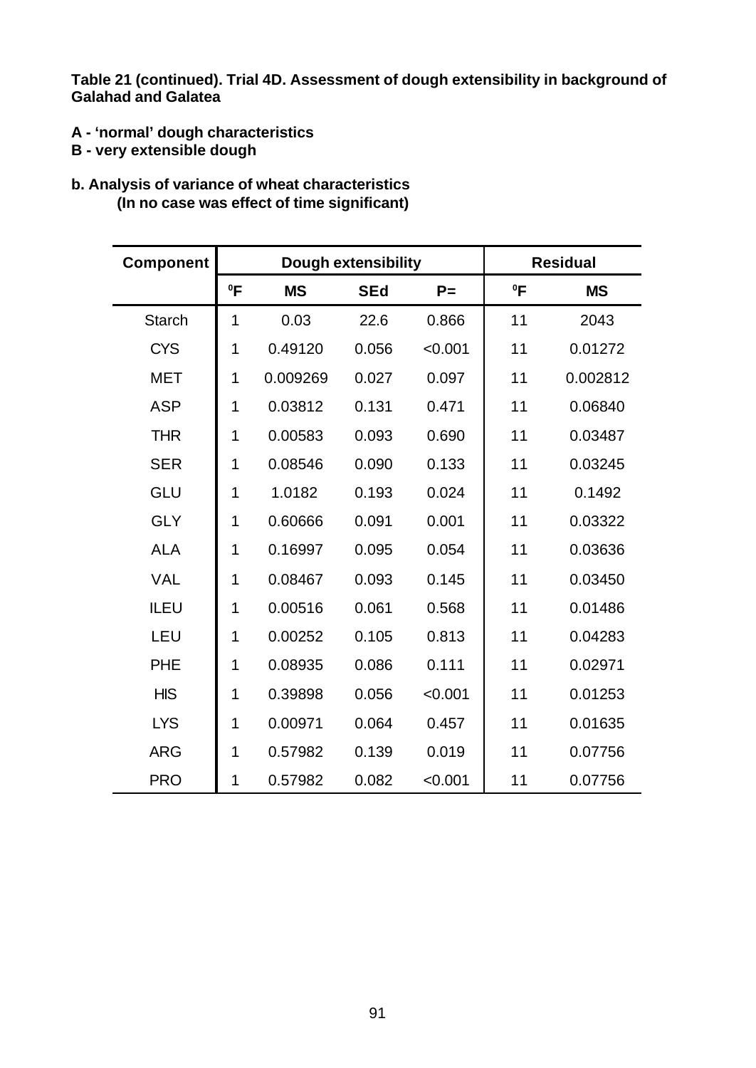**Table 21 (continued). Trial 4D. Assessment of dough extensibility in background of Galahad and Galatea**

**A - 'normal' dough characteristics**
**B - very extensible dough**

**b. Analysis of variance of wheat characteristics**
**(In no case was effect of time significant)**

| Component | Dough extensibility | | | | Residual | |
|---|---|---|---|---|---|---|
| | $^{0}$F | MS | SEd | P= | $^{0}$F | MS |
| Starch | 1 | 0.03 | 22.6 | 0.866 | 11 | 2043 |
| CYS | 1 | 0.49120 | 0.056 | <0.001 | 11 | 0.01272 |
| MET | 1 | 0.009269 | 0.027 | 0.097 | 11 | 0.002812 |
| ASP | 1 | 0.03812 | 0.131 | 0.471 | 11 | 0.06840 |
| THR | 1 | 0.00583 | 0.093 | 0.690 | 11 | 0.03487 |
| SER | 1 | 0.08546 | 0.090 | 0.133 | 11 | 0.03245 |
| GLU | 1 | 1.0182 | 0.193 | 0.024 | 11 | 0.1492 |
| GLY | 1 | 0.60666 | 0.091 | 0.001 | 11 | 0.03322 |
| ALA | 1 | 0.16997 | 0.095 | 0.054 | 11 | 0.03636 |
| VAL | 1 | 0.08467 | 0.093 | 0.145 | 11 | 0.03450 |
| ILEU | 1 | 0.00516 | 0.061 | 0.568 | 11 | 0.01486 |
| LEU | 1 | 0.00252 | 0.105 | 0.813 | 11 | 0.04283 |
| PHE | 1 | 0.08935 | 0.086 | 0.111 | 11 | 0.02971 |
| HIS | 1 | 0.39898 | 0.056 | <0.001 | 11 | 0.01253 |
| LYS | 1 | 0.00971 | 0.064 | 0.457 | 11 | 0.01635 |
| ARG | 1 | 0.57982 | 0.139 | 0.019 | 11 | 0.07756 |
| PRO | 1 | 0.57982 | 0.082 | <0.001 | 11 | 0.07756 |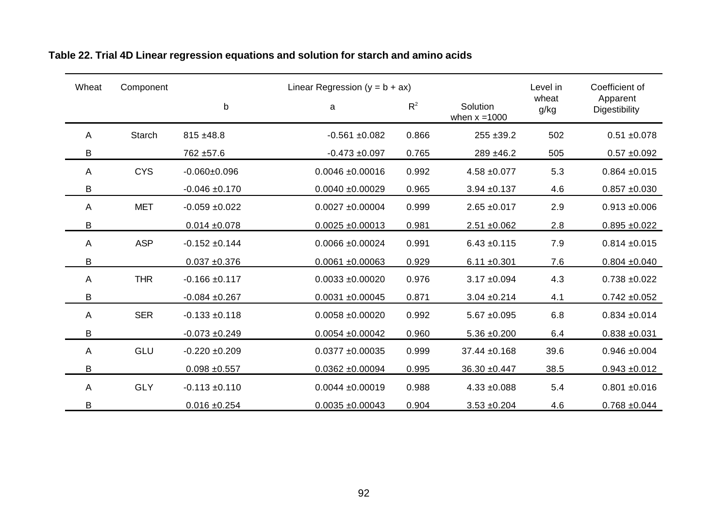**Table 22. Trial 4D Linear regression equations and solution for starch and amino acids**

| Wheat | Component | Linear Regression ($y = b + ax$) | | | | Level in wheat g/kg | Coefficient of Apparent Digestibility |
|---|---|---|---|---|---|---|---|
| | | b | a | $R^2$ | Solution when x =1000 | | |
| A | Starch | 815 ±48.8 | -0.561 ±0.082 | 0.866 | 255 ±39.2 | 502 | 0.51 ±0.078 |
| B | | 762 ±57.6 | -0.473 ±0.097 | 0.765 | 289 ±46.2 | 505 | 0.57 ±0.092 |
| A | CYS | -0.060±0.096 | 0.0046 ±0.00016 | 0.992 | 4.58 ±0.077 | 5.3 | 0.864 ±0.015 |
| B | | -0.046 ±0.170 | 0.0040 ±0.00029 | 0.965 | 3.94 ±0.137 | 4.6 | 0.857 ±0.030 |
| A | MET | -0.059 ±0.022 | 0.0027 ±0.00004 | 0.999 | 2.65 ±0.017 | 2.9 | 0.913 ±0.006 |
| B | | 0.014 ±0.078 | 0.0025 ±0.00013 | 0.981 | 2.51 ±0.062 | 2.8 | 0.895 ±0.022 |
| A | ASP | -0.152 ±0.144 | 0.0066 ±0.00024 | 0.991 | 6.43 ±0.115 | 7.9 | 0.814 ±0.015 |
| B | | 0.037 ±0.376 | 0.0061 ±0.00063 | 0.929 | 6.11 ±0.301 | 7.6 | 0.804 ±0.040 |
| A | THR | -0.166 ±0.117 | 0.0033 ±0.00020 | 0.976 | 3.17 ±0.094 | 4.3 | 0.738 ±0.022 |
| B | | -0.084 ±0.267 | 0.0031 ±0.00045 | 0.871 | 3.04 ±0.214 | 4.1 | 0.742 ±0.052 |
| A | SER | -0.133 ±0.118 | 0.0058 ±0.00020 | 0.992 | 5.67 ±0.095 | 6.8 | 0.834 ±0.014 |
| B | | -0.073 ±0.249 | 0.0054 ±0.00042 | 0.960 | 5.36 ±0.200 | 6.4 | 0.838 ±0.031 |
| A | GLU | -0.220 ±0.209 | 0.0377 ±0.00035 | 0.999 | 37.44 ±0.168 | 39.6 | 0.946 ±0.004 |
| B | | 0.098 ±0.557 | 0.0362 ±0.00094 | 0.995 | 36.30 ±0.447 | 38.5 | 0.943 ±0.012 |
| A | GLY | -0.113 ±0.110 | 0.0044 ±0.00019 | 0.988 | 4.33 ±0.088 | 5.4 | 0.801 ±0.016 |
| B | | 0.016 ±0.254 | 0.0035 ±0.00043 | 0.904 | 3.53 ±0.204 | 4.6 | 0.768 ±0.044 |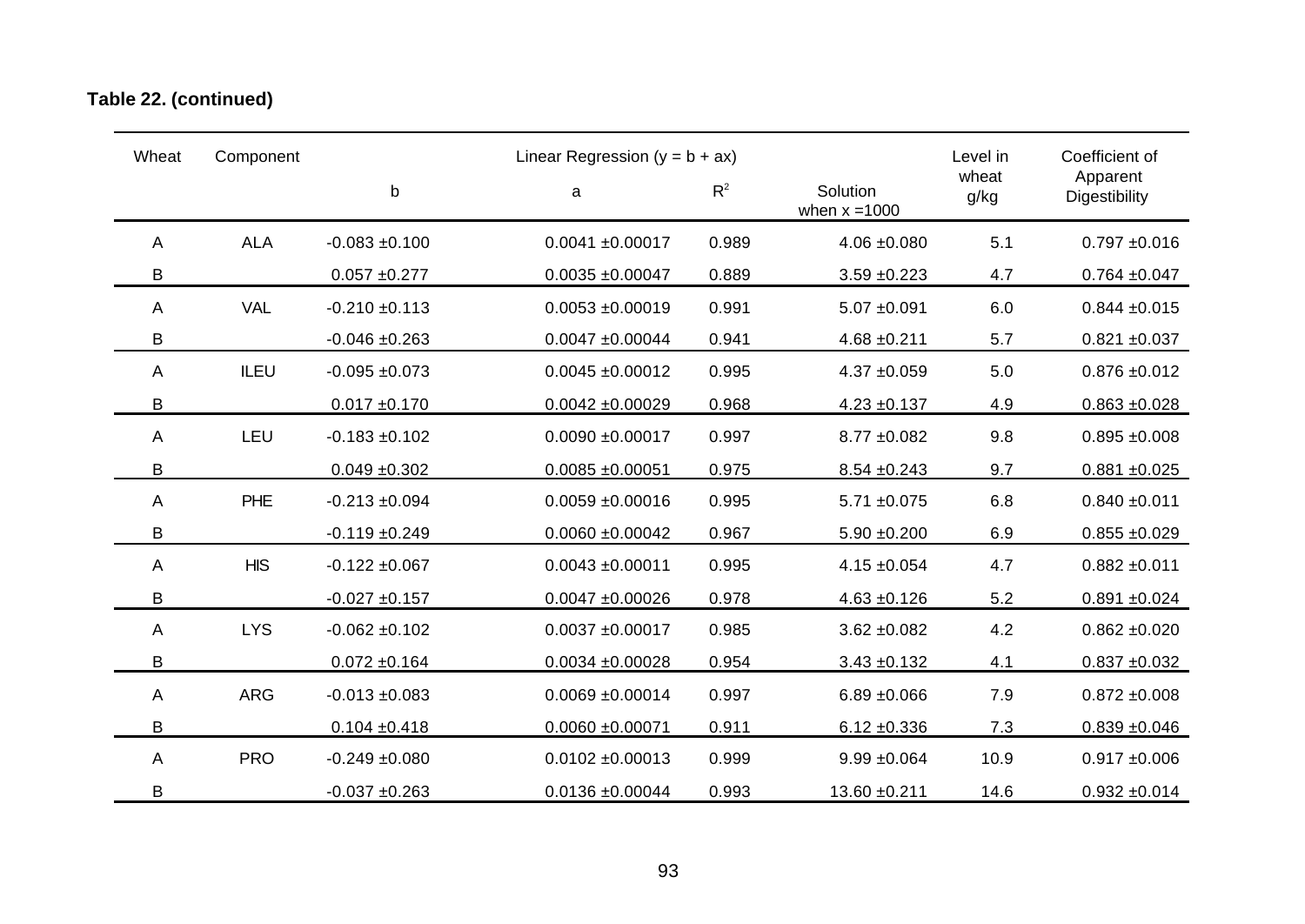**Table 22. (continued)**

| Wheat | Component | Linear Regression ($y = b + ax$) | | | | Level in wheat g/kg | Coefficient of Apparent Digestibility |
|---|---|---|---|---|---|---|---|
| | | b | a | $R^2$ | Solution when x =1000 | | |
| A | ALA | -0.083 ±0.100 | 0.0041 ±0.00017 | 0.989 | 4.06 ±0.080 | 5.1 | 0.797 ±0.016 |
| B | | 0.057 ±0.277 | 0.0035 ±0.00047 | 0.889 | 3.59 ±0.223 | 4.7 | 0.764 ±0.047 |
| A | VAL | -0.210 ±0.113 | 0.0053 ±0.00019 | 0.991 | 5.07 ±0.091 | 6.0 | 0.844 ±0.015 |
| B | | -0.046 ±0.263 | 0.0047 ±0.00044 | 0.941 | 4.68 ±0.211 | 5.7 | 0.821 ±0.037 |
| A | ILEU | -0.095 ±0.073 | 0.0045 ±0.00012 | 0.995 | 4.37 ±0.059 | 5.0 | 0.876 ±0.012 |
| B | | 0.017 ±0.170 | 0.0042 ±0.00029 | 0.968 | 4.23 ±0.137 | 4.9 | 0.863 ±0.028 |
| A | LEU | -0.183 ±0.102 | 0.0090 ±0.00017 | 0.997 | 8.77 ±0.082 | 9.8 | 0.895 ±0.008 |
| B | | 0.049 ±0.302 | 0.0085 ±0.00051 | 0.975 | 8.54 ±0.243 | 9.7 | 0.881 ±0.025 |
| A | PHE | -0.213 ±0.094 | 0.0059 ±0.00016 | 0.995 | 5.71 ±0.075 | 6.8 | 0.840 ±0.011 |
| B | | -0.119 ±0.249 | 0.0060 ±0.00042 | 0.967 | 5.90 ±0.200 | 6.9 | 0.855 ±0.029 |
| A | HIS | -0.122 ±0.067 | 0.0043 ±0.00011 | 0.995 | 4.15 ±0.054 | 4.7 | 0.882 ±0.011 |
| B | | -0.027 ±0.157 | 0.0047 ±0.00026 | 0.978 | 4.63 ±0.126 | 5.2 | 0.891 ±0.024 |
| A | LYS | -0.062 ±0.102 | 0.0037 ±0.00017 | 0.985 | 3.62 ±0.082 | 4.2 | 0.862 ±0.020 |
| B | | 0.072 ±0.164 | 0.0034 ±0.00028 | 0.954 | 3.43 ±0.132 | 4.1 | 0.837 ±0.032 |
| A | ARG | -0.013 ±0.083 | 0.0069 ±0.00014 | 0.997 | 6.89 ±0.066 | 7.9 | 0.872 ±0.008 |
| B | | 0.104 ±0.418 | 0.0060 ±0.00071 | 0.911 | 6.12 ±0.336 | 7.3 | 0.839 ±0.046 |
| A | PRO | -0.249 ±0.080 | 0.0102 ±0.00013 | 0.999 | 9.99 ±0.064 | 10.9 | 0.917 ±0.006 |
| B | | -0.037 ±0.263 | 0.0136 ±0.00044 | 0.993 | 13.60 ±0.211 | 14.6 | 0.932 ±0.014 |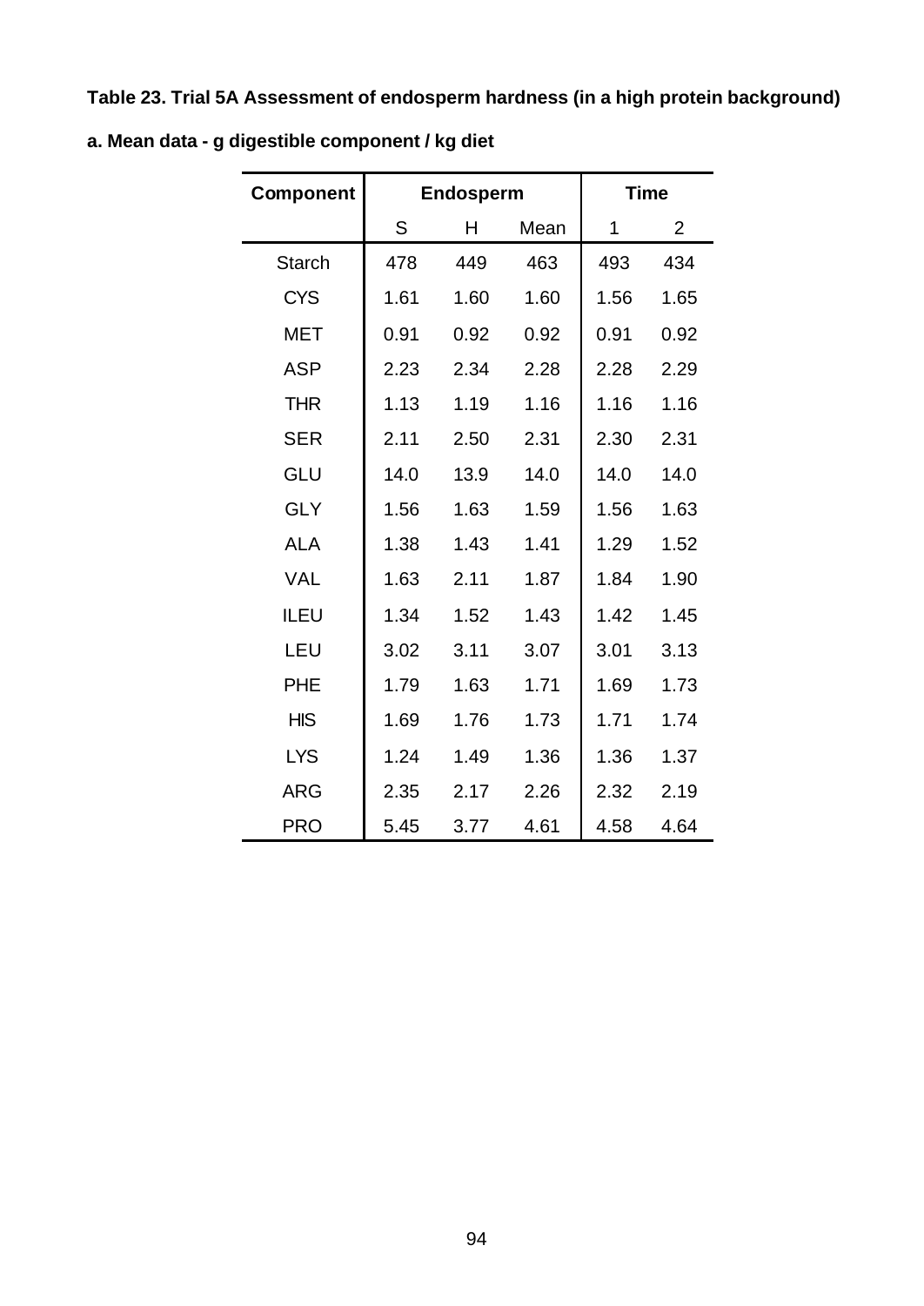**Table 23. Trial 5A Assessment of endosperm hardness (in a high protein background)**

**a. Mean data - g digestible component / kg diet**

| Component | Endosperm | | | Time | |
|---|---|---|---|---|---|
| | S | H | Mean | 1 | 2 |
| Starch | 478 | 449 | 463 | 493 | 434 |
| CYS | 1.61 | 1.60 | 1.60 | 1.56 | 1.65 |
| MET | 0.91 | 0.92 | 0.92 | 0.91 | 0.92 |
| ASP | 2.23 | 2.34 | 2.28 | 2.28 | 2.29 |
| THR | 1.13 | 1.19 | 1.16 | 1.16 | 1.16 |
| SER | 2.11 | 2.50 | 2.31 | 2.30 | 2.31 |
| GLU | 14.0 | 13.9 | 14.0 | 14.0 | 14.0 |
| GLY | 1.56 | 1.63 | 1.59 | 1.56 | 1.63 |
| ALA | 1.38 | 1.43 | 1.41 | 1.29 | 1.52 |
| VAL | 1.63 | 2.11 | 1.87 | 1.84 | 1.90 |
| ILEU | 1.34 | 1.52 | 1.43 | 1.42 | 1.45 |
| LEU | 3.02 | 3.11 | 3.07 | 3.01 | 3.13 |
| PHE | 1.79 | 1.63 | 1.71 | 1.69 | 1.73 |
| HIS | 1.69 | 1.76 | 1.73 | 1.71 | 1.74 |
| LYS | 1.24 | 1.49 | 1.36 | 1.36 | 1.37 |
| ARG | 2.35 | 2.17 | 2.26 | 2.32 | 2.19 |
| PRO | 5.45 | 3.77 | 4.61 | 4.58 | 4.64 |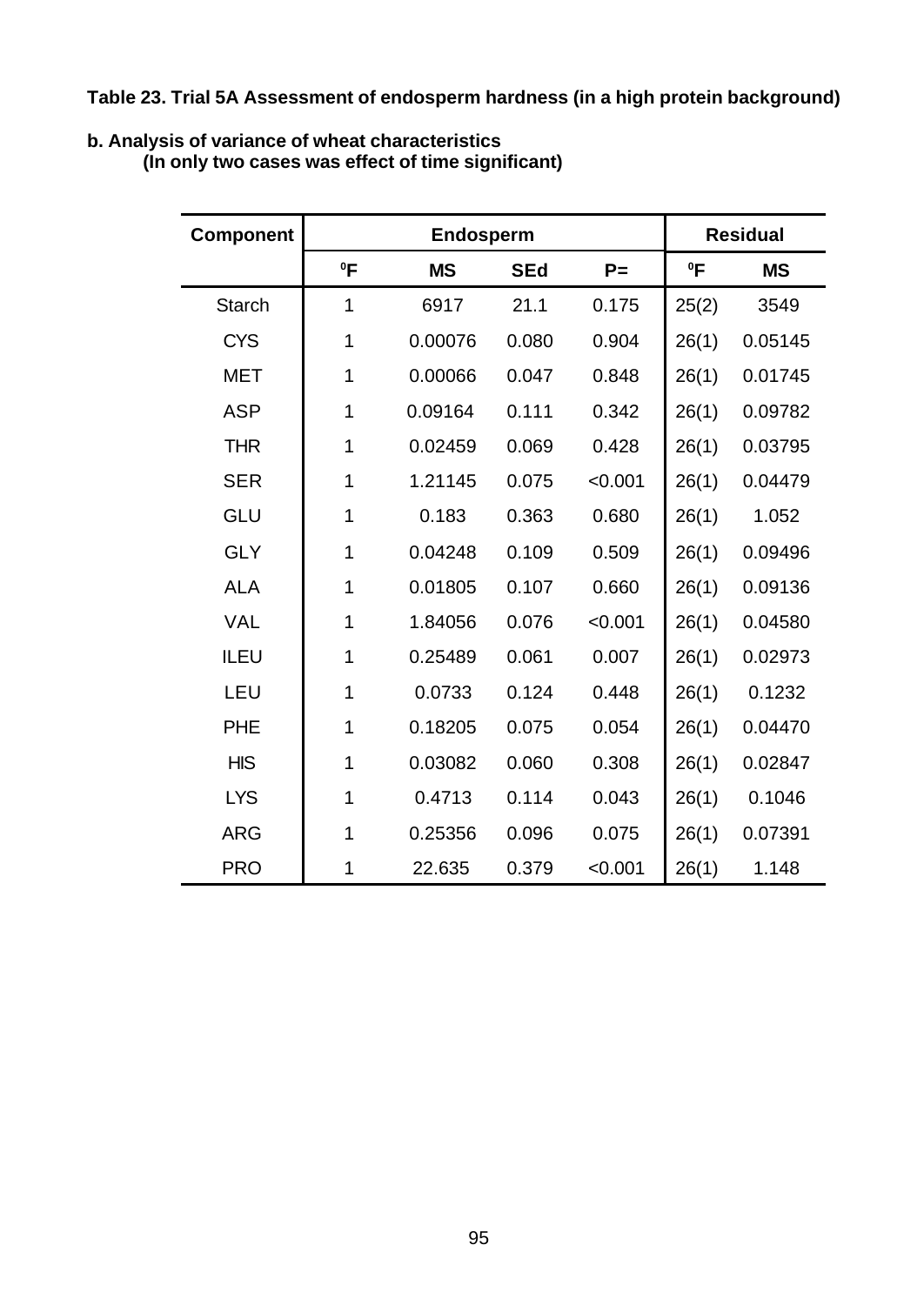**Table 23. Trial 5A Assessment of endosperm hardness (in a high protein background)**

**b. Analysis of variance of wheat characteristics**
**(In only two cases was effect of time significant)**

| Component | Endosperm | | | | Residual | |
|---|---|---|---|---|---|---|
| | ⁰F | MS | SEd | P= | ⁰F | MS |
| Starch | 1 | 6917 | 21.1 | 0.175 | 25(2) | 3549 |
| CYS | 1 | 0.00076 | 0.080 | 0.904 | 26(1) | 0.05145 |
| MET | 1 | 0.00066 | 0.047 | 0.848 | 26(1) | 0.01745 |
| ASP | 1 | 0.09164 | 0.111 | 0.342 | 26(1) | 0.09782 |
| THR | 1 | 0.02459 | 0.069 | 0.428 | 26(1) | 0.03795 |
| SER | 1 | 1.21145 | 0.075 | <0.001 | 26(1) | 0.04479 |
| GLU | 1 | 0.183 | 0.363 | 0.680 | 26(1) | 1.052 |
| GLY | 1 | 0.04248 | 0.109 | 0.509 | 26(1) | 0.09496 |
| ALA | 1 | 0.01805 | 0.107 | 0.660 | 26(1) | 0.09136 |
| VAL | 1 | 1.84056 | 0.076 | <0.001 | 26(1) | 0.04580 |
| ILEU | 1 | 0.25489 | 0.061 | 0.007 | 26(1) | 0.02973 |
| LEU | 1 | 0.0733 | 0.124 | 0.448 | 26(1) | 0.1232 |
| PHE | 1 | 0.18205 | 0.075 | 0.054 | 26(1) | 0.04470 |
| HIS | 1 | 0.03082 | 0.060 | 0.308 | 26(1) | 0.02847 |
| LYS | 1 | 0.4713 | 0.114 | 0.043 | 26(1) | 0.1046 |
| ARG | 1 | 0.25356 | 0.096 | 0.075 | 26(1) | 0.07391 |
| PRO | 1 | 22.635 | 0.379 | <0.001 | 26(1) | 1.148 |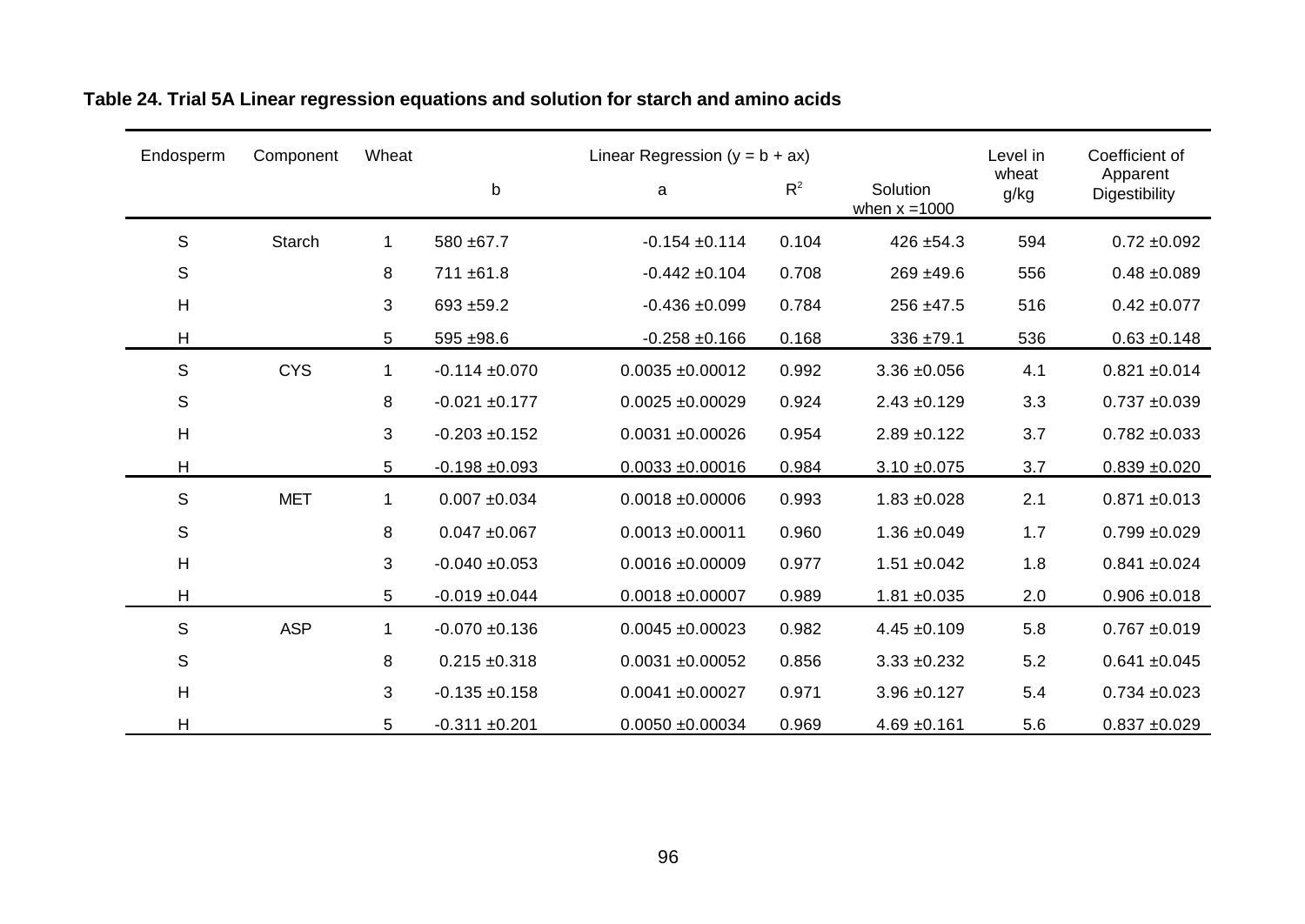**Table 24. Trial 5A Linear regression equations and solution for starch and amino acids**

| Endosperm | Component | Wheat | Linear Regression ($y = b + ax$) | | | | Level in wheat | Coefficient of Apparent Digestibility |
|---|---|---|---|---|---|---|---|---|
| | | | b | a | $R^2$ | Solution when x =1000 | g/kg | |
| S | Starch | 1 | 580 ±67.7 | -0.154 ±0.114 | 0.104 | 426 ±54.3 | 594 | 0.72 ±0.092 |
| S | | 8 | 711 ±61.8 | -0.442 ±0.104 | 0.708 | 269 ±49.6 | 556 | 0.48 ±0.089 |
| H | | 3 | 693 ±59.2 | -0.436 ±0.099 | 0.784 | 256 ±47.5 | 516 | 0.42 ±0.077 |
| H | | 5 | 595 ±98.6 | -0.258 ±0.166 | 0.168 | 336 ±79.1 | 536 | 0.63 ±0.148 |
| S | CYS | 1 | -0.114 ±0.070 | 0.0035 ±0.00012 | 0.992 | 3.36 ±0.056 | 4.1 | 0.821 ±0.014 |
| S | | 8 | -0.021 ±0.177 | 0.0025 ±0.00029 | 0.924 | 2.43 ±0.129 | 3.3 | 0.737 ±0.039 |
| H | | 3 | -0.203 ±0.152 | 0.0031 ±0.00026 | 0.954 | 2.89 ±0.122 | 3.7 | 0.782 ±0.033 |
| H | | 5 | -0.198 ±0.093 | 0.0033 ±0.00016 | 0.984 | 3.10 ±0.075 | 3.7 | 0.839 ±0.020 |
| S | MET | 1 | 0.007 ±0.034 | 0.0018 ±0.00006 | 0.993 | 1.83 ±0.028 | 2.1 | 0.871 ±0.013 |
| S | | 8 | 0.047 ±0.067 | 0.0013 ±0.00011 | 0.960 | 1.36 ±0.049 | 1.7 | 0.799 ±0.029 |
| H | | 3 | -0.040 ±0.053 | 0.0016 ±0.00009 | 0.977 | 1.51 ±0.042 | 1.8 | 0.841 ±0.024 |
| H | | 5 | -0.019 ±0.044 | 0.0018 ±0.00007 | 0.989 | 1.81 ±0.035 | 2.0 | 0.906 ±0.018 |
| S | ASP | 1 | -0.070 ±0.136 | 0.0045 ±0.00023 | 0.982 | 4.45 ±0.109 | 5.8 | 0.767 ±0.019 |
| S | | 8 | 0.215 ±0.318 | 0.0031 ±0.00052 | 0.856 | 3.33 ±0.232 | 5.2 | 0.641 ±0.045 |
| H | | 3 | -0.135 ±0.158 | 0.0041 ±0.00027 | 0.971 | 3.96 ±0.127 | 5.4 | 0.734 ±0.023 |
| H | | 5 | -0.311 ±0.201 | 0.0050 ±0.00034 | 0.969 | 4.69 ±0.161 | 5.6 | 0.837 ±0.029 |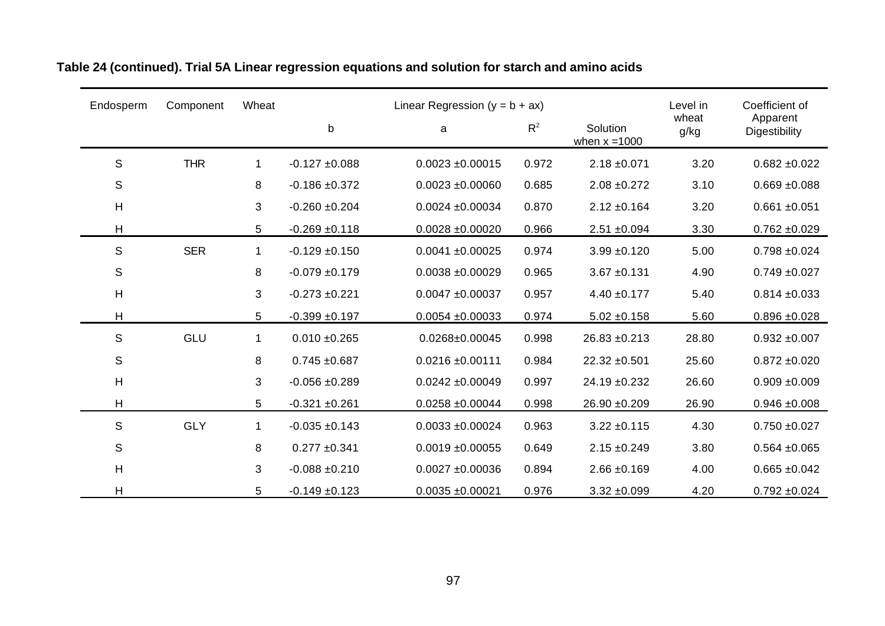**Table 24 (continued). Trial 5A Linear regression equations and solution for starch and amino acids**

| Endosperm | Component | Wheat | Linear Regression ($y = b + ax$) | | | Solution when x =1000 | Level in wheat g/kg | Coefficient of Apparent Digestibility |
|---|---|---|---|---|---|---|---|---|
| | | | b | a | $R^2$ | | | |
| S | THR | 1 | -0.127 ±0.088 | 0.0023 ±0.00015 | 0.972 | 2.18 ±0.071 | 3.20 | 0.682 ±0.022 |
| S | | 8 | -0.186 ±0.372 | 0.0023 ±0.00060 | 0.685 | 2.08 ±0.272 | 3.10 | 0.669 ±0.088 |
| H | | 3 | -0.260 ±0.204 | 0.0024 ±0.00034 | 0.870 | 2.12 ±0.164 | 3.20 | 0.661 ±0.051 |
| H | | 5 | -0.269 ±0.118 | 0.0028 ±0.00020 | 0.966 | 2.51 ±0.094 | 3.30 | 0.762 ±0.029 |
| S | SER | 1 | -0.129 ±0.150 | 0.0041 ±0.00025 | 0.974 | 3.99 ±0.120 | 5.00 | 0.798 ±0.024 |
| S | | 8 | -0.079 ±0.179 | 0.0038 ±0.00029 | 0.965 | 3.67 ±0.131 | 4.90 | 0.749 ±0.027 |
| H | | 3 | -0.273 ±0.221 | 0.0047 ±0.00037 | 0.957 | 4.40 ±0.177 | 5.40 | 0.814 ±0.033 |
| H | | 5 | -0.399 ±0.197 | 0.0054 ±0.00033 | 0.974 | 5.02 ±0.158 | 5.60 | 0.896 ±0.028 |
| S | GLU | 1 | 0.010 ±0.265 | 0.0268±0.00045 | 0.998 | 26.83 ±0.213 | 28.80 | 0.932 ±0.007 |
| S | | 8 | 0.745 ±0.687 | 0.0216 ±0.00111 | 0.984 | 22.32 ±0.501 | 25.60 | 0.872 ±0.020 |
| H | | 3 | -0.056 ±0.289 | 0.0242 ±0.00049 | 0.997 | 24.19 ±0.232 | 26.60 | 0.909 ±0.009 |
| H | | 5 | -0.321 ±0.261 | 0.0258 ±0.00044 | 0.998 | 26.90 ±0.209 | 26.90 | 0.946 ±0.008 |
| S | GLY | 1 | -0.035 ±0.143 | 0.0033 ±0.00024 | 0.963 | 3.22 ±0.115 | 4.30 | 0.750 ±0.027 |
| S | | 8 | 0.277 ±0.341 | 0.0019 ±0.00055 | 0.649 | 2.15 ±0.249 | 3.80 | 0.564 ±0.065 |
| H | | 3 | -0.088 ±0.210 | 0.0027 ±0.00036 | 0.894 | 2.66 ±0.169 | 4.00 | 0.665 ±0.042 |
| H | | 5 | -0.149 ±0.123 | 0.0035 ±0.00021 | 0.976 | 3.32 ±0.099 | 4.20 | 0.792 ±0.024 |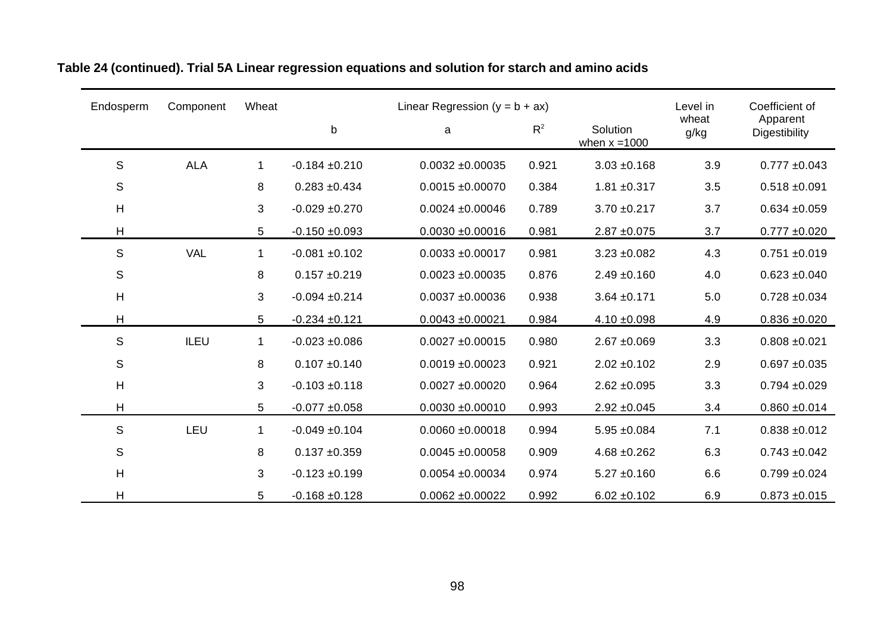**Table 24 (continued). Trial 5A Linear regression equations and solution for starch and amino acids**

| Endosperm | Component | Wheat | Linear Regression (y = b + ax) | | | | Level in wheat g/kg | Coefficient of Apparent Digestibility |
|---|---|---|---|---|---|---|---|---|
| | | | b | a | $R^2$ | Solution when x =1000 | | |
| S | ALA | 1 | -0.184 ±0.210 | 0.0032 ±0.00035 | 0.921 | 3.03 ±0.168 | 3.9 | 0.777 ±0.043 |
| S | | 8 | 0.283 ±0.434 | 0.0015 ±0.00070 | 0.384 | 1.81 ±0.317 | 3.5 | 0.518 ±0.091 |
| H | | 3 | -0.029 ±0.270 | 0.0024 ±0.00046 | 0.789 | 3.70 ±0.217 | 3.7 | 0.634 ±0.059 |
| H | | 5 | -0.150 ±0.093 | 0.0030 ±0.00016 | 0.981 | 2.87 ±0.075 | 3.7 | 0.777 ±0.020 |
| S | VAL | 1 | -0.081 ±0.102 | 0.0033 ±0.00017 | 0.981 | 3.23 ±0.082 | 4.3 | 0.751 ±0.019 |
| S | | 8 | 0.157 ±0.219 | 0.0023 ±0.00035 | 0.876 | 2.49 ±0.160 | 4.0 | 0.623 ±0.040 |
| H | | 3 | -0.094 ±0.214 | 0.0037 ±0.00036 | 0.938 | 3.64 ±0.171 | 5.0 | 0.728 ±0.034 |
| H | | 5 | -0.234 ±0.121 | 0.0043 ±0.00021 | 0.984 | 4.10 ±0.098 | 4.9 | 0.836 ±0.020 |
| S | ILEU | 1 | -0.023 ±0.086 | 0.0027 ±0.00015 | 0.980 | 2.67 ±0.069 | 3.3 | 0.808 ±0.021 |
| S | | 8 | 0.107 ±0.140 | 0.0019 ±0.00023 | 0.921 | 2.02 ±0.102 | 2.9 | 0.697 ±0.035 |
| H | | 3 | -0.103 ±0.118 | 0.0027 ±0.00020 | 0.964 | 2.62 ±0.095 | 3.3 | 0.794 ±0.029 |
| H | | 5 | -0.077 ±0.058 | 0.0030 ±0.00010 | 0.993 | 2.92 ±0.045 | 3.4 | 0.860 ±0.014 |
| S | LEU | 1 | -0.049 ±0.104 | 0.0060 ±0.00018 | 0.994 | 5.95 ±0.084 | 7.1 | 0.838 ±0.012 |
| S | | 8 | 0.137 ±0.359 | 0.0045 ±0.00058 | 0.909 | 4.68 ±0.262 | 6.3 | 0.743 ±0.042 |
| H | | 3 | -0.123 ±0.199 | 0.0054 ±0.00034 | 0.974 | 5.27 ±0.160 | 6.6 | 0.799 ±0.024 |
| H | | 5 | -0.168 ±0.128 | 0.0062 ±0.00022 | 0.992 | 6.02 ±0.102 | 6.9 | 0.873 ±0.015 |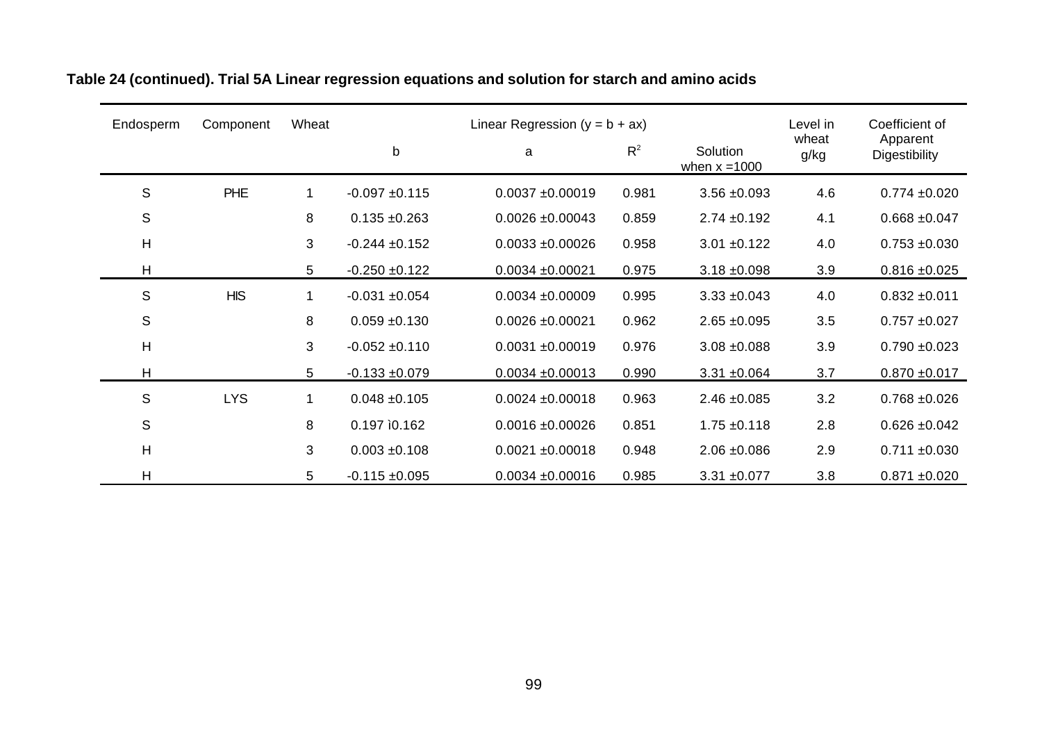**Table 24 (continued). Trial 5A Linear regression equations and solution for starch and amino acids**

| Endosperm | Component | Wheat | Linear Regression ($y = b + ax$) | | | | Level in wheat g/kg | Coefficient of Apparent Digestibility |
|---|---|---|---|---|---|---|---|---|
| | | | b | a | $R^2$ | Solution when x =1000 | | |
| S | PHE | 1 | -0.097 ±0.115 | 0.0037 ±0.00019 | 0.981 | 3.56 ±0.093 | 4.6 | 0.774 ±0.020 |
| S | | 8 | 0.135 ±0.263 | 0.0026 ±0.00043 | 0.859 | 2.74 ±0.192 | 4.1 | 0.668 ±0.047 |
| H | | 3 | -0.244 ±0.152 | 0.0033 ±0.00026 | 0.958 | 3.01 ±0.122 | 4.0 | 0.753 ±0.030 |
| H | | 5 | -0.250 ±0.122 | 0.0034 ±0.00021 | 0.975 | 3.18 ±0.098 | 3.9 | 0.816 ±0.025 |
| S | HIS | 1 | -0.031 ±0.054 | 0.0034 ±0.00009 | 0.995 | 3.33 ±0.043 | 4.0 | 0.832 ±0.011 |
| S | | 8 | 0.059 ±0.130 | 0.0026 ±0.00021 | 0.962 | 2.65 ±0.095 | 3.5 | 0.757 ±0.027 |
| H | | 3 | -0.052 ±0.110 | 0.0031 ±0.00019 | 0.976 | 3.08 ±0.088 | 3.9 | 0.790 ±0.023 |
| H | | 5 | -0.133 ±0.079 | 0.0034 ±0.00013 | 0.990 | 3.31 ±0.064 | 3.7 | 0.870 ±0.017 |
| S | LYS | 1 | 0.048 ±0.105 | 0.0024 ±0.00018 | 0.963 | 2.46 ±0.085 | 3.2 | 0.768 ±0.026 |
| S | | 8 | 0.197 ì0.162 | 0.0016 ±0.00026 | 0.851 | 1.75 ±0.118 | 2.8 | 0.626 ±0.042 |
| H | | 3 | 0.003 ±0.108 | 0.0021 ±0.00018 | 0.948 | 2.06 ±0.086 | 2.9 | 0.711 ±0.030 |
| H | | 5 | -0.115 ±0.095 | 0.0034 ±0.00016 | 0.985 | 3.31 ±0.077 | 3.8 | 0.871 ±0.020 |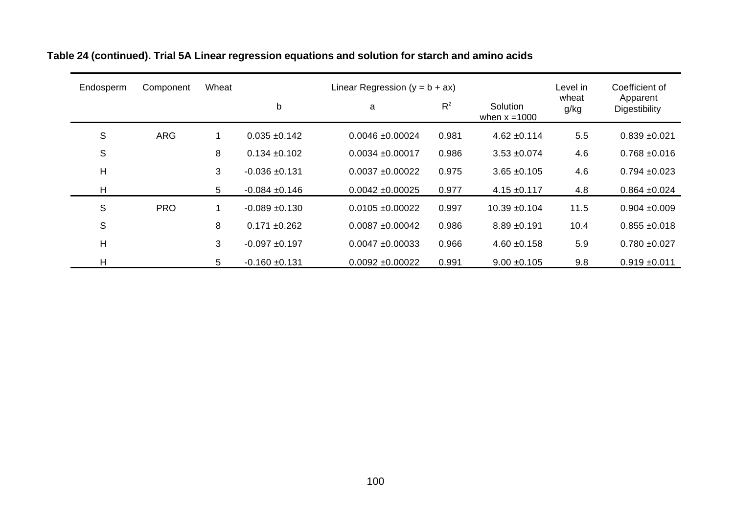**Table 24 (continued). Trial 5A Linear regression equations and solution for starch and amino acids**

| Endosperm | Component | Wheat | Linear Regression ($y = b + ax$) | | | | Level in wheat g/kg | Coefficient of Apparent Digestibility |
|---|---|---|---|---|---|---|---|---|
| | | | b | a | $R^2$ | Solution when x =1000 | | |
| S | ARG | 1 | 0.035 ±0.142 | 0.0046 ±0.00024 | 0.981 | 4.62 ±0.114 | 5.5 | 0.839 ±0.021 |
| S | | 8 | 0.134 ±0.102 | 0.0034 ±0.00017 | 0.986 | 3.53 ±0.074 | 4.6 | 0.768 ±0.016 |
| H | | 3 | -0.036 ±0.131 | 0.0037 ±0.00022 | 0.975 | 3.65 ±0.105 | 4.6 | 0.794 ±0.023 |
| H | | 5 | -0.084 ±0.146 | 0.0042 ±0.00025 | 0.977 | 4.15 ±0.117 | 4.8 | 0.864 ±0.024 |
| S | PRO | 1 | -0.089 ±0.130 | 0.0105 ±0.00022 | 0.997 | 10.39 ±0.104 | 11.5 | 0.904 ±0.009 |
| S | | 8 | 0.171 ±0.262 | 0.0087 ±0.00042 | 0.986 | 8.89 ±0.191 | 10.4 | 0.855 ±0.018 |
| H | | 3 | -0.097 ±0.197 | 0.0047 ±0.00033 | 0.966 | 4.60 ±0.158 | 5.9 | 0.780 ±0.027 |
| H | | 5 | -0.160 ±0.131 | 0.0092 ±0.00022 | 0.991 | 9.00 ±0.105 | 9.8 | 0.919 ±0.011 |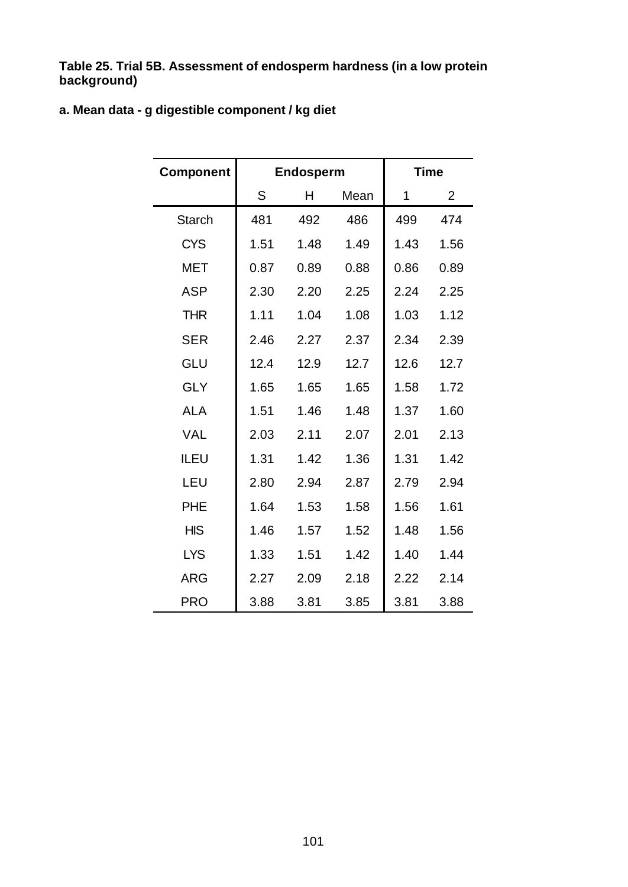**Table 25. Trial 5B. Assessment of endosperm hardness (in a low protein background)**

**a. Mean data - g digestible component / kg diet**

| Component | Endosperm | | | Time | |
|---|---|---|---|---|---|
| | S | H | Mean | 1 | 2 |
| Starch | 481 | 492 | 486 | 499 | 474 |
| CYS | 1.51 | 1.48 | 1.49 | 1.43 | 1.56 |
| MET | 0.87 | 0.89 | 0.88 | 0.86 | 0.89 |
| ASP | 2.30 | 2.20 | 2.25 | 2.24 | 2.25 |
| THR | 1.11 | 1.04 | 1.08 | 1.03 | 1.12 |
| SER | 2.46 | 2.27 | 2.37 | 2.34 | 2.39 |
| GLU | 12.4 | 12.9 | 12.7 | 12.6 | 12.7 |
| GLY | 1.65 | 1.65 | 1.65 | 1.58 | 1.72 |
| ALA | 1.51 | 1.46 | 1.48 | 1.37 | 1.60 |
| VAL | 2.03 | 2.11 | 2.07 | 2.01 | 2.13 |
| ILEU | 1.31 | 1.42 | 1.36 | 1.31 | 1.42 |
| LEU | 2.80 | 2.94 | 2.87 | 2.79 | 2.94 |
| PHE | 1.64 | 1.53 | 1.58 | 1.56 | 1.61 |
| HIS | 1.46 | 1.57 | 1.52 | 1.48 | 1.56 |
| LYS | 1.33 | 1.51 | 1.42 | 1.40 | 1.44 |
| ARG | 2.27 | 2.09 | 2.18 | 2.22 | 2.14 |
| PRO | 3.88 | 3.81 | 3.85 | 3.81 | 3.88 |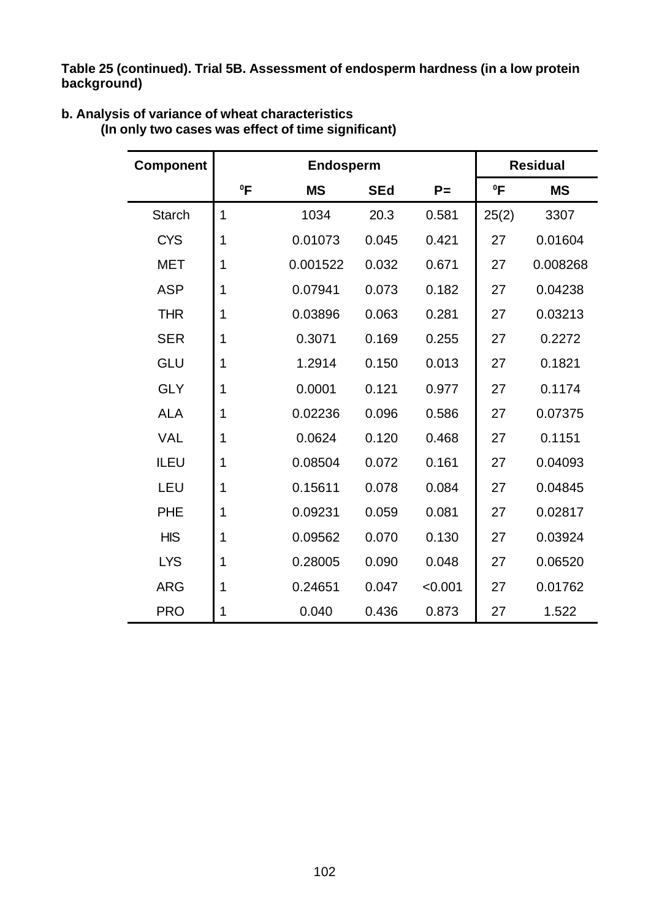**Table 25 (continued). Trial 5B. Assessment of endosperm hardness (in a low protein background)**

**b. Analysis of variance of wheat characteristics**
**(In only two cases was effect of time significant)**

| Component | Endosperm | | | | Residual | |
|---|---|---|---|---|---|---|
| | ⁰F | MS | SEd | P= | ⁰F | MS |
| Starch | 1 | 1034 | 20.3 | 0.581 | 25(2) | 3307 |
| CYS | 1 | 0.01073 | 0.045 | 0.421 | 27 | 0.01604 |
| MET | 1 | 0.001522 | 0.032 | 0.671 | 27 | 0.008268 |
| ASP | 1 | 0.07941 | 0.073 | 0.182 | 27 | 0.04238 |
| THR | 1 | 0.03896 | 0.063 | 0.281 | 27 | 0.03213 |
| SER | 1 | 0.3071 | 0.169 | 0.255 | 27 | 0.2272 |
| GLU | 1 | 1.2914 | 0.150 | 0.013 | 27 | 0.1821 |
| GLY | 1 | 0.0001 | 0.121 | 0.977 | 27 | 0.1174 |
| ALA | 1 | 0.02236 | 0.096 | 0.586 | 27 | 0.07375 |
| VAL | 1 | 0.0624 | 0.120 | 0.468 | 27 | 0.1151 |
| ILEU | 1 | 0.08504 | 0.072 | 0.161 | 27 | 0.04093 |
| LEU | 1 | 0.15611 | 0.078 | 0.084 | 27 | 0.04845 |
| PHE | 1 | 0.09231 | 0.059 | 0.081 | 27 | 0.02817 |
| HIS | 1 | 0.09562 | 0.070 | 0.130 | 27 | 0.03924 |
| LYS | 1 | 0.28005 | 0.090 | 0.048 | 27 | 0.06520 |
| ARG | 1 | 0.24651 | 0.047 | <0.001 | 27 | 0.01762 |
| PRO | 1 | 0.040 | 0.436 | 0.873 | 27 | 1.522 |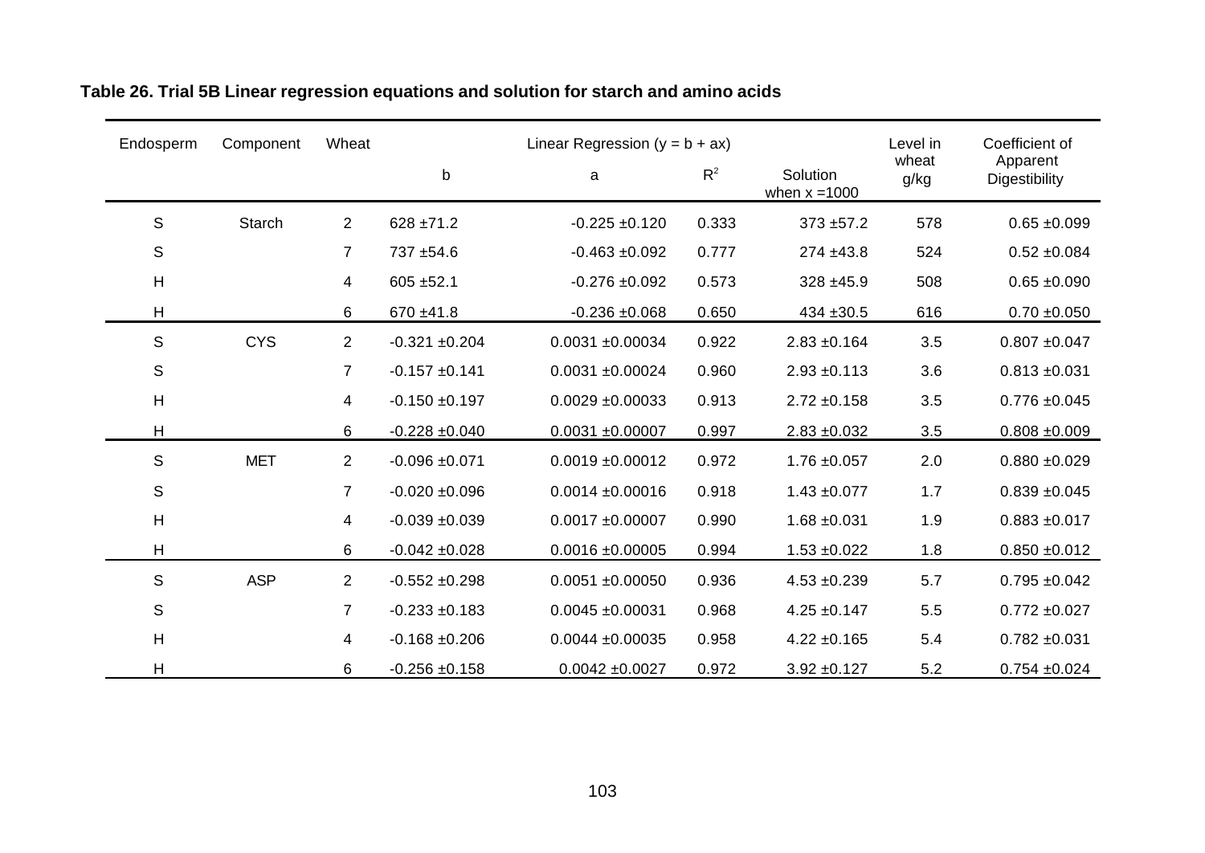**Table 26. Trial 5B Linear regression equations and solution for starch and amino acids**

| Endosperm | Component | Wheat | Linear Regression ($y = b + ax$) | | | | Level in wheat g/kg | Coefficient of Apparent Digestibility |
|---|---|---|---|---|---|---|---|---|
| | | | b | a | $R^2$ | Solution when x =1000 | | |
| S | Starch | 2 | 628 ±71.2 | -0.225 ±0.120 | 0.333 | 373 ±57.2 | 578 | 0.65 ±0.099 |
| S | | 7 | 737 ±54.6 | -0.463 ±0.092 | 0.777 | 274 ±43.8 | 524 | 0.52 ±0.084 |
| H | | 4 | 605 ±52.1 | -0.276 ±0.092 | 0.573 | 328 ±45.9 | 508 | 0.65 ±0.090 |
| H | | 6 | 670 ±41.8 | -0.236 ±0.068 | 0.650 | 434 ±30.5 | 616 | 0.70 ±0.050 |
| S | CYS | 2 | -0.321 ±0.204 | 0.0031 ±0.00034 | 0.922 | 2.83 ±0.164 | 3.5 | 0.807 ±0.047 |
| S | | 7 | -0.157 ±0.141 | 0.0031 ±0.00024 | 0.960 | 2.93 ±0.113 | 3.6 | 0.813 ±0.031 |
| H | | 4 | -0.150 ±0.197 | 0.0029 ±0.00033 | 0.913 | 2.72 ±0.158 | 3.5 | 0.776 ±0.045 |
| H | | 6 | -0.228 ±0.040 | 0.0031 ±0.00007 | 0.997 | 2.83 ±0.032 | 3.5 | 0.808 ±0.009 |
| S | MET | 2 | -0.096 ±0.071 | 0.0019 ±0.00012 | 0.972 | 1.76 ±0.057 | 2.0 | 0.880 ±0.029 |
| S | | 7 | -0.020 ±0.096 | 0.0014 ±0.00016 | 0.918 | 1.43 ±0.077 | 1.7 | 0.839 ±0.045 |
| H | | 4 | -0.039 ±0.039 | 0.0017 ±0.00007 | 0.990 | 1.68 ±0.031 | 1.9 | 0.883 ±0.017 |
| H | | 6 | -0.042 ±0.028 | 0.0016 ±0.00005 | 0.994 | 1.53 ±0.022 | 1.8 | 0.850 ±0.012 |
| S | ASP | 2 | -0.552 ±0.298 | 0.0051 ±0.00050 | 0.936 | 4.53 ±0.239 | 5.7 | 0.795 ±0.042 |
| S | | 7 | -0.233 ±0.183 | 0.0045 ±0.00031 | 0.968 | 4.25 ±0.147 | 5.5 | 0.772 ±0.027 |
| H | | 4 | -0.168 ±0.206 | 0.0044 ±0.00035 | 0.958 | 4.22 ±0.165 | 5.4 | 0.782 ±0.031 |
| H | | 6 | -0.256 ±0.158 | 0.0042 ±0.0027 | 0.972 | 3.92 ±0.127 | 5.2 | 0.754 ±0.024 |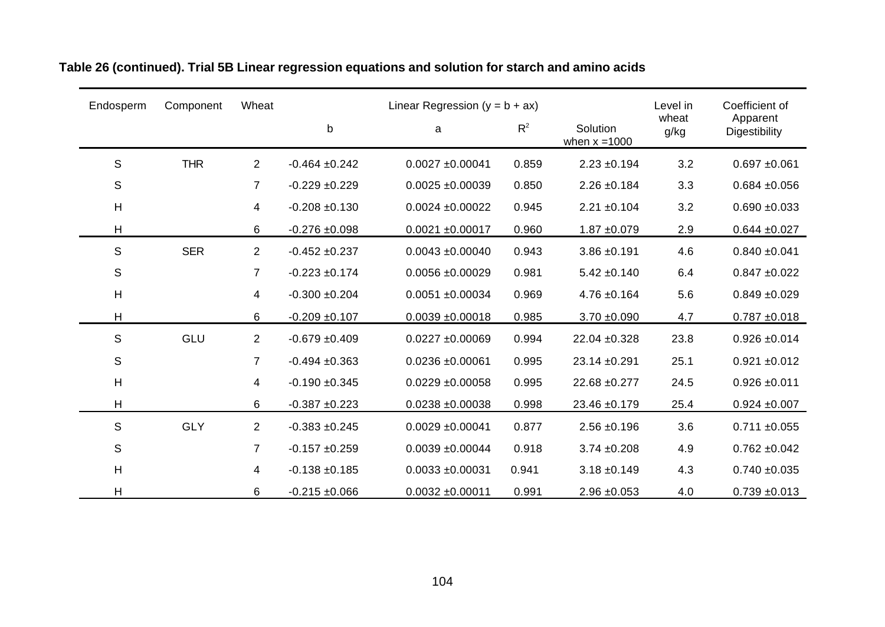**Table 26 (continued). Trial 5B Linear regression equations and solution for starch and amino acids**

| Endosperm | Component | Wheat | Linear Regression ($y = b + ax$) | | | | Level in wheat g/kg | Coefficient of Apparent Digestibility |
|---|---|---|---|---|---|---|---|---|
| | | | b | a | $R^2$ | Solution when x =1000 | | |
| S | THR | 2 | -0.464 ±0.242 | 0.0027 ±0.00041 | 0.859 | 2.23 ±0.194 | 3.2 | 0.697 ±0.061 |
| S | | 7 | -0.229 ±0.229 | 0.0025 ±0.00039 | 0.850 | 2.26 ±0.184 | 3.3 | 0.684 ±0.056 |
| H | | 4 | -0.208 ±0.130 | 0.0024 ±0.00022 | 0.945 | 2.21 ±0.104 | 3.2 | 0.690 ±0.033 |
| H | | 6 | -0.276 ±0.098 | 0.0021 ±0.00017 | 0.960 | 1.87 ±0.079 | 2.9 | 0.644 ±0.027 |
| S | SER | 2 | -0.452 ±0.237 | 0.0043 ±0.00040 | 0.943 | 3.86 ±0.191 | 4.6 | 0.840 ±0.041 |
| S | | 7 | -0.223 ±0.174 | 0.0056 ±0.00029 | 0.981 | 5.42 ±0.140 | 6.4 | 0.847 ±0.022 |
| H | | 4 | -0.300 ±0.204 | 0.0051 ±0.00034 | 0.969 | 4.76 ±0.164 | 5.6 | 0.849 ±0.029 |
| H | | 6 | -0.209 ±0.107 | 0.0039 ±0.00018 | 0.985 | 3.70 ±0.090 | 4.7 | 0.787 ±0.018 |
| S | GLU | 2 | -0.679 ±0.409 | 0.0227 ±0.00069 | 0.994 | 22.04 ±0.328 | 23.8 | 0.926 ±0.014 |
| S | | 7 | -0.494 ±0.363 | 0.0236 ±0.00061 | 0.995 | 23.14 ±0.291 | 25.1 | 0.921 ±0.012 |
| H | | 4 | -0.190 ±0.345 | 0.0229 ±0.00058 | 0.995 | 22.68 ±0.277 | 24.5 | 0.926 ±0.011 |
| H | | 6 | -0.387 ±0.223 | 0.0238 ±0.00038 | 0.998 | 23.46 ±0.179 | 25.4 | 0.924 ±0.007 |
| S | GLY | 2 | -0.383 ±0.245 | 0.0029 ±0.00041 | 0.877 | 2.56 ±0.196 | 3.6 | 0.711 ±0.055 |
| S | | 7 | -0.157 ±0.259 | 0.0039 ±0.00044 | 0.918 | 3.74 ±0.208 | 4.9 | 0.762 ±0.042 |
| H | | 4 | -0.138 ±0.185 | 0.0033 ±0.00031 | 0.941 | 3.18 ±0.149 | 4.3 | 0.740 ±0.035 |
| H | | 6 | -0.215 ±0.066 | 0.0032 ±0.00011 | 0.991 | 2.96 ±0.053 | 4.0 | 0.739 ±0.013 |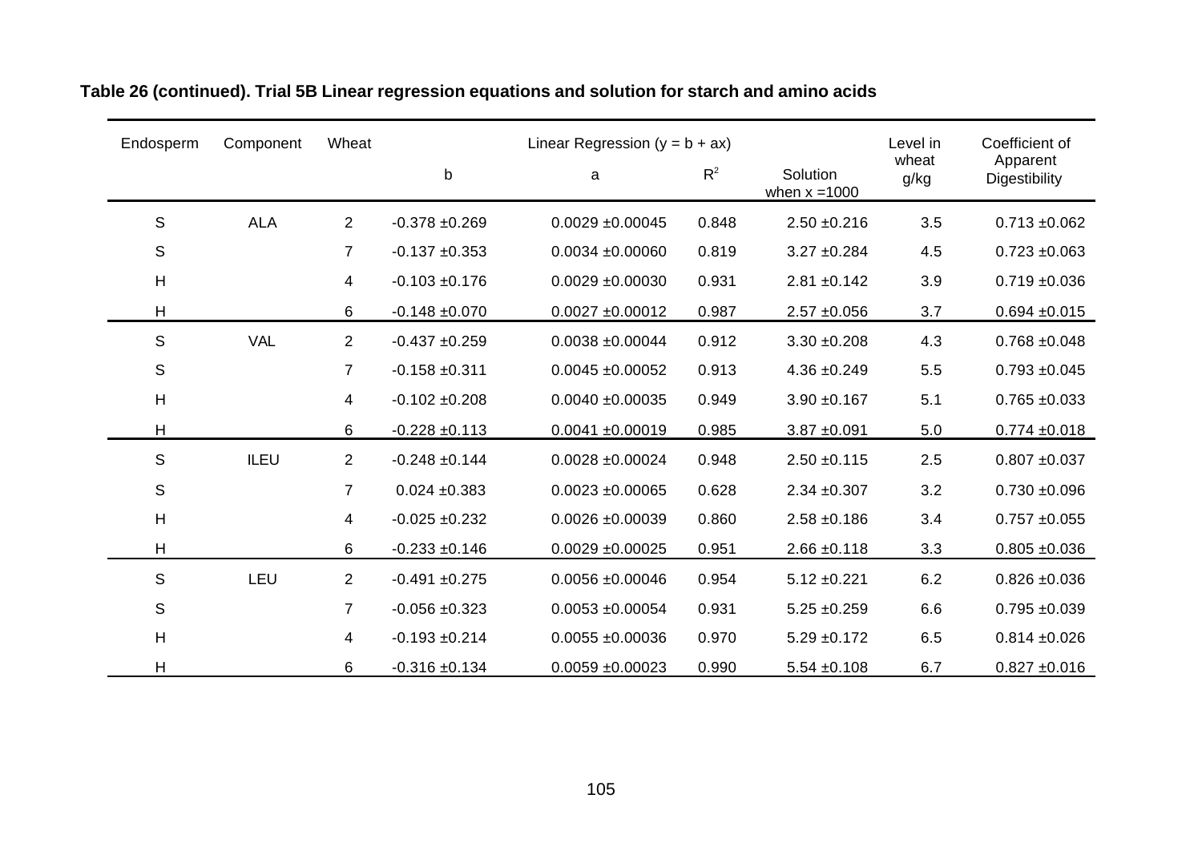**Table 26 (continued). Trial 5B Linear regression equations and solution for starch and amino acids**

| Endosperm | Component | Wheat | Linear Regression ($y = b + ax$) | | | | Level in wheat g/kg | Coefficient of Apparent Digestibility |
|---|---|---|---|---|---|---|---|---|
| | | | b | a | $R^2$ | Solution when x =1000 | | |
| S | ALA | 2 | -0.378 ±0.269 | 0.0029 ±0.00045 | 0.848 | 2.50 ±0.216 | 3.5 | 0.713 ±0.062 |
| S | | 7 | -0.137 ±0.353 | 0.0034 ±0.00060 | 0.819 | 3.27 ±0.284 | 4.5 | 0.723 ±0.063 |
| H | | 4 | -0.103 ±0.176 | 0.0029 ±0.00030 | 0.931 | 2.81 ±0.142 | 3.9 | 0.719 ±0.036 |
| H | | 6 | -0.148 ±0.070 | 0.0027 ±0.00012 | 0.987 | 2.57 ±0.056 | 3.7 | 0.694 ±0.015 |
| S | VAL | 2 | -0.437 ±0.259 | 0.0038 ±0.00044 | 0.912 | 3.30 ±0.208 | 4.3 | 0.768 ±0.048 |
| S | | 7 | -0.158 ±0.311 | 0.0045 ±0.00052 | 0.913 | 4.36 ±0.249 | 5.5 | 0.793 ±0.045 |
| H | | 4 | -0.102 ±0.208 | 0.0040 ±0.00035 | 0.949 | 3.90 ±0.167 | 5.1 | 0.765 ±0.033 |
| H | | 6 | -0.228 ±0.113 | 0.0041 ±0.00019 | 0.985 | 3.87 ±0.091 | 5.0 | 0.774 ±0.018 |
| S | ILEU | 2 | -0.248 ±0.144 | 0.0028 ±0.00024 | 0.948 | 2.50 ±0.115 | 2.5 | 0.807 ±0.037 |
| S | | 7 | 0.024 ±0.383 | 0.0023 ±0.00065 | 0.628 | 2.34 ±0.307 | 3.2 | 0.730 ±0.096 |
| H | | 4 | -0.025 ±0.232 | 0.0026 ±0.00039 | 0.860 | 2.58 ±0.186 | 3.4 | 0.757 ±0.055 |
| H | | 6 | -0.233 ±0.146 | 0.0029 ±0.00025 | 0.951 | 2.66 ±0.118 | 3.3 | 0.805 ±0.036 |
| S | LEU | 2 | -0.491 ±0.275 | 0.0056 ±0.00046 | 0.954 | 5.12 ±0.221 | 6.2 | 0.826 ±0.036 |
| S | | 7 | -0.056 ±0.323 | 0.0053 ±0.00054 | 0.931 | 5.25 ±0.259 | 6.6 | 0.795 ±0.039 |
| H | | 4 | -0.193 ±0.214 | 0.0055 ±0.00036 | 0.970 | 5.29 ±0.172 | 6.5 | 0.814 ±0.026 |
| H | | 6 | -0.316 ±0.134 | 0.0059 ±0.00023 | 0.990 | 5.54 ±0.108 | 6.7 | 0.827 ±0.016 |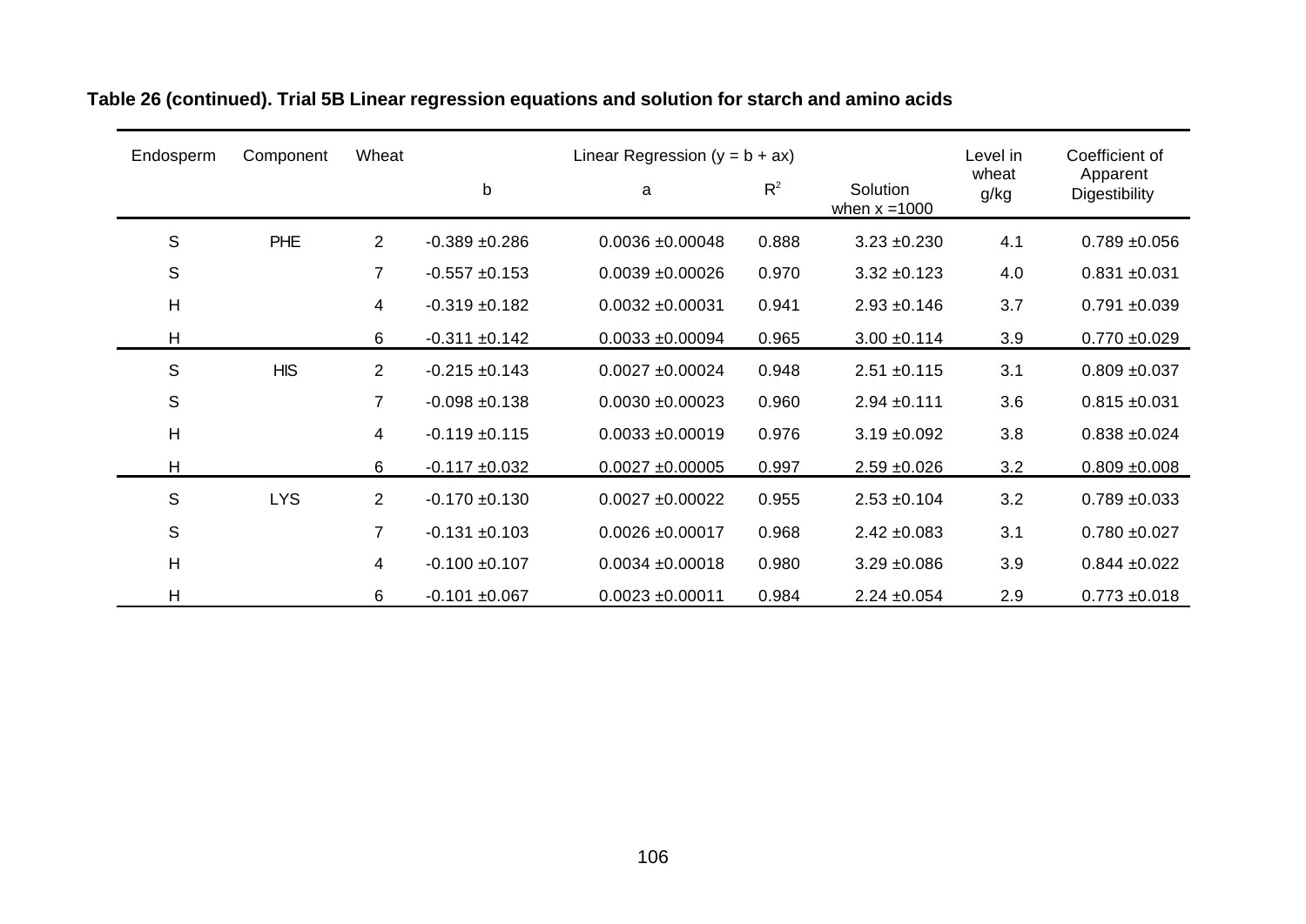**Table 26 (continued). Trial 5B Linear regression equations and solution for starch and amino acids**

| Endosperm | Component | Wheat | Linear Regression ($y = b + ax$) | | | | Level in wheat g/kg | Coefficient of Apparent Digestibility |
|---|---|---|---|---|---|---|---|---|
| | | | b | a | $R^2$ | Solution when x =1000 | | |
| S | PHE | 2 | -0.389 ±0.286 | 0.0036 ±0.00048 | 0.888 | 3.23 ±0.230 | 4.1 | 0.789 ±0.056 |
| S | | 7 | -0.557 ±0.153 | 0.0039 ±0.00026 | 0.970 | 3.32 ±0.123 | 4.0 | 0.831 ±0.031 |
| H | | 4 | -0.319 ±0.182 | 0.0032 ±0.00031 | 0.941 | 2.93 ±0.146 | 3.7 | 0.791 ±0.039 |
| H | | 6 | -0.311 ±0.142 | 0.0033 ±0.00094 | 0.965 | 3.00 ±0.114 | 3.9 | 0.770 ±0.029 |
| S | HIS | 2 | -0.215 ±0.143 | 0.0027 ±0.00024 | 0.948 | 2.51 ±0.115 | 3.1 | 0.809 ±0.037 |
| S | | 7 | -0.098 ±0.138 | 0.0030 ±0.00023 | 0.960 | 2.94 ±0.111 | 3.6 | 0.815 ±0.031 |
| H | | 4 | -0.119 ±0.115 | 0.0033 ±0.00019 | 0.976 | 3.19 ±0.092 | 3.8 | 0.838 ±0.024 |
| H | | 6 | -0.117 ±0.032 | 0.0027 ±0.00005 | 0.997 | 2.59 ±0.026 | 3.2 | 0.809 ±0.008 |
| S | LYS | 2 | -0.170 ±0.130 | 0.0027 ±0.00022 | 0.955 | 2.53 ±0.104 | 3.2 | 0.789 ±0.033 |
| S | | 7 | -0.131 ±0.103 | 0.0026 ±0.00017 | 0.968 | 2.42 ±0.083 | 3.1 | 0.780 ±0.027 |
| H | | 4 | -0.100 ±0.107 | 0.0034 ±0.00018 | 0.980 | 3.29 ±0.086 | 3.9 | 0.844 ±0.022 |
| H | | 6 | -0.101 ±0.067 | 0.0023 ±0.00011 | 0.984 | 2.24 ±0.054 | 2.9 | 0.773 ±0.018 |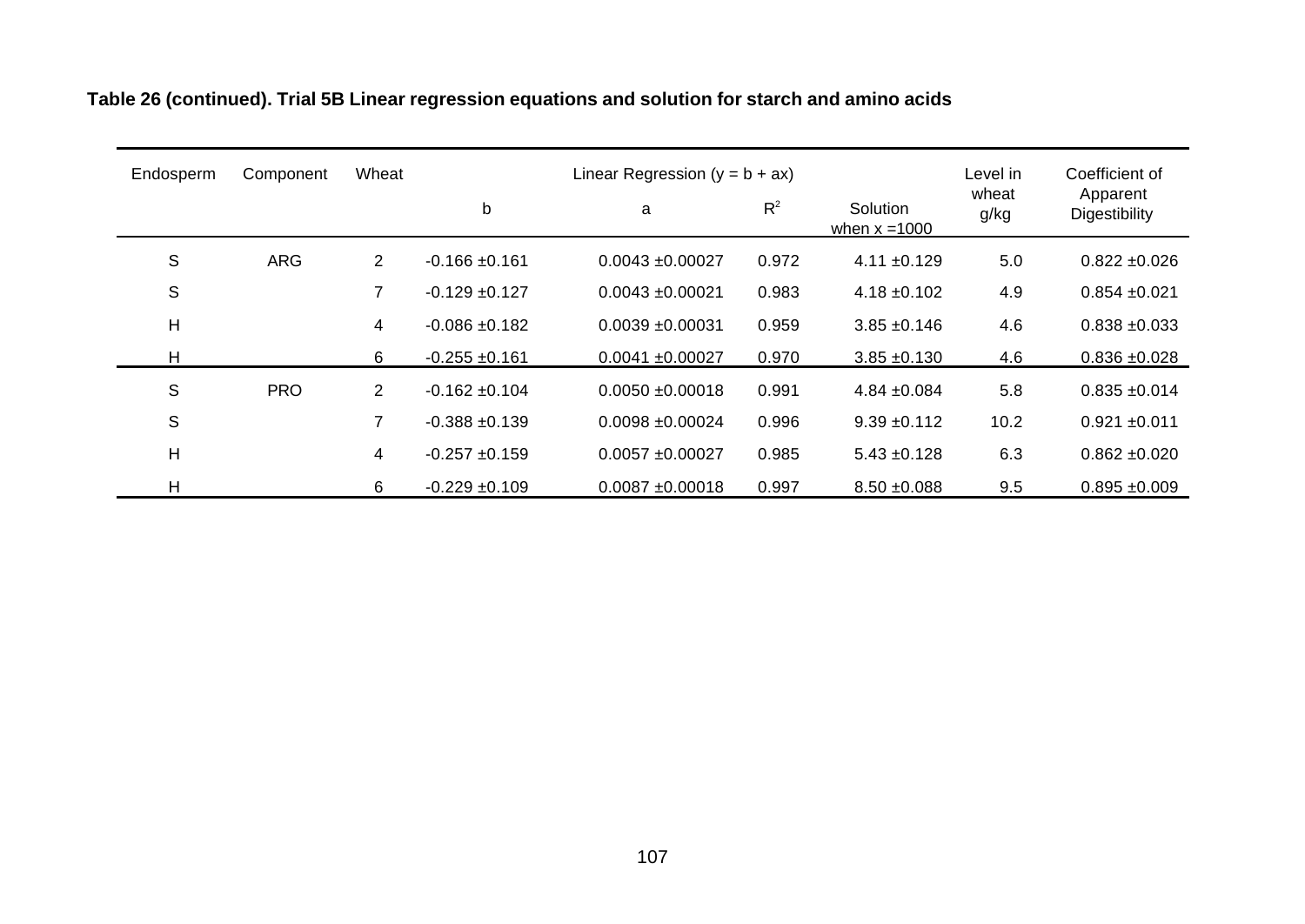**Table 26 (continued). Trial 5B Linear regression equations and solution for starch and amino acids**

| Endosperm | Component | Wheat | Linear Regression ($y = b + ax$) | | | | Level in wheat | Coefficient of Apparent |
|---|---|---|---|---|---|---|---|---|
| | | | b | a | $R^2$ | Solution when x =1000 | g/kg | Digestibility |
| S | ARG | 2 | -0.166 ±0.161 | 0.0043 ±0.00027 | 0.972 | 4.11 ±0.129 | 5.0 | 0.822 ±0.026 |
| S | | 7 | -0.129 ±0.127 | 0.0043 ±0.00021 | 0.983 | 4.18 ±0.102 | 4.9 | 0.854 ±0.021 |
| H | | 4 | -0.086 ±0.182 | 0.0039 ±0.00031 | 0.959 | 3.85 ±0.146 | 4.6 | 0.838 ±0.033 |
| H | | 6 | -0.255 ±0.161 | 0.0041 ±0.00027 | 0.970 | 3.85 ±0.130 | 4.6 | 0.836 ±0.028 |
| S | PRO | 2 | -0.162 ±0.104 | 0.0050 ±0.00018 | 0.991 | 4.84 ±0.084 | 5.8 | 0.835 ±0.014 |
| S | | 7 | -0.388 ±0.139 | 0.0098 ±0.00024 | 0.996 | 9.39 ±0.112 | 10.2 | 0.921 ±0.011 |
| H | | 4 | -0.257 ±0.159 | 0.0057 ±0.00027 | 0.985 | 5.43 ±0.128 | 6.3 | 0.862 ±0.020 |
| H | | 6 | -0.229 ±0.109 | 0.0087 ±0.00018 | 0.997 | 8.50 ±0.088 | 9.5 | 0.895 ±0.009 |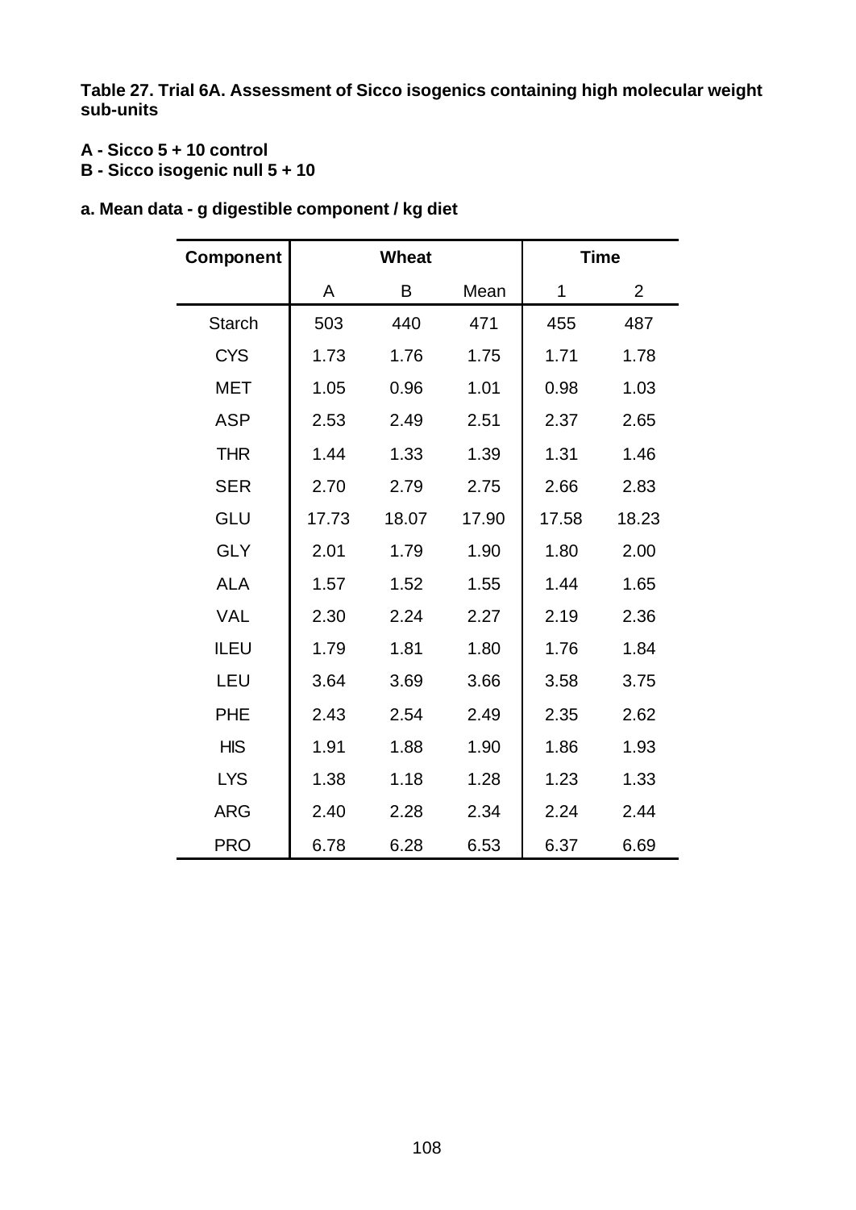**Table 27. Trial 6A. Assessment of Sicco isogenics containing high molecular weight sub-units**

**A - Sicco 5 + 10 control**
**B - Sicco isogenic null 5 + 10**

**a. Mean data - g digestible component / kg diet**

| Component | Wheat | | | Time | |
|---|---|---|---|---|---|
| | A | B | Mean | 1 | 2 |
| Starch | 503 | 440 | 471 | 455 | 487 |
| CYS | 1.73 | 1.76 | 1.75 | 1.71 | 1.78 |
| MET | 1.05 | 0.96 | 1.01 | 0.98 | 1.03 |
| ASP | 2.53 | 2.49 | 2.51 | 2.37 | 2.65 |
| THR | 1.44 | 1.33 | 1.39 | 1.31 | 1.46 |
| SER | 2.70 | 2.79 | 2.75 | 2.66 | 2.83 |
| GLU | 17.73 | 18.07 | 17.90 | 17.58 | 18.23 |
| GLY | 2.01 | 1.79 | 1.90 | 1.80 | 2.00 |
| ALA | 1.57 | 1.52 | 1.55 | 1.44 | 1.65 |
| VAL | 2.30 | 2.24 | 2.27 | 2.19 | 2.36 |
| ILEU | 1.79 | 1.81 | 1.80 | 1.76 | 1.84 |
| LEU | 3.64 | 3.69 | 3.66 | 3.58 | 3.75 |
| PHE | 2.43 | 2.54 | 2.49 | 2.35 | 2.62 |
| HIS | 1.91 | 1.88 | 1.90 | 1.86 | 1.93 |
| LYS | 1.38 | 1.18 | 1.28 | 1.23 | 1.33 |
| ARG | 2.40 | 2.28 | 2.34 | 2.24 | 2.44 |
| PRO | 6.78 | 6.28 | 6.53 | 6.37 | 6.69 |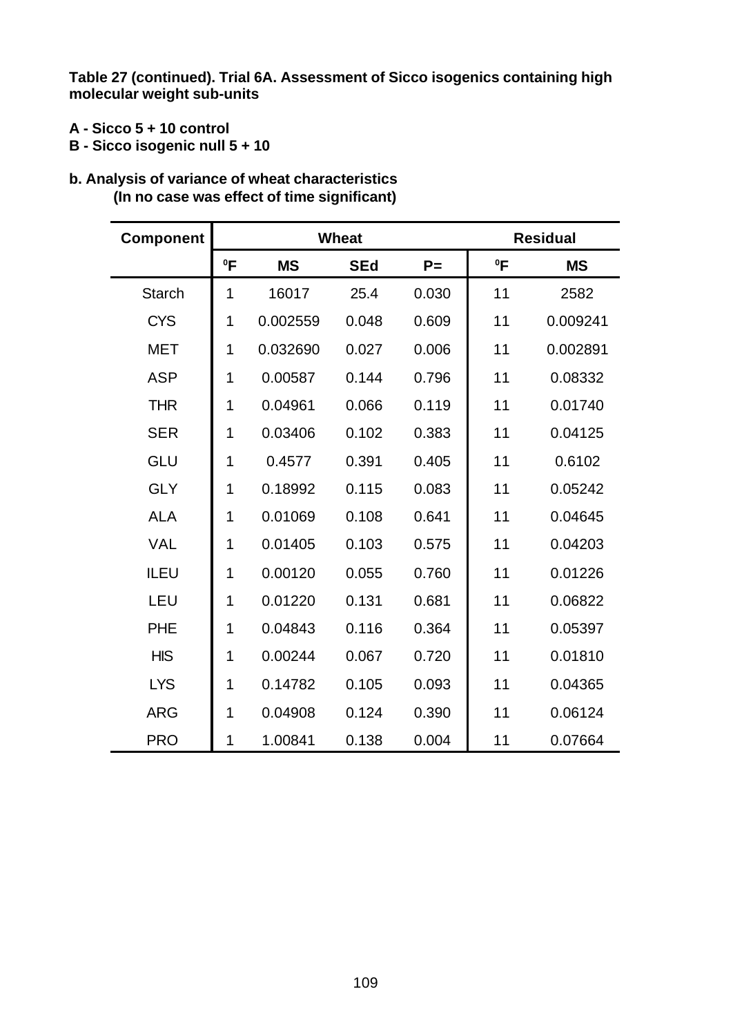**Table 27 (continued). Trial 6A. Assessment of Sicco isogenics containing high molecular weight sub-units**

**A - Sicco 5 + 10 control**
**B - Sicco isogenic null 5 + 10**

**b. Analysis of variance of wheat characteristics**
**(In no case was effect of time significant)**

| Component | Wheat | | | | Residual | |
|---|---|---|---|---|---|---|
| | ⁰F | MS | SEd | P= | ⁰F | MS |
| Starch | 1 | 16017 | 25.4 | 0.030 | 11 | 2582 |
| CYS | 1 | 0.002559 | 0.048 | 0.609 | 11 | 0.009241 |
| MET | 1 | 0.032690 | 0.027 | 0.006 | 11 | 0.002891 |
| ASP | 1 | 0.00587 | 0.144 | 0.796 | 11 | 0.08332 |
| THR | 1 | 0.04961 | 0.066 | 0.119 | 11 | 0.01740 |
| SER | 1 | 0.03406 | 0.102 | 0.383 | 11 | 0.04125 |
| GLU | 1 | 0.4577 | 0.391 | 0.405 | 11 | 0.6102 |
| GLY | 1 | 0.18992 | 0.115 | 0.083 | 11 | 0.05242 |
| ALA | 1 | 0.01069 | 0.108 | 0.641 | 11 | 0.04645 |
| VAL | 1 | 0.01405 | 0.103 | 0.575 | 11 | 0.04203 |
| ILEU | 1 | 0.00120 | 0.055 | 0.760 | 11 | 0.01226 |
| LEU | 1 | 0.01220 | 0.131 | 0.681 | 11 | 0.06822 |
| PHE | 1 | 0.04843 | 0.116 | 0.364 | 11 | 0.05397 |
| HIS | 1 | 0.00244 | 0.067 | 0.720 | 11 | 0.01810 |
| LYS | 1 | 0.14782 | 0.105 | 0.093 | 11 | 0.04365 |
| ARG | 1 | 0.04908 | 0.124 | 0.390 | 11 | 0.06124 |
| PRO | 1 | 1.00841 | 0.138 | 0.004 | 11 | 0.07664 |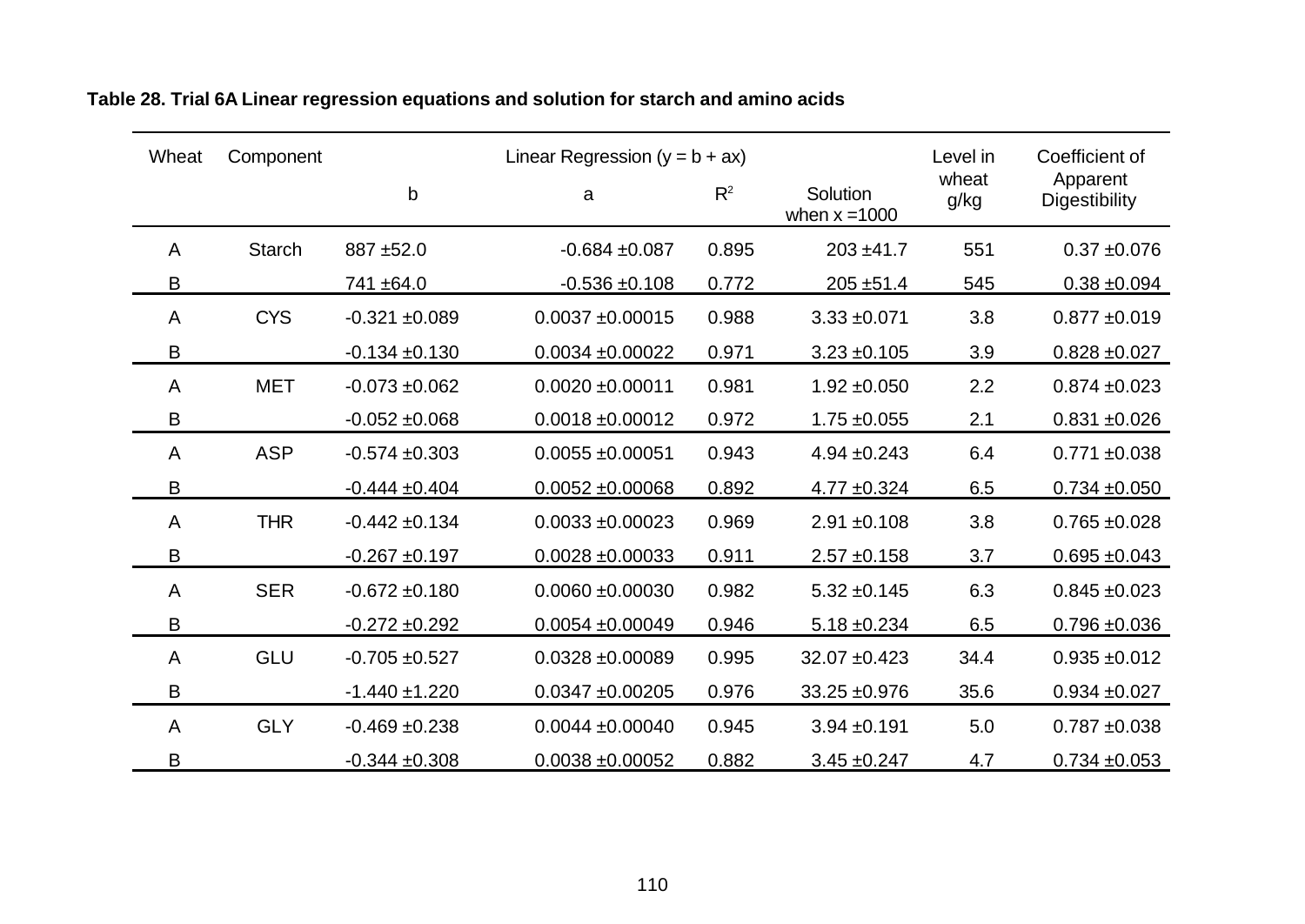**Table 28. Trial 6A Linear regression equations and solution for starch and amino acids**

| Wheat | Component | Linear Regression ($y = b + ax$) | | | | Level in wheat g/kg | Coefficient of Apparent Digestibility |
|---|---|---|---|---|---|---|---|
| | | b | a | $R^2$ | Solution when x =1000 | | |
| A | Starch | 887 ±52.0 | -0.684 ±0.087 | 0.895 | 203 ±41.7 | 551 | 0.37 ±0.076 |
| B | | 741 ±64.0 | -0.536 ±0.108 | 0.772 | 205 ±51.4 | 545 | 0.38 ±0.094 |
| A | CYS | -0.321 ±0.089 | 0.0037 ±0.00015 | 0.988 | 3.33 ±0.071 | 3.8 | 0.877 ±0.019 |
| B | | -0.134 ±0.130 | 0.0034 ±0.00022 | 0.971 | 3.23 ±0.105 | 3.9 | 0.828 ±0.027 |
| A | MET | -0.073 ±0.062 | 0.0020 ±0.00011 | 0.981 | 1.92 ±0.050 | 2.2 | 0.874 ±0.023 |
| B | | -0.052 ±0.068 | 0.0018 ±0.00012 | 0.972 | 1.75 ±0.055 | 2.1 | 0.831 ±0.026 |
| A | ASP | -0.574 ±0.303 | 0.0055 ±0.00051 | 0.943 | 4.94 ±0.243 | 6.4 | 0.771 ±0.038 |
| B | | -0.444 ±0.404 | 0.0052 ±0.00068 | 0.892 | 4.77 ±0.324 | 6.5 | 0.734 ±0.050 |
| A | THR | -0.442 ±0.134 | 0.0033 ±0.00023 | 0.969 | 2.91 ±0.108 | 3.8 | 0.765 ±0.028 |
| B | | -0.267 ±0.197 | 0.0028 ±0.00033 | 0.911 | 2.57 ±0.158 | 3.7 | 0.695 ±0.043 |
| A | SER | -0.672 ±0.180 | 0.0060 ±0.00030 | 0.982 | 5.32 ±0.145 | 6.3 | 0.845 ±0.023 |
| B | | -0.272 ±0.292 | 0.0054 ±0.00049 | 0.946 | 5.18 ±0.234 | 6.5 | 0.796 ±0.036 |
| A | GLU | -0.705 ±0.527 | 0.0328 ±0.00089 | 0.995 | 32.07 ±0.423 | 34.4 | 0.935 ±0.012 |
| B | | -1.440 ±1.220 | 0.0347 ±0.00205 | 0.976 | 33.25 ±0.976 | 35.6 | 0.934 ±0.027 |
| A | GLY | -0.469 ±0.238 | 0.0044 ±0.00040 | 0.945 | 3.94 ±0.191 | 5.0 | 0.787 ±0.038 |
| B | | -0.344 ±0.308 | 0.0038 ±0.00052 | 0.882 | 3.45 ±0.247 | 4.7 | 0.734 ±0.053 |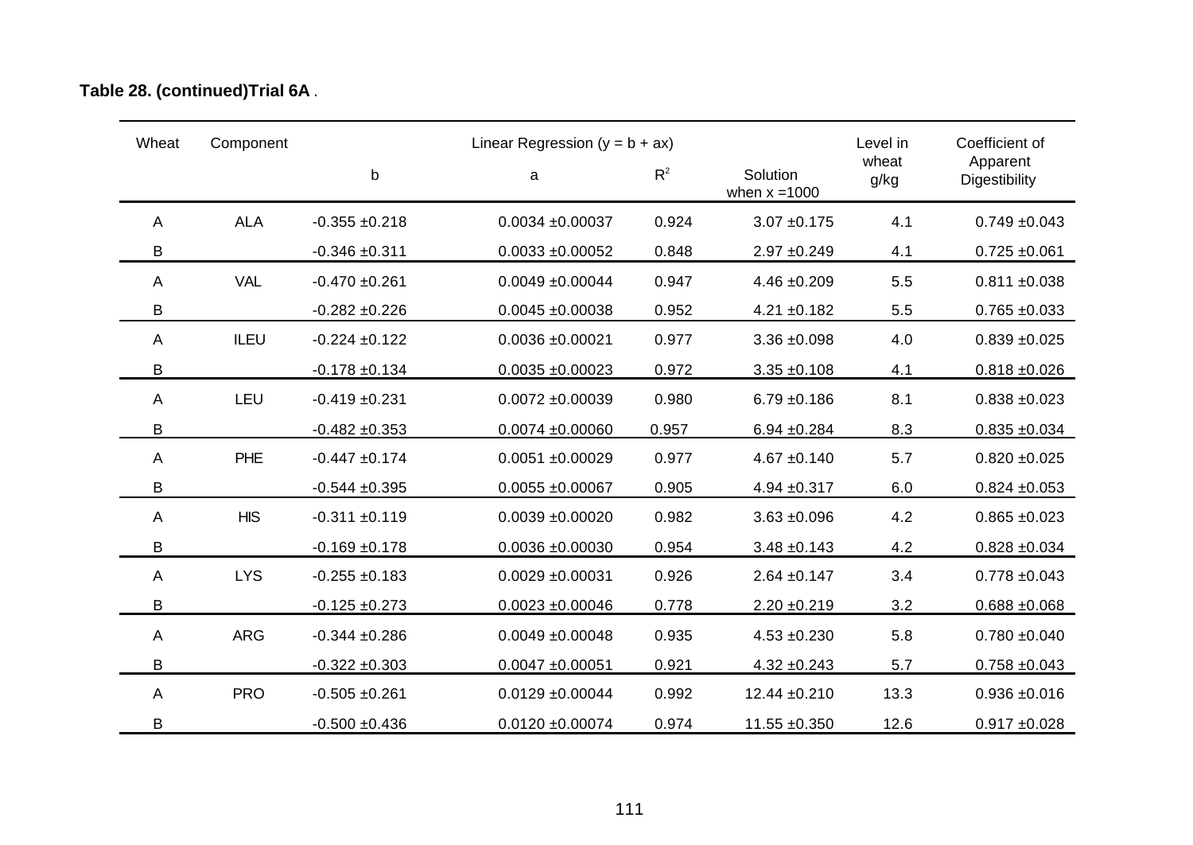**Table 28. (continued)Trial 6A** .

| Wheat | Component | Linear Regression ($y = b + ax$) | | | | Level in wheat g/kg | Coefficient of Apparent Digestibility |
|---|---|---|---|---|---|---|---|
| | | b | a | $R^2$ | Solution when x =1000 | | |
| A | ALA | -0.355 ±0.218 | 0.0034 ±0.00037 | 0.924 | 3.07 ±0.175 | 4.1 | 0.749 ±0.043 |
| B | | -0.346 ±0.311 | 0.0033 ±0.00052 | 0.848 | 2.97 ±0.249 | 4.1 | 0.725 ±0.061 |
| A | VAL | -0.470 ±0.261 | 0.0049 ±0.00044 | 0.947 | 4.46 ±0.209 | 5.5 | 0.811 ±0.038 |
| B | | -0.282 ±0.226 | 0.0045 ±0.00038 | 0.952 | 4.21 ±0.182 | 5.5 | 0.765 ±0.033 |
| A | ILEU | -0.224 ±0.122 | 0.0036 ±0.00021 | 0.977 | 3.36 ±0.098 | 4.0 | 0.839 ±0.025 |
| B | | -0.178 ±0.134 | 0.0035 ±0.00023 | 0.972 | 3.35 ±0.108 | 4.1 | 0.818 ±0.026 |
| A | LEU | -0.419 ±0.231 | 0.0072 ±0.00039 | 0.980 | 6.79 ±0.186 | 8.1 | 0.838 ±0.023 |
| B | | -0.482 ±0.353 | 0.0074 ±0.00060 | 0.957 | 6.94 ±0.284 | 8.3 | 0.835 ±0.034 |
| A | PHE | -0.447 ±0.174 | 0.0051 ±0.00029 | 0.977 | 4.67 ±0.140 | 5.7 | 0.820 ±0.025 |
| B | | -0.544 ±0.395 | 0.0055 ±0.00067 | 0.905 | 4.94 ±0.317 | 6.0 | 0.824 ±0.053 |
| A | HIS | -0.311 ±0.119 | 0.0039 ±0.00020 | 0.982 | 3.63 ±0.096 | 4.2 | 0.865 ±0.023 |
| B | | -0.169 ±0.178 | 0.0036 ±0.00030 | 0.954 | 3.48 ±0.143 | 4.2 | 0.828 ±0.034 |
| A | LYS | -0.255 ±0.183 | 0.0029 ±0.00031 | 0.926 | 2.64 ±0.147 | 3.4 | 0.778 ±0.043 |
| B | | -0.125 ±0.273 | 0.0023 ±0.00046 | 0.778 | 2.20 ±0.219 | 3.2 | 0.688 ±0.068 |
| A | ARG | -0.344 ±0.286 | 0.0049 ±0.00048 | 0.935 | 4.53 ±0.230 | 5.8 | 0.780 ±0.040 |
| B | | -0.322 ±0.303 | 0.0047 ±0.00051 | 0.921 | 4.32 ±0.243 | 5.7 | 0.758 ±0.043 |
| A | PRO | -0.505 ±0.261 | 0.0129 ±0.00044 | 0.992 | 12.44 ±0.210 | 13.3 | 0.936 ±0.016 |
| B | | -0.500 ±0.436 | 0.0120 ±0.00074 | 0.974 | 11.55 ±0.350 | 12.6 | 0.917 ±0.028 |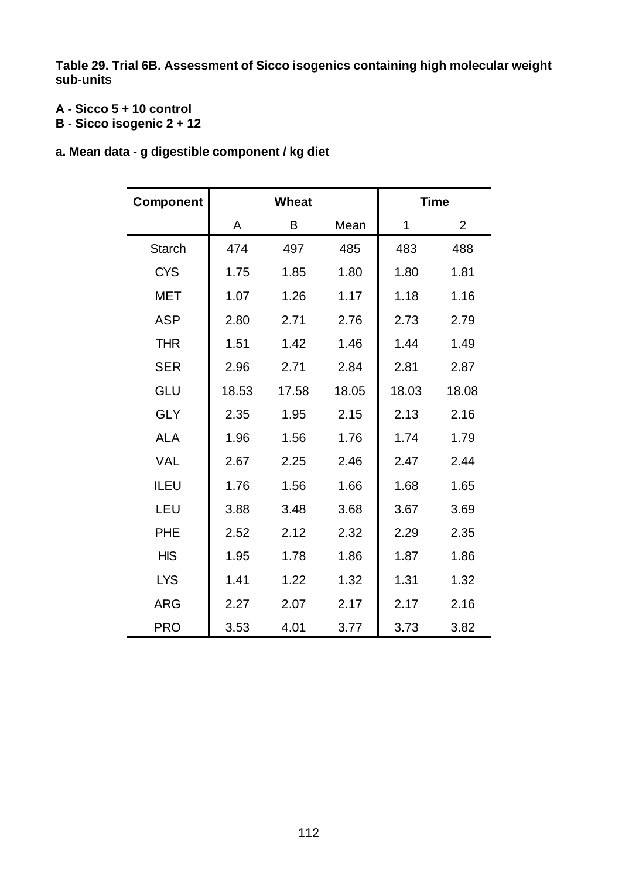**Table 29. Trial 6B. Assessment of Sicco isogenics containing high molecular weight sub-units**

**A - Sicco 5 + 10 control**
**B - Sicco isogenic 2 + 12**

**a. Mean data - g digestible component / kg diet**

| Component | Wheat | | | Time | |
|---|---|---|---|---|---|
| | A | B | Mean | 1 | 2 |
| Starch | 474 | 497 | 485 | 483 | 488 |
| CYS | 1.75 | 1.85 | 1.80 | 1.80 | 1.81 |
| MET | 1.07 | 1.26 | 1.17 | 1.18 | 1.16 |
| ASP | 2.80 | 2.71 | 2.76 | 2.73 | 2.79 |
| THR | 1.51 | 1.42 | 1.46 | 1.44 | 1.49 |
| SER | 2.96 | 2.71 | 2.84 | 2.81 | 2.87 |
| GLU | 18.53 | 17.58 | 18.05 | 18.03 | 18.08 |
| GLY | 2.35 | 1.95 | 2.15 | 2.13 | 2.16 |
| ALA | 1.96 | 1.56 | 1.76 | 1.74 | 1.79 |
| VAL | 2.67 | 2.25 | 2.46 | 2.47 | 2.44 |
| ILEU | 1.76 | 1.56 | 1.66 | 1.68 | 1.65 |
| LEU | 3.88 | 3.48 | 3.68 | 3.67 | 3.69 |
| PHE | 2.52 | 2.12 | 2.32 | 2.29 | 2.35 |
| HIS | 1.95 | 1.78 | 1.86 | 1.87 | 1.86 |
| LYS | 1.41 | 1.22 | 1.32 | 1.31 | 1.32 |
| ARG | 2.27 | 2.07 | 2.17 | 2.17 | 2.16 |
| PRO | 3.53 | 4.01 | 3.77 | 3.73 | 3.82 |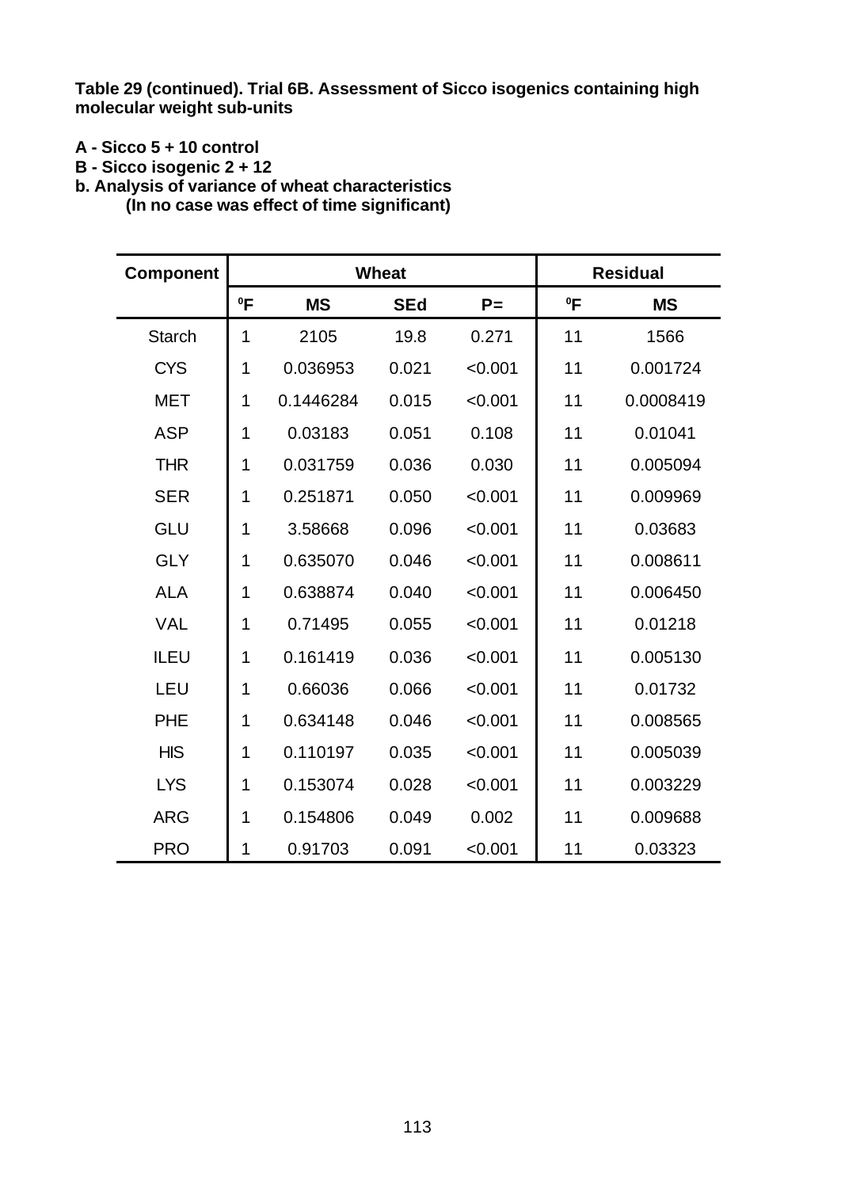**Table 29 (continued). Trial 6B. Assessment of Sicco isogenics containing high molecular weight sub-units**

**A - Sicco 5 + 10 control**
**B - Sicco isogenic 2 + 12**
**b. Analysis of variance of wheat characteristics**
**(In no case was effect of time significant)**

| Component | Wheat | | | | Residual | |
|---|---|---|---|---|---|---|
| | ⁰F | MS | SEd | P= | ⁰F | MS |
| Starch | 1 | 2105 | 19.8 | 0.271 | 11 | 1566 |
| CYS | 1 | 0.036953 | 0.021 | <0.001 | 11 | 0.001724 |
| MET | 1 | 0.1446284 | 0.015 | <0.001 | 11 | 0.0008419 |
| ASP | 1 | 0.03183 | 0.051 | 0.108 | 11 | 0.01041 |
| THR | 1 | 0.031759 | 0.036 | 0.030 | 11 | 0.005094 |
| SER | 1 | 0.251871 | 0.050 | <0.001 | 11 | 0.009969 |
| GLU | 1 | 3.58668 | 0.096 | <0.001 | 11 | 0.03683 |
| GLY | 1 | 0.635070 | 0.046 | <0.001 | 11 | 0.008611 |
| ALA | 1 | 0.638874 | 0.040 | <0.001 | 11 | 0.006450 |
| VAL | 1 | 0.71495 | 0.055 | <0.001 | 11 | 0.01218 |
| ILEU | 1 | 0.161419 | 0.036 | <0.001 | 11 | 0.005130 |
| LEU | 1 | 0.66036 | 0.066 | <0.001 | 11 | 0.01732 |
| PHE | 1 | 0.634148 | 0.046 | <0.001 | 11 | 0.008565 |
| HIS | 1 | 0.110197 | 0.035 | <0.001 | 11 | 0.005039 |
| LYS | 1 | 0.153074 | 0.028 | <0.001 | 11 | 0.003229 |
| ARG | 1 | 0.154806 | 0.049 | 0.002 | 11 | 0.009688 |
| PRO | 1 | 0.91703 | 0.091 | <0.001 | 11 | 0.03323 |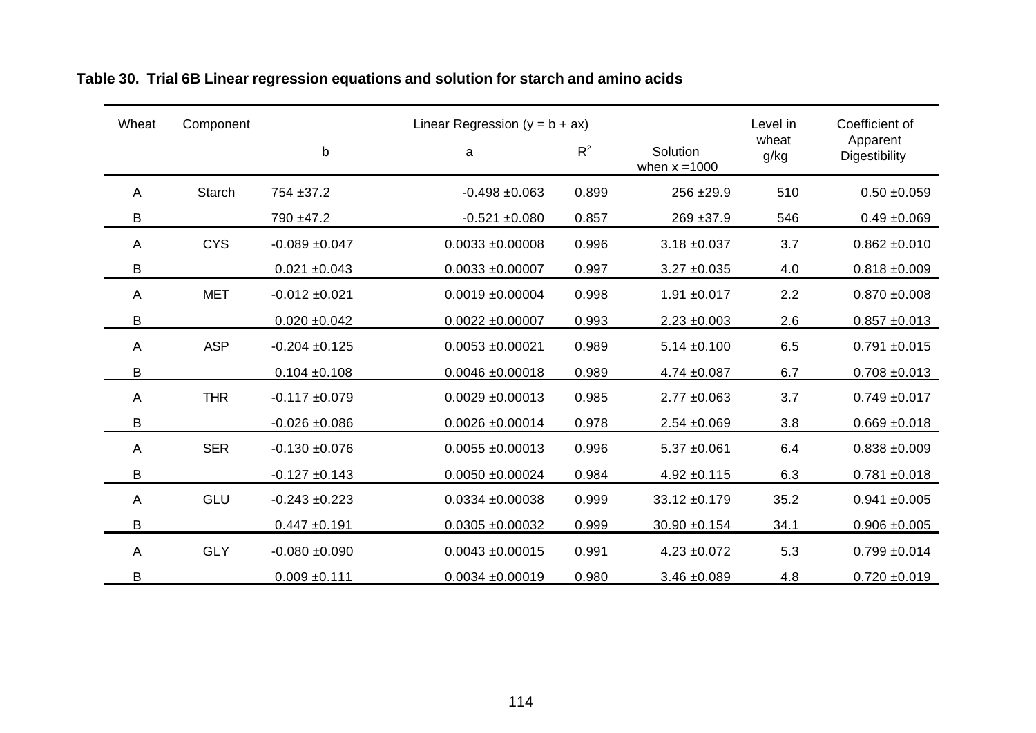**Table 30. Trial 6B Linear regression equations and solution for starch and amino acids**

| Wheat | Component | Linear Regression ($y = b + ax$) | | | | Level in wheat g/kg | Coefficient of Apparent Digestibility |
|---|---|---|---|---|---|---|---|
| | | b | a | $R^2$ | Solution when $x = 1000$ | | |
| A | Starch | 754 ±37.2 | -0.498 ±0.063 | 0.899 | 256 ±29.9 | 510 | 0.50 ±0.059 |
| B | | 790 ±47.2 | -0.521 ±0.080 | 0.857 | 269 ±37.9 | 546 | 0.49 ±0.069 |
| A | CYS | -0.089 ±0.047 | 0.0033 ±0.00008 | 0.996 | 3.18 ±0.037 | 3.7 | 0.862 ±0.010 |
| B | | 0.021 ±0.043 | 0.0033 ±0.00007 | 0.997 | 3.27 ±0.035 | 4.0 | 0.818 ±0.009 |
| A | MET | -0.012 ±0.021 | 0.0019 ±0.00004 | 0.998 | 1.91 ±0.017 | 2.2 | 0.870 ±0.008 |
| B | | 0.020 ±0.042 | 0.0022 ±0.00007 | 0.993 | 2.23 ±0.003 | 2.6 | 0.857 ±0.013 |
| A | ASP | -0.204 ±0.125 | 0.0053 ±0.00021 | 0.989 | 5.14 ±0.100 | 6.5 | 0.791 ±0.015 |
| B | | 0.104 ±0.108 | 0.0046 ±0.00018 | 0.989 | 4.74 ±0.087 | 6.7 | 0.708 ±0.013 |
| A | THR | -0.117 ±0.079 | 0.0029 ±0.00013 | 0.985 | 2.77 ±0.063 | 3.7 | 0.749 ±0.017 |
| B | | -0.026 ±0.086 | 0.0026 ±0.00014 | 0.978 | 2.54 ±0.069 | 3.8 | 0.669 ±0.018 |
| A | SER | -0.130 ±0.076 | 0.0055 ±0.00013 | 0.996 | 5.37 ±0.061 | 6.4 | 0.838 ±0.009 |
| B | | -0.127 ±0.143 | 0.0050 ±0.00024 | 0.984 | 4.92 ±0.115 | 6.3 | 0.781 ±0.018 |
| A | GLU | -0.243 ±0.223 | 0.0334 ±0.00038 | 0.999 | 33.12 ±0.179 | 35.2 | 0.941 ±0.005 |
| B | | 0.447 ±0.191 | 0.0305 ±0.00032 | 0.999 | 30.90 ±0.154 | 34.1 | 0.906 ±0.005 |
| A | GLY | -0.080 ±0.090 | 0.0043 ±0.00015 | 0.991 | 4.23 ±0.072 | 5.3 | 0.799 ±0.014 |
| B | | 0.009 ±0.111 | 0.0034 ±0.00019 | 0.980 | 3.46 ±0.089 | 4.8 | 0.720 ±0.019 |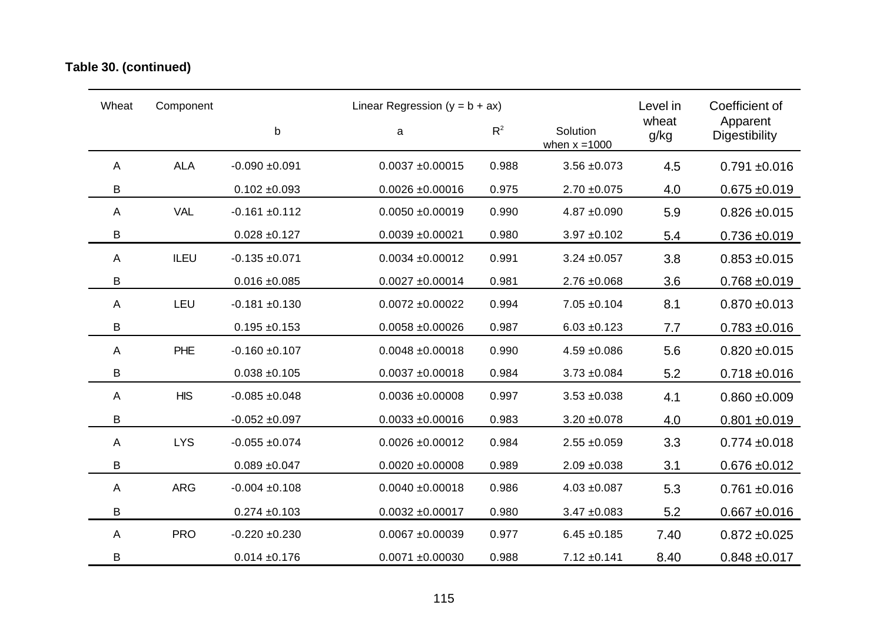**Table 30. (continued)**

| Wheat | Component | Linear Regression ($y = b + ax$) | | | | Level in wheat g/kg | Coefficient of Apparent Digestibility |
|---|---|---|---|---|---|---|---|
| | | b | a | $R^2$ | Solution when x =1000 | | |
| A | ALA | -0.090 ±0.091 | 0.0037 ±0.00015 | 0.988 | 3.56 ±0.073 | 4.5 | 0.791 ±0.016 |
| B | | 0.102 ±0.093 | 0.0026 ±0.00016 | 0.975 | 2.70 ±0.075 | 4.0 | 0.675 ±0.019 |
| A | VAL | -0.161 ±0.112 | 0.0050 ±0.00019 | 0.990 | 4.87 ±0.090 | 5.9 | 0.826 ±0.015 |
| B | | 0.028 ±0.127 | 0.0039 ±0.00021 | 0.980 | 3.97 ±0.102 | 5.4 | 0.736 ±0.019 |
| A | ILEU | -0.135 ±0.071 | 0.0034 ±0.00012 | 0.991 | 3.24 ±0.057 | 3.8 | 0.853 ±0.015 |
| B | | 0.016 ±0.085 | 0.0027 ±0.00014 | 0.981 | 2.76 ±0.068 | 3.6 | 0.768 ±0.019 |
| A | LEU | -0.181 ±0.130 | 0.0072 ±0.00022 | 0.994 | 7.05 ±0.104 | 8.1 | 0.870 ±0.013 |
| B | | 0.195 ±0.153 | 0.0058 ±0.00026 | 0.987 | 6.03 ±0.123 | 7.7 | 0.783 ±0.016 |
| A | PHE | -0.160 ±0.107 | 0.0048 ±0.00018 | 0.990 | 4.59 ±0.086 | 5.6 | 0.820 ±0.015 |
| B | | 0.038 ±0.105 | 0.0037 ±0.00018 | 0.984 | 3.73 ±0.084 | 5.2 | 0.718 ±0.016 |
| A | HIS | -0.085 ±0.048 | 0.0036 ±0.00008 | 0.997 | 3.53 ±0.038 | 4.1 | 0.860 ±0.009 |
| B | | -0.052 ±0.097 | 0.0033 ±0.00016 | 0.983 | 3.20 ±0.078 | 4.0 | 0.801 ±0.019 |
| A | LYS | -0.055 ±0.074 | 0.0026 ±0.00012 | 0.984 | 2.55 ±0.059 | 3.3 | 0.774 ±0.018 |
| B | | 0.089 ±0.047 | 0.0020 ±0.00008 | 0.989 | 2.09 ±0.038 | 3.1 | 0.676 ±0.012 |
| A | ARG | -0.004 ±0.108 | 0.0040 ±0.00018 | 0.986 | 4.03 ±0.087 | 5.3 | 0.761 ±0.016 |
| B | | 0.274 ±0.103 | 0.0032 ±0.00017 | 0.980 | 3.47 ±0.083 | 5.2 | 0.667 ±0.016 |
| A | PRO | -0.220 ±0.230 | 0.0067 ±0.00039 | 0.977 | 6.45 ±0.185 | 7.40 | 0.872 ±0.025 |
| B | | 0.014 ±0.176 | 0.0071 ±0.00030 | 0.988 | 7.12 ±0.141 | 8.40 | 0.848 ±0.017 |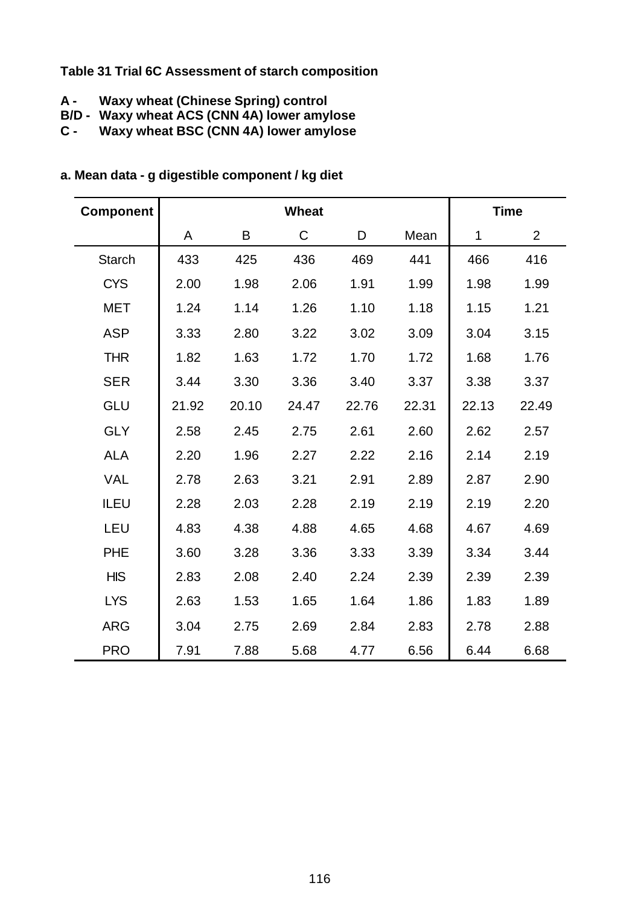**Table 31 Trial 6C Assessment of starch composition**

**A - Waxy wheat (Chinese Spring) control**
**B/D - Waxy wheat ACS (CNN 4A) lower amylose**
**C - Waxy wheat BSC (CNN 4A) lower amylose**

**a. Mean data - g digestible component / kg diet**

| Component | Wheat | | | | | Time | |
|---|---|---|---|---|---|---|---|
| | A | B | C | D | Mean | 1 | 2 |
| Starch | 433 | 425 | 436 | 469 | 441 | 466 | 416 |
| CYS | 2.00 | 1.98 | 2.06 | 1.91 | 1.99 | 1.98 | 1.99 |
| MET | 1.24 | 1.14 | 1.26 | 1.10 | 1.18 | 1.15 | 1.21 |
| ASP | 3.33 | 2.80 | 3.22 | 3.02 | 3.09 | 3.04 | 3.15 |
| THR | 1.82 | 1.63 | 1.72 | 1.70 | 1.72 | 1.68 | 1.76 |
| SER | 3.44 | 3.30 | 3.36 | 3.40 | 3.37 | 3.38 | 3.37 |
| GLU | 21.92 | 20.10 | 24.47 | 22.76 | 22.31 | 22.13 | 22.49 |
| GLY | 2.58 | 2.45 | 2.75 | 2.61 | 2.60 | 2.62 | 2.57 |
| ALA | 2.20 | 1.96 | 2.27 | 2.22 | 2.16 | 2.14 | 2.19 |
| VAL | 2.78 | 2.63 | 3.21 | 2.91 | 2.89 | 2.87 | 2.90 |
| ILEU | 2.28 | 2.03 | 2.28 | 2.19 | 2.19 | 2.19 | 2.20 |
| LEU | 4.83 | 4.38 | 4.88 | 4.65 | 4.68 | 4.67 | 4.69 |
| PHE | 3.60 | 3.28 | 3.36 | 3.33 | 3.39 | 3.34 | 3.44 |
| HIS | 2.83 | 2.08 | 2.40 | 2.24 | 2.39 | 2.39 | 2.39 |
| LYS | 2.63 | 1.53 | 1.65 | 1.64 | 1.86 | 1.83 | 1.89 |
| ARG | 3.04 | 2.75 | 2.69 | 2.84 | 2.83 | 2.78 | 2.88 |
| PRO | 7.91 | 7.88 | 5.68 | 4.77 | 6.56 | 6.44 | 6.68 |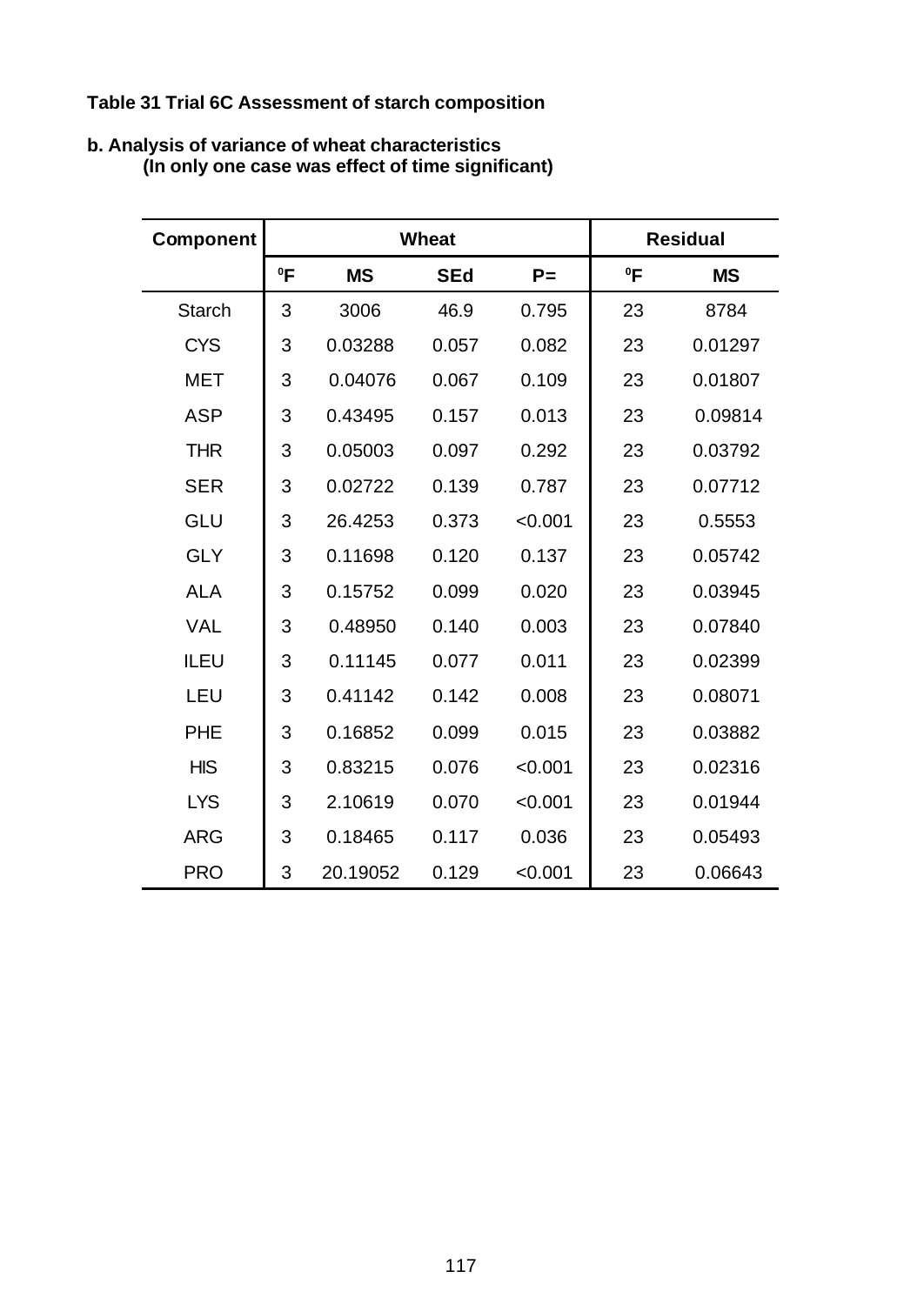**Table 31 Trial 6C Assessment of starch composition**

**b. Analysis of variance of wheat characteristics (In only one case was effect of time significant)**

| Component | Wheat | | | | Residual | |
|---|---|---|---|---|---|---|
| | ⁰F | MS | SEd | P= | ⁰F | MS |
| Starch | 3 | 3006 | 46.9 | 0.795 | 23 | 8784 |
| CYS | 3 | 0.03288 | 0.057 | 0.082 | 23 | 0.01297 |
| MET | 3 | 0.04076 | 0.067 | 0.109 | 23 | 0.01807 |
| ASP | 3 | 0.43495 | 0.157 | 0.013 | 23 | 0.09814 |
| THR | 3 | 0.05003 | 0.097 | 0.292 | 23 | 0.03792 |
| SER | 3 | 0.02722 | 0.139 | 0.787 | 23 | 0.07712 |
| GLU | 3 | 26.4253 | 0.373 | <0.001 | 23 | 0.5553 |
| GLY | 3 | 0.11698 | 0.120 | 0.137 | 23 | 0.05742 |
| ALA | 3 | 0.15752 | 0.099 | 0.020 | 23 | 0.03945 |
| VAL | 3 | 0.48950 | 0.140 | 0.003 | 23 | 0.07840 |
| ILEU | 3 | 0.11145 | 0.077 | 0.011 | 23 | 0.02399 |
| LEU | 3 | 0.41142 | 0.142 | 0.008 | 23 | 0.08071 |
| PHE | 3 | 0.16852 | 0.099 | 0.015 | 23 | 0.03882 |
| HIS | 3 | 0.83215 | 0.076 | <0.001 | 23 | 0.02316 |
| LYS | 3 | 2.10619 | 0.070 | <0.001 | 23 | 0.01944 |
| ARG | 3 | 0.18465 | 0.117 | 0.036 | 23 | 0.05493 |
| PRO | 3 | 20.19052 | 0.129 | <0.001 | 23 | 0.06643 |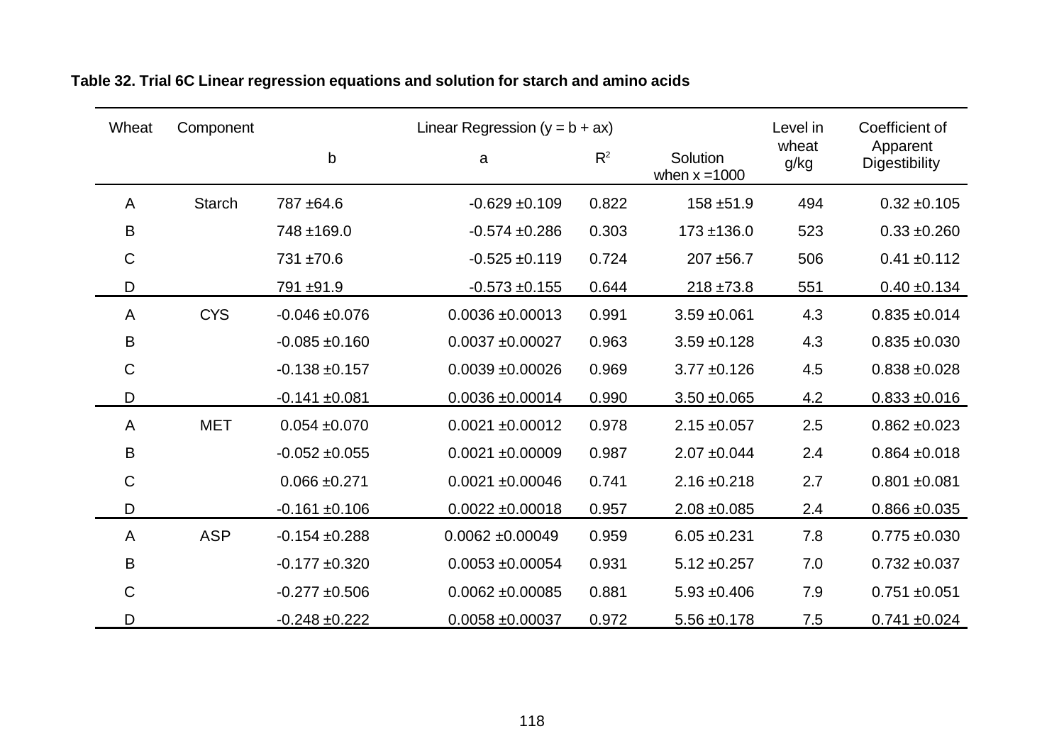**Table 32. Trial 6C Linear regression equations and solution for starch and amino acids**

| Wheat | Component | Linear Regression ($y = b + ax$) | | | | Level in wheat g/kg | Coefficient of Apparent Digestibility |
|---|---|---|---|---|---|---|---|
| | | b | a | $R^2$ | Solution when x =1000 | | |
| A | Starch | 787 ±64.6 | -0.629 ±0.109 | 0.822 | 158 ±51.9 | 494 | 0.32 ±0.105 |
| B | | 748 ±169.0 | -0.574 ±0.286 | 0.303 | 173 ±136.0 | 523 | 0.33 ±0.260 |
| C | | 731 ±70.6 | -0.525 ±0.119 | 0.724 | 207 ±56.7 | 506 | 0.41 ±0.112 |
| D | | 791 ±91.9 | -0.573 ±0.155 | 0.644 | 218 ±73.8 | 551 | 0.40 ±0.134 |
| A | CYS | -0.046 ±0.076 | 0.0036 ±0.00013 | 0.991 | 3.59 ±0.061 | 4.3 | 0.835 ±0.014 |
| B | | -0.085 ±0.160 | 0.0037 ±0.00027 | 0.963 | 3.59 ±0.128 | 4.3 | 0.835 ±0.030 |
| C | | -0.138 ±0.157 | 0.0039 ±0.00026 | 0.969 | 3.77 ±0.126 | 4.5 | 0.838 ±0.028 |
| D | | -0.141 ±0.081 | 0.0036 ±0.00014 | 0.990 | 3.50 ±0.065 | 4.2 | 0.833 ±0.016 |
| A | MET | 0.054 ±0.070 | 0.0021 ±0.00012 | 0.978 | 2.15 ±0.057 | 2.5 | 0.862 ±0.023 |
| B | | -0.052 ±0.055 | 0.0021 ±0.00009 | 0.987 | 2.07 ±0.044 | 2.4 | 0.864 ±0.018 |
| C | | 0.066 ±0.271 | 0.0021 ±0.00046 | 0.741 | 2.16 ±0.218 | 2.7 | 0.801 ±0.081 |
| D | | -0.161 ±0.106 | 0.0022 ±0.00018 | 0.957 | 2.08 ±0.085 | 2.4 | 0.866 ±0.035 |
| A | ASP | -0.154 ±0.288 | 0.0062 ±0.00049 | 0.959 | 6.05 ±0.231 | 7.8 | 0.775 ±0.030 |
| B | | -0.177 ±0.320 | 0.0053 ±0.00054 | 0.931 | 5.12 ±0.257 | 7.0 | 0.732 ±0.037 |
| C | | -0.277 ±0.506 | 0.0062 ±0.00085 | 0.881 | 5.93 ±0.406 | 7.9 | 0.751 ±0.051 |
| D | | -0.248 ±0.222 | 0.0058 ±0.00037 | 0.972 | 5.56 ±0.178 | 7.5 | 0.741 ±0.024 |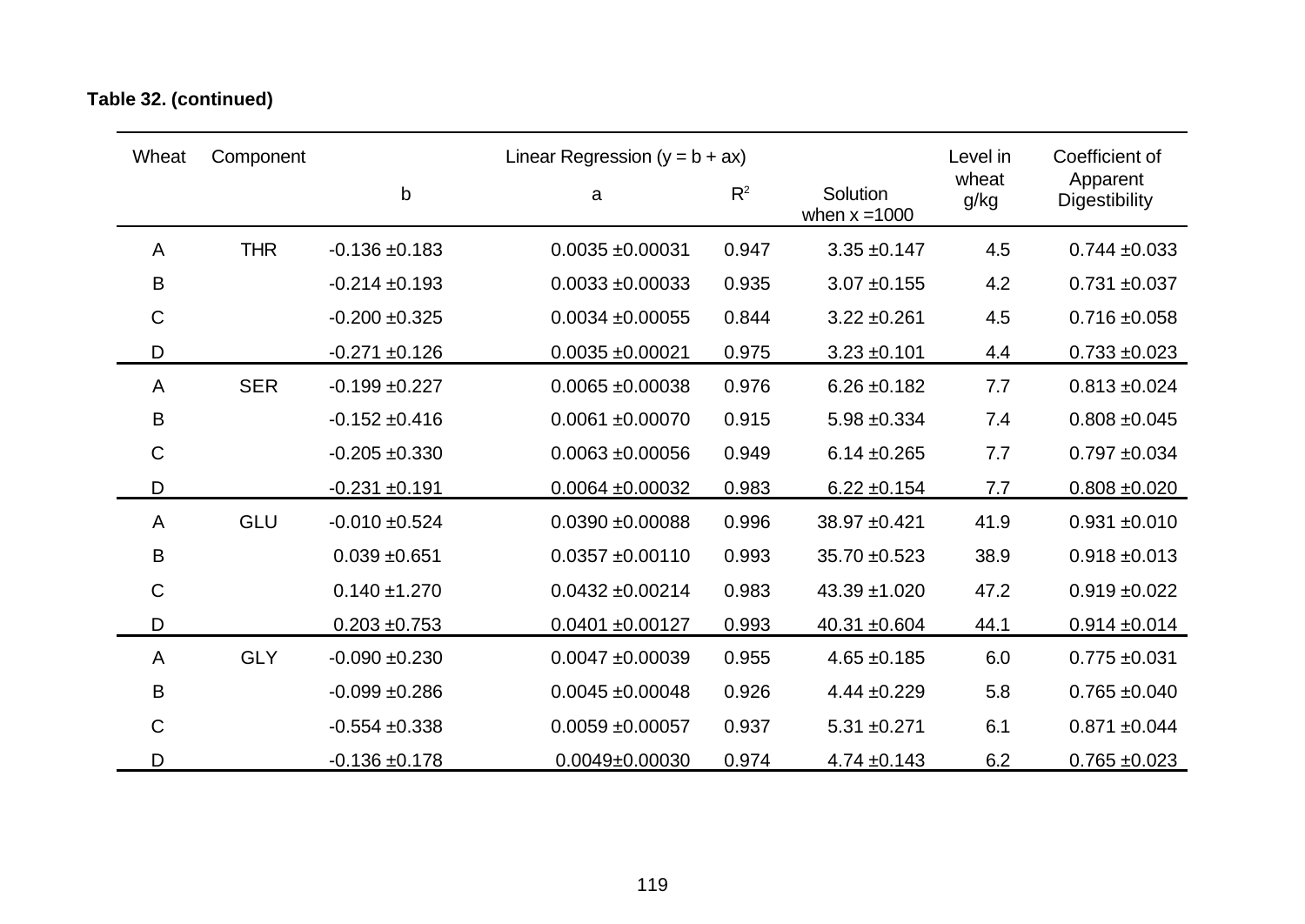**Table 32. (continued)**

| Wheat | Component | Linear Regression ($y = b + ax$) | | | | Level in wheat g/kg | Coefficient of Apparent Digestibility |
|---|---|---|---|---|---|---|---|
| | | b | a | $R^2$ | Solution when x =1000 | | |
| A | THR | -0.136 ±0.183 | 0.0035 ±0.00031 | 0.947 | 3.35 ±0.147 | 4.5 | 0.744 ±0.033 |
| B | | -0.214 ±0.193 | 0.0033 ±0.00033 | 0.935 | 3.07 ±0.155 | 4.2 | 0.731 ±0.037 |
| C | | -0.200 ±0.325 | 0.0034 ±0.00055 | 0.844 | 3.22 ±0.261 | 4.5 | 0.716 ±0.058 |
| D | | -0.271 ±0.126 | 0.0035 ±0.00021 | 0.975 | 3.23 ±0.101 | 4.4 | 0.733 ±0.023 |
| A | SER | -0.199 ±0.227 | 0.0065 ±0.00038 | 0.976 | 6.26 ±0.182 | 7.7 | 0.813 ±0.024 |
| B | | -0.152 ±0.416 | 0.0061 ±0.00070 | 0.915 | 5.98 ±0.334 | 7.4 | 0.808 ±0.045 |
| C | | -0.205 ±0.330 | 0.0063 ±0.00056 | 0.949 | 6.14 ±0.265 | 7.7 | 0.797 ±0.034 |
| D | | -0.231 ±0.191 | 0.0064 ±0.00032 | 0.983 | 6.22 ±0.154 | 7.7 | 0.808 ±0.020 |
| A | GLU | -0.010 ±0.524 | 0.0390 ±0.00088 | 0.996 | 38.97 ±0.421 | 41.9 | 0.931 ±0.010 |
| B | | 0.039 ±0.651 | 0.0357 ±0.00110 | 0.993 | 35.70 ±0.523 | 38.9 | 0.918 ±0.013 |
| C | | 0.140 ±1.270 | 0.0432 ±0.00214 | 0.983 | 43.39 ±1.020 | 47.2 | 0.919 ±0.022 |
| D | | 0.203 ±0.753 | 0.0401 ±0.00127 | 0.993 | 40.31 ±0.604 | 44.1 | 0.914 ±0.014 |
| A | GLY | -0.090 ±0.230 | 0.0047 ±0.00039 | 0.955 | 4.65 ±0.185 | 6.0 | 0.775 ±0.031 |
| B | | -0.099 ±0.286 | 0.0045 ±0.00048 | 0.926 | 4.44 ±0.229 | 5.8 | 0.765 ±0.040 |
| C | | -0.554 ±0.338 | 0.0059 ±0.00057 | 0.937 | 5.31 ±0.271 | 6.1 | 0.871 ±0.044 |
| D | | -0.136 ±0.178 | 0.0049±0.00030 | 0.974 | 4.74 ±0.143 | 6.2 | 0.765 ±0.023 |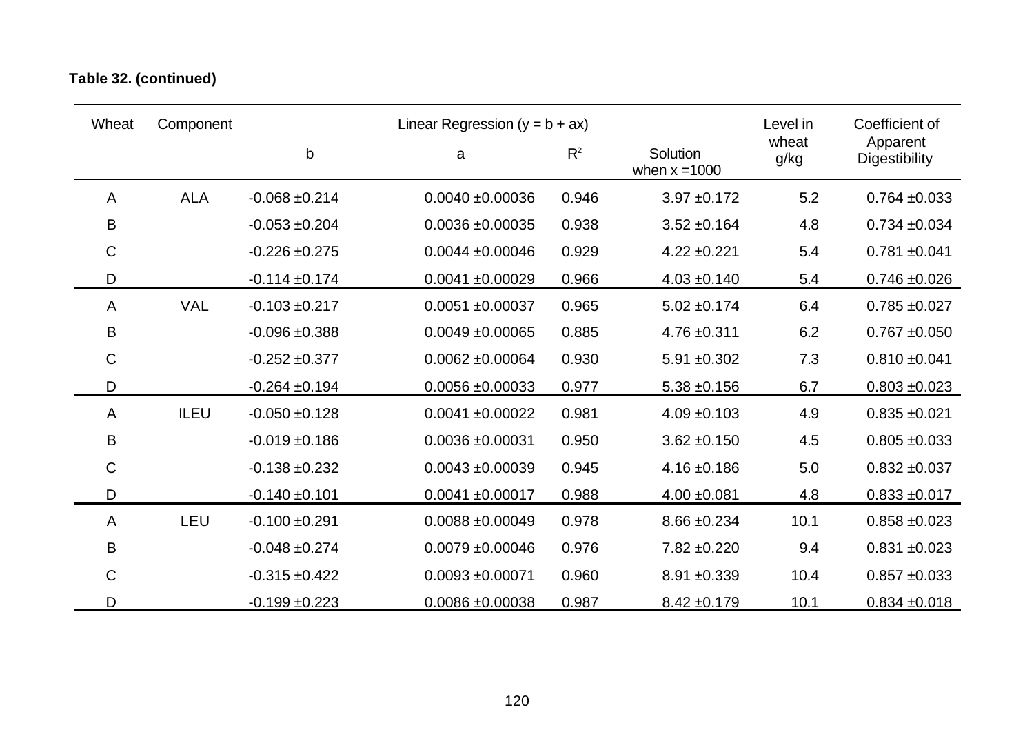**Table 32. (continued)**

| Wheat | Component | Linear Regression ($y = b + ax$) | | | | Level in wheat g/kg | Coefficient of Apparent Digestibility |
|---|---|---|---|---|---|---|---|
| | | b | a | $R^2$ | Solution when x =1000 | | |
| A | ALA | -0.068 ±0.214 | 0.0040 ±0.00036 | 0.946 | 3.97 ±0.172 | 5.2 | 0.764 ±0.033 |
| B | | -0.053 ±0.204 | 0.0036 ±0.00035 | 0.938 | 3.52 ±0.164 | 4.8 | 0.734 ±0.034 |
| C | | -0.226 ±0.275 | 0.0044 ±0.00046 | 0.929 | 4.22 ±0.221 | 5.4 | 0.781 ±0.041 |
| D | | -0.114 ±0.174 | 0.0041 ±0.00029 | 0.966 | 4.03 ±0.140 | 5.4 | 0.746 ±0.026 |
| A | VAL | -0.103 ±0.217 | 0.0051 ±0.00037 | 0.965 | 5.02 ±0.174 | 6.4 | 0.785 ±0.027 |
| B | | -0.096 ±0.388 | 0.0049 ±0.00065 | 0.885 | 4.76 ±0.311 | 6.2 | 0.767 ±0.050 |
| C | | -0.252 ±0.377 | 0.0062 ±0.00064 | 0.930 | 5.91 ±0.302 | 7.3 | 0.810 ±0.041 |
| D | | -0.264 ±0.194 | 0.0056 ±0.00033 | 0.977 | 5.38 ±0.156 | 6.7 | 0.803 ±0.023 |
| A | ILEU | -0.050 ±0.128 | 0.0041 ±0.00022 | 0.981 | 4.09 ±0.103 | 4.9 | 0.835 ±0.021 |
| B | | -0.019 ±0.186 | 0.0036 ±0.00031 | 0.950 | 3.62 ±0.150 | 4.5 | 0.805 ±0.033 |
| C | | -0.138 ±0.232 | 0.0043 ±0.00039 | 0.945 | 4.16 ±0.186 | 5.0 | 0.832 ±0.037 |
| D | | -0.140 ±0.101 | 0.0041 ±0.00017 | 0.988 | 4.00 ±0.081 | 4.8 | 0.833 ±0.017 |
| A | LEU | -0.100 ±0.291 | 0.0088 ±0.00049 | 0.978 | 8.66 ±0.234 | 10.1 | 0.858 ±0.023 |
| B | | -0.048 ±0.274 | 0.0079 ±0.00046 | 0.976 | 7.82 ±0.220 | 9.4 | 0.831 ±0.023 |
| C | | -0.315 ±0.422 | 0.0093 ±0.00071 | 0.960 | 8.91 ±0.339 | 10.4 | 0.857 ±0.033 |
| D | | -0.199 ±0.223 | 0.0086 ±0.00038 | 0.987 | 8.42 ±0.179 | 10.1 | 0.834 ±0.018 |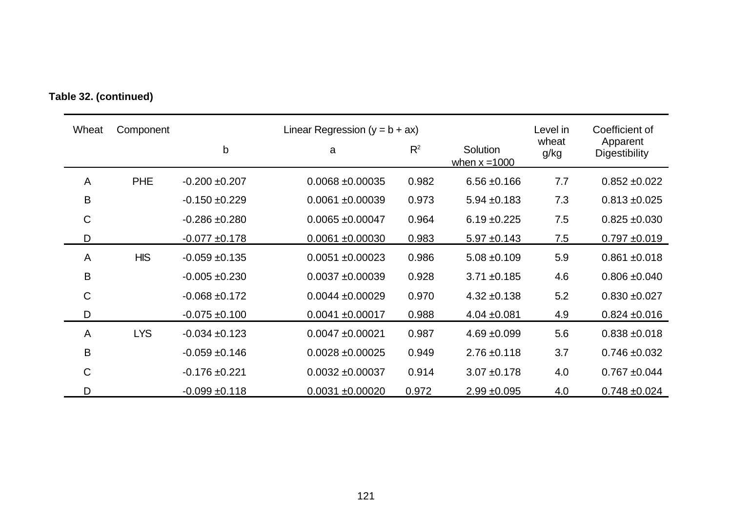**Table 32. (continued)**

| Wheat | Component | Linear Regression ($y = b + ax$) | | | | Level in wheat g/kg | Coefficient of Apparent Digestibility |
|---|---|---|---|---|---|---|---|
| | | b | a | $R^2$ | Solution when x =1000 | | |
| A | PHE | -0.200 ±0.207 | 0.0068 ±0.00035 | 0.982 | 6.56 ±0.166 | 7.7 | 0.852 ±0.022 |
| B | | -0.150 ±0.229 | 0.0061 ±0.00039 | 0.973 | 5.94 ±0.183 | 7.3 | 0.813 ±0.025 |
| C | | -0.286 ±0.280 | 0.0065 ±0.00047 | 0.964 | 6.19 ±0.225 | 7.5 | 0.825 ±0.030 |
| D | | -0.077 ±0.178 | 0.0061 ±0.00030 | 0.983 | 5.97 ±0.143 | 7.5 | 0.797 ±0.019 |
| A | HIS | -0.059 ±0.135 | 0.0051 ±0.00023 | 0.986 | 5.08 ±0.109 | 5.9 | 0.861 ±0.018 |
| B | | -0.005 ±0.230 | 0.0037 ±0.00039 | 0.928 | 3.71 ±0.185 | 4.6 | 0.806 ±0.040 |
| C | | -0.068 ±0.172 | 0.0044 ±0.00029 | 0.970 | 4.32 ±0.138 | 5.2 | 0.830 ±0.027 |
| D | | -0.075 ±0.100 | 0.0041 ±0.00017 | 0.988 | 4.04 ±0.081 | 4.9 | 0.824 ±0.016 |
| A | LYS | -0.034 ±0.123 | 0.0047 ±0.00021 | 0.987 | 4.69 ±0.099 | 5.6 | 0.838 ±0.018 |
| B | | -0.059 ±0.146 | 0.0028 ±0.00025 | 0.949 | 2.76 ±0.118 | 3.7 | 0.746 ±0.032 |
| C | | -0.176 ±0.221 | 0.0032 ±0.00037 | 0.914 | 3.07 ±0.178 | 4.0 | 0.767 ±0.044 |
| D | | -0.099 ±0.118 | 0.0031 ±0.00020 | 0.972 | 2.99 ±0.095 | 4.0 | 0.748 ±0.024 |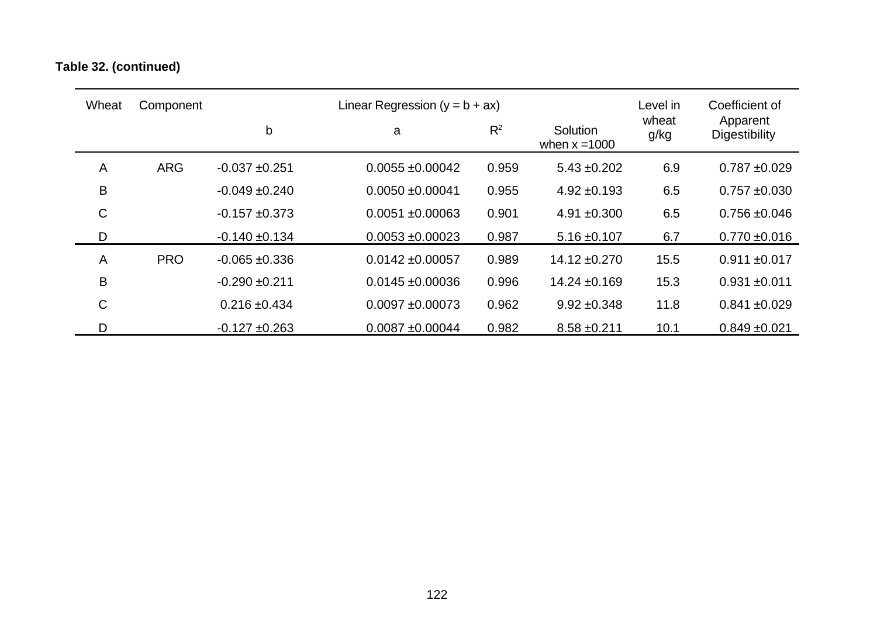**Table 32. (continued)**

| Wheat | Component | Linear Regression ($y = b + ax$) | | | | Level in wheat g/kg | Coefficient of Apparent Digestibility |
|---|---|---|---|---|---|---|---|
| | | b | a | $R^2$ | Solution when x =1000 | | |
| A | ARG | -0.037 ±0.251 | 0.0055 ±0.00042 | 0.959 | 5.43 ±0.202 | 6.9 | 0.787 ±0.029 |
| B | | -0.049 ±0.240 | 0.0050 ±0.00041 | 0.955 | 4.92 ±0.193 | 6.5 | 0.757 ±0.030 |
| C | | -0.157 ±0.373 | 0.0051 ±0.00063 | 0.901 | 4.91 ±0.300 | 6.5 | 0.756 ±0.046 |
| D | | -0.140 ±0.134 | 0.0053 ±0.00023 | 0.987 | 5.16 ±0.107 | 6.7 | 0.770 ±0.016 |
| A | PRO | -0.065 ±0.336 | 0.0142 ±0.00057 | 0.989 | 14.12 ±0.270 | 15.5 | 0.911 ±0.017 |
| B | | -0.290 ±0.211 | 0.0145 ±0.00036 | 0.996 | 14.24 ±0.169 | 15.3 | 0.931 ±0.011 |
| C | | 0.216 ±0.434 | 0.0097 ±0.00073 | 0.962 | 9.92 ±0.348 | 11.8 | 0.841 ±0.029 |
| D | | -0.127 ±0.263 | 0.0087 ±0.00044 | 0.982 | 8.58 ±0.211 | 10.1 | 0.849 ±0.021 |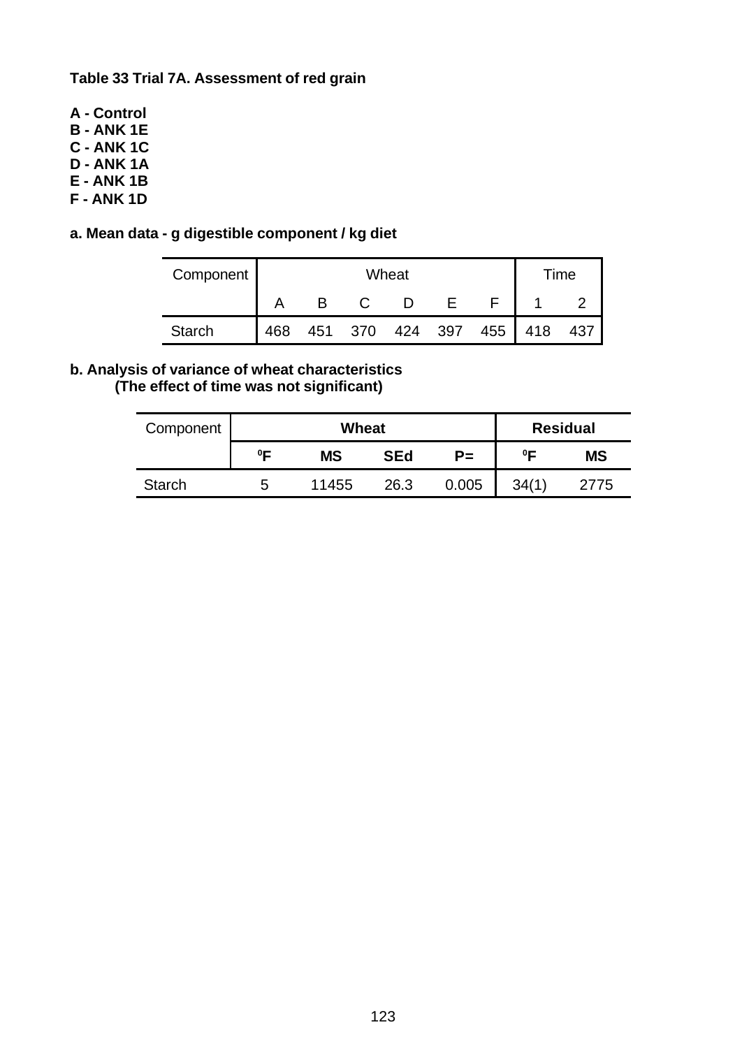**Table 33 Trial 7A. Assessment of red grain**

**A - Control**
**B - ANK 1E**
**C - ANK 1C**
**D - ANK 1A**
**E - ANK 1B**
**F - ANK 1D**

**a. Mean data - g digestible component / kg diet**

| Component | Wheat | | | | | | Time | |
|---|---|---|---|---|---|---|---|---|
| | A | B | C | D | E | F | 1 | 2 |
| Starch | 468 | 451 | 370 | 424 | 397 | 455 | 418 | 437 |

**b. Analysis of variance of wheat characteristics**
**(The effect of time was not significant)**

| Component | Wheat | | | | Residual | |
|---|---|---|---|---|---|---|
| | **⁰F** | **MS** | **SEd** | **P=** | **⁰F** | **MS** |
| Starch | 5 | 11455 | 26.3 | 0.005 | 34(1) | 2775 |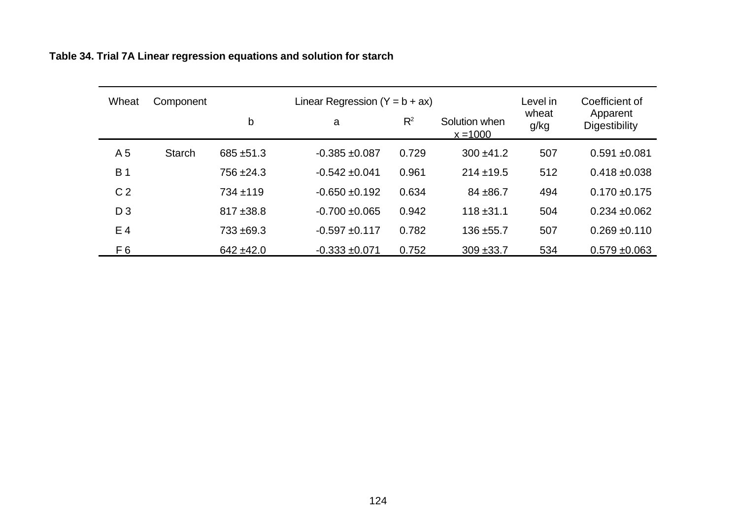**Table 34. Trial 7A Linear regression equations and solution for starch**

| Wheat | Component | Linear Regression (Y = b + ax) | | | | Level in wheat g/kg | Coefficient of Apparent Digestibility |
|---|---|---|---|---|---|---|---|
| | | b | a | $R^2$ | Solution when x =1000 | | |
| A 5 | Starch | 685 ±51.3 | -0.385 ±0.087 | 0.729 | 300 ±41.2 | 507 | 0.591 ±0.081 |
| B 1 | | 756 ±24.3 | -0.542 ±0.041 | 0.961 | 214 ±19.5 | 512 | 0.418 ±0.038 |
| C 2 | | 734 ±119 | -0.650 ±0.192 | 0.634 | 84 ±86.7 | 494 | 0.170 ±0.175 |
| D 3 | | 817 ±38.8 | -0.700 ±0.065 | 0.942 | 118 ±31.1 | 504 | 0.234 ±0.062 |
| E 4 | | 733 ±69.3 | -0.597 ±0.117 | 0.782 | 136 ±55.7 | 507 | 0.269 ±0.110 |
| F 6 | | 642 ±42.0 | -0.333 ±0.071 | 0.752 | 309 ±33.7 | 534 | 0.579 ±0.063 |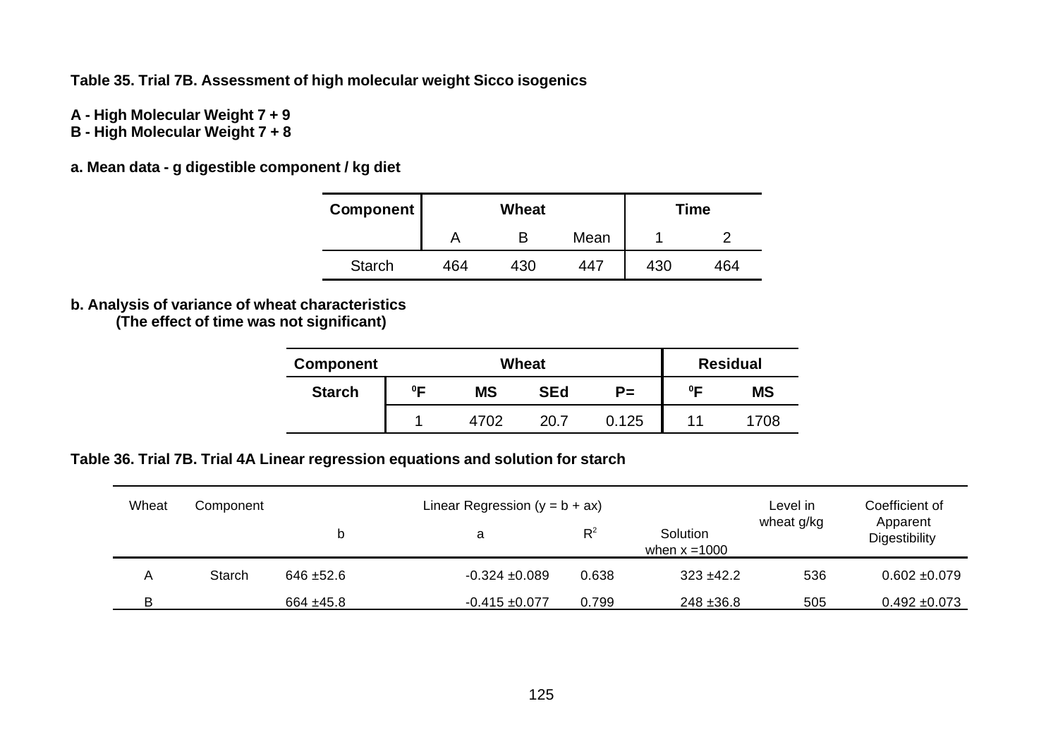**Table 35. Trial 7B. Assessment of high molecular weight Sicco isogenics**

**A - High Molecular Weight 7 + 9**
**B - High Molecular Weight 7 + 8**

**a. Mean data - g digestible component / kg diet**

| Component | Wheat | | | Time | |
|---|---|---|---|---|---|
| | A | B | Mean | 1 | 2 |
| Starch | 464 | 430 | 447 | 430 | 464 |

**b. Analysis of variance of wheat characteristics**
**(The effect of time was not significant)**

| Component | Wheat | | | | Residual | |
|---|---|---|---|---|---|---|
| **Starch** | **⁰F** | **MS** | **SEd** | **P=** | **⁰F** | **MS** |
| | 1 | 4702 | 20.7 | 0.125 | 11 | 1708 |

**Table 36. Trial 7B. Trial 4A Linear regression equations and solution for starch**

| Wheat | Component | Linear Regression (y = b + ax) | | | | Level in wheat g/kg | Coefficient of Apparent Digestibility |
|---|---|---|---|---|---|---|---|
| | | b | a | $R^2$ | Solution when x =1000 | | |
| A | Starch | 646 ±52.6 | -0.324 ±0.089 | 0.638 | 323 ±42.2 | 536 | 0.602 ±0.079 |
| B | | 664 ±45.8 | -0.415 ±0.077 | 0.799 | 248 ±36.8 | 505 | 0.492 ±0.073 |